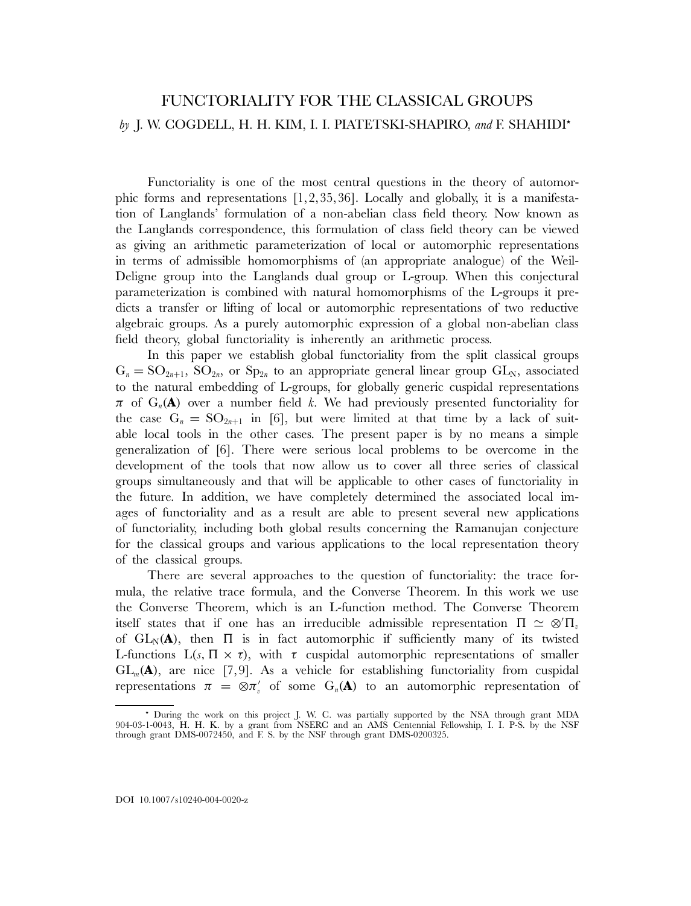# FUNCTORIALITY FOR THE CLASSICAL GROUPS

*by* J. W. COGDELL, H. H. KIM, I. I. PIATETSKI-SHAPIRO, *and* F. SHAHIDI*

Functoriality is one of the most central questions in the theory of automorphic forms and representations [1, 2, 35, 36]. Locally and globally, it is a manifestation of Langlands' formulation of a non-abelian class field theory. Now known as the Langlands correspondence, this formulation of class field theory can be viewed as giving an arithmetic parameterization of local or automorphic representations in terms of admissible homomorphisms of (an appropriate analogue) of the Weil-Deligne group into the Langlands dual group or L-group. When this conjectural parameterization is combined with natural homomorphisms of the L-groups it predicts a transfer or lifting of local or automorphic representations of two reductive algebraic groups. As a purely automorphic expression of a global non-abelian class field theory, global functoriality is inherently an arithmetic process.

In this paper we establish global functoriality from the split classical groups $G_n = SO_{2n+1}$, $SO_{2n}$, or $Sp_{2n}$ to an appropriate general linear group $GL_N$, associated to the natural embedding of L-groups, for globally generic cuspidal representations $\pi$ of $G_n(\mathbf{A})$ over a number field $k$. We had previously presented functoriality for the case $G_n = SO_{2n+1}$ in [6], but were limited at that time by a lack of suitable local tools in the other cases. The present paper is by no means a simple generalization of [6]. There were serious local problems to be overcome in the development of the tools that now allow us to cover all three series of classical groups simultaneously and that will be applicable to other cases of functoriality in the future. In addition, we have completely determined the associated local images of functoriality and as a result are able to present several new applications of functoriality, including both global results concerning the Ramanujan conjecture for the classical groups and various applications to the local representation theory of the classical groups.

There are several approaches to the question of functoriality: the trace formula, the relative trace formula, and the Converse Theorem. In this work we use the Converse Theorem, which is an L-function method. The Converse Theorem itself states that if one has an irreducible admissible representation $\Pi \simeq \otimes' \Pi_v$ of $GL_N(\mathbf{A})$, then $\Pi$ is in fact automorphic if sufficiently many of its twisted L-functions $L(s, \Pi \times \tau)$, with $\tau$ cuspidal automorphic representations of smaller $GL_m(\mathbf{A})$, are nice [7, 9]. As a vehicle for establishing functoriality from cuspidal representations $\pi = \otimes \pi'_v$ of some $G_n(\mathbf{A})$ to an automorphic representation of

---

* During the work on this project J. W. C. was partially supported by the NSA through grant MDA 904-03-1-0043, H. H. K. by a grant from NSERC and an AMS Centennial Fellowship, I. I. P-S. by the NSF through grant DMS-0072450, and F. S. by the NSF through grant DMS-0200325.

DOI 10.1007/s10240-004-0020-z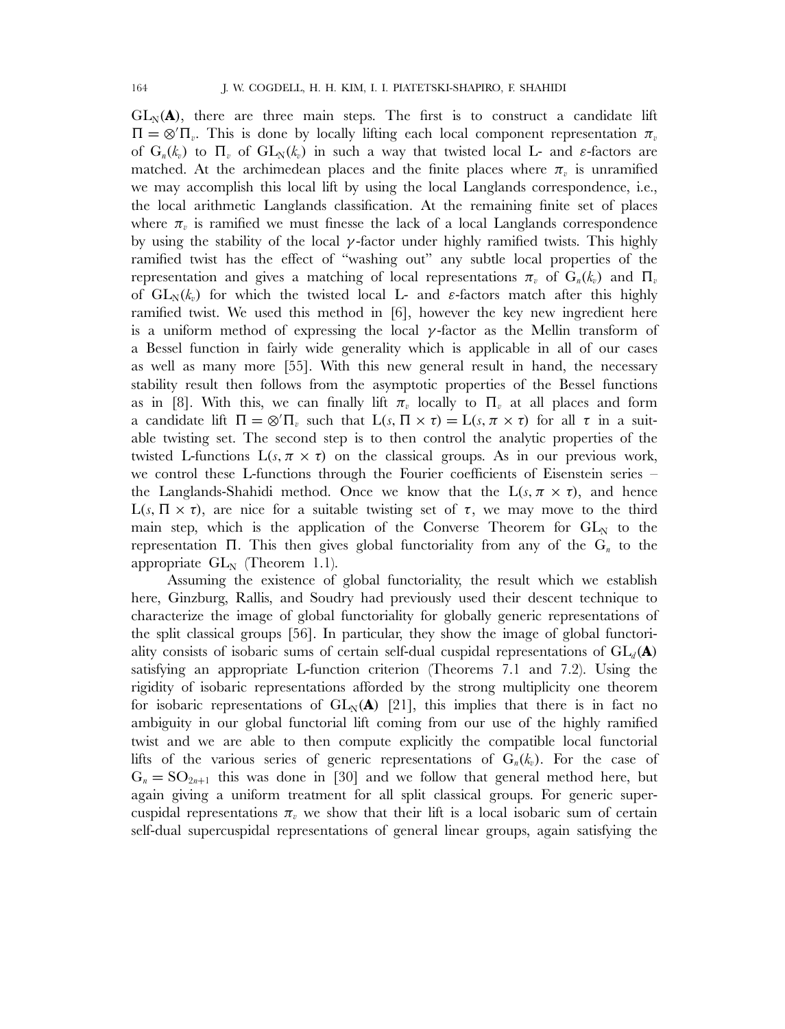$GL_N(\mathbf{A})$, there are three main steps. The first is to construct a candidate lift $\Pi = \otimes' \Pi_v$. This is done by locally lifting each local component representation $\pi_v$ of $G_n(k_v)$ to $\Pi_v$ of $GL_N(k_v)$ in such a way that twisted local L- and $\varepsilon$-factors are matched. At the archimedean places and the finite places where $\pi_v$ is unramified we may accomplish this local lift by using the local Langlands correspondence, i.e., the local arithmetic Langlands classification. At the remaining finite set of places where $\pi_v$ is ramified we must finesse the lack of a local Langlands correspondence by using the stability of the local $\gamma$-factor under highly ramified twists. This highly ramified twist has the effect of "washing out" any subtle local properties of the representation and gives a matching of local representations $\pi_v$ of $G_n(k_v)$ and $\Pi_v$ of $GL_N(k_v)$ for which the twisted local L- and $\varepsilon$-factors match after this highly ramified twist. We used this method in [6], however the key new ingredient here is a uniform method of expressing the local $\gamma$-factor as the Mellin transform of a Bessel function in fairly wide generality which is applicable in all of our cases as well as many more [55]. With this new general result in hand, the necessary stability result then follows from the asymptotic properties of the Bessel functions as in [8]. With this, we can finally lift $\pi_v$ locally to $\Pi_v$ at all places and form a candidate lift $\Pi = \otimes' \Pi_v$ such that $L(s, \Pi \times \tau) = L(s, \pi \times \tau)$ for all $\tau$ in a suitable twisting set. The second step is to then control the analytic properties of the twisted L-functions $L(s, \pi \times \tau)$ on the classical groups. As in our previous work, we control these L-functions through the Fourier coefficients of Eisenstein series – the Langlands-Shahidi method. Once we know that the $L(s, \pi \times \tau)$, and hence $L(s, \Pi \times \tau)$, are nice for a suitable twisting set of $\tau$, we may move to the third main step, which is the application of the Converse Theorem for $GL_N$ to the representation $\Pi$. This then gives global functoriality from any of the $G_n$ to the appropriate $GL_N$ (Theorem 1.1).

Assuming the existence of global functoriality, the result which we establish here, Ginzburg, Rallis, and Soudry had previously used their descent technique to characterize the image of global functoriality for globally generic representations of the split classical groups [56]. In particular, they show the image of global functoriality consists of isobaric sums of certain self-dual cuspidal representations of $GL_d(\mathbf{A})$ satisfying an appropriate L-function criterion (Theorems 7.1 and 7.2). Using the rigidity of isobaric representations afforded by the strong multiplicity one theorem for isobaric representations of $GL_N(\mathbf{A})$ [21], this implies that there is in fact no ambiguity in our global functorial lift coming from our use of the highly ramified twist and we are able to then compute explicitly the compatible local functorial lifts of the various series of generic representations of $G_n(k_v)$. For the case of $G_n = SO_{2n+1}$ this was done in [30] and we follow that general method here, but again giving a uniform treatment for all split classical groups. For generic supercuspidal representations $\pi_v$ we show that their lift is a local isobaric sum of certain self-dual supercuspidal representations of general linear groups, again satisfying the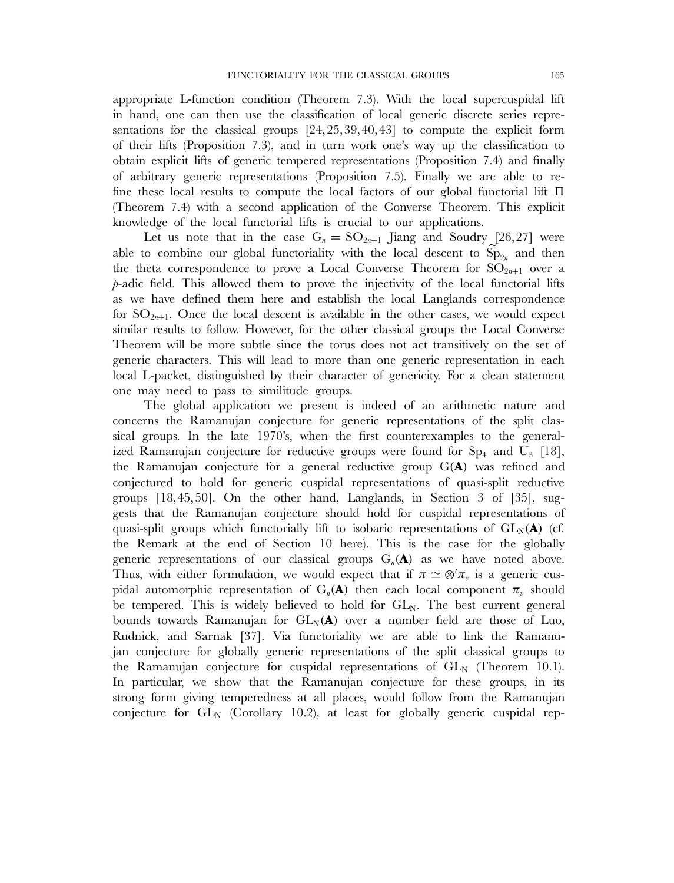appropriate L-function condition (Theorem 7.3). With the local supercuspidal lift in hand, one can then use the classification of local generic discrete series representations for the classical groups [24, 25, 39, 40, 43] to compute the explicit form of their lifts (Proposition 7.3), and in turn work one's way up the classification to obtain explicit lifts of generic tempered representations (Proposition 7.4) and finally of arbitrary generic representations (Proposition 7.5). Finally we are able to refine these local results to compute the local factors of our global functorial lift $\Pi$ (Theorem 7.4) with a second application of the Converse Theorem. This explicit knowledge of the local functorial lifts is crucial to our applications.

Let us note that in the case $G_n = SO_{2n+1}$ Jiang and Soudry [26, 27] were able to combine our global functoriality with the local descent to $\widetilde{Sp}_{2n}$ and then the theta correspondence to prove a Local Converse Theorem for $SO_{2n+1}$ over a $p$-adic field. This allowed them to prove the injectivity of the local functorial lifts as we have defined them here and establish the local Langlands correspondence for $SO_{2n+1}$. Once the local descent is available in the other cases, we would expect similar results to follow. However, for the other classical groups the Local Converse Theorem will be more subtle since the torus does not act transitively on the set of generic characters. This will lead to more than one generic representation in each local L-packet, distinguished by their character of genericity. For a clean statement one may need to pass to similitude groups.

The global application we present is indeed of an arithmetic nature and concerns the Ramanujan conjecture for generic representations of the split classical groups. In the late 1970's, when the first counterexamples to the generalized Ramanujan conjecture for reductive groups were found for $Sp_4$ and $U_3$ [18], the Ramanujan conjecture for a general reductive group $G(\mathbf{A})$ was refined and conjectured to hold for generic cuspidal representations of quasi-split reductive groups [18, 45, 50]. On the other hand, Langlands, in Section 3 of [35], suggests that the Ramanujan conjecture should hold for cuspidal representations of quasi-split groups which functorially lift to isobaric representations of $GL_N(\mathbf{A})$ (cf. the Remark at the end of Section 10 here). This is the case for the globally generic representations of our classical groups $G_n(\mathbf{A})$ as we have noted above. Thus, with either formulation, we would expect that if $\pi \simeq \otimes' \pi_v$ is a generic cuspidal automorphic representation of $G_n(\mathbf{A})$ then each local component $\pi_v$ should be tempered. This is widely believed to hold for $GL_N$. The best current general bounds towards Ramanujan for $GL_N(\mathbf{A})$ over a number field are those of Luo, Rudnick, and Sarnak [37]. Via functoriality we are able to link the Ramanujan conjecture for globally generic representations of the split classical groups to the Ramanujan conjecture for cuspidal representations of $GL_N$ (Theorem 10.1). In particular, we show that the Ramanujan conjecture for these groups, in its strong form giving temperedness at all places, would follow from the Ramanujan conjecture for $GL_N$ (Corollary 10.2), at least for globally generic cuspidal rep-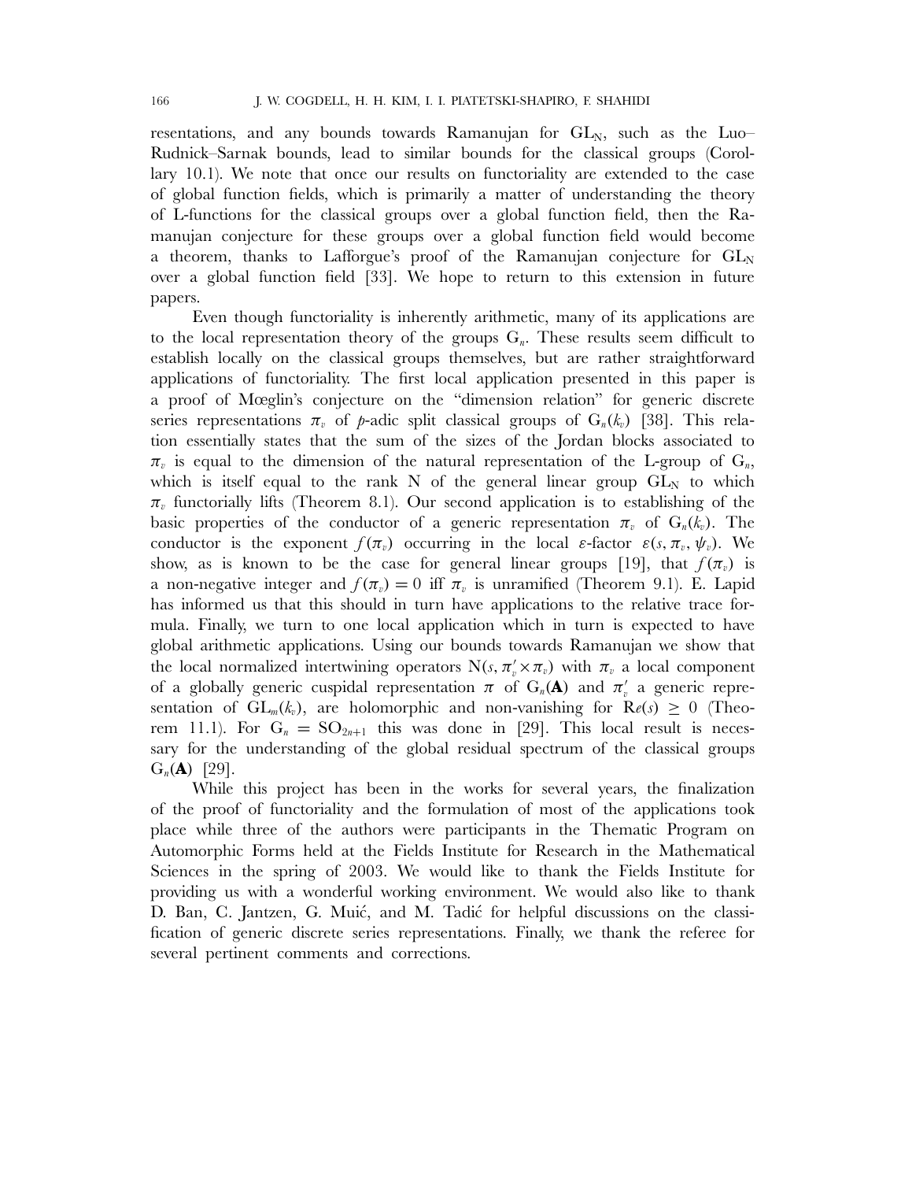resentations, and any bounds towards Ramanujan for $GL_N$, such as the Luo–Rudnick–Sarnak bounds, lead to similar bounds for the classical groups (Corollary 10.1). We note that once our results on functoriality are extended to the case of global function fields, which is primarily a matter of understanding the theory of L-functions for the classical groups over a global function field, then the Ramanujan conjecture for these groups over a global function field would become a theorem, thanks to Lafforgue's proof of the Ramanujan conjecture for $GL_N$ over a global function field [33]. We hope to return to this extension in future papers.

Even though functoriality is inherently arithmetic, many of its applications are to the local representation theory of the groups $G_n$. These results seem difficult to establish locally on the classical groups themselves, but are rather straightforward applications of functoriality. The first local application presented in this paper is a proof of Mœglin's conjecture on the "dimension relation" for generic discrete series representations $\pi_v$ of $p$-adic split classical groups of $G_n(k_v)$ [38]. This relation essentially states that the sum of the sizes of the Jordan blocks associated to $\pi_v$ is equal to the dimension of the natural representation of the L-group of $G_n$, which is itself equal to the rank N of the general linear group $GL_N$ to which $\pi_v$ functorially lifts (Theorem 8.1). Our second application is to establishing of the basic properties of the conductor of a generic representation $\pi_v$ of $G_n(k_v)$. The conductor is the exponent $f(\pi_v)$ occurring in the local $\varepsilon$-factor $\varepsilon(s, \pi_v, \psi_v)$. We show, as is known to be the case for general linear groups [19], that $f(\pi_v)$ is a non-negative integer and $f(\pi_v) = 0$ iff $\pi_v$ is unramified (Theorem 9.1). E. Lapid has informed us that this should in turn have applications to the relative trace formula. Finally, we turn to one local application which in turn is expected to have global arithmetic applications. Using our bounds towards Ramanujan we show that the local normalized intertwining operators $N(s, \pi'_v \times \pi_v)$ with $\pi_v$ a local component of a globally generic cuspidal representation $\pi$ of $G_n(\mathbf{A})$ and $\pi'_v$ a generic representation of $GL_m(k_v)$, are holomorphic and non-vanishing for $\mathrm{Re}(s) \geq 0$ (Theorem 11.1). For $G_n = SO_{2n+1}$ this was done in [29]. This local result is necessary for the understanding of the global residual spectrum of the classical groups $G_n(\mathbf{A})$ [29].

While this project has been in the works for several years, the finalization of the proof of functoriality and the formulation of most of the applications took place while three of the authors were participants in the Thematic Program on Automorphic Forms held at the Fields Institute for Research in the Mathematical Sciences in the spring of 2003. We would like to thank the Fields Institute for providing us with a wonderful working environment. We would also like to thank D. Ban, C. Jantzen, G. Muić, and M. Tadić for helpful discussions on the classification of generic discrete series representations. Finally, we thank the referee for several pertinent comments and corrections.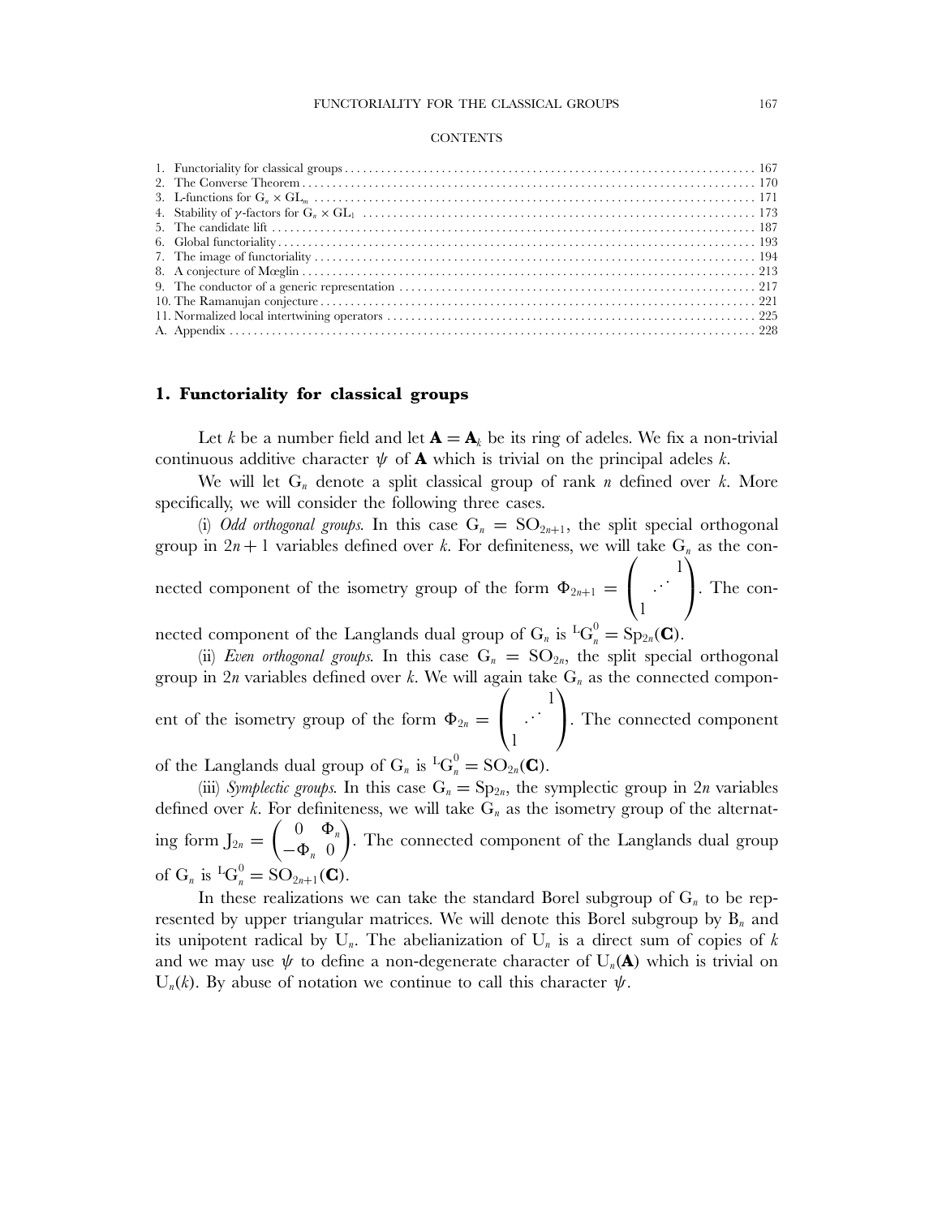CONTENTS

1. Functoriality for classical groups . . . . . . . . . . . . . . . . . . . . . . . . . . . . . . . . . . . . . . . . . . . . . . . . . . . . . . . . . . . . . . . . . . . . . 167
2. The Converse Theorem . . . . . . . . . . . . . . . . . . . . . . . . . . . . . . . . . . . . . . . . . . . . . . . . . . . . . . . . . . . . . . . . . . . . . . . . . . . . . . 170
3. L-functions for $G_n \times GL_m$ . . . . . . . . . . . . . . . . . . . . . . . . . . . . . . . . . . . . . . . . . . . . . . . . . . . . . . . . . . . . . . . . . . . . . . . . . 171
4. Stability of $\gamma$-factors for $G_n \times GL_1$ . . . . . . . . . . . . . . . . . . . . . . . . . . . . . . . . . . . . . . . . . . . . . . . . . . . . . . . . . . . . . . . . . 173
5. The candidate lift . . . . . . . . . . . . . . . . . . . . . . . . . . . . . . . . . . . . . . . . . . . . . . . . . . . . . . . . . . . . . . . . . . . . . . . . . . . . . . . . 187
6. Global functoriality . . . . . . . . . . . . . . . . . . . . . . . . . . . . . . . . . . . . . . . . . . . . . . . . . . . . . . . . . . . . . . . . . . . . . . . . . . . . . . . 193
7. The image of functoriality . . . . . . . . . . . . . . . . . . . . . . . . . . . . . . . . . . . . . . . . . . . . . . . . . . . . . . . . . . . . . . . . . . . . . . . . . . 194
8. A conjecture of Mœglin . . . . . . . . . . . . . . . . . . . . . . . . . . . . . . . . . . . . . . . . . . . . . . . . . . . . . . . . . . . . . . . . . . . . . . . . . . . . 213
9. The conductor of a generic representation . . . . . . . . . . . . . . . . . . . . . . . . . . . . . . . . . . . . . . . . . . . . . . . . . . . . . . . . . . . . 217
10. The Ramanujan conjecture . . . . . . . . . . . . . . . . . . . . . . . . . . . . . . . . . . . . . . . . . . . . . . . . . . . . . . . . . . . . . . . . . . . . . . . . . 221
11. Normalized local intertwining operators . . . . . . . . . . . . . . . . . . . . . . . . . . . . . . . . . . . . . . . . . . . . . . . . . . . . . . . . . . . . . 225
A. Appendix . . . . . . . . . . . . . . . . . . . . . . . . . . . . . . . . . . . . . . . . . . . . . . . . . . . . . . . . . . . . . . . . . . . . . . . . . . . . . . . . . . . . . . . 228

## 1. Functoriality for classical groups

Let $k$ be a number field and let $\mathbf{A} = \mathbf{A}_k$ be its ring of adeles. We fix a non-trivial continuous additive character $\psi$ of $\mathbf{A}$ which is trivial on the principal adeles $k$.

We will let $G_n$ denote a split classical group of rank $n$ defined over $k$. More specifically, we will consider the following three cases.

(i) *Odd orthogonal groups.* In this case $G_n = SO_{2n+1}$, the split special orthogonal group in $2n+1$ variables defined over $k$. For definiteness, we will take $G_n$ as the connected component of the isometry group of the form $\Phi_{2n+1} = \begin{pmatrix} & & 1 \\ & \iddots & \\ 1 & & \end{pmatrix}$. The connected component of the Langlands dual group of $G_n$ is ${}^L G_n^0 = Sp_{2n}(\mathbf{C})$.

(ii) *Even orthogonal groups.* In this case $G_n = SO_{2n}$, the split special orthogonal group in $2n$ variables defined over $k$. We will again take $G_n$ as the connected component of the isometry group of the form $\Phi_{2n} = \begin{pmatrix} & & 1 \\ & \iddots & \\ 1 & & \end{pmatrix}$. The connected component of the Langlands dual group of $G_n$ is ${}^L G_n^0 = SO_{2n}(\mathbf{C})$.

(iii) *Symplectic groups.* In this case $G_n = Sp_{2n}$, the symplectic group in $2n$ variables defined over $k$. For definiteness, we will take $G_n$ as the isometry group of the alternating form $J_{2n} = \begin{pmatrix} 0 & \Phi_n \\ -\Phi_n & 0 \end{pmatrix}$. The connected component of the Langlands dual group of $G_n$ is ${}^L G_n^0 = SO_{2n+1}(\mathbf{C})$.

In these realizations we can take the standard Borel subgroup of $G_n$ to be represented by upper triangular matrices. We will denote this Borel subgroup by $B_n$ and its unipotent radical by $U_n$. The abelianization of $U_n$ is a direct sum of copies of $k$ and we may use $\psi$ to define a non-degenerate character of $U_n(\mathbf{A})$ which is trivial on $U_n(k)$. By abuse of notation we continue to call this character $\psi$.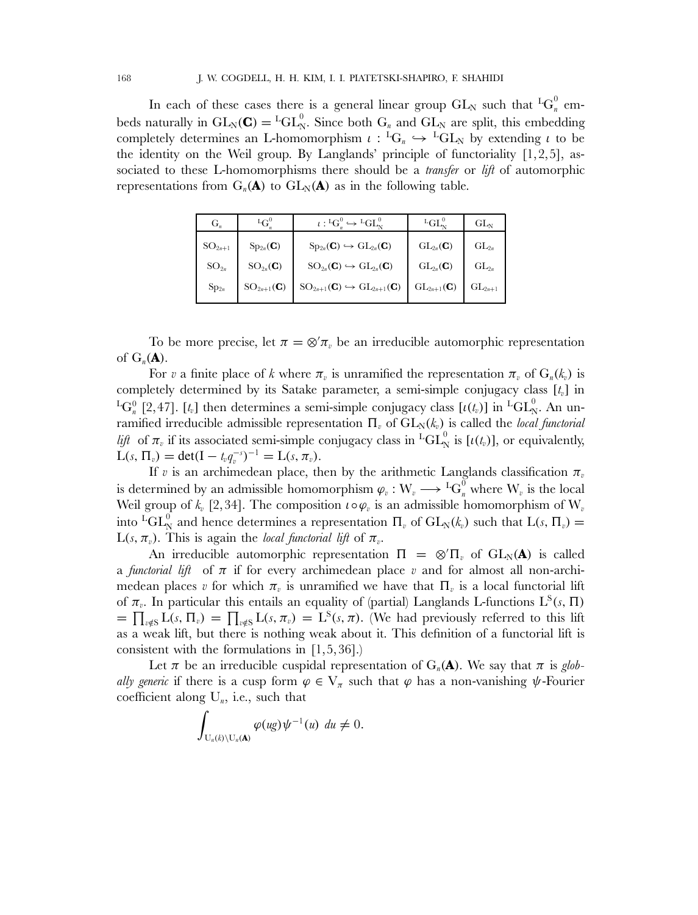In each of these cases there is a general linear group $\mathrm{GL}_N$ such that ${}^L\mathrm{G}_n^0$ embeds naturally in $\mathrm{GL}_N(\mathbf{C}) = {}^L\mathrm{GL}_N^0$. Since both $\mathrm{G}_n$ and $\mathrm{GL}_N$ are split, this embedding completely determines an L-homomorphism $\iota : {}^L\mathrm{G}_n \hookrightarrow {}^L\mathrm{GL}_N$ by extending $\iota$ to be the identity on the Weil group. By Langlands' principle of functoriality [1, 2, 5], associated to these L-homomorphisms there should be a *transfer* or *lift* of automorphic representations from $\mathrm{G}_n(\mathbf{A})$ to $\mathrm{GL}_N(\mathbf{A})$ as in the following table.

| $\mathrm{G}_n$ | ${}^L\mathrm{G}_n^0$ | $\iota : {}^L\mathrm{G}_n^0 \hookrightarrow {}^L\mathrm{GL}_N^0$ | ${}^L\mathrm{GL}_N^0$ | $\mathrm{GL}_N$ |
|---|---|---|---|---|
| $\mathrm{SO}_{2n+1}$ | $\mathrm{Sp}_{2n}(\mathbf{C})$ | $\mathrm{Sp}_{2n}(\mathbf{C}) \hookrightarrow \mathrm{GL}_{2n}(\mathbf{C})$ | $\mathrm{GL}_{2n}(\mathbf{C})$ | $\mathrm{GL}_{2n}$ |
| $\mathrm{SO}_{2n}$ | $\mathrm{SO}_{2n}(\mathbf{C})$ | $\mathrm{SO}_{2n}(\mathbf{C}) \hookrightarrow \mathrm{GL}_{2n}(\mathbf{C})$ | $\mathrm{GL}_{2n}(\mathbf{C})$ | $\mathrm{GL}_{2n}$ |
| $\mathrm{Sp}_{2n}$ | $\mathrm{SO}_{2n+1}(\mathbf{C})$ | $\mathrm{SO}_{2n+1}(\mathbf{C}) \hookrightarrow \mathrm{GL}_{2n+1}(\mathbf{C})$ | $\mathrm{GL}_{2n+1}(\mathbf{C})$ | $\mathrm{GL}_{2n+1}$ |

To be more precise, let $\pi = \otimes'\pi_v$ be an irreducible automorphic representation of $\mathrm{G}_n(\mathbf{A})$.

For $v$ a finite place of $k$ where $\pi_v$ is unramified the representation $\pi_v$ of $\mathrm{G}_n(k_v)$ is completely determined by its Satake parameter, a semi-simple conjugacy class $[t_v]$ in ${}^L\mathrm{G}_n^0$ [2, 47]. $[t_v]$ then determines a semi-simple conjugacy class $[\iota(t_v)]$ in ${}^L\mathrm{GL}_N^0$. An unramified irreducible admissible representation $\Pi_v$ of $\mathrm{GL}_N(k_v)$ is called the *local functorial lift* of $\pi_v$ if its associated semi-simple conjugacy class in ${}^L\mathrm{GL}_N^0$ is $[\iota(t_v)]$, or equivalently, $\mathrm{L}(s, \Pi_v) = \det(\mathrm{I} - t_v q_v^{-s})^{-1} = \mathrm{L}(s, \pi_v)$.

If $v$ is an archimedean place, then by the arithmetic Langlands classification $\pi_v$ is determined by an admissible homomorphism $\varphi_v : \mathrm{W}_v \longrightarrow {}^L\mathrm{G}_n^0$ where $\mathrm{W}_v$ is the local Weil group of $k_v$ [2, 34]. The composition $\iota \circ \varphi_v$ is an admissible homomorphism of $\mathrm{W}_v$ into ${}^L\mathrm{GL}_N^0$ and hence determines a representation $\Pi_v$ of $\mathrm{GL}_N(k_v)$ such that $\mathrm{L}(s, \Pi_v) = \mathrm{L}(s, \pi_v)$. This is again the *local functorial lift* of $\pi_v$.

An irreducible automorphic representation $\Pi = \otimes'\Pi_v$ of $\mathrm{GL}_N(\mathbf{A})$ is called a *functorial lift* of $\pi$ if for every archimedean place $v$ and for almost all non-archimedean places $v$ for which $\pi_v$ is unramified we have that $\Pi_v$ is a local functorial lift of $\pi_v$. In particular this entails an equality of (partial) Langlands L-functions $\mathrm{L}^S(s, \Pi) = \prod_{v \notin S} \mathrm{L}(s, \Pi_v) = \prod_{v \notin S} \mathrm{L}(s, \pi_v) = \mathrm{L}^S(s, \pi)$. (We had previously referred to this lift as a weak lift, but there is nothing weak about it. This definition of a functorial lift is consistent with the formulations in [1, 5, 36].)

Let $\pi$ be an irreducible cuspidal representation of $\mathrm{G}_n(\mathbf{A})$. We say that $\pi$ is *globally generic* if there is a cusp form $\varphi \in \mathrm{V}_\pi$ such that $\varphi$ has a non-vanishing $\psi$-Fourier coefficient along $\mathrm{U}_n$, i.e., such that

$$\int_{\mathrm{U}_n(k)\backslash \mathrm{U}_n(\mathbf{A})} \varphi(ug)\psi^{-1}(u)\ du \neq 0.$$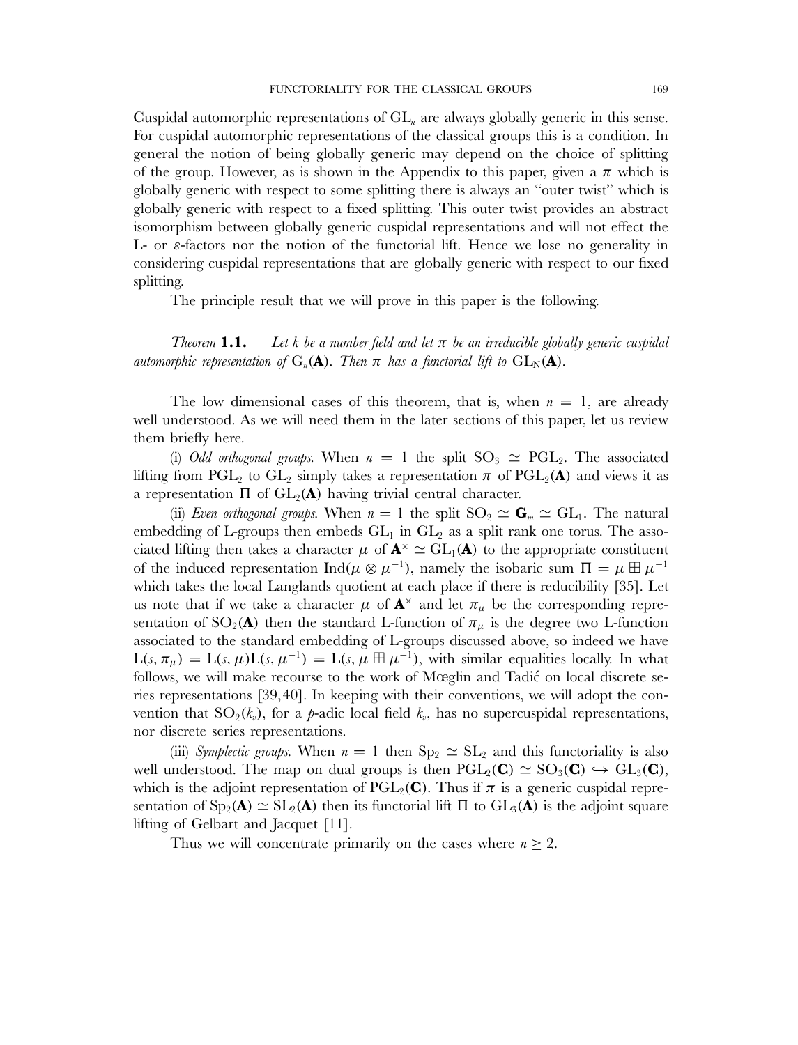Cuspidal automorphic representations of $GL_n$ are always globally generic in this sense. For cuspidal automorphic representations of the classical groups this is a condition. In general the notion of being globally generic may depend on the choice of splitting of the group. However, as is shown in the Appendix to this paper, given a $\pi$ which is globally generic with respect to some splitting there is always an "outer twist" which is globally generic with respect to a fixed splitting. This outer twist provides an abstract isomorphism between globally generic cuspidal representations and will not effect the L- or $\varepsilon$-factors nor the notion of the functorial lift. Hence we lose no generality in considering cuspidal representations that are globally generic with respect to our fixed splitting.

The principle result that we will prove in this paper is the following.

*Theorem* **1.1.** — *Let k be a number field and let $\pi$ be an irreducible globally generic cuspidal automorphic representation of $G_n(\mathbf{A})$. Then $\pi$ has a functorial lift to $GL_N(\mathbf{A})$.*

The low dimensional cases of this theorem, that is, when $n = 1$, are already well understood. As we will need them in the later sections of this paper, let us review them briefly here.

(i) *Odd orthogonal groups.* When $n = 1$ the split $SO_3 \simeq PGL_2$. The associated lifting from $PGL_2$ to $GL_2$ simply takes a representation $\pi$ of $PGL_2(\mathbf{A})$ and views it as a representation $\Pi$ of $GL_2(\mathbf{A})$ having trivial central character.

(ii) *Even orthogonal groups.* When $n = 1$ the split $SO_2 \simeq \mathbf{G}_m \simeq GL_1$. The natural embedding of L-groups then embeds $GL_1$ in $GL_2$ as a split rank one torus. The associated lifting then takes a character $\mu$ of $\mathbf{A}^\times \simeq GL_1(\mathbf{A})$ to the appropriate constituent of the induced representation $\mathrm{Ind}(\mu \otimes \mu^{-1})$, namely the isobaric sum $\Pi = \mu \boxplus \mu^{-1}$ which takes the local Langlands quotient at each place if there is reducibility [35]. Let us note that if we take a character $\mu$ of $\mathbf{A}^\times$ and let $\pi_\mu$ be the corresponding representation of $SO_2(\mathbf{A})$ then the standard L-function of $\pi_\mu$ is the degree two L-function associated to the standard embedding of L-groups discussed above, so indeed we have $L(s, \pi_\mu) = L(s, \mu)L(s, \mu^{-1}) = L(s, \mu \boxplus \mu^{-1})$, with similar equalities locally. In what follows, we will make recourse to the work of Mœglin and Tadić on local discrete series representations [39,40]. In keeping with their conventions, we will adopt the convention that $SO_2(k_v)$, for a $p$-adic local field $k_v$, has no supercuspidal representations, nor discrete series representations.

(iii) *Symplectic groups.* When $n = 1$ then $Sp_2 \simeq SL_2$ and this functoriality is also well understood. The map on dual groups is then $PGL_2(\mathbf{C}) \simeq SO_3(\mathbf{C}) \hookrightarrow GL_3(\mathbf{C})$, which is the adjoint representation of $PGL_2(\mathbf{C})$. Thus if $\pi$ is a generic cuspidal representation of $Sp_2(\mathbf{A}) \simeq SL_2(\mathbf{A})$ then its functorial lift $\Pi$ to $GL_3(\mathbf{A})$ is the adjoint square lifting of Gelbart and Jacquet [11].

Thus we will concentrate primarily on the cases where $n \geq 2$.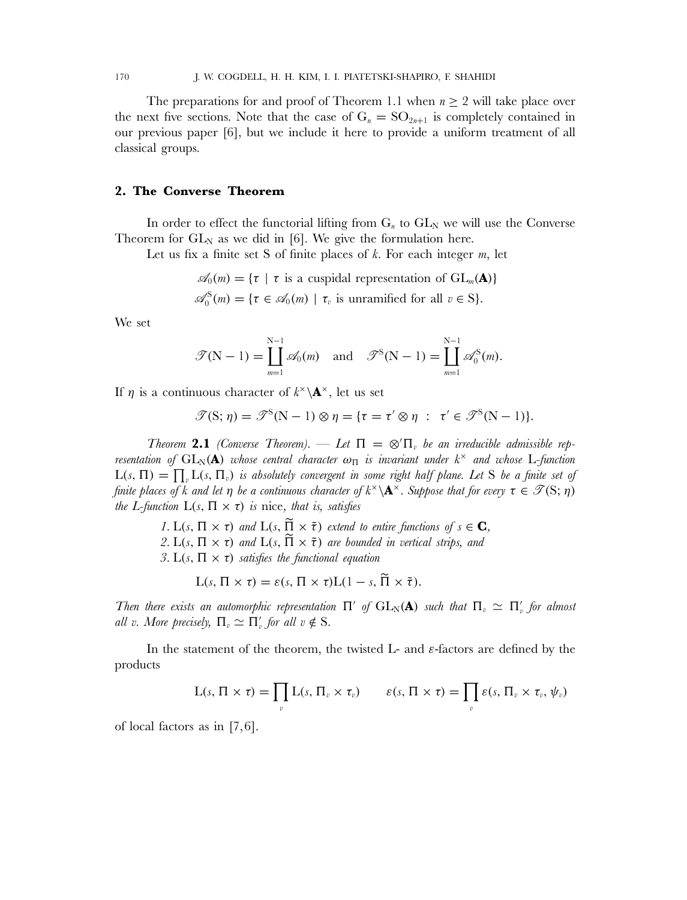The preparations for and proof of Theorem 1.1 when $n \geq 2$ will take place over the next five sections. Note that the case of $G_n = SO_{2n+1}$ is completely contained in our previous paper [6], but we include it here to provide a uniform treatment of all classical groups.

## 2. The Converse Theorem

In order to effect the functorial lifting from $G_n$ to $GL_N$ we will use the Converse Theorem for $GL_N$ as we did in [6]. We give the formulation here.

Let us fix a finite set S of finite places of $k$. For each integer $m$, let

$$\mathscr{A}_0(m) = \{\tau \mid \tau \text{ is a cuspidal representation of } GL_m(\mathbf{A})\}$$
$$\mathscr{A}_0^S(m) = \{\tau \in \mathscr{A}_0(m) \mid \tau_v \text{ is unramified for all } v \in S\}.$$

We set

$$\mathscr{T}(N-1) = \coprod_{m=1}^{N-1} \mathscr{A}_0(m) \quad \text{and} \quad \mathscr{T}^S(N-1) = \coprod_{m=1}^{N-1} \mathscr{A}_0^S(m).$$

If $\eta$ is a continuous character of $k^\times \backslash \mathbf{A}^\times$, let us set

$$\mathscr{T}(S;\eta) = \mathscr{T}^S(N-1) \otimes \eta = \{\tau = \tau' \otimes \eta \ : \ \tau' \in \mathscr{T}^S(N-1)\}.$$

*Theorem* **2.1** *(Converse Theorem). — Let $\Pi = \otimes' \Pi_v$ be an irreducible admissible representation of $GL_N(\mathbf{A})$ whose central character $\omega_\Pi$ is invariant under $k^\times$ and whose L-function $L(s,\Pi) = \prod_v L(s,\Pi_v)$ is absolutely convergent in some right half plane. Let S be a finite set of finite places of $k$ and let $\eta$ be a continuous character of $k^\times \backslash \mathbf{A}^\times$. Suppose that for every $\tau \in \mathscr{T}(S;\eta)$ the L-function $L(s,\Pi \times \tau)$ is* nice, *that is, satisfies*

1. *$L(s,\Pi \times \tau)$ and $L(s,\widetilde{\Pi} \times \tilde{\tau})$ extend to entire functions of $s \in \mathbf{C}$,*
2. *$L(s,\Pi \times \tau)$ and $L(s,\widetilde{\Pi} \times \tilde{\tau})$ are bounded in vertical strips, and*
3. *$L(s,\Pi \times \tau)$ satisfies the functional equation*

$$L(s,\Pi \times \tau) = \varepsilon(s,\Pi \times \tau) L(1-s,\widetilde{\Pi} \times \tilde{\tau}).$$

*Then there exists an automorphic representation $\Pi'$ of $GL_N(\mathbf{A})$ such that $\Pi_v \simeq \Pi'_v$ for almost all $v$. More precisely, $\Pi_v \simeq \Pi'_v$ for all $v \notin S$.*

In the statement of the theorem, the twisted L- and $\varepsilon$-factors are defined by the products

$$L(s,\Pi \times \tau) = \prod_v L(s,\Pi_v \times \tau_v) \qquad \varepsilon(s,\Pi \times \tau) = \prod_v \varepsilon(s,\Pi_v \times \tau_v,\psi_v)$$

of local factors as in [7, 6].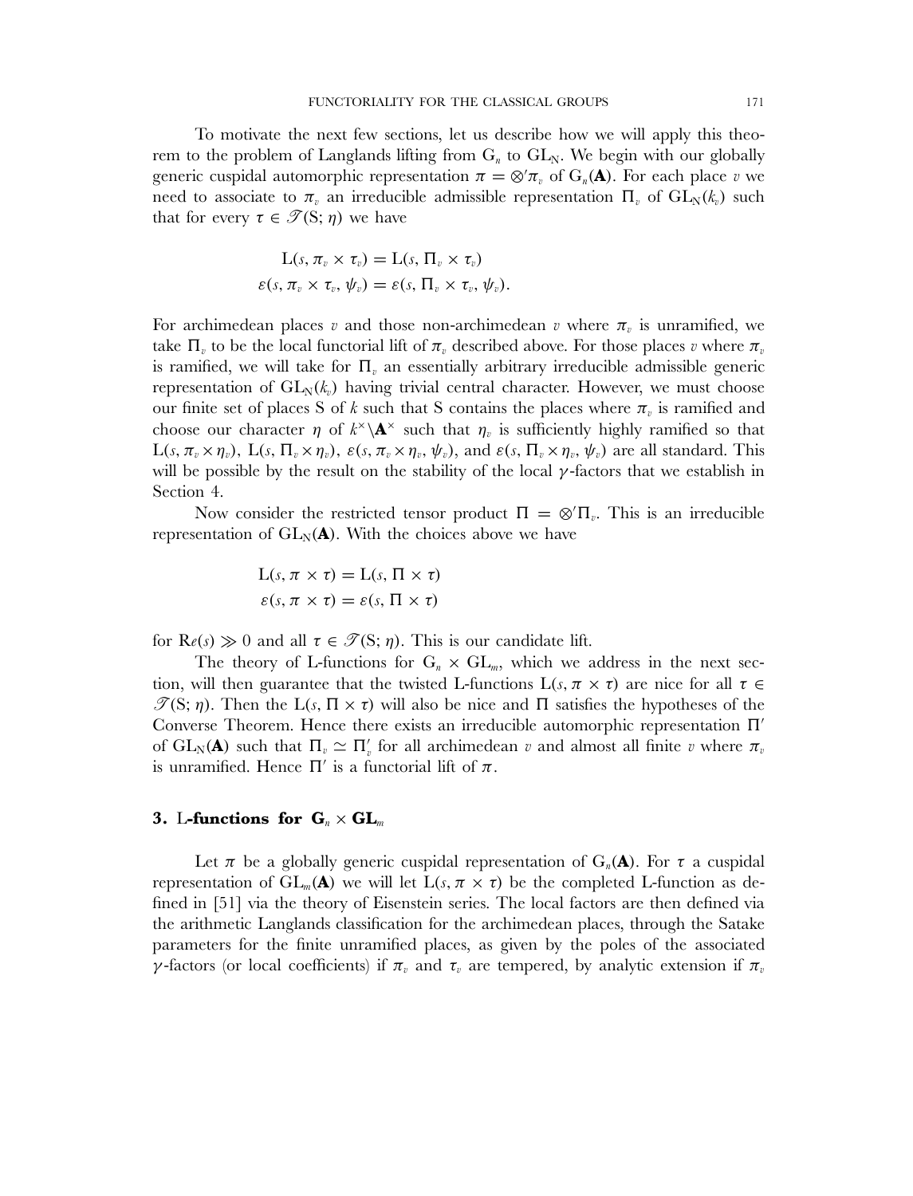To motivate the next few sections, let us describe how we will apply this theorem to the problem of Langlands lifting from $G_n$ to $GL_N$. We begin with our globally generic cuspidal automorphic representation $\pi = \otimes' \pi_v$ of $G_n(\mathbf{A})$. For each place $v$ we need to associate to $\pi_v$ an irreducible admissible representation $\Pi_v$ of $GL_N(k_v)$ such that for every $\tau \in \mathcal{T}(S; \eta)$ we have

$$
\begin{aligned}
L(s, \pi_v \times \tau_v) &= L(s, \Pi_v \times \tau_v) \\
\varepsilon(s, \pi_v \times \tau_v, \psi_v) &= \varepsilon(s, \Pi_v \times \tau_v, \psi_v).
\end{aligned}
$$

For archimedean places $v$ and those non-archimedean $v$ where $\pi_v$ is unramified, we take $\Pi_v$ to be the local functorial lift of $\pi_v$ described above. For those places $v$ where $\pi_v$ is ramified, we will take for $\Pi_v$ an essentially arbitrary irreducible admissible generic representation of $GL_N(k_v)$ having trivial central character. However, we must choose our finite set of places S of $k$ such that S contains the places where $\pi_v$ is ramified and choose our character $\eta$ of $k^\times \backslash \mathbf{A}^\times$ such that $\eta_v$ is sufficiently highly ramified so that $L(s, \pi_v \times \eta_v)$, $L(s, \Pi_v \times \eta_v)$, $\varepsilon(s, \pi_v \times \eta_v, \psi_v)$, and $\varepsilon(s, \Pi_v \times \eta_v, \psi_v)$ are all standard. This will be possible by the result on the stability of the local $\gamma$-factors that we establish in Section 4.

Now consider the restricted tensor product $\Pi = \otimes' \Pi_v$. This is an irreducible representation of $GL_N(\mathbf{A})$. With the choices above we have

$$
\begin{aligned}
L(s, \pi \times \tau) &= L(s, \Pi \times \tau) \\
\varepsilon(s, \pi \times \tau) &= \varepsilon(s, \Pi \times \tau)
\end{aligned}
$$

for $Re(s) \gg 0$ and all $\tau \in \mathcal{T}(S; \eta)$. This is our candidate lift.

The theory of L-functions for $G_n \times GL_m$, which we address in the next section, will then guarantee that the twisted L-functions $L(s, \pi \times \tau)$ are nice for all $\tau \in \mathcal{T}(S; \eta)$. Then the $L(s, \Pi \times \tau)$ will also be nice and $\Pi$ satisfies the hypotheses of the Converse Theorem. Hence there exists an irreducible automorphic representation $\Pi'$ of $GL_N(\mathbf{A})$ such that $\Pi_v \simeq \Pi'_v$ for all archimedean $v$ and almost all finite $v$ where $\pi_v$ is unramified. Hence $\Pi'$ is a functorial lift of $\pi$.

## 3. L-functions for $G_n \times GL_m$

Let $\pi$ be a globally generic cuspidal representation of $G_n(\mathbf{A})$. For $\tau$ a cuspidal representation of $GL_m(\mathbf{A})$ we will let $L(s, \pi \times \tau)$ be the completed L-function as defined in [51] via the theory of Eisenstein series. The local factors are then defined via the arithmetic Langlands classification for the archimedean places, through the Satake parameters for the finite unramified places, as given by the poles of the associated $\gamma$-factors (or local coefficients) if $\pi_v$ and $\tau_v$ are tempered, by analytic extension if $\pi_v$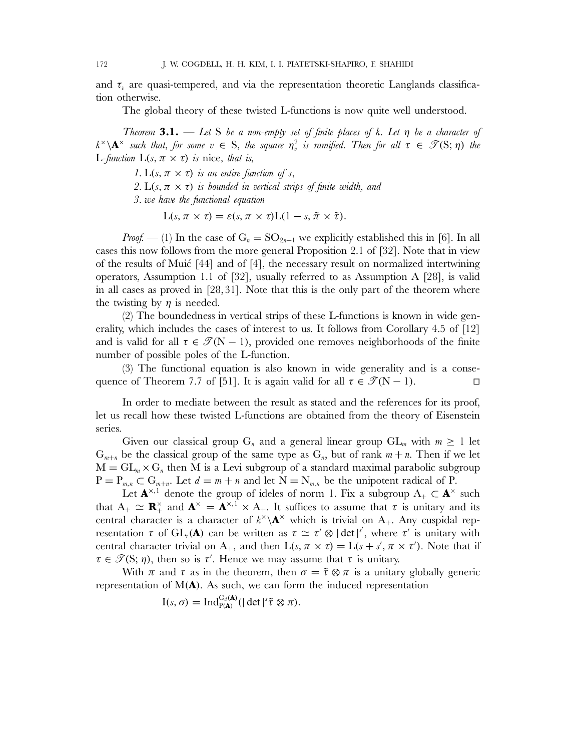and $\tau_v$ are quasi-tempered, and via the representation theoretic Langlands classification otherwise.

The global theory of these twisted L-functions is now quite well understood.

*Theorem* **3.1.** — *Let* S *be a non-empty set of finite places of* $k$. *Let* $\eta$ *be a character of* $k^\times\backslash\mathbf{A}^\times$ *such that, for some* $v \in \mathrm{S}$, *the square* $\eta_v^2$ *is ramified. Then for all* $\tau \in \mathscr{T}(\mathrm{S};\eta)$ *the* L*-function* $\mathrm{L}(s,\pi\times\tau)$ *is* nice, *that is,*

*1.* $\mathrm{L}(s,\pi\times\tau)$ *is an entire function of* $s$,

*2.* $\mathrm{L}(s,\pi\times\tau)$ *is bounded in vertical strips of finite width, and*

*3. we have the functional equation*

$$\mathrm{L}(s,\pi\times\tau) = \varepsilon(s,\pi\times\tau)\mathrm{L}(1-s,\tilde{\pi}\times\tilde{\tau}).$$

*Proof.* — (1) In the case of $\mathrm{G}_n = \mathrm{SO}_{2n+1}$ we explicitly established this in [6]. In all cases this now follows from the more general Proposition 2.1 of [32]. Note that in view of the results of Muić [44] and of [4], the necessary result on normalized intertwining operators, Assumption 1.1 of [32], usually referred to as Assumption A [28], is valid in all cases as proved in [28, 31]. Note that this is the only part of the theorem where the twisting by $\eta$ is needed.

(2) The boundedness in vertical strips of these L-functions is known in wide generality, which includes the cases of interest to us. It follows from Corollary 4.5 of [12] and is valid for all $\tau \in \mathscr{T}(\mathrm{N}-1)$, provided one removes neighborhoods of the finite number of possible poles of the L-function.

(3) The functional equation is also known in wide generality and is a consequence of Theorem 7.7 of [51]. It is again valid for all $\tau \in \mathscr{T}(\mathrm{N}-1)$. □

In order to mediate between the result as stated and the references for its proof, let us recall how these twisted L-functions are obtained from the theory of Eisenstein series.

Given our classical group $\mathrm{G}_n$ and a general linear group $\mathrm{GL}_m$ with $m \geq 1$ let $\mathrm{G}_{m+n}$ be the classical group of the same type as $\mathrm{G}_n$, but of rank $m+n$. Then if we let $\mathrm{M} = \mathrm{GL}_m \times \mathrm{G}_n$ then M is a Levi subgroup of a standard maximal parabolic subgroup $\mathrm{P} = \mathrm{P}_{m,n} \subset \mathrm{G}_{m+n}$. Let $d = m+n$ and let $\mathrm{N} = \mathrm{N}_{m,n}$ be the unipotent radical of P.

Let $\mathbf{A}^{\times,1}$ denote the group of ideles of norm 1. Fix a subgroup $\mathrm{A}_+ \subset \mathbf{A}^\times$ such that $\mathrm{A}_+ \simeq \mathbf{R}_+^\times$ and $\mathbf{A}^\times = \mathbf{A}^{\times,1}\times \mathrm{A}_+$. It suffices to assume that $\tau$ is unitary and its central character is a character of $k^\times\backslash\mathbf{A}^\times$ which is trivial on $\mathrm{A}_+$. Any cuspidal representation $\tau$ of $\mathrm{GL}_r(\mathbf{A})$ can be written as $\tau \simeq \tau' \otimes |\det|^{s'}$, where $\tau'$ is unitary with central character trivial on $\mathrm{A}_+$, and then $\mathrm{L}(s,\pi\times\tau) = \mathrm{L}(s+s',\pi\times\tau')$. Note that if $\tau \in \mathscr{T}(\mathrm{S};\eta)$, then so is $\tau'$. Hence we may assume that $\tau$ is unitary.

With $\pi$ and $\tau$ as in the theorem, then $\sigma = \tilde{\tau}\otimes\pi$ is a unitary globally generic representation of $\mathrm{M}(\mathbf{A})$. As such, we can form the induced representation

$$\mathrm{I}(s,\sigma) = \mathrm{Ind}_{\mathrm{P}(\mathbf{A})}^{\mathrm{G}_d(\mathbf{A})}(|\det|^s\tilde{\tau}\otimes\pi).$$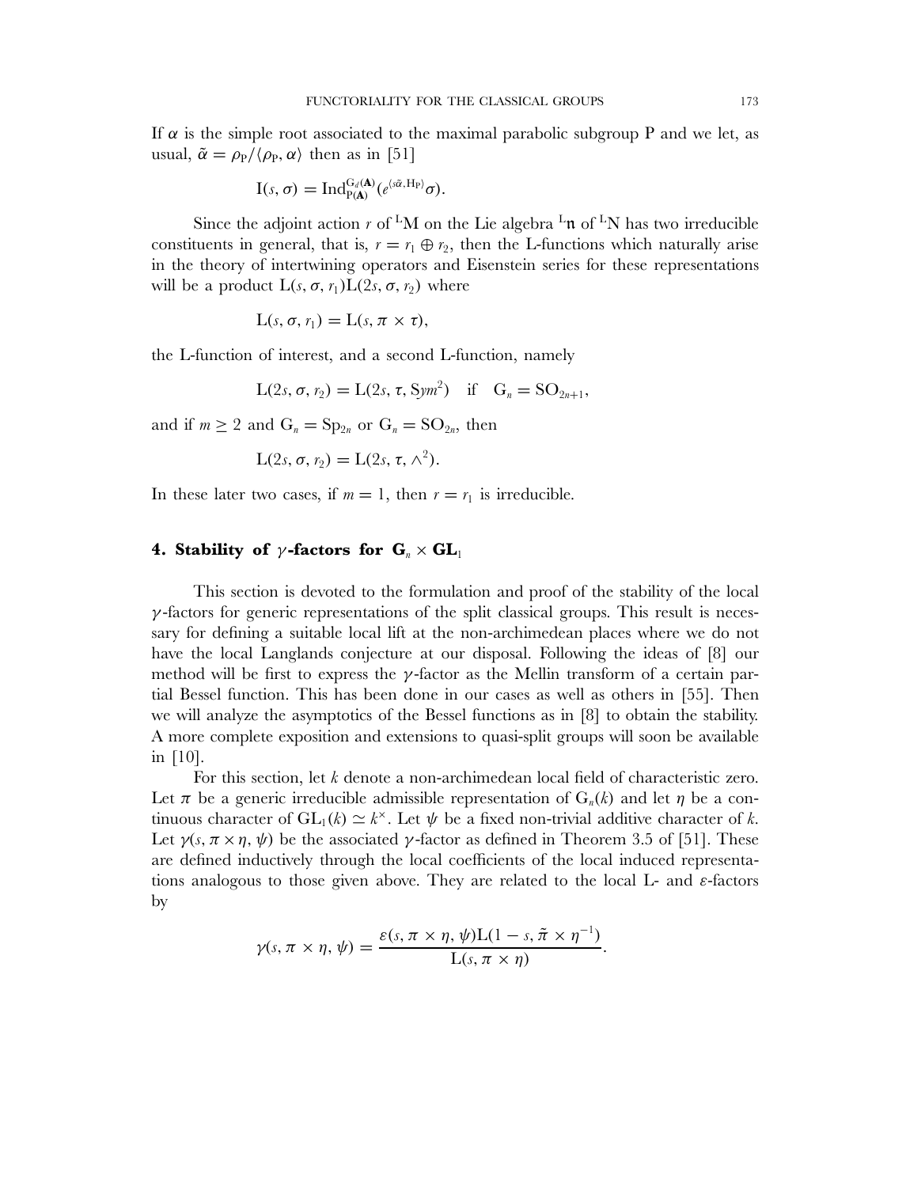If $\alpha$ is the simple root associated to the maximal parabolic subgroup P and we let, as usual, $\tilde{\alpha} = \rho_P / \langle \rho_P, \alpha \rangle$ then as in [51]

$$\mathrm{I}(s, \sigma) = \mathrm{Ind}_{\mathrm{P}(\mathbf{A})}^{\mathrm{G}_d(\mathbf{A})} (e^{\langle s\tilde{\alpha}, \mathrm{H}_\mathrm{P} \rangle} \sigma).$$

Since the adjoint action $r$ of ${}^{\mathrm{L}}\mathrm{M}$ on the Lie algebra ${}^{\mathrm{L}}\mathfrak{n}$ of ${}^{\mathrm{L}}\mathrm{N}$ has two irreducible constituents in general, that is, $r = r_1 \oplus r_2$, then the L-functions which naturally arise in the theory of intertwining operators and Eisenstein series for these representations will be a product $\mathrm{L}(s, \sigma, r_1)\mathrm{L}(2s, \sigma, r_2)$ where

$$\mathrm{L}(s, \sigma, r_1) = \mathrm{L}(s, \pi \times \tau),$$

the L-function of interest, and a second L-function, namely

$$\mathrm{L}(2s, \sigma, r_2) = \mathrm{L}(2s, \tau, \mathrm{S}ym^2) \quad \text{if} \quad \mathrm{G}_n = \mathrm{SO}_{2n+1},$$

and if $m \geq 2$ and $\mathrm{G}_n = \mathrm{Sp}_{2n}$ or $\mathrm{G}_n = \mathrm{SO}_{2n}$, then

$$\mathrm{L}(2s, \sigma, r_2) = \mathrm{L}(2s, \tau, \wedge^2).$$

In these later two cases, if $m = 1$, then $r = r_1$ is irreducible.

## 4. Stability of $\gamma$-factors for $\mathbf{G}_n \times \mathbf{GL}_1$

This section is devoted to the formulation and proof of the stability of the local $\gamma$-factors for generic representations of the split classical groups. This result is necessary for defining a suitable local lift at the non-archimedean places where we do not have the local Langlands conjecture at our disposal. Following the ideas of [8] our method will be first to express the $\gamma$-factor as the Mellin transform of a certain partial Bessel function. This has been done in our cases as well as others in [55]. Then we will analyze the asymptotics of the Bessel functions as in [8] to obtain the stability. A more complete exposition and extensions to quasi-split groups will soon be available in [10].

For this section, let $k$ denote a non-archimedean local field of characteristic zero. Let $\pi$ be a generic irreducible admissible representation of $\mathrm{G}_n(k)$ and let $\eta$ be a continuous character of $\mathrm{GL}_1(k) \simeq k^\times$. Let $\psi$ be a fixed non-trivial additive character of $k$. Let $\gamma(s, \pi \times \eta, \psi)$ be the associated $\gamma$-factor as defined in Theorem 3.5 of [51]. These are defined inductively through the local coefficients of the local induced representations analogous to those given above. They are related to the local L- and $\varepsilon$-factors by

$$\gamma(s, \pi \times \eta, \psi) = \frac{\varepsilon(s, \pi \times \eta, \psi)\mathrm{L}(1 - s, \tilde{\pi} \times \eta^{-1})}{\mathrm{L}(s, \pi \times \eta)}.$$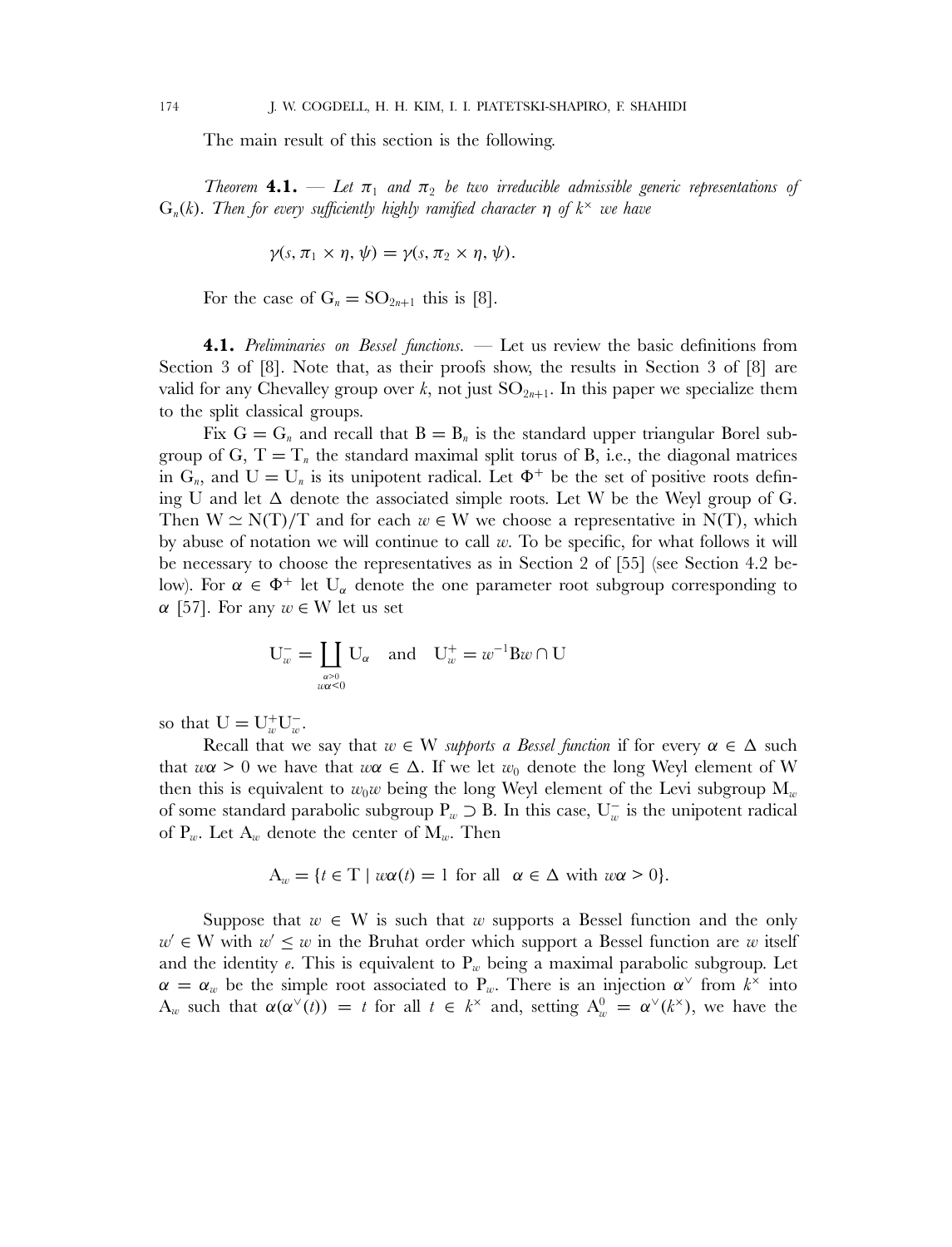The main result of this section is the following.

*Theorem* **4.1.** — *Let $\pi_1$ and $\pi_2$ be two irreducible admissible generic representations of $G_n(k)$. Then for every sufficiently highly ramified character $\eta$ of $k^\times$ we have*

$$\gamma(s, \pi_1 \times \eta, \psi) = \gamma(s, \pi_2 \times \eta, \psi).$$

For the case of $G_n = SO_{2n+1}$ this is [8].

**4.1.** *Preliminaries on Bessel functions.* — Let us review the basic definitions from Section 3 of [8]. Note that, as their proofs show, the results in Section 3 of [8] are valid for any Chevalley group over $k$, not just $SO_{2n+1}$. In this paper we specialize them to the split classical groups.

Fix $G = G_n$ and recall that $B = B_n$ is the standard upper triangular Borel subgroup of G, $T = T_n$ the standard maximal split torus of B, i.e., the diagonal matrices in $G_n$, and $U = U_n$ is its unipotent radical. Let $\Phi^+$ be the set of positive roots defining U and let $\Delta$ denote the associated simple roots. Let W be the Weyl group of G. Then $W \simeq N(T)/T$ and for each $w \in W$ we choose a representative in $N(T)$, which by abuse of notation we will continue to call $w$. To be specific, for what follows it will be necessary to choose the representatives as in Section 2 of [55] (see Section 4.2 below). For $\alpha \in \Phi^+$ let $U_\alpha$ denote the one parameter root subgroup corresponding to $\alpha$ [57]. For any $w \in W$ let us set

$$U_w^- = \coprod_{\substack{\alpha > 0 \\ w\alpha < 0}} U_\alpha \quad \text{and} \quad U_w^+ = w^{-1}Bw \cap U$$

so that $U = U_w^+ U_w^-$.

Recall that we say that $w \in W$ *supports a Bessel function* if for every $\alpha \in \Delta$ such that $w\alpha > 0$ we have that $w\alpha \in \Delta$. If we let $w_0$ denote the long Weyl element of W then this is equivalent to $w_0 w$ being the long Weyl element of the Levi subgroup $M_w$ of some standard parabolic subgroup $P_w \supset B$. In this case, $U_w^-$ is the unipotent radical of $P_w$. Let $A_w$ denote the center of $M_w$. Then

$$A_w = \{t \in T \mid w\alpha(t) = 1 \text{ for all } \alpha \in \Delta \text{ with } w\alpha > 0\}.$$

Suppose that $w \in W$ is such that $w$ supports a Bessel function and the only $w' \in W$ with $w' \leq w$ in the Bruhat order which support a Bessel function are $w$ itself and the identity $e$. This is equivalent to $P_w$ being a maximal parabolic subgroup. Let $\alpha = \alpha_w$ be the simple root associated to $P_w$. There is an injection $\alpha^\vee$ from $k^\times$ into $A_w$ such that $\alpha(\alpha^\vee(t)) = t$ for all $t \in k^\times$ and, setting $A_w^0 = \alpha^\vee(k^\times)$, we have the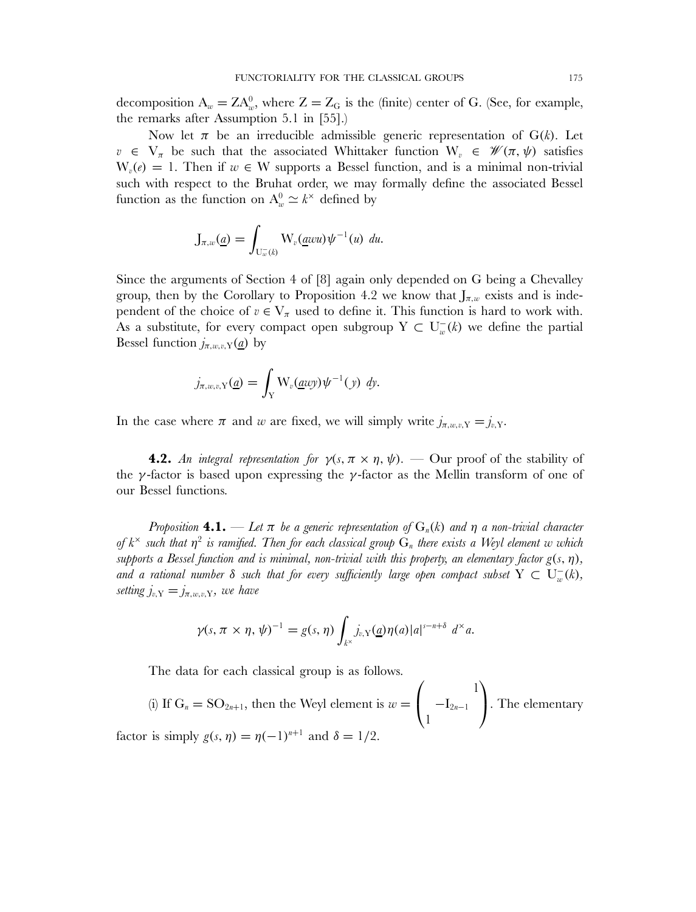decomposition $A_w = ZA_w^0$, where $Z = Z_G$ is the (finite) center of G. (See, for example, the remarks after Assumption 5.1 in [55].)

Now let $\pi$ be an irreducible admissible generic representation of $G(k)$. Let $v \in V_\pi$ be such that the associated Whittaker function $W_v \in \mathscr{W}(\pi, \psi)$ satisfies $W_v(e) = 1$. Then if $w \in W$ supports a Bessel function, and is a minimal non-trivial such with respect to the Bruhat order, we may formally define the associated Bessel function as the function on $A_w^0 \simeq k^\times$ defined by

$$J_{\pi,w}(\underline{a}) = \int_{U_w^-(k)} W_v(\underline{a}wu)\psi^{-1}(u)\ du.$$

Since the arguments of Section 4 of [8] again only depended on G being a Chevalley group, then by the Corollary to Proposition 4.2 we know that $J_{\pi,w}$ exists and is independent of the choice of $v \in V_\pi$ used to define it. This function is hard to work with. As a substitute, for every compact open subgroup $Y \subset U_w^-(k)$ we define the partial Bessel function $j_{\pi,w,v,Y}(\underline{a})$ by

$$j_{\pi,w,v,Y}(\underline{a}) = \int_Y W_v(\underline{a}wy)\psi^{-1}(y)\ dy.$$

In the case where $\pi$ and $w$ are fixed, we will simply write $j_{\pi,w,v,Y} = j_{v,Y}$.

**4.2.** *An integral representation for $\gamma(s, \pi \times \eta, \psi)$.* — Our proof of the stability of the $\gamma$-factor is based upon expressing the $\gamma$-factor as the Mellin transform of one of our Bessel functions.

*Proposition* **4.1.** — *Let $\pi$ be a generic representation of $G_n(k)$ and $\eta$ a non-trivial character of $k^\times$ such that $\eta^2$ is ramified. Then for each classical group $G_n$ there exists a Weyl element $w$ which supports a Bessel function and is minimal, non-trivial with this property, an elementary factor $g(s, \eta)$, and a rational number $\delta$ such that for every sufficiently large open compact subset $Y \subset U_w^-(k)$, setting $j_{v,Y} = j_{\pi,w,v,Y}$, we have*

$$\gamma(s, \pi \times \eta, \psi)^{-1} = g(s, \eta) \int_{k^\times} j_{v,Y}(\underline{a})\eta(a)|a|^{s-n+\delta}\ d^\times a.$$

The data for each classical group is as follows.

(i) If $G_n = SO_{2n+1}$, then the Weyl element is $w = \begin{pmatrix} & & 1 \\ & -I_{2n-1} & \\ 1 & & \end{pmatrix}$. The elementary factor is simply $g(s, \eta) = \eta(-1)^{n+1}$ and $\delta = 1/2$.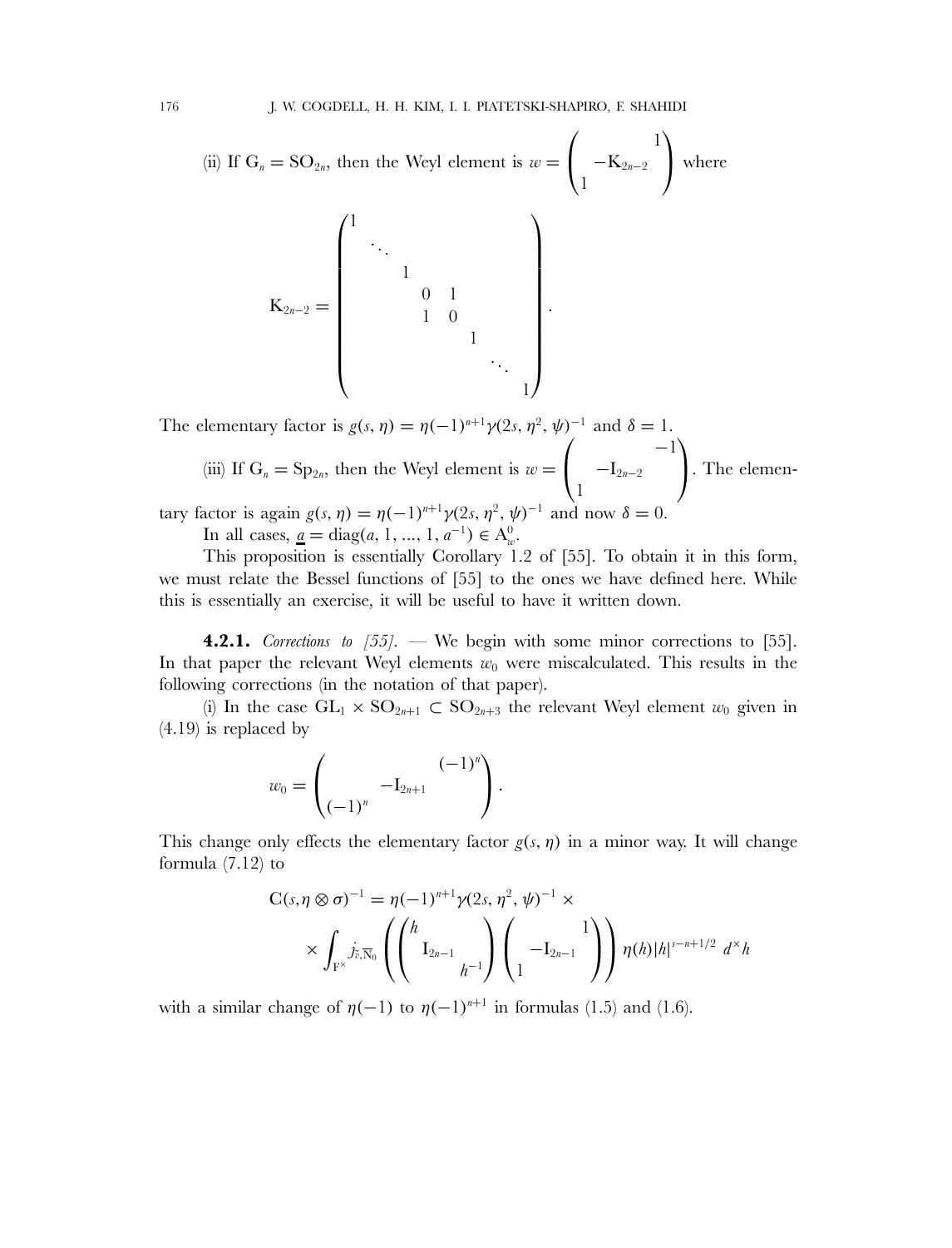(ii) If $G_n = SO_{2n}$, then the Weyl element is $w = \begin{pmatrix} & & 1 \\ & -K_{2n-2} & \\ 1 & & \end{pmatrix}$ where

$$K_{2n-2} = \begin{pmatrix} 1 & & & & & & \\ & \ddots & & & & & \\ & & 1 & & & & \\ & & & 0 & 1 & & \\ & & & 1 & 0 & & \\ & & & & & 1 & \\ & & & & & & \ddots \\ & & & & & & & 1 \end{pmatrix}.$$

The elementary factor is $g(s, \eta) = \eta(-1)^{n+1}\gamma(2s, \eta^2, \psi)^{-1}$ and $\delta = 1$.

(iii) If $G_n = Sp_{2n}$, then the Weyl element is $w = \begin{pmatrix} & & -1 \\ & -I_{2n-2} & \\ 1 & & \end{pmatrix}$. The elementary factor is again $g(s, \eta) = \eta(-1)^{n+1}\gamma(2s, \eta^2, \psi)^{-1}$ and now $\delta = 0$.

In all cases, $\underline{a} = \mathrm{diag}(a, 1, ..., 1, a^{-1}) \in A^0_w$.

This proposition is essentially Corollary 1.2 of [55]. To obtain it in this form, we must relate the Bessel functions of [55] to the ones we have defined here. While this is essentially an exercise, it will be useful to have it written down.

**4.2.1.** *Corrections to [55].* — We begin with some minor corrections to [55]. In that paper the relevant Weyl elements $w_0$ were miscalculated. This results in the following corrections (in the notation of that paper).

(i) In the case $GL_1 \times SO_{2n+1} \subset SO_{2n+3}$ the relevant Weyl element $w_0$ given in (4.19) is replaced by

$$w_0 = \begin{pmatrix} & & (-1)^n \\ & -I_{2n+1} & \\ (-1)^n & & \end{pmatrix}.$$

This change only effects the elementary factor $g(s, \eta)$ in a minor way. It will change formula (7.12) to

$$C(s, \eta \otimes \sigma)^{-1} = \eta(-1)^{n+1}\gamma(2s, \eta^2, \psi)^{-1} \times$$
$$\times \int_{F^\times} j_{\tilde{v}, \overline{N}_0}\left(\begin{pmatrix} h & & \\ & I_{2n-1} & \\ & & h^{-1} \end{pmatrix}\begin{pmatrix} & & 1 \\ & -I_{2n-1} & \\ 1 & & \end{pmatrix}\right)\eta(h)|h|^{s-n+1/2}\, d^\times h$$

with a similar change of $\eta(-1)$ to $\eta(-1)^{n+1}$ in formulas (1.5) and (1.6).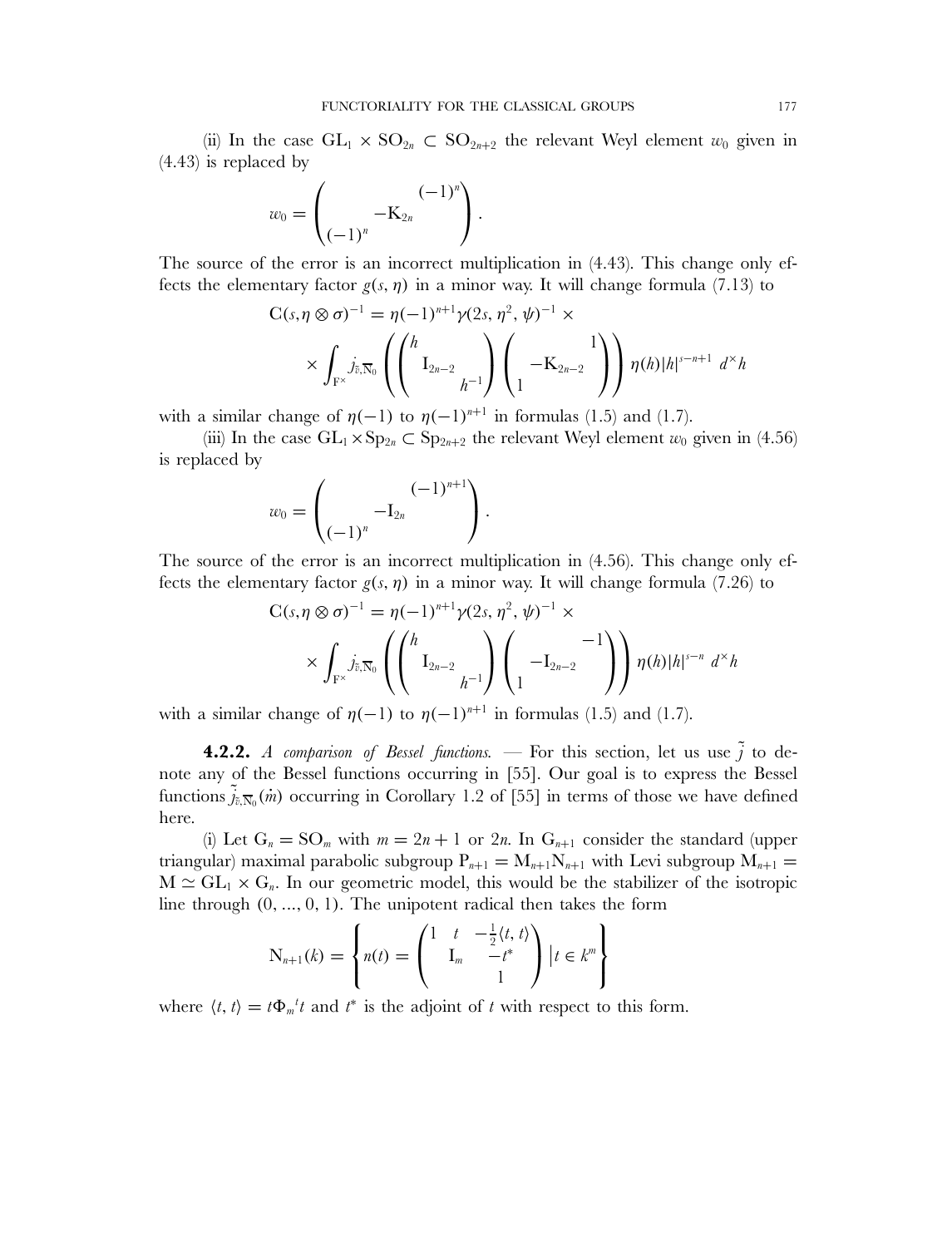(ii) In the case $\mathrm{GL}_1 \times \mathrm{SO}_{2n} \subset \mathrm{SO}_{2n+2}$ the relevant Weyl element $w_0$ given in (4.43) is replaced by

$$w_0 = \begin{pmatrix} & & (-1)^n \\ & -\mathrm{K}_{2n} & \\ (-1)^n & & \end{pmatrix}.$$

The source of the error is an incorrect multiplication in (4.43). This change only effects the elementary factor $g(s, \eta)$ in a minor way. It will change formula (7.13) to

$$\mathrm{C}(s, \eta \otimes \sigma)^{-1} = \eta(-1)^{n+1} \gamma(2s, \eta^2, \psi)^{-1} \times$$
$$\times \int_{\mathrm{F}^\times} j_{\tilde{v}, \overline{\mathrm{N}}_0} \left( \begin{pmatrix} h & & \\ & \mathrm{I}_{2n-2} & \\ & & h^{-1} \end{pmatrix} \begin{pmatrix} & & 1 \\ & -\mathrm{K}_{2n-2} & \\ 1 & & \end{pmatrix} \right) \eta(h) |h|^{s-n+1} \, d^\times h$$

with a similar change of $\eta(-1)$ to $\eta(-1)^{n+1}$ in formulas (1.5) and (1.7).

(iii) In the case $\mathrm{GL}_1 \times \mathrm{Sp}_{2n} \subset \mathrm{Sp}_{2n+2}$ the relevant Weyl element $w_0$ given in (4.56) is replaced by

$$w_0 = \begin{pmatrix} & & (-1)^{n+1} \\ & -\mathrm{I}_{2n} & \\ (-1)^n & & \end{pmatrix}.$$

The source of the error is an incorrect multiplication in (4.56). This change only effects the elementary factor $g(s, \eta)$ in a minor way. It will change formula (7.26) to

$$\mathrm{C}(s, \eta \otimes \sigma)^{-1} = \eta(-1)^{n+1} \gamma(2s, \eta^2, \psi)^{-1} \times$$
$$\times \int_{\mathrm{F}^\times} j_{\tilde{v}, \overline{\mathrm{N}}_0} \left( \begin{pmatrix} h & & \\ & \mathrm{I}_{2n-2} & \\ & & h^{-1} \end{pmatrix} \begin{pmatrix} & & -1 \\ & -\mathrm{I}_{2n-2} & \\ 1 & & \end{pmatrix} \right) \eta(h) |h|^{s-n} \, d^\times h$$

with a similar change of $\eta(-1)$ to $\eta(-1)^{n+1}$ in formulas (1.5) and (1.7).

**4.2.2.** *A comparison of Bessel functions.* — For this section, let us use $\tilde{j}$ to denote any of the Bessel functions occurring in [55]. Our goal is to express the Bessel functions $\tilde{j}_{\tilde{v}, \overline{\mathrm{N}}_0}(\dot{m})$ occurring in Corollary 1.2 of [55] in terms of those we have defined here.

(i) Let $\mathrm{G}_n = \mathrm{SO}_m$ with $m = 2n+1$ or $2n$. In $\mathrm{G}_{n+1}$ consider the standard (upper triangular) maximal parabolic subgroup $\mathrm{P}_{n+1} = \mathrm{M}_{n+1}\mathrm{N}_{n+1}$ with Levi subgroup $\mathrm{M}_{n+1} = \mathrm{M} \simeq \mathrm{GL}_1 \times \mathrm{G}_n$. In our geometric model, this would be the stabilizer of the isotropic line through $(0, \ldots, 0, 1)$. The unipotent radical then takes the form

$$\mathrm{N}_{n+1}(k) = \left\{ n(t) = \begin{pmatrix} 1 & t & -\frac{1}{2}\langle t, t \rangle \\ & \mathrm{I}_m & -t^* \\ & & 1 \end{pmatrix} \Big| \, t \in k^m \right\}$$

where $\langle t, t \rangle = t \Phi_m {}^t t$ and $t^*$ is the adjoint of $t$ with respect to this form.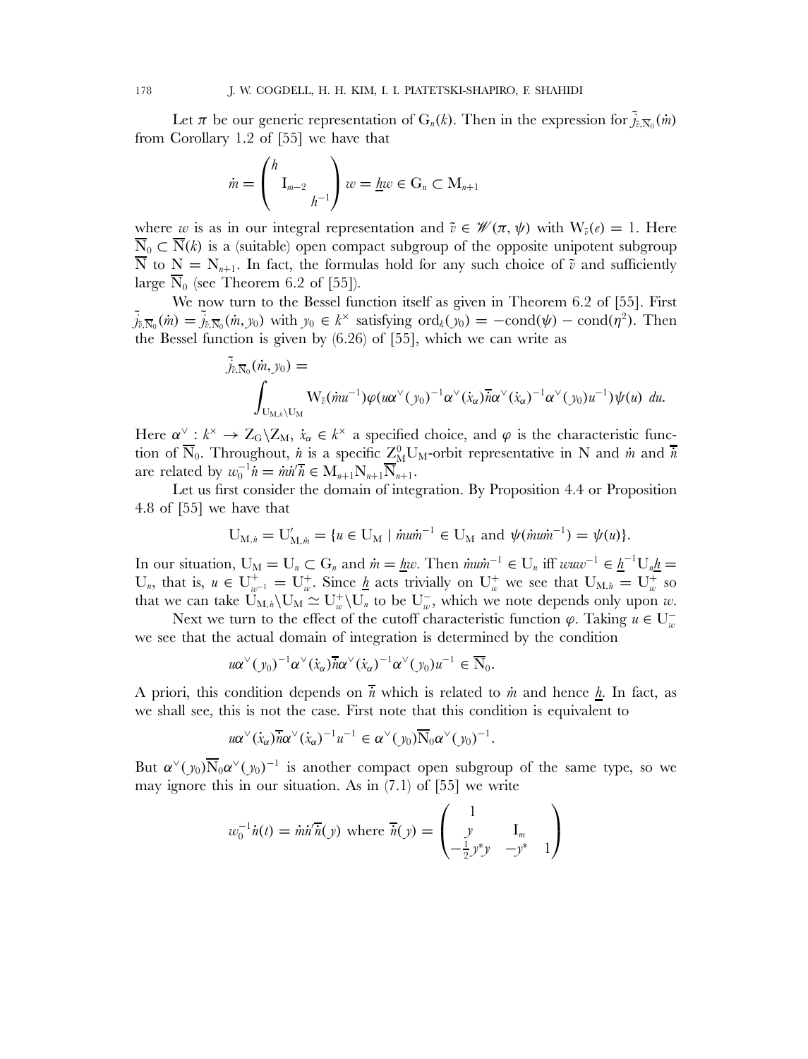Let $\pi$ be our generic representation of $G_n(k)$. Then in the expression for $\tilde{j}_{\tilde{v},\overline{N}_0}(\dot{m})$ from Corollary 1.2 of [55] we have that

$$\dot{m} = \begin{pmatrix} h & & \\ & I_{m-2} & \\ & & h^{-1} \end{pmatrix} w = \underline{h}w \in G_n \subset M_{n+1}$$

where $w$ is as in our integral representation and $\tilde{v} \in \mathscr{W}(\pi, \psi)$ with $W_{\tilde{v}}(e) = 1$. Here $\overline{N}_0 \subset \overline{N}(k)$ is a (suitable) open compact subgroup of the opposite unipotent subgroup $\overline{N}$ to $N = N_{n+1}$. In fact, the formulas hold for any such choice of $\tilde{v}$ and sufficiently large $\overline{N}_0$ (see Theorem 6.2 of [55]).

We now turn to the Bessel function itself as given in Theorem 6.2 of [55]. First $\tilde{j}_{\tilde{v},\overline{N}_0}(\dot{m}) = \tilde{j}_{\tilde{v},\overline{N}_0}(\dot{m}, y_0)$ with $y_0 \in k^\times$ satisfying $\mathrm{ord}_k(y_0) = -\mathrm{cond}(\psi) - \mathrm{cond}(\eta^2)$. Then the Bessel function is given by (6.26) of [55], which we can write as

$$\tilde{j}_{\tilde{v},\overline{N}_0}(\dot{m}, y_0) = \int_{U_{M,\dot{n}}\backslash U_M} W_{\tilde{v}}(\dot{m}u^{-1})\varphi(u\alpha^\vee(y_0)^{-1}\alpha^\vee(\dot{x}_\alpha)\overline{\dot{n}}\alpha^\vee(\dot{x}_\alpha)^{-1}\alpha^\vee(y_0)u^{-1})\psi(u)\ du.$$

Here $\alpha^\vee : k^\times \to Z_G\backslash Z_M$, $\dot{x}_\alpha \in k^\times$ a specified choice, and $\varphi$ is the characteristic function of $\overline{N}_0$. Throughout, $\dot{n}$ is a specific $Z_M^0 U_M$-orbit representative in $N$ and $\dot{m}$ and $\overline{\dot{n}}$ are related by $w_0^{-1}\dot{n} = \dot{m}\dot{n}'\overline{\dot{n}} \in M_{n+1}N_{n+1}\overline{N}_{n+1}$.

Let us first consider the domain of integration. By Proposition 4.4 or Proposition 4.8 of [55] we have that

$$U_{M,\dot{n}} = U'_{M,\dot{m}} = \{u \in U_M \mid \dot{m}u\dot{m}^{-1} \in U_M \text{ and } \psi(\dot{m}u\dot{m}^{-1}) = \psi(u)\}.$$

In our situation, $U_M = U_n \subset G_n$ and $\dot{m} = \underline{h}w$. Then $\dot{m}u\dot{m}^{-1} \in U_n$ iff $wuw^{-1} \in \underline{h}^{-1}U_n\underline{h} = U_n$, that is, $u \in U^+_{w^{-1}} = U^+_w$. Since $\underline{h}$ acts trivially on $U^+_w$ we see that $U_{M,\dot{n}} = U^+_w$ so that we can take $U_{M,\dot{n}}\backslash U_M \simeq U^+_w\backslash U_n$ to be $U^-_w$, which we note depends only upon $w$.

Next we turn to the effect of the cutoff characteristic function $\varphi$. Taking $u \in U^-_w$ we see that the actual domain of integration is determined by the condition

$$u\alpha^\vee(y_0)^{-1}\alpha^\vee(\dot{x}_\alpha)\overline{\dot{n}}\alpha^\vee(\dot{x}_\alpha)^{-1}\alpha^\vee(y_0)u^{-1} \in \overline{N}_0.$$

A priori, this condition depends on $\overline{\dot{n}}$ which is related to $\dot{m}$ and hence $\underline{h}$. In fact, as we shall see, this is not the case. First note that this condition is equivalent to

$$u\alpha^\vee(\dot{x}_\alpha)\overline{\dot{n}}\alpha^\vee(\dot{x}_\alpha)^{-1}u^{-1} \in \alpha^\vee(y_0)\overline{N}_0\alpha^\vee(y_0)^{-1}.$$

But $\alpha^\vee(y_0)\overline{N}_0\alpha^\vee(y_0)^{-1}$ is another compact open subgroup of the same type, so we may ignore this in our situation. As in (7.1) of [55] we write

$$w_0^{-1}\dot{n}(t) = \dot{m}\dot{n}'\overline{\dot{n}}(y) \text{ where } \overline{\dot{n}}(y) = \begin{pmatrix} 1 & & \\ y & I_m & \\ -\frac{1}{2}y^*y & -y^* & 1 \end{pmatrix}$$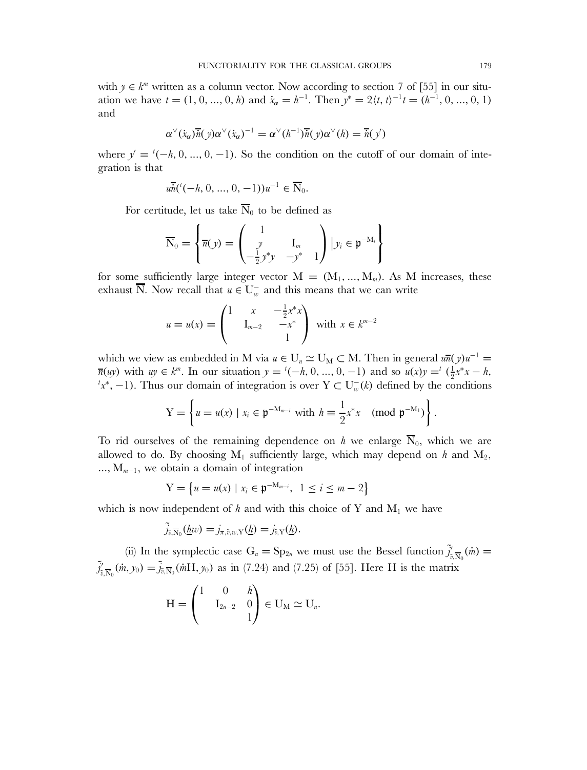with $y \in k^m$ written as a column vector. Now according to section 7 of [55] in our situation we have $t = (1, 0, ..., 0, h)$ and $\dot{x}_\alpha = h^{-1}$. Then $y^* = 2\langle t, t\rangle^{-1} t = (h^{-1}, 0, ..., 0, 1)$ and

$$\alpha^\vee(\dot{x}_\alpha)\overline{n}(y)\alpha^\vee(\dot{x}_\alpha)^{-1} = \alpha^\vee(h^{-1})\overline{n}(y)\alpha^\vee(h) = \overline{n}(y')$$

where $y' = {}^t(-h, 0, ..., 0, -1)$. So the condition on the cutoff of our domain of integration is that

$$u\overline{n}({}^t(-h, 0, ..., 0, -1))u^{-1} \in \overline{\mathrm{N}}_0.$$

For certitude, let us take $\overline{\mathrm{N}}_0$ to be defined as

$$\overline{\mathrm{N}}_0 = \left\{ \overline{n}(y) = \begin{pmatrix} 1 & & \\ y & \mathrm{I}_m & \\ -\frac{1}{2}y^* y & -y^* & 1 \end{pmatrix} \Big| \, y_i \in \mathfrak{p}^{-\mathrm{M}_i} \right\}$$

for some sufficiently large integer vector $\mathrm{M} = (\mathrm{M}_1, ..., \mathrm{M}_m)$. As M increases, these exhaust $\overline{\mathrm{N}}$. Now recall that $u \in \mathrm{U}_w^-$ and this means that we can write

$$u = u(x) = \begin{pmatrix} 1 & x & -\frac{1}{2}x^* x \\ & \mathrm{I}_{m-2} & -x^* \\ & & 1 \end{pmatrix} \text{ with } x \in k^{m-2}$$

which we view as embedded in M via $u \in \mathrm{U}_n \simeq \mathrm{U}_\mathrm{M} \subset \mathrm{M}$. Then in general $u\overline{n}(y)u^{-1} = \overline{n}(uy)$ with $uy \in k^m$. In our situation $y = {}^t(-h, 0, ..., 0, -1)$ and so $u(x)y = {}^t(\frac{1}{2}x^* x - h, {}^t x^*, -1)$. Thus our domain of integration is over $\mathrm{Y} \subset \mathrm{U}_w^-(k)$ defined by the conditions

$$\mathrm{Y} = \left\{ u = u(x) \mid x_i \in \mathfrak{p}^{-\mathrm{M}_{m-i}} \text{ with } h \equiv \frac{1}{2}x^* x \pmod{\mathfrak{p}^{-\mathrm{M}_1}} \right\}.$$

To rid ourselves of the remaining dependence on $h$ we enlarge $\overline{\mathrm{N}}_0$, which we are allowed to do. By choosing $\mathrm{M}_1$ sufficiently large, which may depend on $h$ and $\mathrm{M}_2, ..., \mathrm{M}_{m-1}$, we obtain a domain of integration

$$\mathrm{Y} = \left\{ u = u(x) \mid x_i \in \mathfrak{p}^{-\mathrm{M}_{m-i}}, \; 1 \leq i \leq m-2 \right\}$$

which is now independent of $h$ and with this choice of Y and $\mathrm{M}_1$ we have

$$\tilde{j}_{\tilde{v},\overline{\mathrm{N}}_0}(\underline{h}w) = j_{\pi,\tilde{v},w,\mathrm{Y}}(\underline{h}) = j_{\tilde{v},\mathrm{Y}}(\underline{h}).$$

(ii) In the symplectic case $\mathrm{G}_n = \mathrm{Sp}_{2n}$ we must use the Bessel function $\tilde{j}'_{\tilde{v},\overline{\mathrm{N}}_0}(\dot{m}) = \tilde{j}'_{\tilde{v},\overline{\mathrm{N}}_0}(\dot{m}, y_0) = \tilde{j}_{\tilde{v},\overline{\mathrm{N}}_0}(\dot{m}\mathrm{H}, y_0)$ as in (7.24) and (7.25) of [55]. Here H is the matrix

$$\mathrm{H} = \begin{pmatrix} 1 & 0 & h \\ & \mathrm{I}_{2n-2} & 0 \\ & & 1 \end{pmatrix} \in \mathrm{U}_\mathrm{M} \simeq \mathrm{U}_n.$$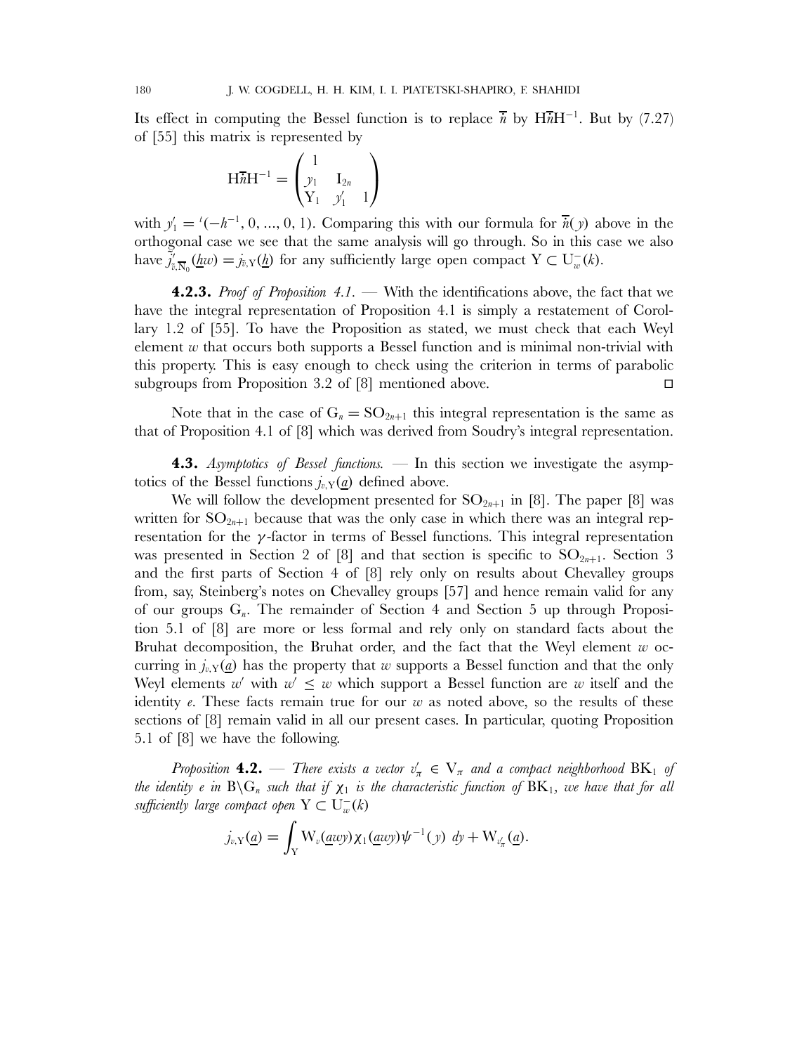Its effect in computing the Bessel function is to replace $\overline{\bar{n}}$ by $\mathrm{H}\overline{\bar{n}}\mathrm{H}^{-1}$. But by (7.27) of [55] this matrix is represented by

$$\mathrm{H}\overline{\bar{n}}\mathrm{H}^{-1} = \begin{pmatrix} 1 & & \\ y_1 & \mathrm{I}_{2n} & \\ \mathrm{Y}_1 & y_1' & 1 \end{pmatrix}$$

with $y_1' = {}^t(-h^{-1}, 0, ..., 0, 1)$. Comparing this with our formula for $\overline{\bar{n}}(y)$ above in the orthogonal case we see that the same analysis will go through. So in this case we also have $\tilde{j}'_{\tilde{v},\overline{\mathrm{N}}_0}(\underline{h}w) = j_{\tilde{v},\mathrm{Y}}(\underline{h})$ for any sufficiently large open compact $\mathrm{Y} \subset \mathrm{U}_w^-(k)$.

**4.2.3.** *Proof of Proposition 4.1.* — With the identifications above, the fact that we have the integral representation of Proposition 4.1 is simply a restatement of Corollary 1.2 of [55]. To have the Proposition as stated, we must check that each Weyl element $w$ that occurs both supports a Bessel function and is minimal non-trivial with this property. This is easy enough to check using the criterion in terms of parabolic subgroups from Proposition 3.2 of [8] mentioned above. □

Note that in the case of $\mathrm{G}_n = \mathrm{SO}_{2n+1}$ this integral representation is the same as that of Proposition 4.1 of [8] which was derived from Soudry's integral representation.

**4.3.** *Asymptotics of Bessel functions.* — In this section we investigate the asymptotics of the Bessel functions $j_{v,\mathrm{Y}}(\underline{a})$ defined above.

We will follow the development presented for $\mathrm{SO}_{2n+1}$ in [8]. The paper [8] was written for $\mathrm{SO}_{2n+1}$ because that was the only case in which there was an integral representation for the $\gamma$-factor in terms of Bessel functions. This integral representation was presented in Section 2 of [8] and that section is specific to $\mathrm{SO}_{2n+1}$. Section 3 and the first parts of Section 4 of [8] rely only on results about Chevalley groups from, say, Steinberg's notes on Chevalley groups [57] and hence remain valid for any of our groups $\mathrm{G}_n$. The remainder of Section 4 and Section 5 up through Proposition 5.1 of [8] are more or less formal and rely only on standard facts about the Bruhat decomposition, the Bruhat order, and the fact that the Weyl element $w$ occurring in $j_{v,\mathrm{Y}}(\underline{a})$ has the property that $w$ supports a Bessel function and that the only Weyl elements $w'$ with $w' \leq w$ which support a Bessel function are $w$ itself and the identity $e$. These facts remain true for our $w$ as noted above, so the results of these sections of [8] remain valid in all our present cases. In particular, quoting Proposition 5.1 of [8] we have the following.

*Proposition* **4.2.** — *There exists a vector $v'_\pi \in \mathrm{V}_\pi$ and a compact neighborhood $\mathrm{BK}_1$ of the identity $e$ in $\mathrm{B}\backslash\mathrm{G}_n$ such that if $\chi_1$ is the characteristic function of $\mathrm{BK}_1$, we have that for all sufficiently large compact open $\mathrm{Y} \subset \mathrm{U}_w^-(k)$*

$$j_{v,\mathrm{Y}}(\underline{a}) = \int_{\mathrm{Y}} \mathrm{W}_v(\underline{a}wy)\chi_1(\underline{a}wy)\psi^{-1}(y)\ dy + \mathrm{W}_{v'_\pi}(\underline{a}).$$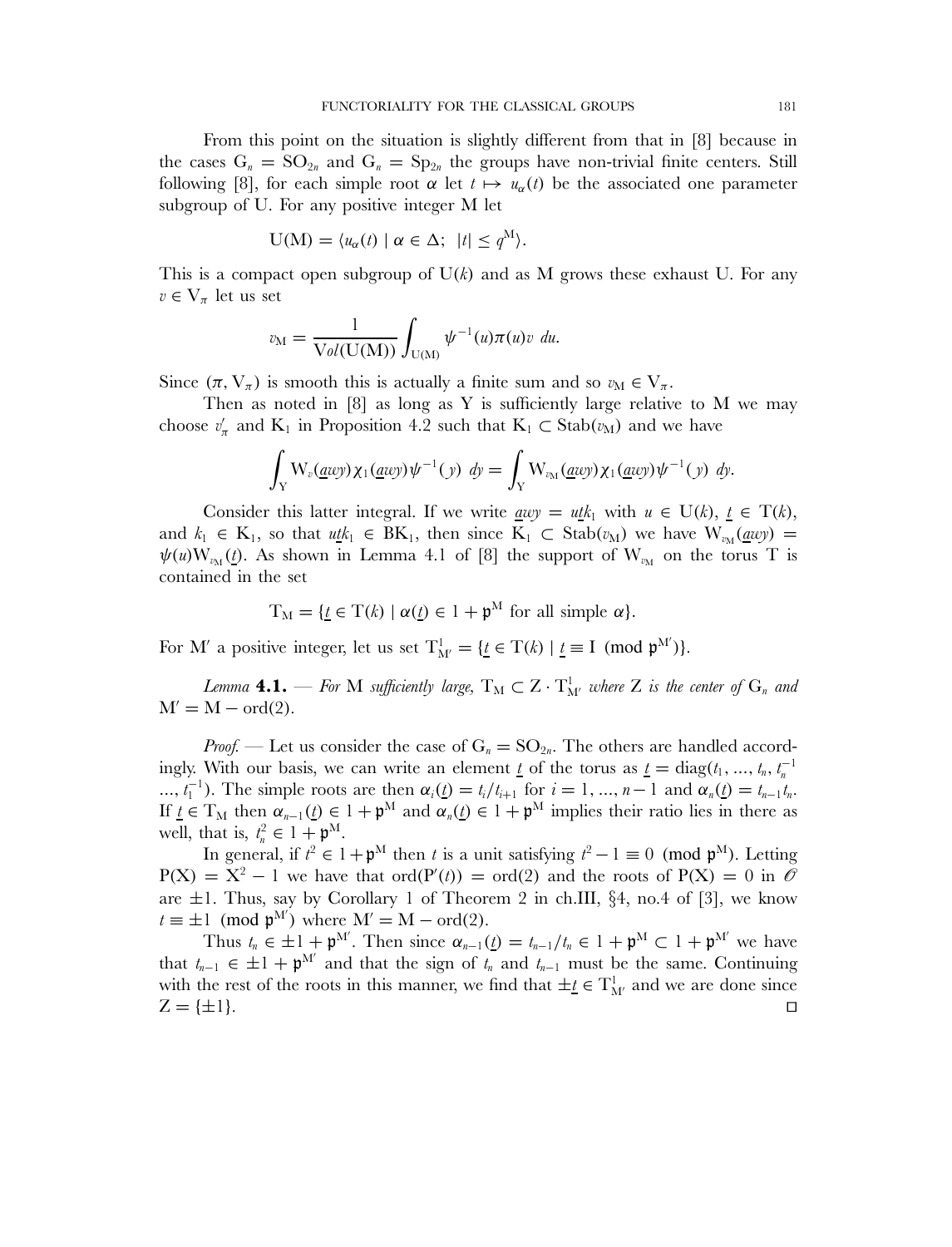From this point on the situation is slightly different from that in [8] because in the cases $G_n = SO_{2n}$ and $G_n = Sp_{2n}$ the groups have non-trivial finite centers. Still following [8], for each simple root $\alpha$ let $t \mapsto u_\alpha(t)$ be the associated one parameter subgroup of U. For any positive integer M let

$$U(M) = \langle u_\alpha(t) \mid \alpha \in \Delta;\ |t| \leq q^M \rangle.$$

This is a compact open subgroup of $U(k)$ and as M grows these exhaust U. For any $v \in V_\pi$ let us set

$$v_M = \frac{1}{Vol(U(M))} \int_{U(M)} \psi^{-1}(u)\pi(u)v\ du.$$

Since $(\pi, V_\pi)$ is smooth this is actually a finite sum and so $v_M \in V_\pi$.

Then as noted in [8] as long as Y is sufficiently large relative to M we may choose $v'_\pi$ and $K_1$ in Proposition 4.2 such that $K_1 \subset \mathrm{Stab}(v_M)$ and we have

$$\int_Y W_v(\underline{a}wy)\chi_1(\underline{a}wy)\psi^{-1}(y)\ dy = \int_Y W_{v_M}(\underline{a}wy)\chi_1(\underline{a}wy)\psi^{-1}(y)\ dy.$$

Consider this latter integral. If we write $\underline{a}wy = u\underline{t}k_1$ with $u \in U(k)$, $\underline{t} \in T(k)$, and $k_1 \in K_1$, so that $u\underline{t}k_1 \in BK_1$, then since $K_1 \subset \mathrm{Stab}(v_M)$ we have $W_{v_M}(\underline{a}wy) = \psi(u)W_{v_M}(\underline{t})$. As shown in Lemma 4.1 of [8] the support of $W_{v_M}$ on the torus T is contained in the set

$$T_M = \{\underline{t} \in T(k) \mid \alpha(\underline{t}) \in 1 + \mathfrak{p}^M \text{ for all simple } \alpha\}.$$

For M′ a positive integer, let us set $T^1_{M'} = \{\underline{t} \in T(k) \mid \underline{t} \equiv I \pmod{\mathfrak{p}^{M'}}\}$.

*Lemma* **4.1.** — *For* M *sufficiently large,* $T_M \subset Z \cdot T^1_{M'}$ *where* Z *is the center of* $G_n$ *and* $M' = M - \mathrm{ord}(2)$.

*Proof.* — Let us consider the case of $G_n = SO_{2n}$. The others are handled accordingly. With our basis, we can write an element $\underline{t}$ of the torus as $\underline{t} = \mathrm{diag}(t_1, ..., t_n, t_n^{-1} ..., t_1^{-1})$. The simple roots are then $\alpha_i(\underline{t}) = t_i/t_{i+1}$ for $i = 1, ..., n-1$ and $\alpha_n(\underline{t}) = t_{n-1}t_n$. If $\underline{t} \in T_M$ then $\alpha_{n-1}(\underline{t}) \in 1 + \mathfrak{p}^M$ and $\alpha_n(\underline{t}) \in 1 + \mathfrak{p}^M$ implies their ratio lies in there as well, that is, $t_n^2 \in 1 + \mathfrak{p}^M$.

In general, if $t^2 \in 1 + \mathfrak{p}^M$ then $t$ is a unit satisfying $t^2 - 1 \equiv 0 \pmod{\mathfrak{p}^M}$. Letting $P(X) = X^2 - 1$ we have that $\mathrm{ord}(P'(t)) = \mathrm{ord}(2)$ and the roots of $P(X) = 0$ in $\mathscr{O}$ are $\pm 1$. Thus, say by Corollary 1 of Theorem 2 in ch.III, §4, no.4 of [3], we know $t \equiv \pm 1 \pmod{\mathfrak{p}^{M'}}$ where $M' = M - \mathrm{ord}(2)$.

Thus $t_n \in \pm 1 + \mathfrak{p}^{M'}$. Then since $\alpha_{n-1}(\underline{t}) = t_{n-1}/t_n \in 1 + \mathfrak{p}^M \subset 1 + \mathfrak{p}^{M'}$ we have that $t_{n-1} \in \pm 1 + \mathfrak{p}^{M'}$ and that the sign of $t_n$ and $t_{n-1}$ must be the same. Continuing with the rest of the roots in this manner, we find that $\pm \underline{t} \in T^1_{M'}$ and we are done since $Z = \{\pm 1\}$. □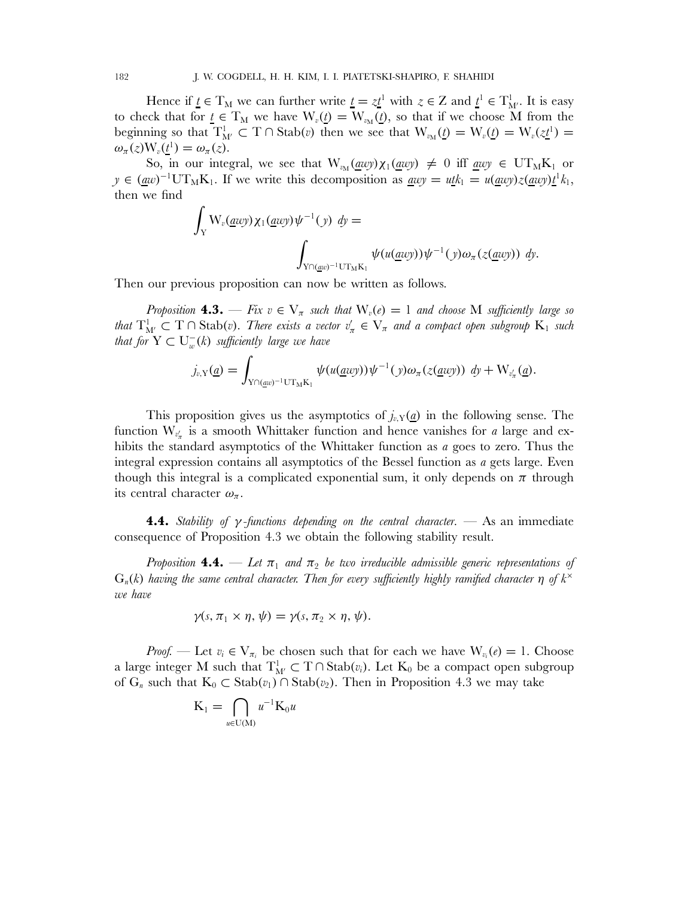Hence if $\underline{t} \in \mathrm{T_M}$ we can further write $\underline{t} = z\underline{t}^1$ with $z \in \mathrm{Z}$ and $\underline{t}^1 \in \mathrm{T}^1_{\mathrm{M}'}$. It is easy to check that for $\underline{t} \in \mathrm{T_M}$ we have $\mathrm{W}_v(\underline{t}) = \mathrm{W}_{v_\mathrm{M}}(\underline{t})$, so that if we choose M from the beginning so that $\mathrm{T}^1_{\mathrm{M}'} \subset \mathrm{T} \cap \mathrm{Stab}(v)$ then we see that $\mathrm{W}_{v_\mathrm{M}}(\underline{t}) = \mathrm{W}_v(\underline{t}) = \mathrm{W}_v(z\underline{t}^1) = \omega_\pi(z)\mathrm{W}_v(\underline{t}^1) = \omega_\pi(z)$.

So, in our integral, we see that $\mathrm{W}_{v_\mathrm{M}}(\underline{a}wy)\chi_1(\underline{a}wy) \neq 0$ iff $\underline{a}wy \in \mathrm{U}\mathrm{T_M}\mathrm{K}_1$ or $y \in (\underline{a}w)^{-1}\mathrm{U}\mathrm{T_M}\mathrm{K}_1$. If we write this decomposition as $\underline{a}wy = u\underline{t}k_1 = u(\underline{a}wy)z(\underline{a}wy)\underline{t}^1k_1$, then we find

$$\int_{\mathrm{Y}} \mathrm{W}_v(\underline{a}wy)\chi_1(\underline{a}wy)\psi^{-1}(y)\ dy = \int_{\mathrm{Y}\cap(\underline{a}w)^{-1}\mathrm{U}\mathrm{T_M}\mathrm{K}_1} \psi(u(\underline{a}wy))\psi^{-1}(y)\omega_\pi(z(\underline{a}wy))\ dy.$$

Then our previous proposition can now be written as follows.

*Proposition* **4.3.** — *Fix $v \in \mathrm{V}_\pi$ such that $\mathrm{W}_v(e) = 1$ and choose* M *sufficiently large so that $\mathrm{T}^1_{\mathrm{M}'} \subset \mathrm{T} \cap \mathrm{Stab}(v)$. There exists a vector $v'_\pi \in \mathrm{V}_\pi$ and a compact open subgroup $\mathrm{K}_1$ such that for $\mathrm{Y} \subset \mathrm{U}^-_w(k)$ sufficiently large we have*

$$j_{v,\mathrm{Y}}(\underline{a}) = \int_{\mathrm{Y}\cap(\underline{a}w)^{-1}\mathrm{U}\mathrm{T_M}\mathrm{K}_1} \psi(u(\underline{a}wy))\psi^{-1}(y)\omega_\pi(z(\underline{a}wy))\ dy + \mathrm{W}_{v'_\pi}(\underline{a}).$$

This proposition gives us the asymptotics of $j_{v,\mathrm{Y}}(\underline{a})$ in the following sense. The function $\mathrm{W}_{v'_\pi}$ is a smooth Whittaker function and hence vanishes for $a$ large and exhibits the standard asymptotics of the Whittaker function as $a$ goes to zero. Thus the integral expression contains all asymptotics of the Bessel function as $a$ gets large. Even though this integral is a complicated exponential sum, it only depends on $\pi$ through its central character $\omega_\pi$.

**4.4.** *Stability of $\gamma$-functions depending on the central character.* — As an immediate consequence of Proposition 4.3 we obtain the following stability result.

*Proposition* **4.4.** — *Let $\pi_1$ and $\pi_2$ be two irreducible admissible generic representations of $\mathrm{G}_n(k)$ having the same central character. Then for every sufficiently highly ramified character $\eta$ of $k^\times$ we have*

$$\gamma(s, \pi_1 \times \eta, \psi) = \gamma(s, \pi_2 \times \eta, \psi).$$

*Proof.* — Let $v_i \in \mathrm{V}_{\pi_i}$ be chosen such that for each we have $\mathrm{W}_{v_i}(e) = 1$. Choose a large integer M such that $\mathrm{T}^1_{\mathrm{M}'} \subset \mathrm{T} \cap \mathrm{Stab}(v_i)$. Let $\mathrm{K}_0$ be a compact open subgroup of $\mathrm{G}_n$ such that $\mathrm{K}_0 \subset \mathrm{Stab}(v_1) \cap \mathrm{Stab}(v_2)$. Then in Proposition 4.3 we may take

$$\mathrm{K}_1 = \bigcap_{u\in\mathrm{U(M)}} u^{-1}\mathrm{K}_0 u$$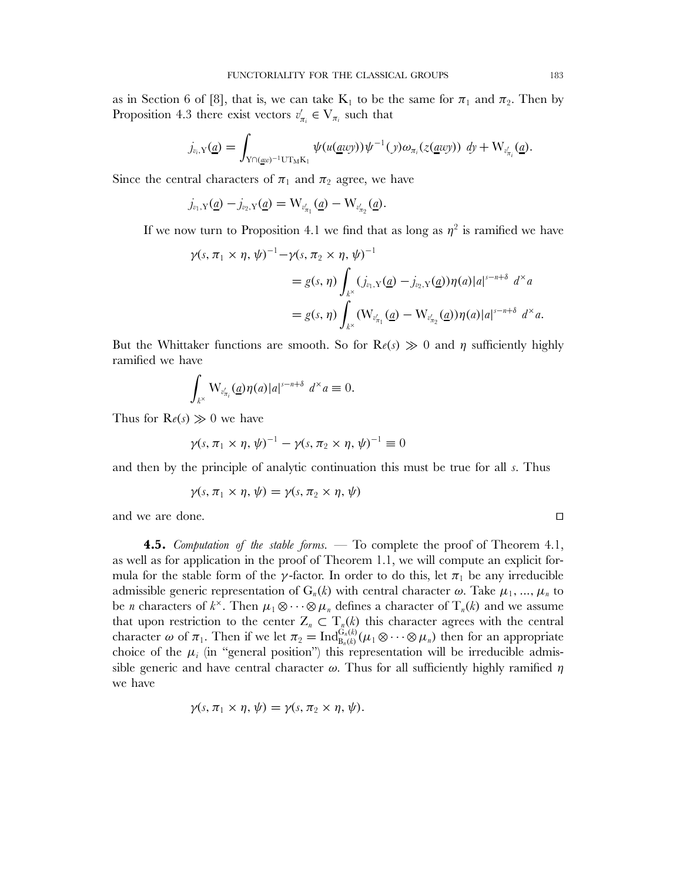as in Section 6 of [8], that is, we can take $K_1$ to be the same for $\pi_1$ and $\pi_2$. Then by Proposition 4.3 there exist vectors $v'_{\pi_i} \in V_{\pi_i}$ such that

$$j_{v_i,Y}(\underline{a}) = \int_{Y\cap(\underline{a}w)^{-1}UT_M K_1} \psi(u(\underline{a}wy))\psi^{-1}(y)\omega_{\pi_i}(z(\underline{a}wy))\ dy + W_{v'_{\pi_i}}(\underline{a}).$$

Since the central characters of $\pi_1$ and $\pi_2$ agree, we have

$$j_{v_1,Y}(\underline{a}) - j_{v_2,Y}(\underline{a}) = W_{v'_{\pi_1}}(\underline{a}) - W_{v'_{\pi_2}}(\underline{a}).$$

If we now turn to Proposition 4.1 we find that as long as $\eta^2$ is ramified we have

$$\begin{aligned}
\gamma(s, \pi_1 \times \eta, \psi)^{-1} - &\gamma(s, \pi_2 \times \eta, \psi)^{-1} \\
&= g(s, \eta) \int_{k^\times} (j_{v_1,Y}(\underline{a}) - j_{v_2,Y}(\underline{a}))\eta(a)|a|^{s-n+\delta}\ d^\times a \\
&= g(s, \eta) \int_{k^\times} (W_{v'_{\pi_1}}(\underline{a}) - W_{v'_{\pi_2}}(\underline{a}))\eta(a)|a|^{s-n+\delta}\ d^\times a.
\end{aligned}$$

But the Whittaker functions are smooth. So for $\mathrm{R}e(s) \gg 0$ and $\eta$ sufficiently highly ramified we have

$$\int_{k^\times} W_{v'_{\pi_i}}(\underline{a})\eta(a)|a|^{s-n+\delta}\ d^\times a \equiv 0.$$

Thus for $\mathrm{R}e(s) \gg 0$ we have

$$\gamma(s, \pi_1 \times \eta, \psi)^{-1} - \gamma(s, \pi_2 \times \eta, \psi)^{-1} \equiv 0$$

and then by the principle of analytic continuation this must be true for all $s$. Thus

$$\gamma(s, \pi_1 \times \eta, \psi) = \gamma(s, \pi_2 \times \eta, \psi)$$

and we are done. □

**4.5.** *Computation of the stable forms.* — To complete the proof of Theorem 4.1, as well as for application in the proof of Theorem 1.1, we will compute an explicit formula for the stable form of the $\gamma$-factor. In order to do this, let $\pi_1$ be any irreducible admissible generic representation of $G_n(k)$ with central character $\omega$. Take $\mu_1, \ldots, \mu_n$ to be $n$ characters of $k^\times$. Then $\mu_1 \otimes \cdots \otimes \mu_n$ defines a character of $T_n(k)$ and we assume that upon restriction to the center $Z_n \subset T_n(k)$ this character agrees with the central character $\omega$ of $\pi_1$. Then if we let $\pi_2 = \mathrm{Ind}_{B_n(k)}^{G_n(k)}(\mu_1 \otimes \cdots \otimes \mu_n)$ then for an appropriate choice of the $\mu_i$ (in "general position") this representation will be irreducible admissible generic and have central character $\omega$. Thus for all sufficiently highly ramified $\eta$ we have

$$\gamma(s, \pi_1 \times \eta, \psi) = \gamma(s, \pi_2 \times \eta, \psi).$$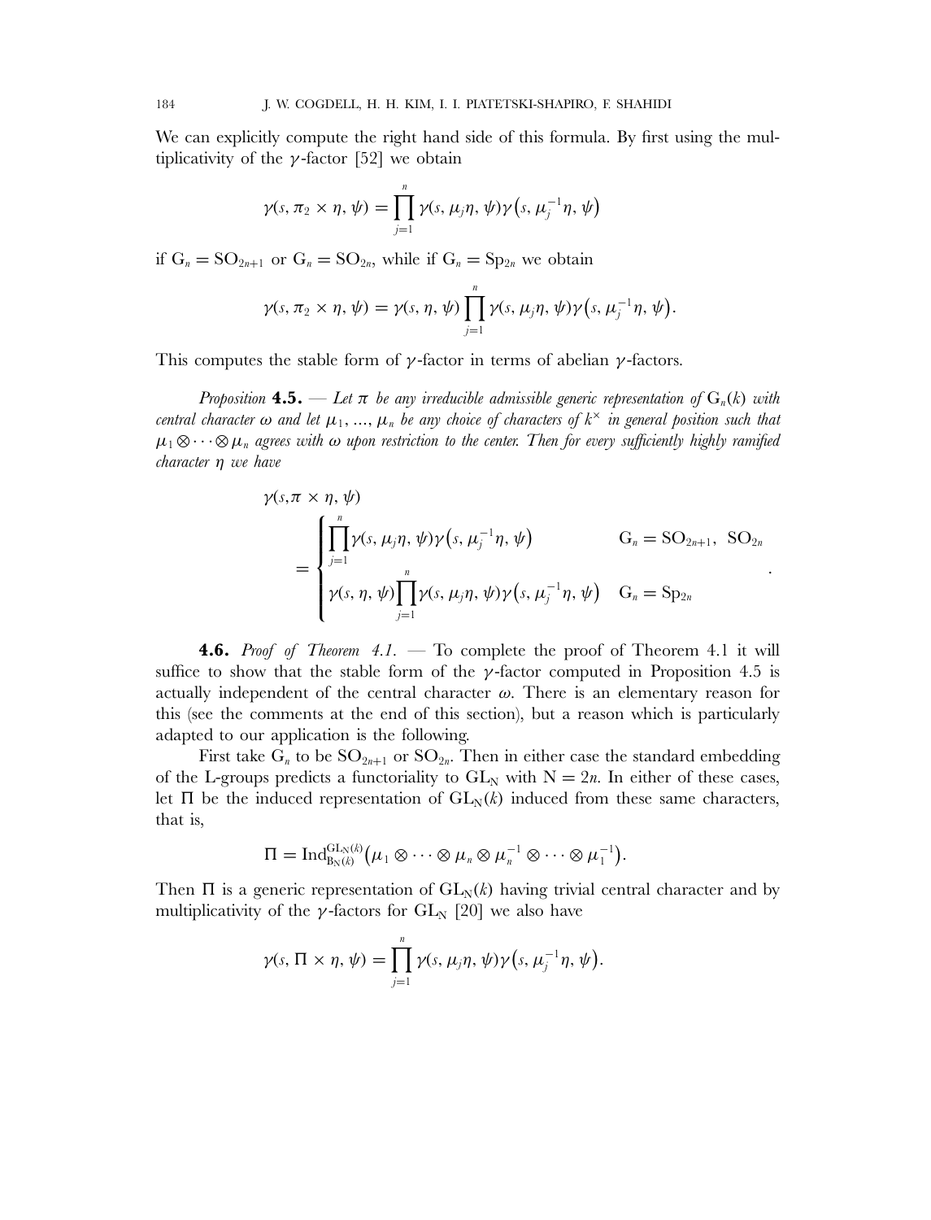We can explicitly compute the right hand side of this formula. By first using the multiplicativity of the $\gamma$-factor [52] we obtain

$$\gamma(s, \pi_2 \times \eta, \psi) = \prod_{j=1}^{n} \gamma(s, \mu_j \eta, \psi) \gamma\big(s, \mu_j^{-1} \eta, \psi\big)$$

if $\mathrm{G}_n = \mathrm{SO}_{2n+1}$ or $\mathrm{G}_n = \mathrm{SO}_{2n}$, while if $\mathrm{G}_n = \mathrm{Sp}_{2n}$ we obtain

$$\gamma(s, \pi_2 \times \eta, \psi) = \gamma(s, \eta, \psi) \prod_{j=1}^{n} \gamma(s, \mu_j \eta, \psi) \gamma\big(s, \mu_j^{-1} \eta, \psi\big).$$

This computes the stable form of $\gamma$-factor in terms of abelian $\gamma$-factors.

*Proposition* **4.5.** — *Let $\pi$ be any irreducible admissible generic representation of $\mathrm{G}_n(k)$ with central character $\omega$ and let $\mu_1, \ldots, \mu_n$ be any choice of characters of $k^\times$ in general position such that $\mu_1 \otimes \cdots \otimes \mu_n$ agrees with $\omega$ upon restriction to the center. Then for every sufficiently highly ramified character $\eta$ we have*

$$\gamma(s, \pi \times \eta, \psi) = \begin{cases} \displaystyle\prod_{j=1}^{n} \gamma(s, \mu_j \eta, \psi) \gamma\big(s, \mu_j^{-1} \eta, \psi\big) & \mathrm{G}_n = \mathrm{SO}_{2n+1},\ \mathrm{SO}_{2n} \\ \displaystyle\gamma(s, \eta, \psi) \prod_{j=1}^{n} \gamma(s, \mu_j \eta, \psi) \gamma\big(s, \mu_j^{-1} \eta, \psi\big) & \mathrm{G}_n = \mathrm{Sp}_{2n} \end{cases}.$$

**4.6.** *Proof of Theorem 4.1.* — To complete the proof of Theorem 4.1 it will suffice to show that the stable form of the $\gamma$-factor computed in Proposition 4.5 is actually independent of the central character $\omega$. There is an elementary reason for this (see the comments at the end of this section), but a reason which is particularly adapted to our application is the following.

First take $\mathrm{G}_n$ to be $\mathrm{SO}_{2n+1}$ or $\mathrm{SO}_{2n}$. Then in either case the standard embedding of the L-groups predicts a functoriality to $\mathrm{GL}_\mathrm{N}$ with $\mathrm{N} = 2n$. In either of these cases, let $\Pi$ be the induced representation of $\mathrm{GL}_\mathrm{N}(k)$ induced from these same characters, that is,

$$\Pi = \mathrm{Ind}_{\mathrm{B}_\mathrm{N}(k)}^{\mathrm{GL}_\mathrm{N}(k)}\big(\mu_1 \otimes \cdots \otimes \mu_n \otimes \mu_n^{-1} \otimes \cdots \otimes \mu_1^{-1}\big).$$

Then $\Pi$ is a generic representation of $\mathrm{GL}_\mathrm{N}(k)$ having trivial central character and by multiplicativity of the $\gamma$-factors for $\mathrm{GL}_\mathrm{N}$ [20] we also have

$$\gamma(s, \Pi \times \eta, \psi) = \prod_{j=1}^{n} \gamma(s, \mu_j \eta, \psi) \gamma\big(s, \mu_j^{-1} \eta, \psi\big).$$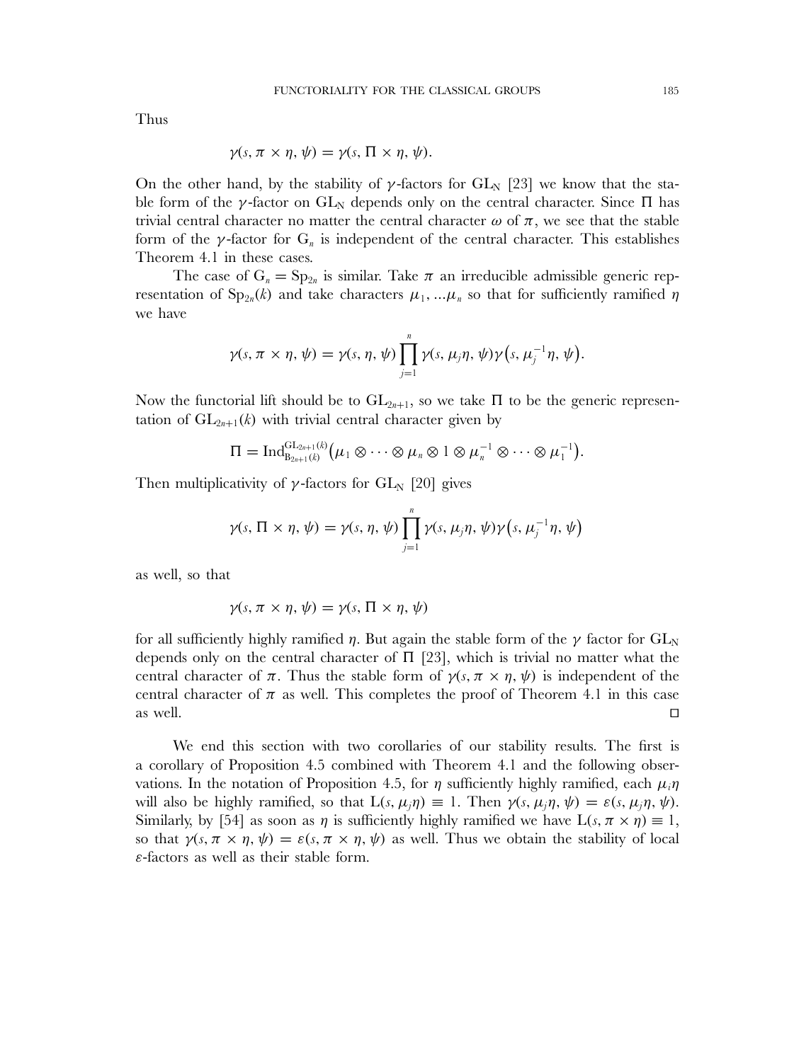Thus

$$\gamma(s, \pi \times \eta, \psi) = \gamma(s, \Pi \times \eta, \psi).$$

On the other hand, by the stability of $\gamma$-factors for $\mathrm{GL}_N$ [23] we know that the stable form of the $\gamma$-factor on $\mathrm{GL}_N$ depends only on the central character. Since $\Pi$ has trivial central character no matter the central character $\omega$ of $\pi$, we see that the stable form of the $\gamma$-factor for $\mathrm{G}_n$ is independent of the central character. This establishes Theorem 4.1 in these cases.

The case of $\mathrm{G}_n = \mathrm{Sp}_{2n}$ is similar. Take $\pi$ an irreducible admissible generic representation of $\mathrm{Sp}_{2n}(k)$ and take characters $\mu_1, \ldots \mu_n$ so that for sufficiently ramified $\eta$ we have

$$\gamma(s, \pi \times \eta, \psi) = \gamma(s, \eta, \psi) \prod_{j=1}^{n} \gamma(s, \mu_j \eta, \psi) \gamma\big(s, \mu_j^{-1} \eta, \psi\big).$$

Now the functorial lift should be to $\mathrm{GL}_{2n+1}$, so we take $\Pi$ to be the generic representation of $\mathrm{GL}_{2n+1}(k)$ with trivial central character given by

$$\Pi = \mathrm{Ind}_{\mathrm{B}_{2n+1}(k)}^{\mathrm{GL}_{2n+1}(k)} \big(\mu_1 \otimes \cdots \otimes \mu_n \otimes 1 \otimes \mu_n^{-1} \otimes \cdots \otimes \mu_1^{-1}\big).$$

Then multiplicativity of $\gamma$-factors for $\mathrm{GL}_N$ [20] gives

$$\gamma(s, \Pi \times \eta, \psi) = \gamma(s, \eta, \psi) \prod_{j=1}^{n} \gamma(s, \mu_j \eta, \psi) \gamma\big(s, \mu_j^{-1} \eta, \psi\big)$$

as well, so that

$$\gamma(s, \pi \times \eta, \psi) = \gamma(s, \Pi \times \eta, \psi)$$

for all sufficiently highly ramified $\eta$. But again the stable form of the $\gamma$ factor for $\mathrm{GL}_N$ depends only on the central character of $\Pi$ [23], which is trivial no matter what the central character of $\pi$. Thus the stable form of $\gamma(s, \pi \times \eta, \psi)$ is independent of the central character of $\pi$ as well. This completes the proof of Theorem 4.1 in this case as well. □

We end this section with two corollaries of our stability results. The first is a corollary of Proposition 4.5 combined with Theorem 4.1 and the following observations. In the notation of Proposition 4.5, for $\eta$ sufficiently highly ramified, each $\mu_i \eta$ will also be highly ramified, so that $\mathrm{L}(s, \mu_j \eta) \equiv 1$. Then $\gamma(s, \mu_j \eta, \psi) = \varepsilon(s, \mu_j \eta, \psi)$. Similarly, by [54] as soon as $\eta$ is sufficiently highly ramified we have $\mathrm{L}(s, \pi \times \eta) \equiv 1$, so that $\gamma(s, \pi \times \eta, \psi) = \varepsilon(s, \pi \times \eta, \psi)$ as well. Thus we obtain the stability of local $\varepsilon$-factors as well as their stable form.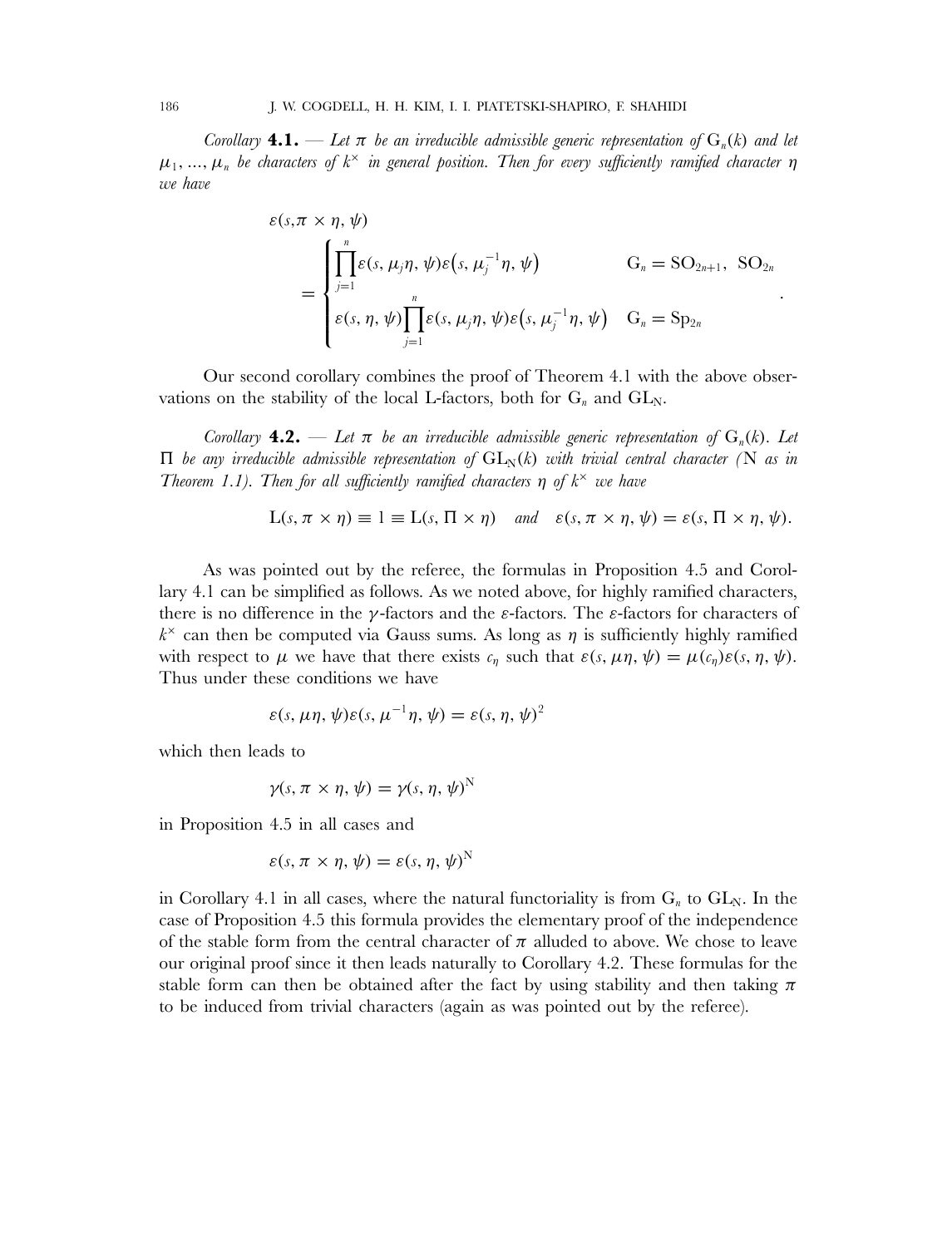*Corollary* **4.1.** — *Let $\pi$ be an irreducible admissible generic representation of $G_n(k)$ and let $\mu_1, \ldots, \mu_n$ be characters of $k^\times$ in general position. Then for every sufficiently ramified character $\eta$ we have*

$$\varepsilon(s, \pi \times \eta, \psi) = \begin{cases} \displaystyle\prod_{j=1}^{n} \varepsilon(s, \mu_j \eta, \psi)\varepsilon\big(s, \mu_j^{-1}\eta, \psi\big) & G_n = SO_{2n+1},\ SO_{2n} \\ \displaystyle\varepsilon(s, \eta, \psi)\prod_{j=1}^{n} \varepsilon(s, \mu_j \eta, \psi)\varepsilon\big(s, \mu_j^{-1}\eta, \psi\big) & G_n = Sp_{2n} \end{cases}.$$

Our second corollary combines the proof of Theorem 4.1 with the above observations on the stability of the local L-factors, both for $G_n$ and $GL_N$.

*Corollary* **4.2.** — *Let $\pi$ be an irreducible admissible generic representation of $G_n(k)$. Let $\Pi$ be any irreducible admissible representation of $GL_N(k)$ with trivial central character (N as in Theorem 1.1). Then for all sufficiently ramified characters $\eta$ of $k^\times$ we have*

$$L(s, \pi \times \eta) \equiv 1 \equiv L(s, \Pi \times \eta) \quad \textit{and} \quad \varepsilon(s, \pi \times \eta, \psi) = \varepsilon(s, \Pi \times \eta, \psi).$$

As was pointed out by the referee, the formulas in Proposition 4.5 and Corollary 4.1 can be simplified as follows. As we noted above, for highly ramified characters, there is no difference in the $\gamma$-factors and the $\varepsilon$-factors. The $\varepsilon$-factors for characters of $k^\times$ can then be computed via Gauss sums. As long as $\eta$ is sufficiently highly ramified with respect to $\mu$ we have that there exists $c_\eta$ such that $\varepsilon(s, \mu\eta, \psi) = \mu(c_\eta)\varepsilon(s, \eta, \psi)$. Thus under these conditions we have

$$\varepsilon(s, \mu\eta, \psi)\varepsilon(s, \mu^{-1}\eta, \psi) = \varepsilon(s, \eta, \psi)^2$$

which then leads to

$$\gamma(s, \pi \times \eta, \psi) = \gamma(s, \eta, \psi)^N$$

in Proposition 4.5 in all cases and

$$\varepsilon(s, \pi \times \eta, \psi) = \varepsilon(s, \eta, \psi)^N$$

in Corollary 4.1 in all cases, where the natural functoriality is from $G_n$ to $GL_N$. In the case of Proposition 4.5 this formula provides the elementary proof of the independence of the stable form from the central character of $\pi$ alluded to above. We chose to leave our original proof since it then leads naturally to Corollary 4.2. These formulas for the stable form can then be obtained after the fact by using stability and then taking $\pi$ to be induced from trivial characters (again as was pointed out by the referee).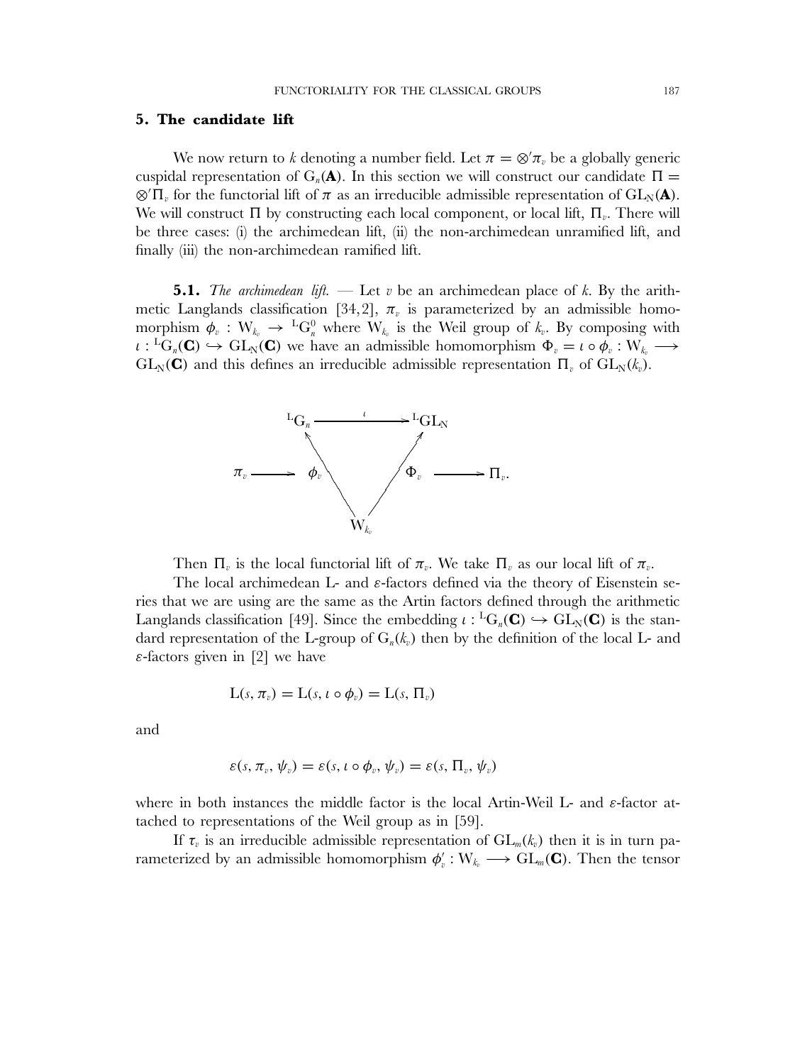## 5. The candidate lift

We now return to $k$ denoting a number field. Let $\pi = \otimes' \pi_v$ be a globally generic cuspidal representation of $G_n(\mathbf{A})$. In this section we will construct our candidate $\Pi = \otimes' \Pi_v$ for the functorial lift of $\pi$ as an irreducible admissible representation of $GL_N(\mathbf{A})$. We will construct $\Pi$ by constructing each local component, or local lift, $\Pi_v$. There will be three cases: (i) the archimedean lift, (ii) the non-archimedean unramified lift, and finally (iii) the non-archimedean ramified lift.

**5.1.** *The archimedean lift.* — Let $v$ be an archimedean place of $k$. By the arithmetic Langlands classification [34, 2], $\pi_v$ is parameterized by an admissible homomorphism $\phi_v : W_{k_v} \to {}^L G_n^0$ where $W_{k_v}$ is the Weil group of $k_v$. By composing with $\iota : {}^L G_n(\mathbf{C}) \hookrightarrow GL_N(\mathbf{C})$ we have an admissible homomorphism $\Phi_v = \iota \circ \phi_v : W_{k_v} \longrightarrow GL_N(\mathbf{C})$ and this defines an irreducible admissible representation $\Pi_v$ of $GL_N(k_v)$.

$$
\begin{array}{ccccccc}
 & & {}^L G_n & \xrightarrow{\quad \iota \quad} & {}^L GL_N & & \\
\pi_v & \longrightarrow & \phi_v \nwarrow & & \nearrow \Phi_v & \longrightarrow & \Pi_v. \\
 & & & W_{k_v} & & &
\end{array}
$$

Then $\Pi_v$ is the local functorial lift of $\pi_v$. We take $\Pi_v$ as our local lift of $\pi_v$.

The local archimedean L- and $\varepsilon$-factors defined via the theory of Eisenstein series that we are using are the same as the Artin factors defined through the arithmetic Langlands classification [49]. Since the embedding $\iota : {}^L G_n(\mathbf{C}) \hookrightarrow GL_N(\mathbf{C})$ is the standard representation of the L-group of $G_n(k_v)$ then by the definition of the local L- and $\varepsilon$-factors given in [2] we have

$$
L(s, \pi_v) = L(s, \iota \circ \phi_v) = L(s, \Pi_v)
$$

and

$$
\varepsilon(s, \pi_v, \psi_v) = \varepsilon(s, \iota \circ \phi_v, \psi_v) = \varepsilon(s, \Pi_v, \psi_v)
$$

where in both instances the middle factor is the local Artin-Weil L- and $\varepsilon$-factor attached to representations of the Weil group as in [59].

If $\tau_v$ is an irreducible admissible representation of $GL_m(k_v)$ then it is in turn parameterized by an admissible homomorphism $\phi'_v : W_{k_v} \longrightarrow GL_m(\mathbf{C})$. Then the tensor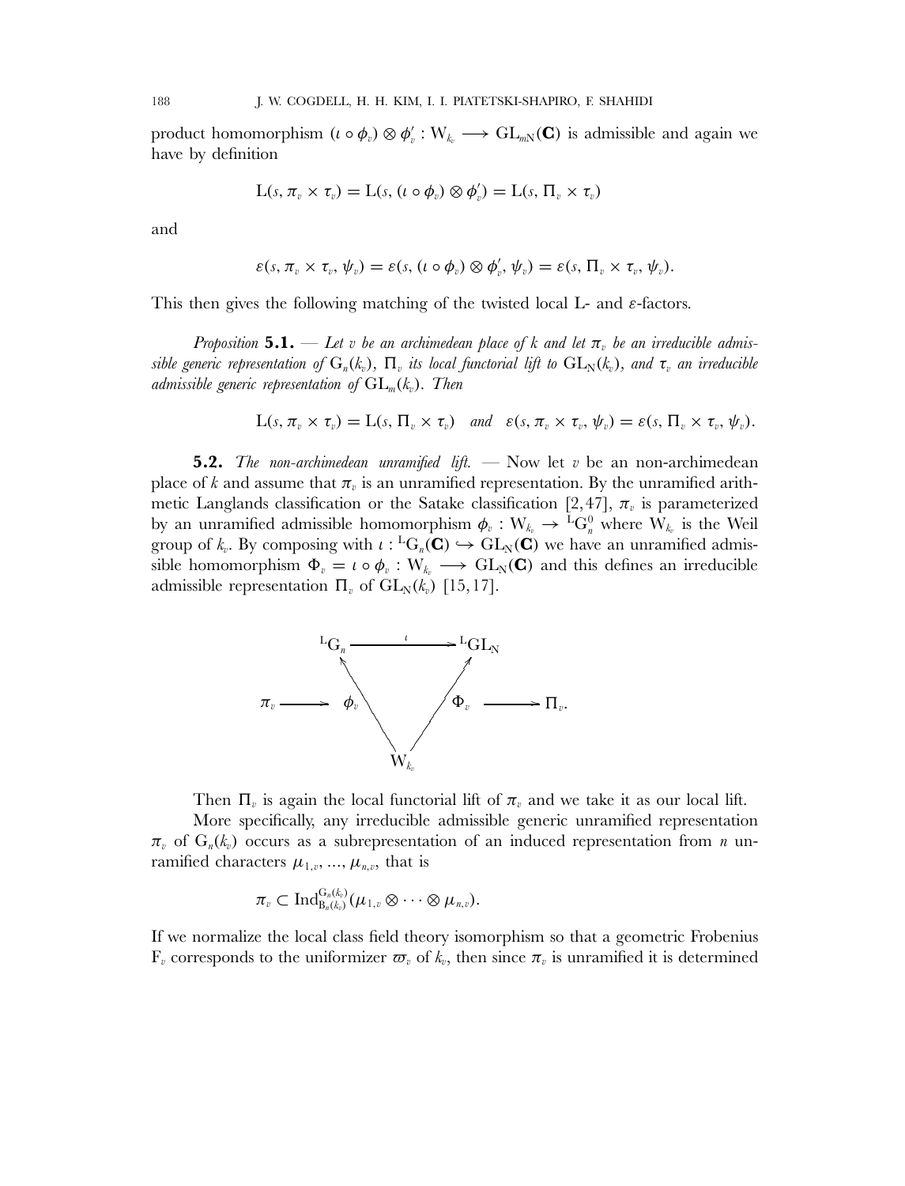product homomorphism $(\iota \circ \phi_v) \otimes \phi'_v : W_{k_v} \longrightarrow GL_{mN}(\mathbf{C})$ is admissible and again we have by definition

$$L(s, \pi_v \times \tau_v) = L(s, (\iota \circ \phi_v) \otimes \phi'_v) = L(s, \Pi_v \times \tau_v)$$

and

$$\varepsilon(s, \pi_v \times \tau_v, \psi_v) = \varepsilon(s, (\iota \circ \phi_v) \otimes \phi'_v, \psi_v) = \varepsilon(s, \Pi_v \times \tau_v, \psi_v).$$

This then gives the following matching of the twisted local L- and $\varepsilon$-factors.

*Proposition* **5.1.** — *Let $v$ be an archimedean place of $k$ and let $\pi_v$ be an irreducible admissible generic representation of $G_n(k_v)$, $\Pi_v$ its local functorial lift to $GL_N(k_v)$, and $\tau_v$ an irreducible admissible generic representation of $GL_m(k_v)$. Then*

$$L(s, \pi_v \times \tau_v) = L(s, \Pi_v \times \tau_v) \quad \textit{and} \quad \varepsilon(s, \pi_v \times \tau_v, \psi_v) = \varepsilon(s, \Pi_v \times \tau_v, \psi_v).$$

**5.2.** *The non-archimedean unramified lift.* — Now let $v$ be an non-archimedean place of $k$ and assume that $\pi_v$ is an unramified representation. By the unramified arithmetic Langlands classification or the Satake classification [2, 47], $\pi_v$ is parameterized by an unramified admissible homomorphism $\phi_v : W_{k_v} \to {}^L G_n^0$ where $W_{k_v}$ is the Weil group of $k_v$. By composing with $\iota : {}^L G_n(\mathbf{C}) \hookrightarrow GL_N(\mathbf{C})$ we have an unramified admissible homomorphism $\Phi_v = \iota \circ \phi_v : W_{k_v} \longrightarrow GL_N(\mathbf{C})$ and this defines an irreducible admissible representation $\Pi_v$ of $GL_N(k_v)$ [15, 17].

$$\begin{array}{ccccccc} & & {}^L G_n & \xrightarrow{\ \iota\ } & {}^L GL_N & & \\ \pi_v & \longrightarrow & \phi_v \nwarrow & & \nearrow \Phi_v & \longrightarrow & \Pi_v. \\ & & & W_{k_v} & & & \end{array}$$

Then $\Pi_v$ is again the local functorial lift of $\pi_v$ and we take it as our local lift.

More specifically, any irreducible admissible generic unramified representation $\pi_v$ of $G_n(k_v)$ occurs as a subrepresentation of an induced representation from $n$ unramified characters $\mu_{1,v}, \ldots, \mu_{n,v}$, that is

$$\pi_v \subset \mathrm{Ind}_{B_n(k_v)}^{G_n(k_v)}(\mu_{1,v} \otimes \cdots \otimes \mu_{n,v}).$$

If we normalize the local class field theory isomorphism so that a geometric Frobenius $F_v$ corresponds to the uniformizer $\varpi_v$ of $k_v$, then since $\pi_v$ is unramified it is determined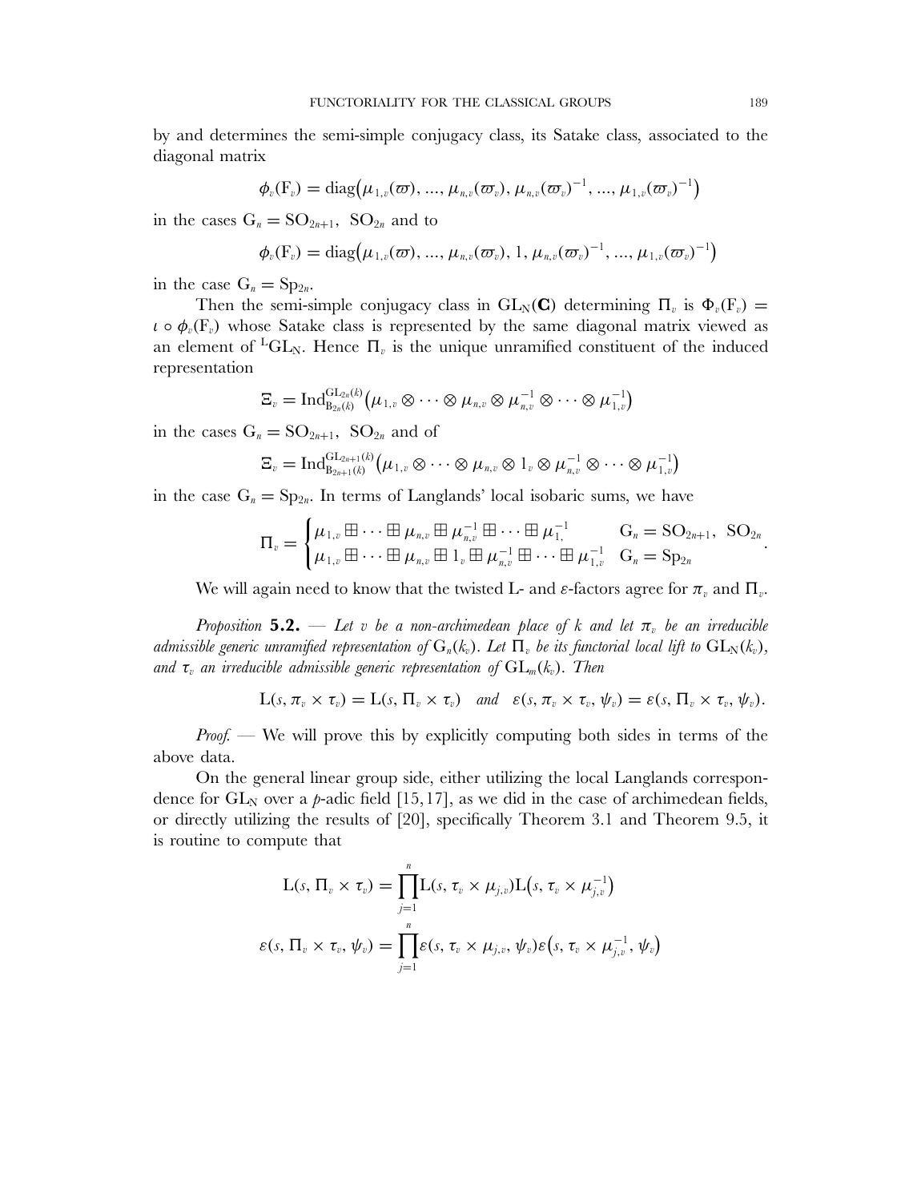by and determines the semi-simple conjugacy class, its Satake class, associated to the diagonal matrix

$$\phi_v(\mathrm{F}_v) = \mathrm{diag}\big(\mu_{1,v}(\varpi), ..., \mu_{n,v}(\varpi_v), \mu_{n,v}(\varpi_v)^{-1}, ..., \mu_{1,v}(\varpi_v)^{-1}\big)$$

in the cases $\mathrm{G}_n = \mathrm{SO}_{2n+1},\ \mathrm{SO}_{2n}$ and to

$$\phi_v(\mathrm{F}_v) = \mathrm{diag}\big(\mu_{1,v}(\varpi), ..., \mu_{n,v}(\varpi_v), 1, \mu_{n,v}(\varpi_v)^{-1}, ..., \mu_{1,v}(\varpi_v)^{-1}\big)$$

in the case $\mathrm{G}_n = \mathrm{Sp}_{2n}$.

Then the semi-simple conjugacy class in $\mathrm{GL}_{\mathrm{N}}(\mathbf{C})$ determining $\Pi_v$ is $\Phi_v(\mathrm{F}_v) = \iota \circ \phi_v(\mathrm{F}_v)$ whose Satake class is represented by the same diagonal matrix viewed as an element of ${}^{\mathrm{L}}\mathrm{GL}_{\mathrm{N}}$. Hence $\Pi_v$ is the unique unramified constituent of the induced representation

$$\Xi_v = \mathrm{Ind}_{\mathrm{B}_{2n}(k)}^{\mathrm{GL}_{2n}(k)}\big(\mu_{1,v} \otimes \cdots \otimes \mu_{n,v} \otimes \mu_{n,v}^{-1} \otimes \cdots \otimes \mu_{1,v}^{-1}\big)$$

in the cases $\mathrm{G}_n = \mathrm{SO}_{2n+1},\ \mathrm{SO}_{2n}$ and of

$$\Xi_v = \mathrm{Ind}_{\mathrm{B}_{2n+1}(k)}^{\mathrm{GL}_{2n+1}(k)}\big(\mu_{1,v} \otimes \cdots \otimes \mu_{n,v} \otimes 1_v \otimes \mu_{n,v}^{-1} \otimes \cdots \otimes \mu_{1,v}^{-1}\big)$$

in the case $\mathrm{G}_n = \mathrm{Sp}_{2n}$. In terms of Langlands' local isobaric sums, we have

$$\Pi_v = \begin{cases} \mu_{1,v} \boxplus \cdots \boxplus \mu_{n,v} \boxplus \mu_{n,v}^{-1} \boxplus \cdots \boxplus \mu_{1,}^{-1} & \mathrm{G}_n = \mathrm{SO}_{2n+1},\ \mathrm{SO}_{2n} \\ \mu_{1,v} \boxplus \cdots \boxplus \mu_{n,v} \boxplus 1_v \boxplus \mu_{n,v}^{-1} \boxplus \cdots \boxplus \mu_{1,v}^{-1} & \mathrm{G}_n = \mathrm{Sp}_{2n} \end{cases}.$$

We will again need to know that the twisted L- and $\varepsilon$-factors agree for $\pi_v$ and $\Pi_v$.

*Proposition* **5.2.** — *Let $v$ be a non-archimedean place of $k$ and let $\pi_v$ be an irreducible admissible generic unramified representation of $\mathrm{G}_n(k_v)$. Let $\Pi_v$ be its functorial local lift to $\mathrm{GL}_{\mathrm{N}}(k_v)$, and $\tau_v$ an irreducible admissible generic representation of $\mathrm{GL}_m(k_v)$. Then*

$$\mathrm{L}(s, \pi_v \times \tau_v) = \mathrm{L}(s, \Pi_v \times \tau_v) \quad \textit{and} \quad \varepsilon(s, \pi_v \times \tau_v, \psi_v) = \varepsilon(s, \Pi_v \times \tau_v, \psi_v).$$

*Proof.* — We will prove this by explicitly computing both sides in terms of the above data.

On the general linear group side, either utilizing the local Langlands correspondence for $\mathrm{GL}_{\mathrm{N}}$ over a $p$-adic field [15, 17], as we did in the case of archimedean fields, or directly utilizing the results of [20], specifically Theorem 3.1 and Theorem 9.5, it is routine to compute that

$$\mathrm{L}(s, \Pi_v \times \tau_v) = \prod_{j=1}^{n} \mathrm{L}(s, \tau_v \times \mu_{j,v}) \mathrm{L}\big(s, \tau_v \times \mu_{j,v}^{-1}\big)$$

$$\varepsilon(s, \Pi_v \times \tau_v, \psi_v) = \prod_{j=1}^{n} \varepsilon(s, \tau_v \times \mu_{j,v}, \psi_v) \varepsilon\big(s, \tau_v \times \mu_{j,v}^{-1}, \psi_v\big)$$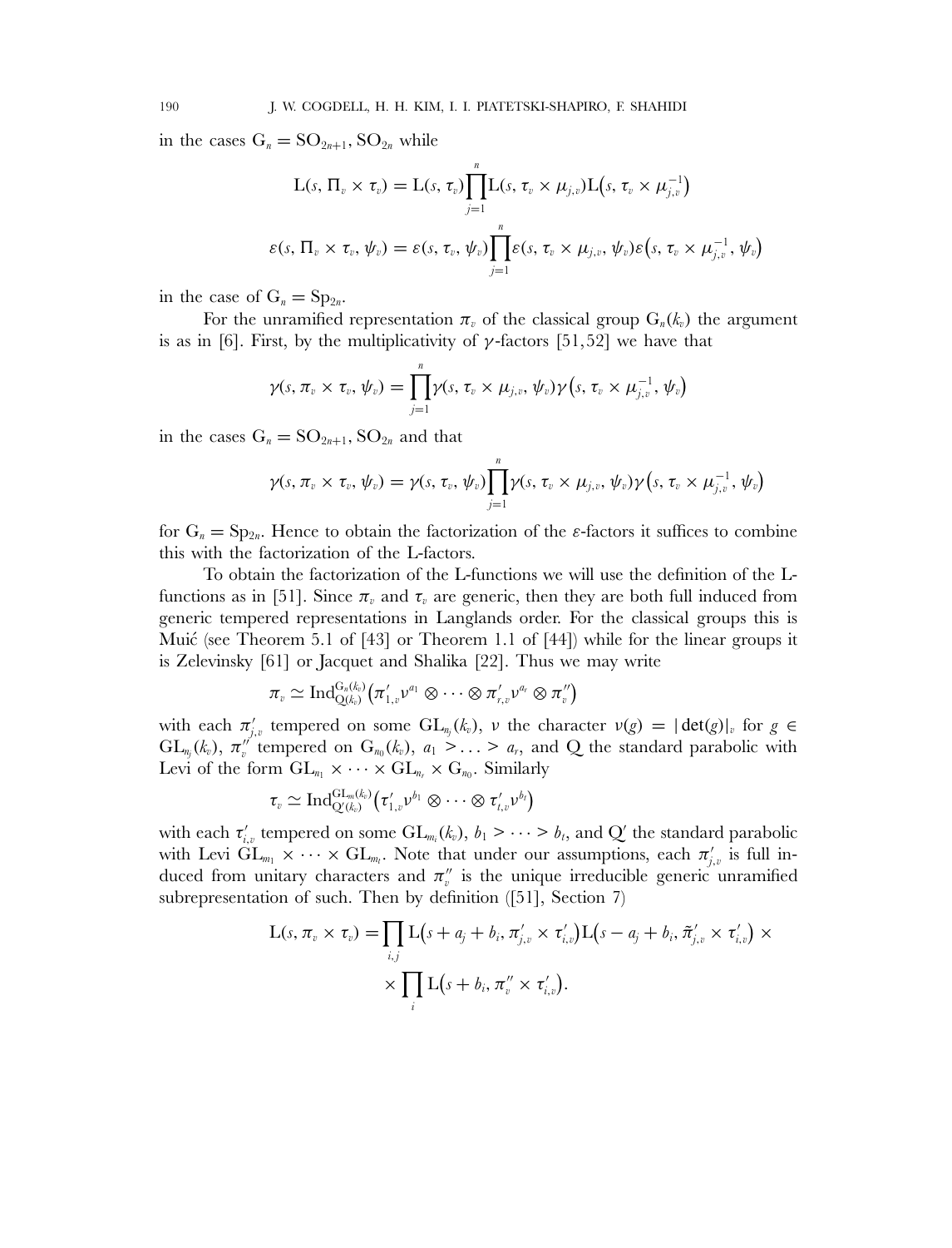in the cases $G_n = SO_{2n+1}, SO_{2n}$ while

$$L(s, \Pi_v \times \tau_v) = L(s, \tau_v)\prod_{j=1}^{n} L(s, \tau_v \times \mu_{j,v}) L\big(s, \tau_v \times \mu_{j,v}^{-1}\big)$$

$$\varepsilon(s, \Pi_v \times \tau_v, \psi_v) = \varepsilon(s, \tau_v, \psi_v)\prod_{j=1}^{n} \varepsilon(s, \tau_v \times \mu_{j,v}, \psi_v)\varepsilon\big(s, \tau_v \times \mu_{j,v}^{-1}, \psi_v\big)$$

in the case of $G_n = Sp_{2n}$.

For the unramified representation $\pi_v$ of the classical group $G_n(k_v)$ the argument is as in [6]. First, by the multiplicativity of $\gamma$-factors [51,52] we have that

$$\gamma(s, \pi_v \times \tau_v, \psi_v) = \prod_{j=1}^{n} \gamma(s, \tau_v \times \mu_{j,v}, \psi_v)\gamma\big(s, \tau_v \times \mu_{j,v}^{-1}, \psi_v\big)$$

in the cases $G_n = SO_{2n+1}, SO_{2n}$ and that

$$\gamma(s, \pi_v \times \tau_v, \psi_v) = \gamma(s, \tau_v, \psi_v)\prod_{j=1}^{n} \gamma(s, \tau_v \times \mu_{j,v}, \psi_v)\gamma\big(s, \tau_v \times \mu_{j,v}^{-1}, \psi_v\big)$$

for $G_n = Sp_{2n}$. Hence to obtain the factorization of the $\varepsilon$-factors it suffices to combine this with the factorization of the L-factors.

To obtain the factorization of the L-functions we will use the definition of the L-functions as in [51]. Since $\pi_v$ and $\tau_v$ are generic, then they are both full induced from generic tempered representations in Langlands order. For the classical groups this is Muić (see Theorem 5.1 of [43] or Theorem 1.1 of [44]) while for the linear groups it is Zelevinsky [61] or Jacquet and Shalika [22]. Thus we may write

$$\pi_v \simeq \mathrm{Ind}_{Q(k_v)}^{G_n(k_v)}\big(\pi'_{1,v}\nu^{a_1} \otimes \cdots \otimes \pi'_{r,v}\nu^{a_r} \otimes \pi''_v\big)$$

with each $\pi'_{j,v}$ tempered on some $GL_{n_j}(k_v)$, $\nu$ the character $\nu(g) = |\det(g)|_v$ for $g \in GL_{n_j}(k_v)$, $\pi''_v$ tempered on $G_{n_0}(k_v)$, $a_1 > \ldots > a_r$, and Q the standard parabolic with Levi of the form $GL_{n_1} \times \cdots \times GL_{n_r} \times G_{n_0}$. Similarly

$$\tau_v \simeq \mathrm{Ind}_{Q'(k_v)}^{GL_m(k_v)}\big(\tau'_{1,v}\nu^{b_1} \otimes \cdots \otimes \tau'_{t,v}\nu^{b_t}\big)$$

with each $\tau'_{i,v}$ tempered on some $GL_{m_i}(k_v)$, $b_1 > \cdots > b_t$, and $Q'$ the standard parabolic with Levi $GL_{m_1} \times \cdots \times GL_{m_t}$. Note that under our assumptions, each $\pi'_{j,v}$ is full induced from unitary characters and $\pi''_v$ is the unique irreducible generic unramified subrepresentation of such. Then by definition ([51], Section 7)

$$L(s, \pi_v \times \tau_v) = \prod_{i,j} L\big(s + a_j + b_i, \pi'_{j,v} \times \tau'_{i,v}\big) L\big(s - a_j + b_i, \tilde{\pi}'_{j,v} \times \tau'_{i,v}\big) \times \times \prod_{i} L\big(s + b_i, \pi''_v \times \tau'_{i,v}\big).$$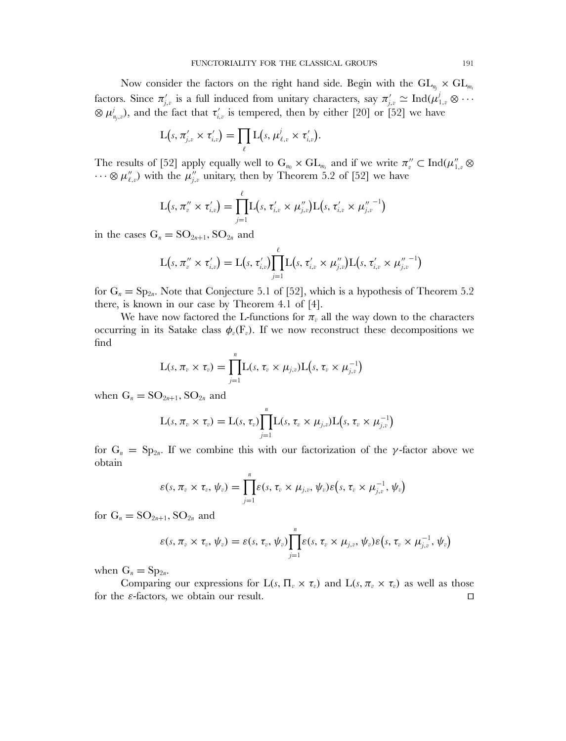Now consider the factors on the right hand side. Begin with the $\mathrm{GL}_{n_j} \times \mathrm{GL}_{m_i}$ factors. Since $\pi'_{j,v}$ is a full induced from unitary characters, say $\pi'_{j,v} \simeq \mathrm{Ind}(\mu^j_{1,v} \otimes \cdots \otimes \mu^j_{n_j,v})$, and the fact that $\tau'_{i,v}$ is tempered, then by either [20] or [52] we have

$$\mathrm{L}\big(s, \pi'_{j,v} \times \tau'_{i,v}\big) = \prod_{\ell} \mathrm{L}\big(s, \mu^j_{\ell,v} \times \tau'_{i,v}\big).$$

The results of [52] apply equally well to $\mathrm{G}_{n_0} \times \mathrm{GL}_{m_i}$ and if we write $\pi''_v \subset \mathrm{Ind}(\mu''_{1,v} \otimes \cdots \otimes \mu''_{\ell,v})$ with the $\mu''_{j,v}$ unitary, then by Theorem 5.2 of [52] we have

$$\mathrm{L}\big(s, \pi''_v \times \tau'_{i,v}\big) = \prod_{j=1}^{\ell} \mathrm{L}\big(s, \tau'_{i,v} \times \mu''_{j,v}\big) \mathrm{L}\big(s, \tau'_{i,v} \times {\mu''_{j,v}}^{-1}\big)$$

in the cases $\mathrm{G}_n = \mathrm{SO}_{2n+1}, \mathrm{SO}_{2n}$ and

$$\mathrm{L}\big(s, \pi''_v \times \tau'_{i,v}\big) = \mathrm{L}\big(s, \tau'_{i,v}\big) \prod_{j=1}^{\ell} \mathrm{L}\big(s, \tau'_{i,v} \times \mu''_{j,v}\big) \mathrm{L}\big(s, \tau'_{i,v} \times {\mu''_{j,v}}^{-1}\big)$$

for $\mathrm{G}_n = \mathrm{Sp}_{2n}$. Note that Conjecture 5.1 of [52], which is a hypothesis of Theorem 5.2 there, is known in our case by Theorem 4.1 of [4].

We have now factored the L-functions for $\pi_v$ all the way down to the characters occurring in its Satake class $\phi_v(\mathrm{F}_v)$. If we now reconstruct these decompositions we find

$$\mathrm{L}(s, \pi_v \times \tau_v) = \prod_{j=1}^{n} \mathrm{L}(s, \tau_v \times \mu_{j,v}) \mathrm{L}\big(s, \tau_v \times \mu_{j,v}^{-1}\big)$$

when $\mathrm{G}_n = \mathrm{SO}_{2n+1}, \mathrm{SO}_{2n}$ and

$$\mathrm{L}(s, \pi_v \times \tau_v) = \mathrm{L}(s, \tau_v) \prod_{j=1}^{n} \mathrm{L}(s, \tau_v \times \mu_{j,v}) \mathrm{L}\big(s, \tau_v \times \mu_{j,v}^{-1}\big)$$

for $\mathrm{G}_n = \mathrm{Sp}_{2n}$. If we combine this with our factorization of the $\gamma$-factor above we obtain

$$\varepsilon(s, \pi_v \times \tau_v, \psi_v) = \prod_{j=1}^{n} \varepsilon(s, \tau_v \times \mu_{j,v}, \psi_v) \varepsilon\big(s, \tau_v \times \mu_{j,v}^{-1}, \psi_v\big)$$

for $\mathrm{G}_n = \mathrm{SO}_{2n+1}, \mathrm{SO}_{2n}$ and

$$\varepsilon(s, \pi_v \times \tau_v, \psi_v) = \varepsilon(s, \tau_v, \psi_v) \prod_{j=1}^{n} \varepsilon(s, \tau_v \times \mu_{j,v}, \psi_v) \varepsilon\big(s, \tau_v \times \mu_{j,v}^{-1}, \psi_v\big)$$

when $\mathrm{G}_n = \mathrm{Sp}_{2n}$.

Comparing our expressions for $\mathrm{L}(s, \Pi_v \times \tau_v)$ and $\mathrm{L}(s, \pi_v \times \tau_v)$ as well as those for the $\varepsilon$-factors, we obtain our result. $\square$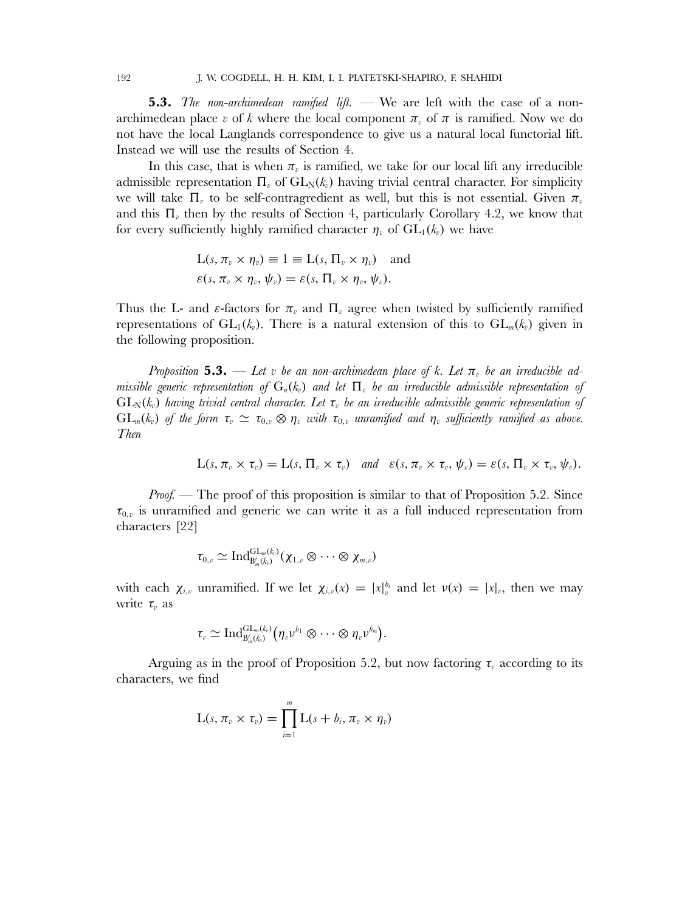**5.3.** *The non-archimedean ramified lift.* — We are left with the case of a non-archimedean place $v$ of $k$ where the local component $\pi_v$ of $\pi$ is ramified. Now we do not have the local Langlands correspondence to give us a natural local functorial lift. Instead we will use the results of Section 4.

In this case, that is when $\pi_v$ is ramified, we take for our local lift any irreducible admissible representation $\Pi_v$ of $\mathrm{GL}_N(k_v)$ having trivial central character. For simplicity we will take $\Pi_v$ to be self-contragredient as well, but this is not essential. Given $\pi_v$ and this $\Pi_v$ then by the results of Section 4, particularly Corollary 4.2, we know that for every sufficiently highly ramified character $\eta_v$ of $\mathrm{GL}_1(k_v)$ we have

$$\begin{aligned} &\mathrm{L}(s, \pi_v \times \eta_v) \equiv 1 \equiv \mathrm{L}(s, \Pi_v \times \eta_v) \quad \text{and} \\ &\varepsilon(s, \pi_v \times \eta_v, \psi_v) = \varepsilon(s, \Pi_v \times \eta_v, \psi_v). \end{aligned}$$

Thus the L- and $\varepsilon$-factors for $\pi_v$ and $\Pi_v$ agree when twisted by sufficiently ramified representations of $\mathrm{GL}_1(k_v)$. There is a natural extension of this to $\mathrm{GL}_m(k_v)$ given in the following proposition.

*Proposition* **5.3.** — *Let $v$ be an non-archimedean place of $k$. Let $\pi_v$ be an irreducible admissible generic representation of $\mathrm{G}_n(k_v)$ and let $\Pi_v$ be an irreducible admissible representation of $\mathrm{GL}_N(k_v)$ having trivial central character. Let $\tau_v$ be an irreducible admissible generic representation of $\mathrm{GL}_m(k_v)$ of the form $\tau_v \simeq \tau_{0,v} \otimes \eta_v$ with $\tau_{0,v}$ unramified and $\eta_v$ sufficiently ramified as above. Then*

$$\mathrm{L}(s, \pi_v \times \tau_v) = \mathrm{L}(s, \Pi_v \times \tau_v) \quad \textit{and} \quad \varepsilon(s, \pi_v \times \tau_v, \psi_v) = \varepsilon(s, \Pi_v \times \tau_v, \psi_v).$$

*Proof.* — The proof of this proposition is similar to that of Proposition 5.2. Since $\tau_{0,v}$ is unramified and generic we can write it as a full induced representation from characters [22]

$$\tau_{0,v} \simeq \mathrm{Ind}_{\mathrm{B}'_m(k_v)}^{\mathrm{GL}_m(k_v)}(\chi_{1,v} \otimes \cdots \otimes \chi_{m,v})$$

with each $\chi_{i,v}$ unramified. If we let $\chi_{i,v}(x) = |x|_v^{b_i}$ and let $\nu(x) = |x|_v$, then we may write $\tau_v$ as

$$\tau_v \simeq \mathrm{Ind}_{\mathrm{B}'_m(k_v)}^{\mathrm{GL}_m(k_v)}\big(\eta_v \nu^{b_1} \otimes \cdots \otimes \eta_v \nu^{b_m}\big).$$

Arguing as in the proof of Proposition 5.2, but now factoring $\tau_v$ according to its characters, we find

$$\mathrm{L}(s, \pi_v \times \tau_v) = \prod_{i=1}^{m} \mathrm{L}(s + b_i, \pi_v \times \eta_v)$$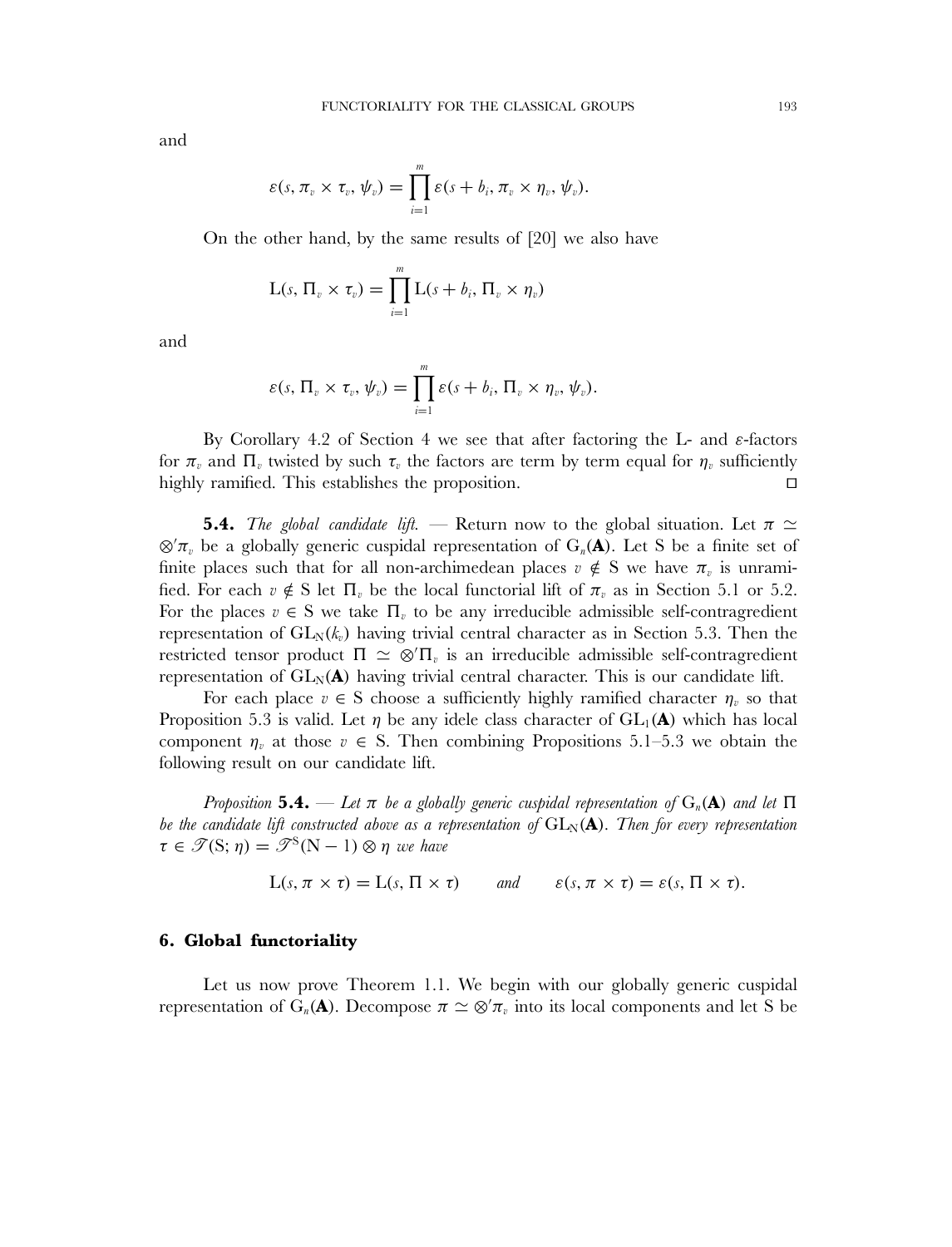and

$$\varepsilon(s, \pi_v \times \tau_v, \psi_v) = \prod_{i=1}^{m} \varepsilon(s + b_i, \pi_v \times \eta_v, \psi_v).$$

On the other hand, by the same results of [20] we also have

$$\mathrm{L}(s, \Pi_v \times \tau_v) = \prod_{i=1}^{m} \mathrm{L}(s + b_i, \Pi_v \times \eta_v)$$

and

$$\varepsilon(s, \Pi_v \times \tau_v, \psi_v) = \prod_{i=1}^{m} \varepsilon(s + b_i, \Pi_v \times \eta_v, \psi_v).$$

By Corollary 4.2 of Section 4 we see that after factoring the L- and $\varepsilon$-factors for $\pi_v$ and $\Pi_v$ twisted by such $\tau_v$ the factors are term by term equal for $\eta_v$ sufficiently highly ramified. This establishes the proposition. □

**5.4.** *The global candidate lift.* — Return now to the global situation. Let $\pi \simeq \otimes' \pi_v$ be a globally generic cuspidal representation of $\mathrm{G}_n(\mathbf{A})$. Let S be a finite set of finite places such that for all non-archimedean places $v \notin \mathrm{S}$ we have $\pi_v$ is unramified. For each $v \notin \mathrm{S}$ let $\Pi_v$ be the local functorial lift of $\pi_v$ as in Section 5.1 or 5.2. For the places $v \in \mathrm{S}$ we take $\Pi_v$ to be any irreducible admissible self-contragredient representation of $\mathrm{GL}_\mathrm{N}(k_v)$ having trivial central character as in Section 5.3. Then the restricted tensor product $\Pi \simeq \otimes' \Pi_v$ is an irreducible admissible self-contragredient representation of $\mathrm{GL}_\mathrm{N}(\mathbf{A})$ having trivial central character. This is our candidate lift.

For each place $v \in \mathrm{S}$ choose a sufficiently highly ramified character $\eta_v$ so that Proposition 5.3 is valid. Let $\eta$ be any idele class character of $\mathrm{GL}_1(\mathbf{A})$ which has local component $\eta_v$ at those $v \in \mathrm{S}$. Then combining Propositions 5.1–5.3 we obtain the following result on our candidate lift.

*Proposition* **5.4.** — *Let $\pi$ be a globally generic cuspidal representation of $\mathrm{G}_n(\mathbf{A})$ and let $\Pi$ be the candidate lift constructed above as a representation of $\mathrm{GL}_\mathrm{N}(\mathbf{A})$. Then for every representation $\tau \in \mathscr{T}(\mathrm{S}; \eta) = \mathscr{T}^\mathrm{S}(\mathrm{N}-1) \otimes \eta$ we have*

$$\mathrm{L}(s, \pi \times \tau) = \mathrm{L}(s, \Pi \times \tau) \qquad \textit{and} \qquad \varepsilon(s, \pi \times \tau) = \varepsilon(s, \Pi \times \tau).$$

## 6. Global functoriality

Let us now prove Theorem 1.1. We begin with our globally generic cuspidal representation of $\mathrm{G}_n(\mathbf{A})$. Decompose $\pi \simeq \otimes' \pi_v$ into its local components and let S be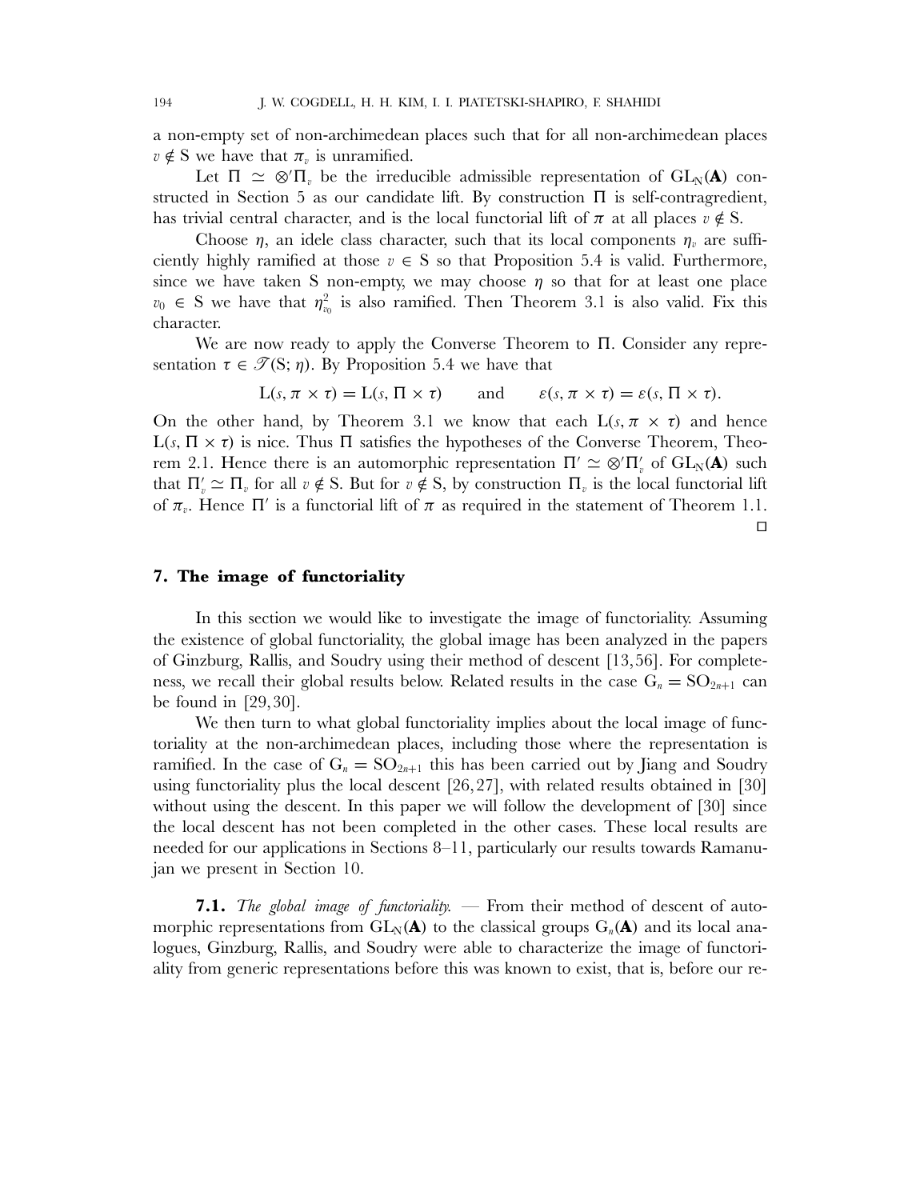a non-empty set of non-archimedean places such that for all non-archimedean places $v \notin S$ we have that $\pi_v$ is unramified.

Let $\Pi \simeq \otimes' \Pi_v$ be the irreducible admissible representation of $\mathrm{GL}_N(\mathbf{A})$ constructed in Section 5 as our candidate lift. By construction $\Pi$ is self-contragredient, has trivial central character, and is the local functorial lift of $\pi$ at all places $v \notin S$.

Choose $\eta$, an idele class character, such that its local components $\eta_v$ are sufficiently highly ramified at those $v \in S$ so that Proposition 5.4 is valid. Furthermore, since we have taken S non-empty, we may choose $\eta$ so that for at least one place $v_0 \in S$ we have that $\eta_{v_0}^2$ is also ramified. Then Theorem 3.1 is also valid. Fix this character.

We are now ready to apply the Converse Theorem to $\Pi$. Consider any representation $\tau \in \mathcal{T}(S; \eta)$. By Proposition 5.4 we have that

$$L(s, \pi \times \tau) = L(s, \Pi \times \tau) \qquad \text{and} \qquad \varepsilon(s, \pi \times \tau) = \varepsilon(s, \Pi \times \tau).$$

On the other hand, by Theorem 3.1 we know that each $L(s, \pi \times \tau)$ and hence $L(s, \Pi \times \tau)$ is nice. Thus $\Pi$ satisfies the hypotheses of the Converse Theorem, Theorem 2.1. Hence there is an automorphic representation $\Pi' \simeq \otimes' \Pi'_v$ of $\mathrm{GL}_N(\mathbf{A})$ such that $\Pi'_v \simeq \Pi_v$ for all $v \notin S$. But for $v \notin S$, by construction $\Pi_v$ is the local functorial lift of $\pi_v$. Hence $\Pi'$ is a functorial lift of $\pi$ as required in the statement of Theorem 1.1. □

## 7. The image of functoriality

In this section we would like to investigate the image of functoriality. Assuming the existence of global functoriality, the global image has been analyzed in the papers of Ginzburg, Rallis, and Soudry using their method of descent [13, 56]. For completeness, we recall their global results below. Related results in the case $G_n = \mathrm{SO}_{2n+1}$ can be found in [29, 30].

We then turn to what global functoriality implies about the local image of functoriality at the non-archimedean places, including those where the representation is ramified. In the case of $G_n = \mathrm{SO}_{2n+1}$ this has been carried out by Jiang and Soudry using functoriality plus the local descent [26, 27], with related results obtained in [30] without using the descent. In this paper we will follow the development of [30] since the local descent has not been completed in the other cases. These local results are needed for our applications in Sections 8–11, particularly our results towards Ramanujan we present in Section 10.

**7.1.** *The global image of functoriality.* — From their method of descent of automorphic representations from $\mathrm{GL}_N(\mathbf{A})$ to the classical groups $G_n(\mathbf{A})$ and its local analogues, Ginzburg, Rallis, and Soudry were able to characterize the image of functoriality from generic representations before this was known to exist, that is, before our re-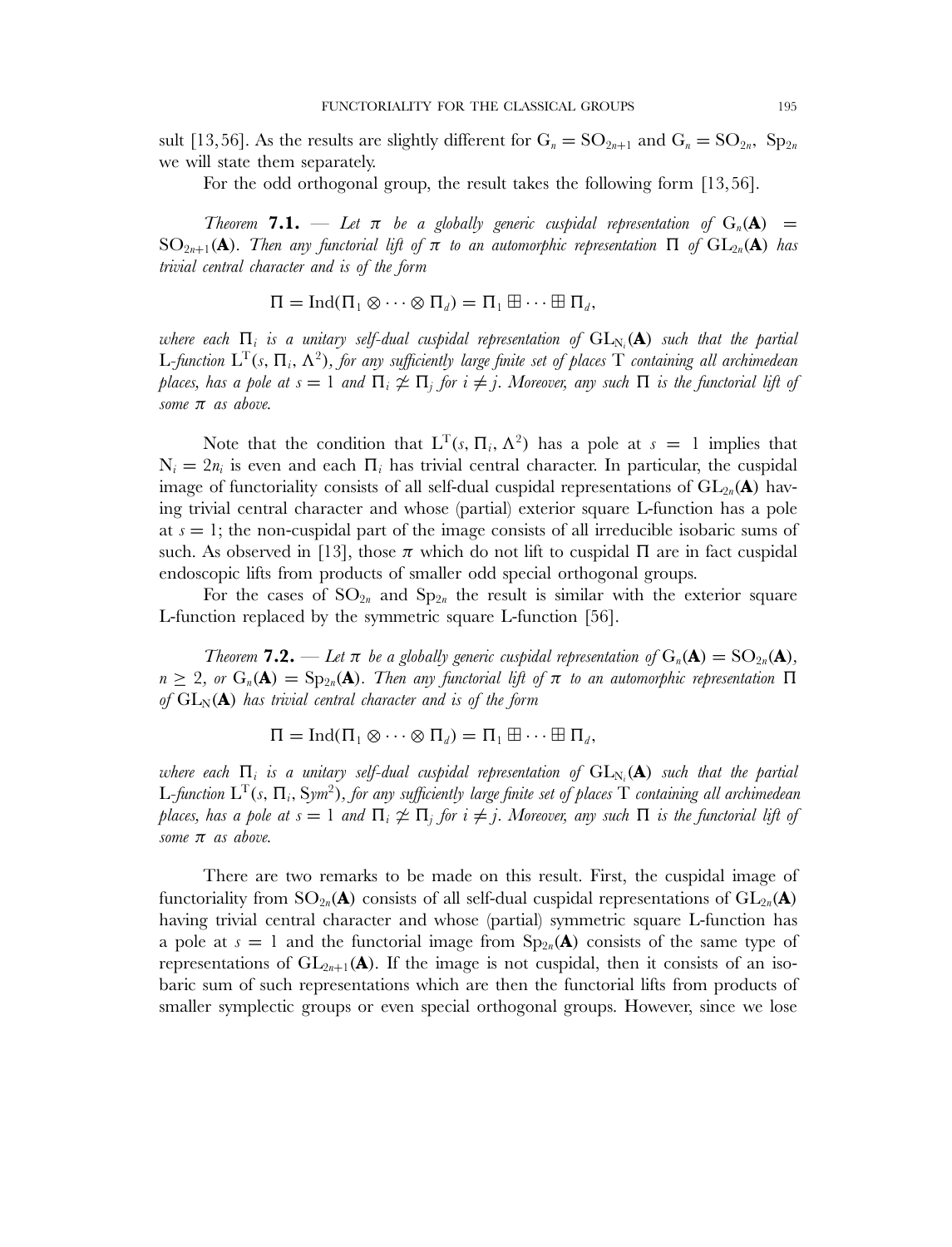sult [13, 56]. As the results are slightly different for $G_n = SO_{2n+1}$ and $G_n = SO_{2n}$, $Sp_{2n}$ we will state them separately.

For the odd orthogonal group, the result takes the following form [13, 56].

*Theorem* **7.1.** — *Let $\pi$ be a globally generic cuspidal representation of $G_n(\mathbf{A}) = SO_{2n+1}(\mathbf{A})$. Then any functorial lift of $\pi$ to an automorphic representation $\Pi$ of $GL_{2n}(\mathbf{A})$ has trivial central character and is of the form*

$$\Pi = \mathrm{Ind}(\Pi_1 \otimes \cdots \otimes \Pi_d) = \Pi_1 \boxplus \cdots \boxplus \Pi_d,$$

*where each $\Pi_i$ is a unitary self-dual cuspidal representation of $GL_{N_i}(\mathbf{A})$ such that the partial L-function $L^T(s, \Pi_i, \Lambda^2)$, for any sufficiently large finite set of places $T$ containing all archimedean places, has a pole at $s = 1$ and $\Pi_i \not\simeq \Pi_j$ for $i \neq j$. Moreover, any such $\Pi$ is the functorial lift of some $\pi$ as above.*

Note that the condition that $L^T(s, \Pi_i, \Lambda^2)$ has a pole at $s = 1$ implies that $N_i = 2n_i$ is even and each $\Pi_i$ has trivial central character. In particular, the cuspidal image of functoriality consists of all self-dual cuspidal representations of $GL_{2n}(\mathbf{A})$ having trivial central character and whose (partial) exterior square L-function has a pole at $s = 1$; the non-cuspidal part of the image consists of all irreducible isobaric sums of such. As observed in [13], those $\pi$ which do not lift to cuspidal $\Pi$ are in fact cuspidal endoscopic lifts from products of smaller odd special orthogonal groups.

For the cases of $SO_{2n}$ and $Sp_{2n}$ the result is similar with the exterior square L-function replaced by the symmetric square L-function [56].

*Theorem* **7.2.** — *Let $\pi$ be a globally generic cuspidal representation of $G_n(\mathbf{A}) = SO_{2n}(\mathbf{A})$, $n \geq 2$, or $G_n(\mathbf{A}) = Sp_{2n}(\mathbf{A})$. Then any functorial lift of $\pi$ to an automorphic representation $\Pi$ of $GL_N(\mathbf{A})$ has trivial central character and is of the form*

$$\Pi = \mathrm{Ind}(\Pi_1 \otimes \cdots \otimes \Pi_d) = \Pi_1 \boxplus \cdots \boxplus \Pi_d,$$

*where each $\Pi_i$ is a unitary self-dual cuspidal representation of $GL_{N_i}(\mathbf{A})$ such that the partial L-function $L^T(s, \Pi_i, Sym^2)$, for any sufficiently large finite set of places $T$ containing all archimedean places, has a pole at $s = 1$ and $\Pi_i \not\simeq \Pi_j$ for $i \neq j$. Moreover, any such $\Pi$ is the functorial lift of some $\pi$ as above.*

There are two remarks to be made on this result. First, the cuspidal image of functoriality from $SO_{2n}(\mathbf{A})$ consists of all self-dual cuspidal representations of $GL_{2n}(\mathbf{A})$ having trivial central character and whose (partial) symmetric square L-function has a pole at $s = 1$ and the functorial image from $Sp_{2n}(\mathbf{A})$ consists of the same type of representations of $GL_{2n+1}(\mathbf{A})$. If the image is not cuspidal, then it consists of an isobaric sum of such representations which are then the functorial lifts from products of smaller symplectic groups or even special orthogonal groups. However, since we lose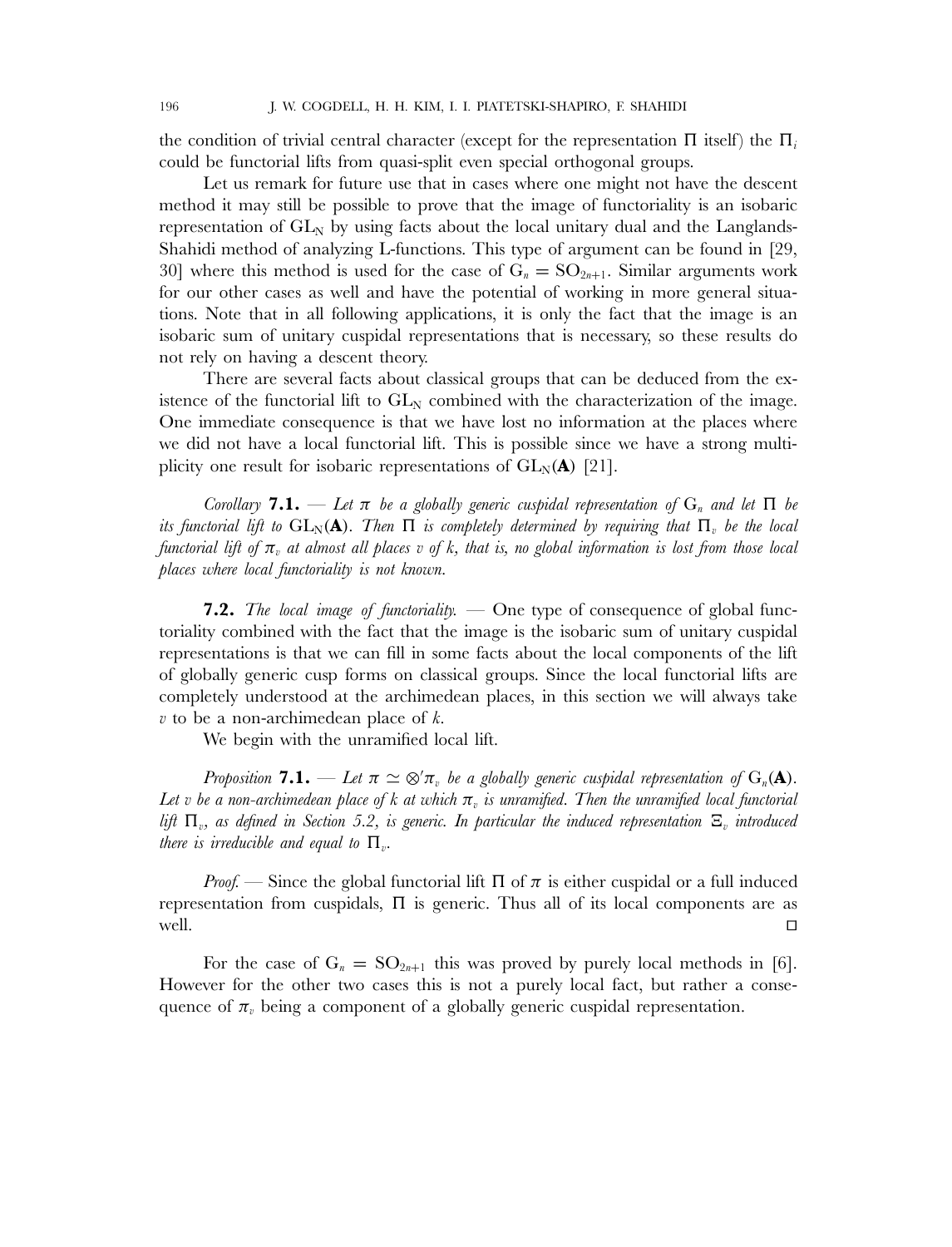the condition of trivial central character (except for the representation $\Pi$ itself) the $\Pi_i$ could be functorial lifts from quasi-split even special orthogonal groups.

Let us remark for future use that in cases where one might not have the descent method it may still be possible to prove that the image of functoriality is an isobaric representation of $\mathrm{GL}_N$ by using facts about the local unitary dual and the Langlands-Shahidi method of analyzing L-functions. This type of argument can be found in [29, 30] where this method is used for the case of $\mathrm{G}_n = \mathrm{SO}_{2n+1}$. Similar arguments work for our other cases as well and have the potential of working in more general situations. Note that in all following applications, it is only the fact that the image is an isobaric sum of unitary cuspidal representations that is necessary, so these results do not rely on having a descent theory.

There are several facts about classical groups that can be deduced from the existence of the functorial lift to $\mathrm{GL}_N$ combined with the characterization of the image. One immediate consequence is that we have lost no information at the places where we did not have a local functorial lift. This is possible since we have a strong multiplicity one result for isobaric representations of $\mathrm{GL}_N(\mathbf{A})$ [21].

*Corollary* **7.1.** — *Let $\pi$ be a globally generic cuspidal representation of $\mathrm{G}_n$ and let $\Pi$ be its functorial lift to $\mathrm{GL}_N(\mathbf{A})$. Then $\Pi$ is completely determined by requiring that $\Pi_v$ be the local functorial lift of $\pi_v$ at almost all places $v$ of $k$, that is, no global information is lost from those local places where local functoriality is not known.*

**7.2.** *The local image of functoriality.* — One type of consequence of global functoriality combined with the fact that the image is the isobaric sum of unitary cuspidal representations is that we can fill in some facts about the local components of the lift of globally generic cusp forms on classical groups. Since the local functorial lifts are completely understood at the archimedean places, in this section we will always take $v$ to be a non-archimedean place of $k$.

We begin with the unramified local lift.

*Proposition* **7.1.** — *Let $\pi \simeq \otimes' \pi_v$ be a globally generic cuspidal representation of $\mathrm{G}_n(\mathbf{A})$. Let $v$ be a non-archimedean place of $k$ at which $\pi_v$ is unramified. Then the unramified local functorial lift $\Pi_v$, as defined in Section 5.2, is generic. In particular the induced representation $\Xi_v$ introduced there is irreducible and equal to $\Pi_v$.*

*Proof.* — Since the global functorial lift $\Pi$ of $\pi$ is either cuspidal or a full induced representation from cuspidals, $\Pi$ is generic. Thus all of its local components are as well. ◻

For the case of $\mathrm{G}_n = \mathrm{SO}_{2n+1}$ this was proved by purely local methods in [6]. However for the other two cases this is not a purely local fact, but rather a consequence of $\pi_v$ being a component of a globally generic cuspidal representation.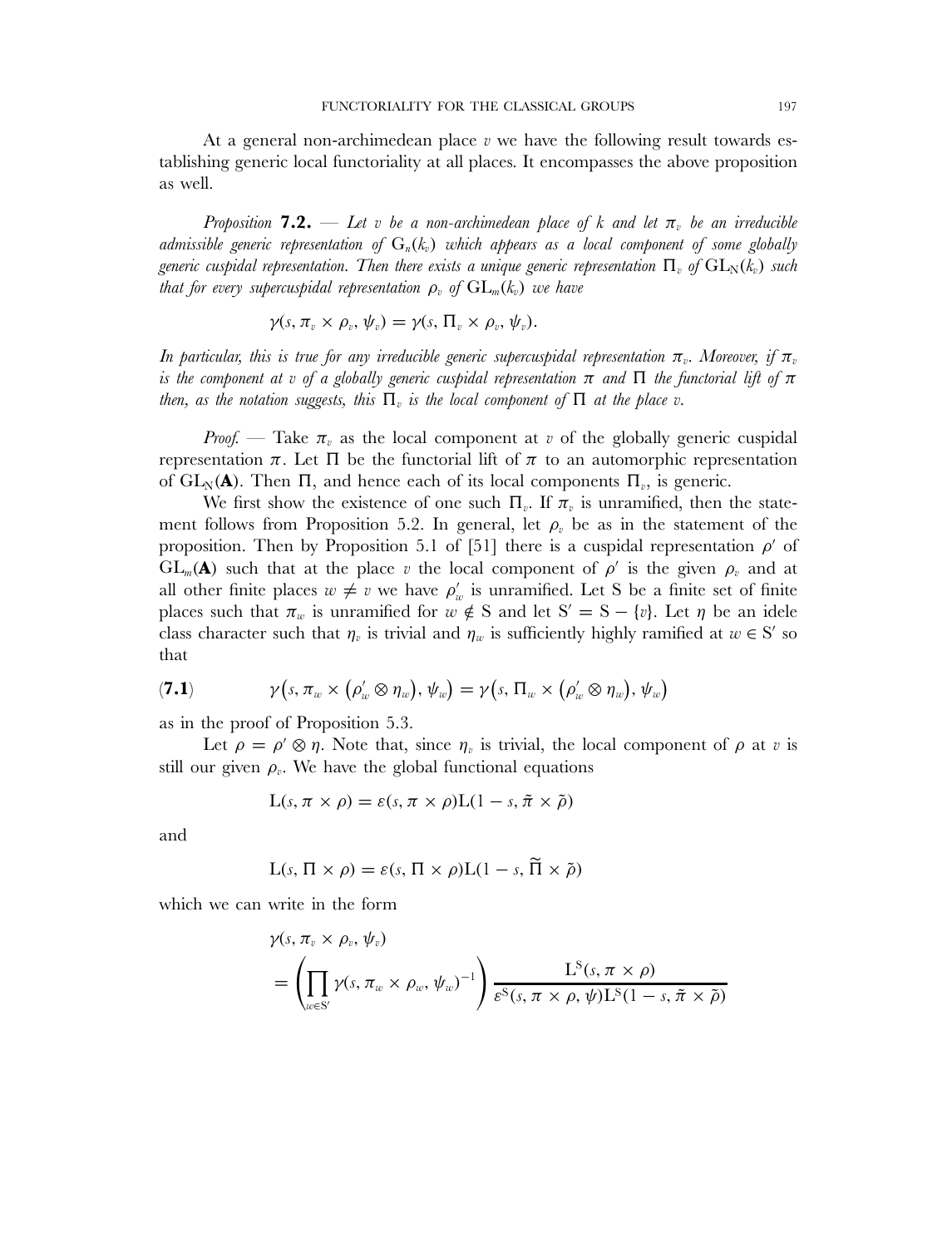At a general non-archimedean place $v$ we have the following result towards establishing generic local functoriality at all places. It encompasses the above proposition as well.

*Proposition* **7.2.** — *Let $v$ be a non-archimedean place of $k$ and let $\pi_v$ be an irreducible admissible generic representation of $G_n(k_v)$ which appears as a local component of some globally generic cuspidal representation. Then there exists a unique generic representation $\Pi_v$ of $GL_N(k_v)$ such that for every supercuspidal representation $\rho_v$ of $GL_m(k_v)$ we have*

$$\gamma(s, \pi_v \times \rho_v, \psi_v) = \gamma(s, \Pi_v \times \rho_v, \psi_v).$$

*In particular, this is true for any irreducible generic supercuspidal representation $\pi_v$. Moreover, if $\pi_v$ is the component at $v$ of a globally generic cuspidal representation $\pi$ and $\Pi$ the functorial lift of $\pi$ then, as the notation suggests, this $\Pi_v$ is the local component of $\Pi$ at the place $v$.*

*Proof.* — Take $\pi_v$ as the local component at $v$ of the globally generic cuspidal representation $\pi$. Let $\Pi$ be the functorial lift of $\pi$ to an automorphic representation of $GL_N(\mathbf{A})$. Then $\Pi$, and hence each of its local components $\Pi_v$, is generic.

We first show the existence of one such $\Pi_v$. If $\pi_v$ is unramified, then the statement follows from Proposition 5.2. In general, let $\rho_v$ be as in the statement of the proposition. Then by Proposition 5.1 of [51] there is a cuspidal representation $\rho'$ of $GL_m(\mathbf{A})$ such that at the place $v$ the local component of $\rho'$ is the given $\rho_v$ and at all other finite places $w \neq v$ we have $\rho'_w$ is unramified. Let S be a finite set of finite places such that $\pi_w$ is unramified for $w \notin S$ and let $S' = S - \{v\}$. Let $\eta$ be an idele class character such that $\eta_v$ is trivial and $\eta_w$ is sufficiently highly ramified at $w \in S'$ so that

$$\gamma\big(s, \pi_w \times \big(\rho'_w \otimes \eta_w\big), \psi_w\big) = \gamma\big(s, \Pi_w \times \big(\rho'_w \otimes \eta_w\big), \psi_w\big) \tag{7.1}$$

as in the proof of Proposition 5.3.

Let $\rho = \rho' \otimes \eta$. Note that, since $\eta_v$ is trivial, the local component of $\rho$ at $v$ is still our given $\rho_v$. We have the global functional equations

$$L(s, \pi \times \rho) = \varepsilon(s, \pi \times \rho) L(1 - s, \tilde{\pi} \times \tilde{\rho})$$

and

$$L(s, \Pi \times \rho) = \varepsilon(s, \Pi \times \rho) L(1 - s, \widetilde{\Pi} \times \tilde{\rho})$$

which we can write in the form

$$\gamma(s, \pi_v \times \rho_v, \psi_v) = \left(\prod_{w \in S'} \gamma(s, \pi_w \times \rho_w, \psi_w)^{-1}\right) \frac{L^S(s, \pi \times \rho)}{\varepsilon^S(s, \pi \times \rho, \psi) L^S(1 - s, \tilde{\pi} \times \tilde{\rho})}$$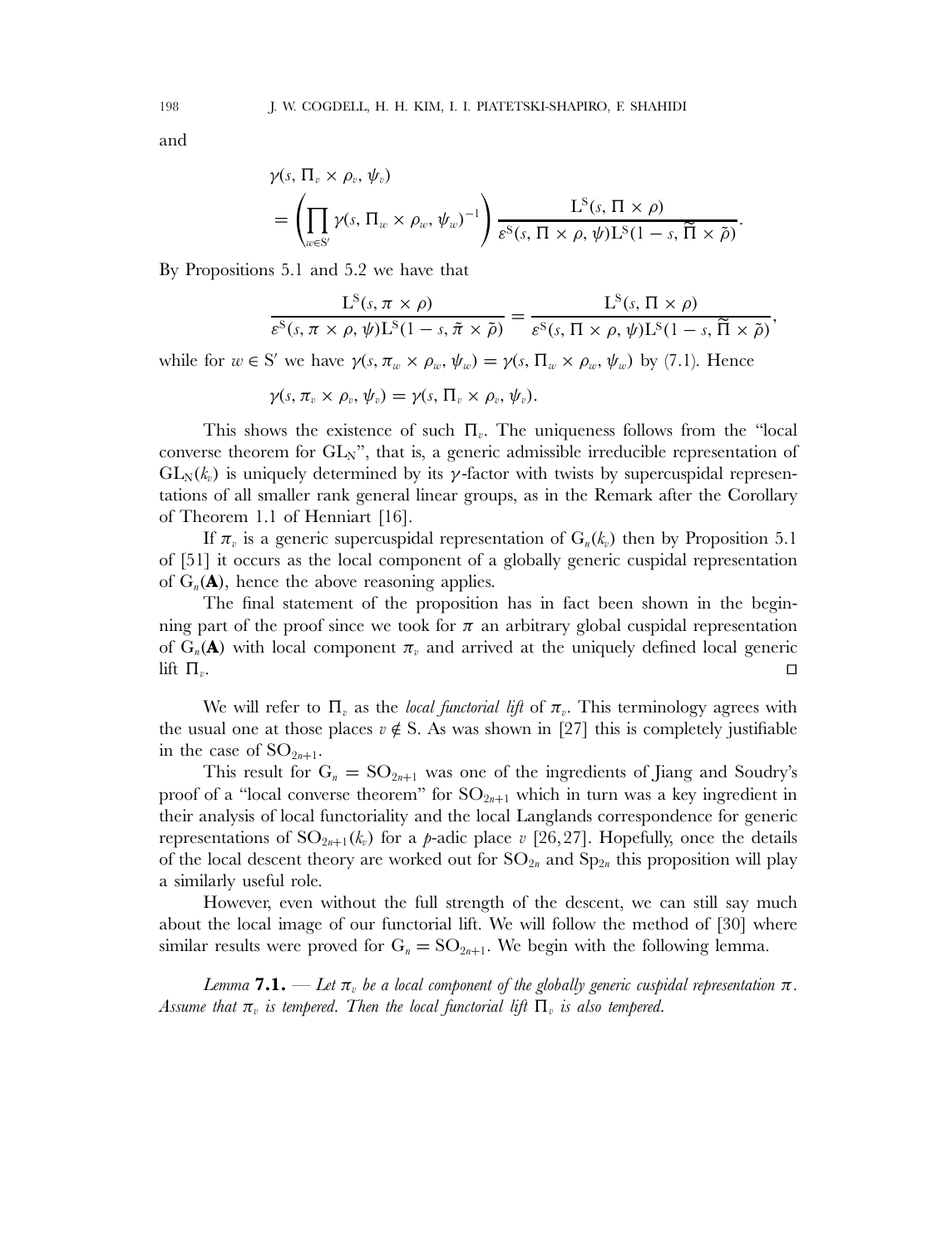and

$$\gamma(s, \Pi_v \times \rho_v, \psi_v) = \left( \prod_{w \in S'} \gamma(s, \Pi_w \times \rho_w, \psi_w)^{-1} \right) \frac{L^S(s, \Pi \times \rho)}{\varepsilon^S(s, \Pi \times \rho, \psi) L^S(1-s, \widetilde{\Pi} \times \tilde{\rho})}.$$

By Propositions 5.1 and 5.2 we have that

$$\frac{L^S(s, \pi \times \rho)}{\varepsilon^S(s, \pi \times \rho, \psi) L^S(1-s, \tilde{\pi} \times \tilde{\rho})} = \frac{L^S(s, \Pi \times \rho)}{\varepsilon^S(s, \Pi \times \rho, \psi) L^S(1-s, \widetilde{\Pi} \times \tilde{\rho})},$$

while for $w \in S'$ we have $\gamma(s, \pi_w \times \rho_w, \psi_w) = \gamma(s, \Pi_w \times \rho_w, \psi_w)$ by (7.1). Hence

$$\gamma(s, \pi_v \times \rho_v, \psi_v) = \gamma(s, \Pi_v \times \rho_v, \psi_v).$$

This shows the existence of such $\Pi_v$. The uniqueness follows from the "local converse theorem for $GL_N$", that is, a generic admissible irreducible representation of $GL_N(k_v)$ is uniquely determined by its $\gamma$-factor with twists by supercuspidal representations of all smaller rank general linear groups, as in the Remark after the Corollary of Theorem 1.1 of Henniart [16].

If $\pi_v$ is a generic supercuspidal representation of $G_n(k_v)$ then by Proposition 5.1 of [51] it occurs as the local component of a globally generic cuspidal representation of $G_n(\mathbf{A})$, hence the above reasoning applies.

The final statement of the proposition has in fact been shown in the beginning part of the proof since we took for $\pi$ an arbitrary global cuspidal representation of $G_n(\mathbf{A})$ with local component $\pi_v$ and arrived at the uniquely defined local generic lift $\Pi_v$. □

We will refer to $\Pi_v$ as the *local functorial lift* of $\pi_v$. This terminology agrees with the usual one at those places $v \notin S$. As was shown in [27] this is completely justifiable in the case of $SO_{2n+1}$.

This result for $G_n = SO_{2n+1}$ was one of the ingredients of Jiang and Soudry's proof of a "local converse theorem" for $SO_{2n+1}$ which in turn was a key ingredient in their analysis of local functoriality and the local Langlands correspondence for generic representations of $SO_{2n+1}(k_v)$ for a $p$-adic place $v$ [26, 27]. Hopefully, once the details of the local descent theory are worked out for $SO_{2n}$ and $Sp_{2n}$ this proposition will play a similarly useful role.

However, even without the full strength of the descent, we can still say much about the local image of our functorial lift. We will follow the method of [30] where similar results were proved for $G_n = SO_{2n+1}$. We begin with the following lemma.

*Lemma* **7.1.** — *Let $\pi_v$ be a local component of the globally generic cuspidal representation $\pi$. Assume that $\pi_v$ is tempered. Then the local functorial lift $\Pi_v$ is also tempered.*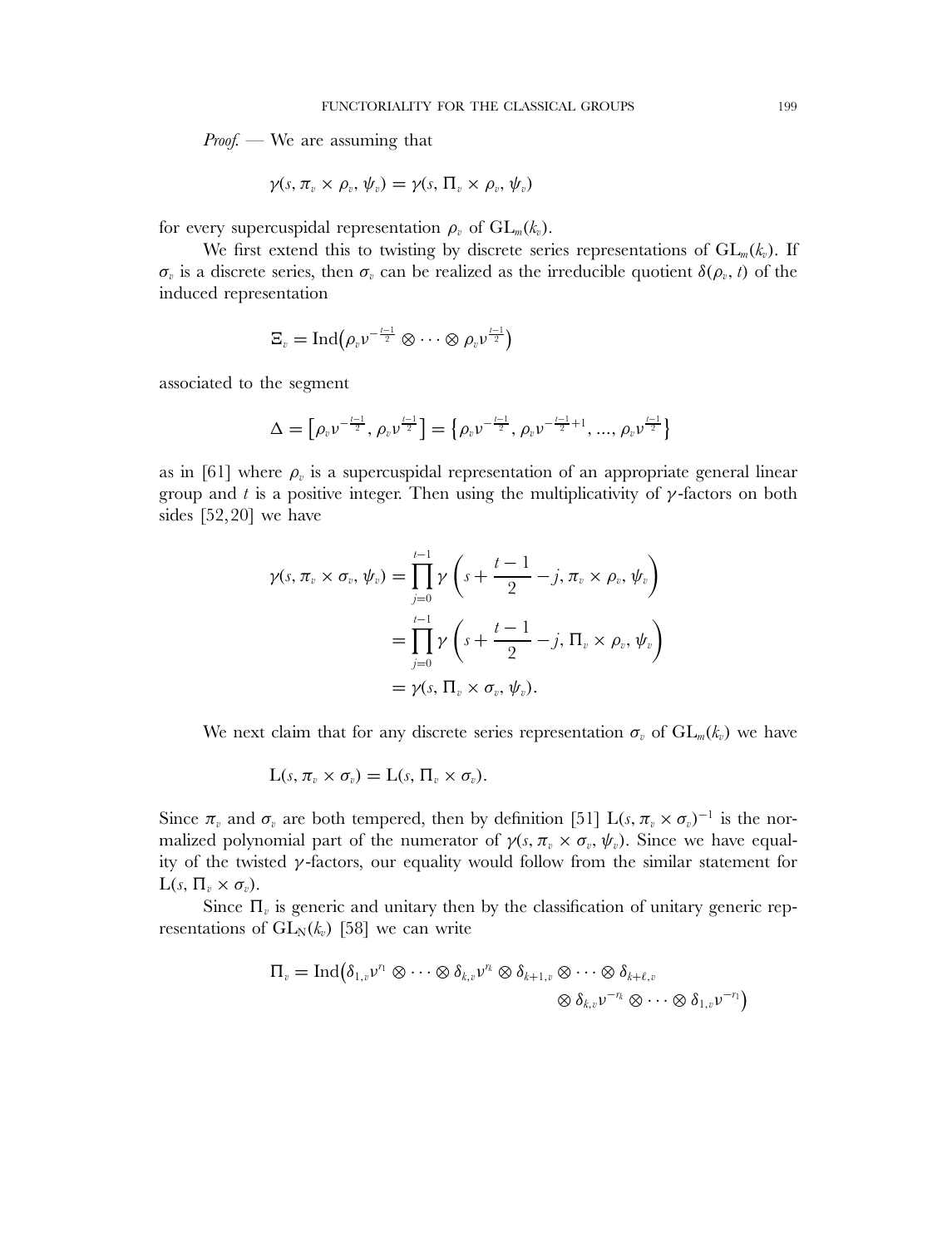*Proof.* — We are assuming that

$$\gamma(s, \pi_v \times \rho_v, \psi_v) = \gamma(s, \Pi_v \times \rho_v, \psi_v)$$

for every supercuspidal representation $\rho_v$ of $\mathrm{GL}_m(k_v)$.

We first extend this to twisting by discrete series representations of $\mathrm{GL}_m(k_v)$. If $\sigma_v$ is a discrete series, then $\sigma_v$ can be realized as the irreducible quotient $\delta(\rho_v, t)$ of the induced representation

$$\Xi_v = \mathrm{Ind}\big(\rho_v \nu^{-\frac{t-1}{2}} \otimes \cdots \otimes \rho_v \nu^{\frac{t-1}{2}}\big)$$

associated to the segment

$$\Delta = \big[\rho_v \nu^{-\frac{t-1}{2}}, \rho_v \nu^{\frac{t-1}{2}}\big] = \big\{\rho_v \nu^{-\frac{t-1}{2}}, \rho_v \nu^{-\frac{t-1}{2}+1}, \ldots, \rho_v \nu^{\frac{t-1}{2}}\big\}$$

as in [61] where $\rho_v$ is a supercuspidal representation of an appropriate general linear group and $t$ is a positive integer. Then using the multiplicativity of $\gamma$-factors on both sides [52, 20] we have

$$\begin{aligned}
\gamma(s, \pi_v \times \sigma_v, \psi_v) &= \prod_{j=0}^{t-1} \gamma\left(s + \frac{t-1}{2} - j, \pi_v \times \rho_v, \psi_v\right) \\
&= \prod_{j=0}^{t-1} \gamma\left(s + \frac{t-1}{2} - j, \Pi_v \times \rho_v, \psi_v\right) \\
&= \gamma(s, \Pi_v \times \sigma_v, \psi_v).
\end{aligned}$$

We next claim that for any discrete series representation $\sigma_v$ of $\mathrm{GL}_m(k_v)$ we have

$$\mathrm{L}(s, \pi_v \times \sigma_v) = \mathrm{L}(s, \Pi_v \times \sigma_v).$$

Since $\pi_v$ and $\sigma_v$ are both tempered, then by definition [51] $\mathrm{L}(s, \pi_v \times \sigma_v)^{-1}$ is the normalized polynomial part of the numerator of $\gamma(s, \pi_v \times \sigma_v, \psi_v)$. Since we have equality of the twisted $\gamma$-factors, our equality would follow from the similar statement for $\mathrm{L}(s, \Pi_v \times \sigma_v)$.

Since $\Pi_v$ is generic and unitary then by the classification of unitary generic representations of $\mathrm{GL}_\mathrm{N}(k_v)$ [58] we can write

$$\begin{aligned}
\Pi_v = \mathrm{Ind}\big(\delta_{1,v}\nu^{r_1} \otimes \cdots \otimes \delta_{k,v}\nu^{r_k} \otimes \delta_{k+1,v} \otimes \cdots \otimes \delta_{k+\ell,v} \\
\otimes \delta_{k,v}\nu^{-r_k} \otimes \cdots \otimes \delta_{1,v}\nu^{-r_1}\big)
\end{aligned}$$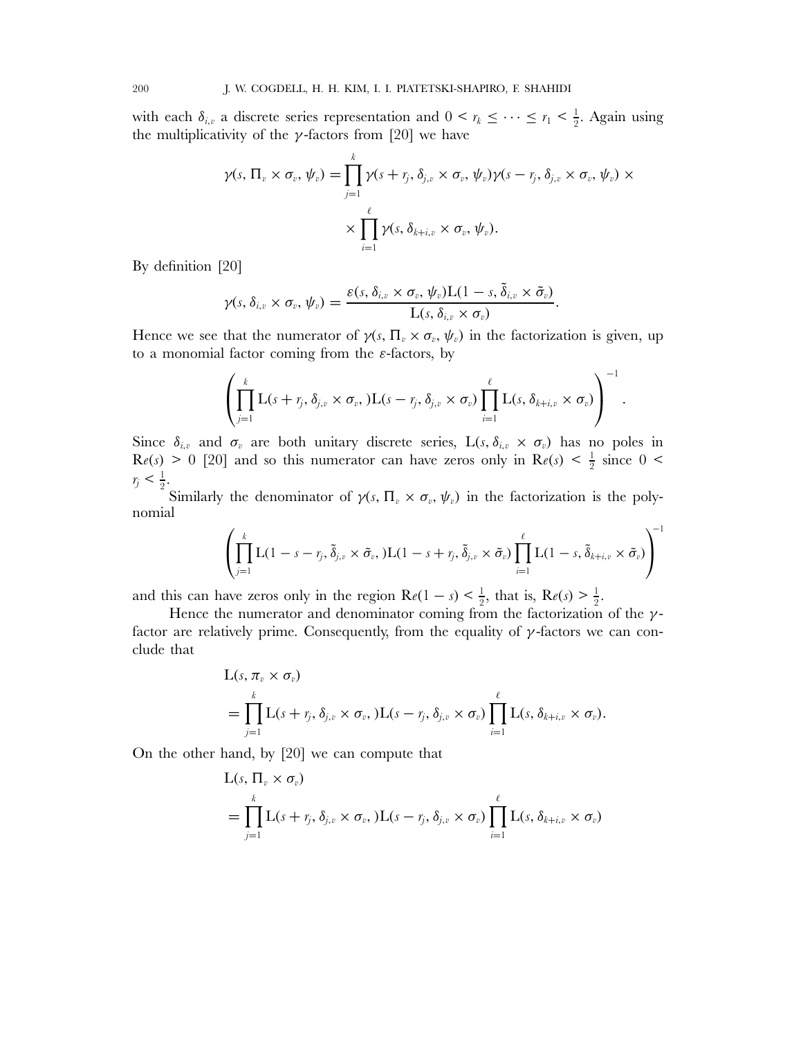with each $\delta_{i,v}$ a discrete series representation and $0 < r_k \leq \cdots \leq r_1 < \frac{1}{2}$. Again using the multiplicativity of the $\gamma$-factors from [20] we have

$$\gamma(s, \Pi_v \times \sigma_v, \psi_v) = \prod_{j=1}^{k} \gamma(s + r_j, \delta_{j,v} \times \sigma_v, \psi_v)\gamma(s - r_j, \delta_{j,v} \times \sigma_v, \psi_v) \times$$
$$\times \prod_{i=1}^{\ell} \gamma(s, \delta_{k+i,v} \times \sigma_v, \psi_v).$$

By definition [20]

$$\gamma(s, \delta_{i,v} \times \sigma_v, \psi_v) = \frac{\varepsilon(s, \delta_{i,v} \times \sigma_v, \psi_v)\mathrm{L}(1 - s, \tilde{\delta}_{i,v} \times \tilde{\sigma}_v)}{\mathrm{L}(s, \delta_{i,v} \times \sigma_v)}.$$

Hence we see that the numerator of $\gamma(s, \Pi_v \times \sigma_v, \psi_v)$ in the factorization is given, up to a monomial factor coming from the $\varepsilon$-factors, by

$$\left( \prod_{j=1}^{k} \mathrm{L}(s + r_j, \delta_{j,v} \times \sigma_v, )\mathrm{L}(s - r_j, \delta_{j,v} \times \sigma_v) \prod_{i=1}^{\ell} \mathrm{L}(s, \delta_{k+i,v} \times \sigma_v) \right)^{-1}.$$

Since $\delta_{i,v}$ and $\sigma_v$ are both unitary discrete series, $\mathrm{L}(s, \delta_{i,v} \times \sigma_v)$ has no poles in $\mathrm{Re}(s) > 0$ [20] and so this numerator can have zeros only in $\mathrm{Re}(s) < \frac{1}{2}$ since $0 < r_j < \frac{1}{2}$.

Similarly the denominator of $\gamma(s, \Pi_v \times \sigma_v, \psi_v)$ in the factorization is the polynomial

$$\left( \prod_{j=1}^{k} \mathrm{L}(1 - s - r_j, \tilde{\delta}_{j,v} \times \tilde{\sigma}_v, )\mathrm{L}(1 - s + r_j, \tilde{\delta}_{j,v} \times \tilde{\sigma}_v) \prod_{i=1}^{\ell} \mathrm{L}(1 - s, \tilde{\delta}_{k+i,v} \times \tilde{\sigma}_v) \right)^{-1}$$

and this can have zeros only in the region $\mathrm{Re}(1 - s) < \frac{1}{2}$, that is, $\mathrm{Re}(s) > \frac{1}{2}$.

Hence the numerator and denominator coming from the factorization of the $\gamma$-factor are relatively prime. Consequently, from the equality of $\gamma$-factors we can conclude that

$$\begin{aligned}
&\mathrm{L}(s, \pi_v \times \sigma_v) \\
&= \prod_{j=1}^{k} \mathrm{L}(s + r_j, \delta_{j,v} \times \sigma_v, )\mathrm{L}(s - r_j, \delta_{j,v} \times \sigma_v) \prod_{i=1}^{\ell} \mathrm{L}(s, \delta_{k+i,v} \times \sigma_v).
\end{aligned}$$

On the other hand, by [20] we can compute that

$$\begin{aligned}
&\mathrm{L}(s, \Pi_v \times \sigma_v) \\
&= \prod_{j=1}^{k} \mathrm{L}(s + r_j, \delta_{j,v} \times \sigma_v, )\mathrm{L}(s - r_j, \delta_{j,v} \times \sigma_v) \prod_{i=1}^{\ell} \mathrm{L}(s, \delta_{k+i,v} \times \sigma_v)
\end{aligned}$$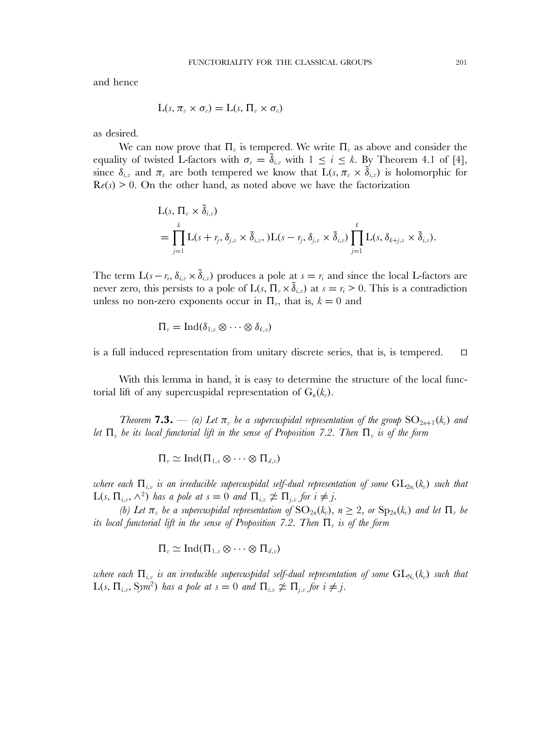and hence

$$\mathrm{L}(s, \pi_v \times \sigma_v) = \mathrm{L}(s, \Pi_v \times \sigma_v)$$

as desired.

We can now prove that $\Pi_v$ is tempered. We write $\Pi_v$ as above and consider the equality of twisted L-factors with $\sigma_v = \tilde{\delta}_{i,v}$ with $1 \leq i \leq k$. By Theorem 4.1 of [4], since $\delta_{i,v}$ and $\pi_v$ are both tempered we know that $\mathrm{L}(s, \pi_v \times \tilde{\delta}_{i,v})$ is holomorphic for $\mathrm{Re}(s) > 0$. On the other hand, as noted above we have the factorization

$$\begin{aligned}
&\mathrm{L}(s, \Pi_v \times \tilde{\delta}_{i,v}) \\
&= \prod_{j=1}^{k} \mathrm{L}(s + r_j, \delta_{j,v} \times \tilde{\delta}_{i,v}, )\mathrm{L}(s - r_j, \delta_{j,v} \times \tilde{\delta}_{i,v}) \prod_{j=1}^{\ell} \mathrm{L}(s, \delta_{k+j,v} \times \tilde{\delta}_{i,v}).
\end{aligned}$$

The term $\mathrm{L}(s - r_i, \delta_{i,v} \times \tilde{\delta}_{i,v})$ produces a pole at $s = r_i$ and since the local L-factors are never zero, this persists to a pole of $\mathrm{L}(s, \Pi_v \times \tilde{\delta}_{i,v})$ at $s = r_i > 0$. This is a contradiction unless no non-zero exponents occur in $\Pi_v$, that is, $k = 0$ and

$$\Pi_v = \mathrm{Ind}(\delta_{1,v} \otimes \cdots \otimes \delta_{\ell,v})$$

is a full induced representation from unitary discrete series, that is, is tempered. □

With this lemma in hand, it is easy to determine the structure of the local functorial lift of any supercuspidal representation of $\mathrm{G}_n(k_v)$.

*Theorem* **7.3.** — *(a) Let $\pi_v$ be a supercuspidal representation of the group $\mathrm{SO}_{2n+1}(k_v)$ and let $\Pi_v$ be its local functorial lift in the sense of Proposition 7.2. Then $\Pi_v$ is of the form*

$$\Pi_v \simeq \mathrm{Ind}(\Pi_{1,v} \otimes \cdots \otimes \Pi_{d,v})$$

*where each $\Pi_{i,v}$ is an irreducible supercuspidal self-dual representation of some $\mathrm{GL}_{2n_i}(k_v)$ such that $\mathrm{L}(s, \Pi_{i,v}, \wedge^2)$ has a pole at $s = 0$ and $\Pi_{i,v} \not\simeq \Pi_{j,v}$ for $i \neq j$.*

*(b) Let $\pi_v$ be a supercuspidal representation of $\mathrm{SO}_{2n}(k_v)$, $n \geq 2$, or $\mathrm{Sp}_{2n}(k_v)$ and let $\Pi_v$ be its local functorial lift in the sense of Proposition 7.2. Then $\Pi_v$ is of the form*

$$\Pi_v \simeq \mathrm{Ind}(\Pi_{1,v} \otimes \cdots \otimes \Pi_{d,v})$$

*where each $\Pi_{i,v}$ is an irreducible supercuspidal self-dual representation of some $\mathrm{GL}_{\mathrm{N}_i}(k_v)$ such that $\mathrm{L}(s, \Pi_{i,v}, \mathrm{Sym}^2)$ has a pole at $s = 0$ and $\Pi_{i,v} \not\simeq \Pi_{j,v}$ for $i \neq j$.*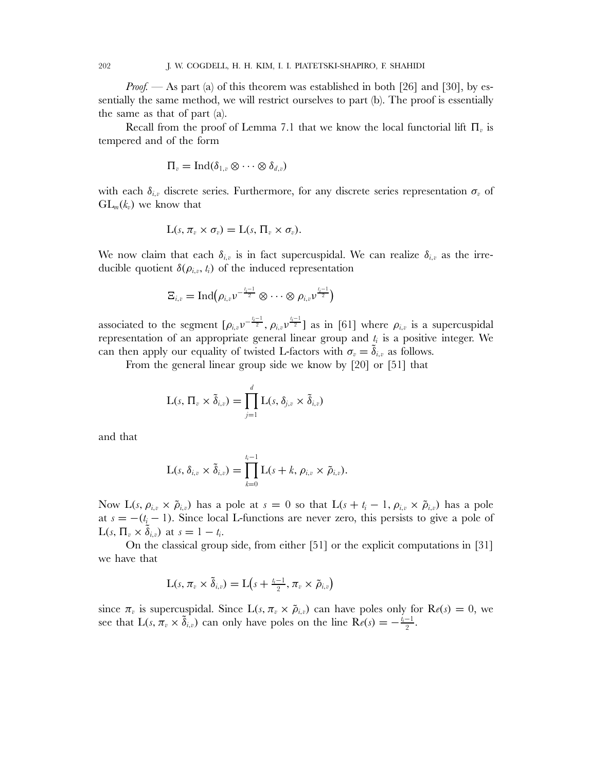*Proof.* — As part (a) of this theorem was established in both [26] and [30], by essentially the same method, we will restrict ourselves to part (b). The proof is essentially the same as that of part (a).

Recall from the proof of Lemma 7.1 that we know the local functorial lift $\Pi_v$ is tempered and of the form

$$\Pi_v = \mathrm{Ind}(\delta_{1,v} \otimes \cdots \otimes \delta_{d,v})$$

with each $\delta_{i,v}$ discrete series. Furthermore, for any discrete series representation $\sigma_v$ of $\mathrm{GL}_m(k_v)$ we know that

$$\mathrm{L}(s, \pi_v \times \sigma_v) = \mathrm{L}(s, \Pi_v \times \sigma_v).$$

We now claim that each $\delta_{i,v}$ is in fact supercuspidal. We can realize $\delta_{i,v}$ as the irreducible quotient $\delta(\rho_{i,v}, t_i)$ of the induced representation

$$\Xi_{i,v} = \mathrm{Ind}\big(\rho_{i,v}\nu^{-\frac{t_i-1}{2}} \otimes \cdots \otimes \rho_{i,v}\nu^{\frac{t_i-1}{2}}\big)$$

associated to the segment $[\rho_{i,v}\nu^{-\frac{t_i-1}{2}}, \rho_{i,v}\nu^{\frac{t_i-1}{2}}]$ as in [61] where $\rho_{i,v}$ is a supercuspidal representation of an appropriate general linear group and $t_i$ is a positive integer. We can then apply our equality of twisted L-factors with $\sigma_v = \tilde{\delta}_{i,v}$ as follows.

From the general linear group side we know by [20] or [51] that

$$\mathrm{L}(s, \Pi_v \times \tilde{\delta}_{i,v}) = \prod_{j=1}^{d} \mathrm{L}(s, \delta_{j,v} \times \tilde{\delta}_{i,v})$$

and that

$$\mathrm{L}(s, \delta_{i,v} \times \tilde{\delta}_{i,v}) = \prod_{k=0}^{t_i-1} \mathrm{L}(s + k, \rho_{i,v} \times \tilde{\rho}_{i,v}).$$

Now $\mathrm{L}(s, \rho_{i,v} \times \tilde{\rho}_{i,v})$ has a pole at $s = 0$ so that $\mathrm{L}(s + t_i - 1, \rho_{i,v} \times \tilde{\rho}_{i,v})$ has a pole at $s = -(t_i - 1)$. Since local L-functions are never zero, this persists to give a pole of $\mathrm{L}(s, \Pi_v \times \tilde{\delta}_{i,v})$ at $s = 1 - t_i$.

On the classical group side, from either [51] or the explicit computations in [31] we have that

$$\mathrm{L}(s, \pi_v \times \tilde{\delta}_{i,v}) = \mathrm{L}\big(s + \tfrac{t_i-1}{2}, \pi_v \times \tilde{\rho}_{i,v}\big)$$

since $\pi_v$ is supercuspidal. Since $\mathrm{L}(s, \pi_v \times \tilde{\rho}_{i,v})$ can have poles only for $\mathrm{Re}(s) = 0$, we see that $\mathrm{L}(s, \pi_v \times \tilde{\delta}_{i,v})$ can only have poles on the line $\mathrm{Re}(s) = -\frac{t_i-1}{2}$.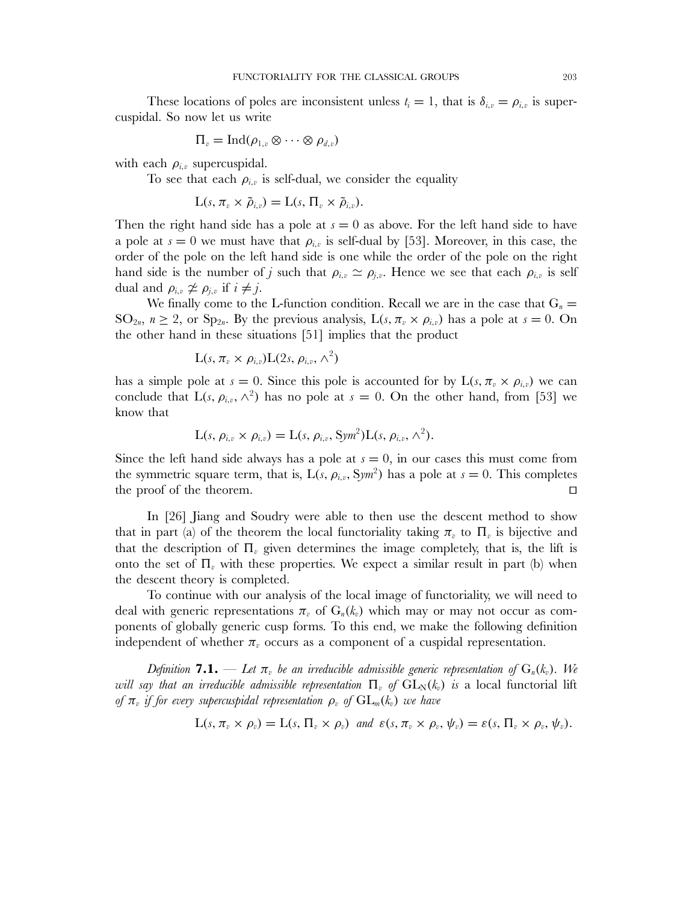These locations of poles are inconsistent unless $t_i = 1$, that is $\delta_{i,v} = \rho_{i,v}$ is supercuspidal. So now let us write

$$\Pi_v = \mathrm{Ind}(\rho_{1,v} \otimes \cdots \otimes \rho_{d,v})$$

with each $\rho_{i,v}$ supercuspidal.

To see that each $\rho_{i,v}$ is self-dual, we consider the equality

$$\mathrm{L}(s, \pi_v \times \tilde{\rho}_{i,v}) = \mathrm{L}(s, \Pi_v \times \tilde{\rho}_{i,v}).$$

Then the right hand side has a pole at $s = 0$ as above. For the left hand side to have a pole at $s = 0$ we must have that $\rho_{i,v}$ is self-dual by [53]. Moreover, in this case, the order of the pole on the left hand side is one while the order of the pole on the right hand side is the number of $j$ such that $\rho_{i,v} \simeq \rho_{j,v}$. Hence we see that each $\rho_{i,v}$ is self dual and $\rho_{i,v} \not\simeq \rho_{j,v}$ if $i \neq j$.

We finally come to the L-function condition. Recall we are in the case that $\mathrm{G}_n = \mathrm{SO}_{2n}$, $n \geq 2$, or $\mathrm{Sp}_{2n}$. By the previous analysis, $\mathrm{L}(s, \pi_v \times \rho_{i,v})$ has a pole at $s = 0$. On the other hand in these situations [51] implies that the product

$$\mathrm{L}(s, \pi_v \times \rho_{i,v})\mathrm{L}(2s, \rho_{i,v}, \wedge^2)$$

has a simple pole at $s = 0$. Since this pole is accounted for by $\mathrm{L}(s, \pi_v \times \rho_{i,v})$ we can conclude that $\mathrm{L}(s, \rho_{i,v}, \wedge^2)$ has no pole at $s = 0$. On the other hand, from [53] we know that

$$\mathrm{L}(s, \rho_{i,v} \times \rho_{i,v}) = \mathrm{L}(s, \rho_{i,v}, \mathrm{S}ym^2)\mathrm{L}(s, \rho_{i,v}, \wedge^2).$$

Since the left hand side always has a pole at $s = 0$, in our cases this must come from the symmetric square term, that is, $\mathrm{L}(s, \rho_{i,v}, \mathrm{S}ym^2)$ has a pole at $s = 0$. This completes the proof of the theorem. □

In [26] Jiang and Soudry were able to then use the descent method to show that in part (a) of the theorem the local functoriality taking $\pi_v$ to $\Pi_v$ is bijective and that the description of $\Pi_v$ given determines the image completely, that is, the lift is onto the set of $\Pi_v$ with these properties. We expect a similar result in part (b) when the descent theory is completed.

To continue with our analysis of the local image of functoriality, we will need to deal with generic representations $\pi_v$ of $\mathrm{G}_n(k_v)$ which may or may not occur as components of globally generic cusp forms. To this end, we make the following definition independent of whether $\pi_v$ occurs as a component of a cuspidal representation.

*Definition* **7.1.** — *Let $\pi_v$ be an irreducible admissible generic representation of $\mathrm{G}_n(k_v)$. We will say that an irreducible admissible representation $\Pi_v$ of $\mathrm{GL}_\mathrm{N}(k_v)$ is* a local functorial lift *of $\pi_v$ if for every supercuspidal representation $\rho_v$ of $\mathrm{GL}_m(k_v)$ we have*

$$\mathrm{L}(s, \pi_v \times \rho_v) = \mathrm{L}(s, \Pi_v \times \rho_v) \;\; \text{and} \;\; \varepsilon(s, \pi_v \times \rho_v, \psi_v) = \varepsilon(s, \Pi_v \times \rho_v, \psi_v).$$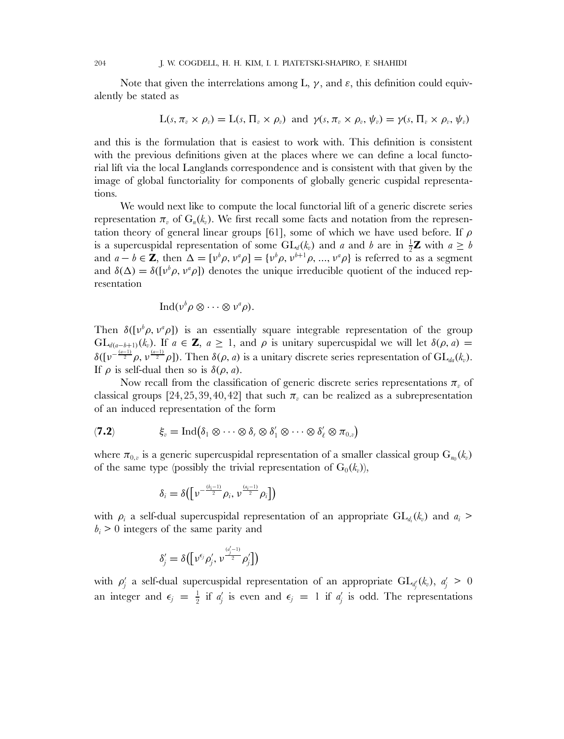Note that given the interrelations among L, $\gamma$, and $\varepsilon$, this definition could equivalently be stated as

$$\mathrm{L}(s, \pi_v \times \rho_v) = \mathrm{L}(s, \Pi_v \times \rho_v) \text{ and } \gamma(s, \pi_v \times \rho_v, \psi_v) = \gamma(s, \Pi_v \times \rho_v, \psi_v)$$

and this is the formulation that is easiest to work with. This definition is consistent with the previous definitions given at the places where we can define a local functorial lift via the local Langlands correspondence and is consistent with that given by the image of global functoriality for components of globally generic cuspidal representations.

We would next like to compute the local functorial lift of a generic discrete series representation $\pi_v$ of $\mathrm{G}_n(k_v)$. We first recall some facts and notation from the representation theory of general linear groups [61], some of which we have used before. If $\rho$ is a supercuspidal representation of some $\mathrm{GL}_d(k_v)$ and $a$ and $b$ are in $\frac{1}{2}\mathbf{Z}$ with $a \geq b$ and $a - b \in \mathbf{Z}$, then $\Delta = [\nu^b\rho, \nu^a\rho] = \{\nu^b\rho, \nu^{b+1}\rho, ..., \nu^a\rho\}$ is referred to as a segment and $\delta(\Delta) = \delta([\nu^b\rho, \nu^a\rho])$ denotes the unique irreducible quotient of the induced representation

$$\mathrm{Ind}(\nu^b\rho \otimes \cdots \otimes \nu^a\rho).$$

Then $\delta([\nu^b\rho, \nu^a\rho])$ is an essentially square integrable representation of the group $\mathrm{GL}_{d(a-b+1)}(k_v)$. If $a \in \mathbf{Z}$, $a \geq 1$, and $\rho$ is unitary supercuspidal we will let $\delta(\rho, a) = \delta([\nu^{-\frac{(a-1)}{2}}\rho, \nu^{\frac{(a-1)}{2}}\rho])$. Then $\delta(\rho, a)$ is a unitary discrete series representation of $\mathrm{GL}_{da}(k_v)$. If $\rho$ is self-dual then so is $\delta(\rho, a)$.

Now recall from the classification of generic discrete series representations $\pi_v$ of classical groups [24, 25, 39, 40, 42] that such $\pi_v$ can be realized as a subrepresentation of an induced representation of the form

$$\xi_v = \mathrm{Ind}\big(\delta_1 \otimes \cdots \otimes \delta_r \otimes \delta'_1 \otimes \cdots \otimes \delta'_\ell \otimes \pi_{0,v}\big) \tag{7.2}$$

where $\pi_{0,v}$ is a generic supercuspidal representation of a smaller classical group $\mathrm{G}_{n_0}(k_v)$ of the same type (possibly the trivial representation of $\mathrm{G}_0(k_v)$),

$$\delta_i = \delta\big(\big[\nu^{-\frac{(b_i-1)}{2}}\rho_i, \nu^{\frac{(a_i-1)}{2}}\rho_i\big]\big)$$

with $\rho_i$ a self-dual supercuspidal representation of an appropriate $\mathrm{GL}_{d_i}(k_v)$ and $a_i > b_i > 0$ integers of the same parity and

$$\delta'_j = \delta\big(\big[\nu^{\epsilon_j}\rho'_j, \nu^{\frac{(a'_j-1)}{2}}\rho'_j\big]\big)$$

with $\rho'_j$ a self-dual supercuspidal representation of an appropriate $\mathrm{GL}_{d'_j}(k_v)$, $a'_j > 0$ an integer and $\epsilon_j = \frac{1}{2}$ if $a'_j$ is even and $\epsilon_j = 1$ if $a'_j$ is odd. The representations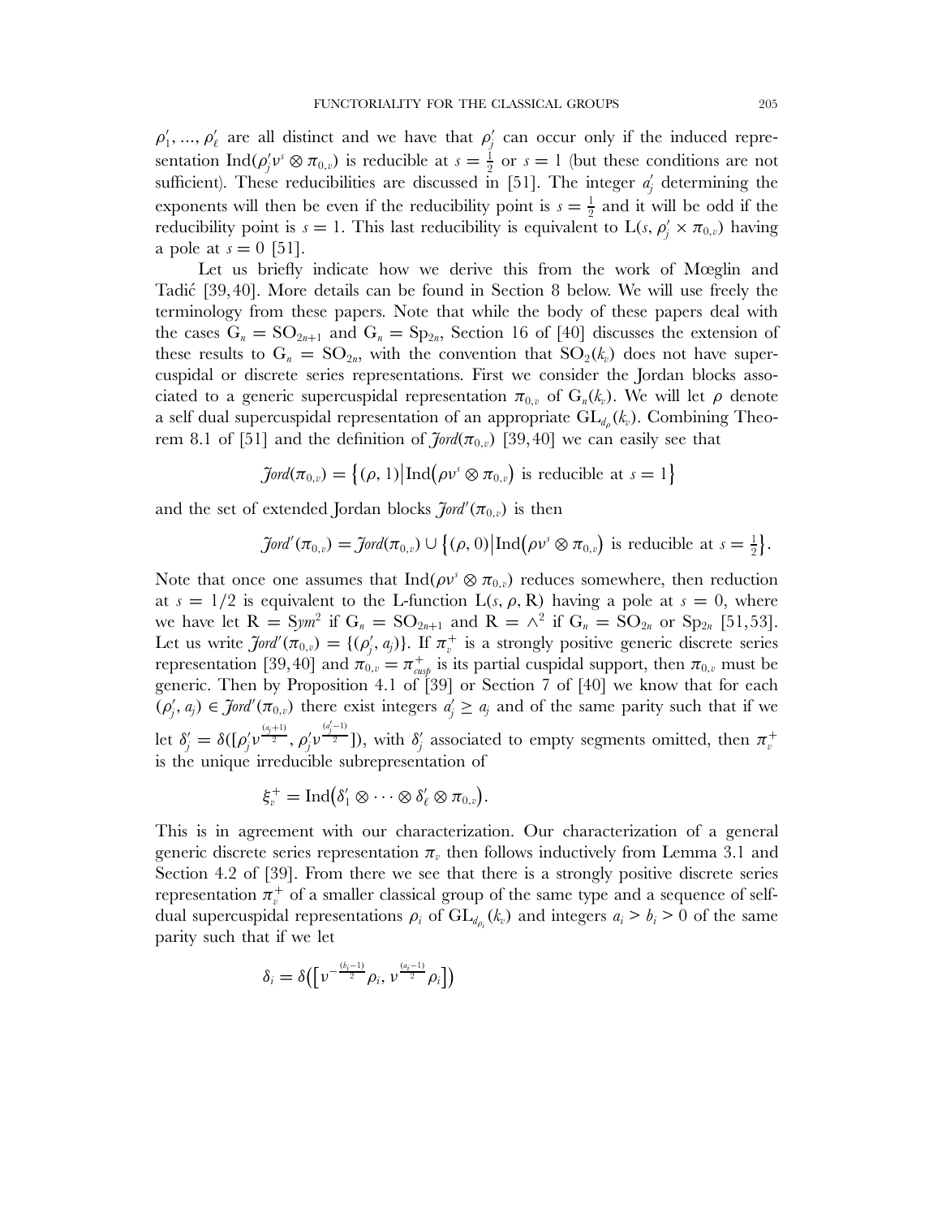$\rho'_1, \ldots, \rho'_\ell$ are all distinct and we have that $\rho'_j$ can occur only if the induced representation $\mathrm{Ind}(\rho'_j \nu^s \otimes \pi_{0,v})$ is reducible at $s = \frac{1}{2}$ or $s = 1$ (but these conditions are not sufficient). These reducibilities are discussed in [51]. The integer $a'_j$ determining the exponents will then be even if the reducibility point is $s = \frac{1}{2}$ and it will be odd if the reducibility point is $s = 1$. This last reducibility is equivalent to $\mathrm{L}(s, \rho'_j \times \pi_{0,v})$ having a pole at $s = 0$ [51].

Let us briefly indicate how we derive this from the work of Mœglin and Tadić [39,40]. More details can be found in Section 8 below. We will use freely the terminology from these papers. Note that while the body of these papers deal with the cases $\mathrm{G}_n = \mathrm{SO}_{2n+1}$ and $\mathrm{G}_n = \mathrm{Sp}_{2n}$, Section 16 of [40] discusses the extension of these results to $\mathrm{G}_n = \mathrm{SO}_{2n}$, with the convention that $\mathrm{SO}_2(k_v)$ does not have supercuspidal or discrete series representations. First we consider the Jordan blocks associated to a generic supercuspidal representation $\pi_{0,v}$ of $\mathrm{G}_n(k_v)$. We will let $\rho$ denote a self dual supercuspidal representation of an appropriate $\mathrm{GL}_{d_\rho}(k_v)$. Combining Theorem 8.1 of [51] and the definition of $\mathcal{J}ord(\pi_{0,v})$ [39,40] we can easily see that

$$\mathcal{J}ord(\pi_{0,v}) = \{(\rho, 1) \mid \mathrm{Ind}(\rho\nu^s \otimes \pi_{0,v}) \text{ is reducible at } s = 1\}$$

and the set of extended Jordan blocks $\mathcal{J}ord'(\pi_{0,v})$ is then

$$\mathcal{J}ord'(\pi_{0,v}) = \mathcal{J}ord(\pi_{0,v}) \cup \{(\rho, 0) \mid \mathrm{Ind}(\rho\nu^s \otimes \pi_{0,v}) \text{ is reducible at } s = \tfrac{1}{2}\}.$$

Note that once one assumes that $\mathrm{Ind}(\rho\nu^s \otimes \pi_{0,v})$ reduces somewhere, then reduction at $s = 1/2$ is equivalent to the L-function $\mathrm{L}(s, \rho, \mathrm{R})$ having a pole at $s = 0$, where we have let $\mathrm{R} = \mathrm{S}ym^2$ if $\mathrm{G}_n = \mathrm{SO}_{2n+1}$ and $\mathrm{R} = \wedge^2$ if $\mathrm{G}_n = \mathrm{SO}_{2n}$ or $\mathrm{Sp}_{2n}$ [51,53]. Let us write $\mathcal{J}ord'(\pi_{0,v}) = \{(\rho'_j, a_j)\}$. If $\pi_v^+$ is a strongly positive generic discrete series representation [39,40] and $\pi_{0,v} = \pi^+_{cusp}$ is its partial cuspidal support, then $\pi_{0,v}$ must be generic. Then by Proposition 4.1 of [39] or Section 7 of [40] we know that for each $(\rho'_j, a_j) \in \mathcal{J}ord'(\pi_{0,v})$ there exist integers $a'_j \geq a_j$ and of the same parity such that if we let $\delta'_j = \delta([\rho'_j\nu^{\frac{(a_j+1)}{2}}, \rho'_j\nu^{\frac{(a'_j-1)}{2}}])$, with $\delta'_j$ associated to empty segments omitted, then $\pi_v^+$ is the unique irreducible subrepresentation of

$$\xi_v^+ = \mathrm{Ind}(\delta'_1 \otimes \cdots \otimes \delta'_\ell \otimes \pi_{0,v}).$$

This is in agreement with our characterization. Our characterization of a general generic discrete series representation $\pi_v$ then follows inductively from Lemma 3.1 and Section 4.2 of [39]. From there we see that there is a strongly positive discrete series representation $\pi_v^+$ of a smaller classical group of the same type and a sequence of self-dual supercuspidal representations $\rho_i$ of $\mathrm{GL}_{d_{\rho_i}}(k_v)$ and integers $a_i > b_i > 0$ of the same parity such that if we let

$$\delta_i = \delta\big(\big[\nu^{-\frac{(b_i-1)}{2}}\rho_i, \nu^{\frac{(a_i-1)}{2}}\rho_i\big]\big)$$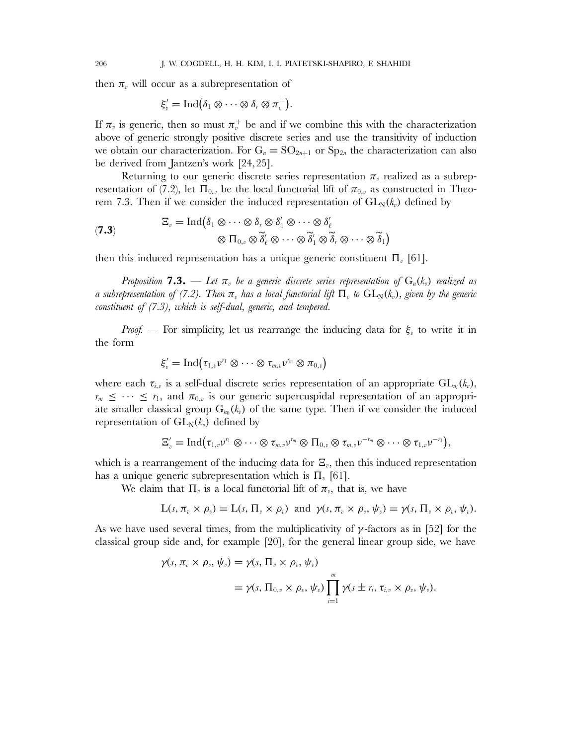then $\pi_v$ will occur as a subrepresentation of

$$\xi_v' = \mathrm{Ind}\big(\delta_1 \otimes \cdots \otimes \delta_r \otimes \pi_v^+\big).$$

If $\pi_v$ is generic, then so must $\pi_v^+$ be and if we combine this with the characterization above of generic strongly positive discrete series and use the transitivity of induction we obtain our characterization. For $\mathrm{G}_n = \mathrm{SO}_{2n+1}$ or $\mathrm{Sp}_{2n}$ the characterization can also be derived from Jantzen's work [24, 25].

Returning to our generic discrete series representation $\pi_v$ realized as a subrepresentation of (7.2), let $\Pi_{0,v}$ be the local functorial lift of $\pi_{0,v}$ as constructed in Theorem 7.3. Then if we consider the induced representation of $\mathrm{GL}_\mathrm{N}(k_v)$ defined by

$$\begin{aligned}
\textbf{(7.3)} \qquad \Xi_v = \mathrm{Ind}\big(&\delta_1 \otimes \cdots \otimes \delta_r \otimes \delta_1' \otimes \cdots \otimes \delta_\ell' \\
&\otimes \Pi_{0,v} \otimes \widetilde{\delta}_\ell' \otimes \cdots \otimes \widetilde{\delta}_1' \otimes \widetilde{\delta}_r \otimes \cdots \otimes \widetilde{\delta}_1\big)
\end{aligned}$$

then this induced representation has a unique generic constituent $\Pi_v$ [61].

*Proposition* **7.3.** — *Let $\pi_v$ be a generic discrete series representation of $\mathrm{G}_n(k_v)$ realized as a subrepresentation of (7.2). Then $\pi_v$ has a local functorial lift $\Pi_v$ to $\mathrm{GL}_\mathrm{N}(k_v)$, given by the generic constituent of (7.3), which is self-dual, generic, and tempered.*

*Proof.* — For simplicity, let us rearrange the inducing data for $\xi_v$ to write it in the form

$$\xi_v' = \mathrm{Ind}\big(\tau_{1,v}\nu^{r_1} \otimes \cdots \otimes \tau_{m,v}\nu^{r_m} \otimes \pi_{0,v}\big)$$

where each $\tau_{i,v}$ is a self-dual discrete series representation of an appropriate $\mathrm{GL}_{n_i}(k_v)$, $r_m \leq \cdots \leq r_1$, and $\pi_{0,v}$ is our generic supercuspidal representation of an appropriate smaller classical group $\mathrm{G}_{n_0}(k_v)$ of the same type. Then if we consider the induced representation of $\mathrm{GL}_\mathrm{N}(k_v)$ defined by

$$\Xi_v' = \mathrm{Ind}\big(\tau_{1,v}\nu^{r_1} \otimes \cdots \otimes \tau_{m,v}\nu^{r_m} \otimes \Pi_{0,v} \otimes \tau_{m,v}\nu^{-r_m} \otimes \cdots \otimes \tau_{1,v}\nu^{-r_1}\big),$$

which is a rearrangement of the inducing data for $\Xi_v$, then this induced representation has a unique generic subrepresentation which is $\Pi_v$ [61].

We claim that $\Pi_v$ is a local functorial lift of $\pi_v$, that is, we have

$$\mathrm{L}(s, \pi_v \times \rho_v) = \mathrm{L}(s, \Pi_v \times \rho_v) \;\text{ and }\; \gamma(s, \pi_v \times \rho_v, \psi_v) = \gamma(s, \Pi_v \times \rho_v, \psi_v).$$

As we have used several times, from the multiplicativity of $\gamma$-factors as in [52] for the classical group side and, for example [20], for the general linear group side, we have

$$\begin{aligned}
\gamma(s, \pi_v \times \rho_v, \psi_v) &= \gamma(s, \Pi_v \times \rho_v, \psi_v) \\
&= \gamma(s, \Pi_{0,v} \times \rho_v, \psi_v) \prod_{i=1}^{m} \gamma(s \pm r_i, \tau_{i,v} \times \rho_v, \psi_v).
\end{aligned}$$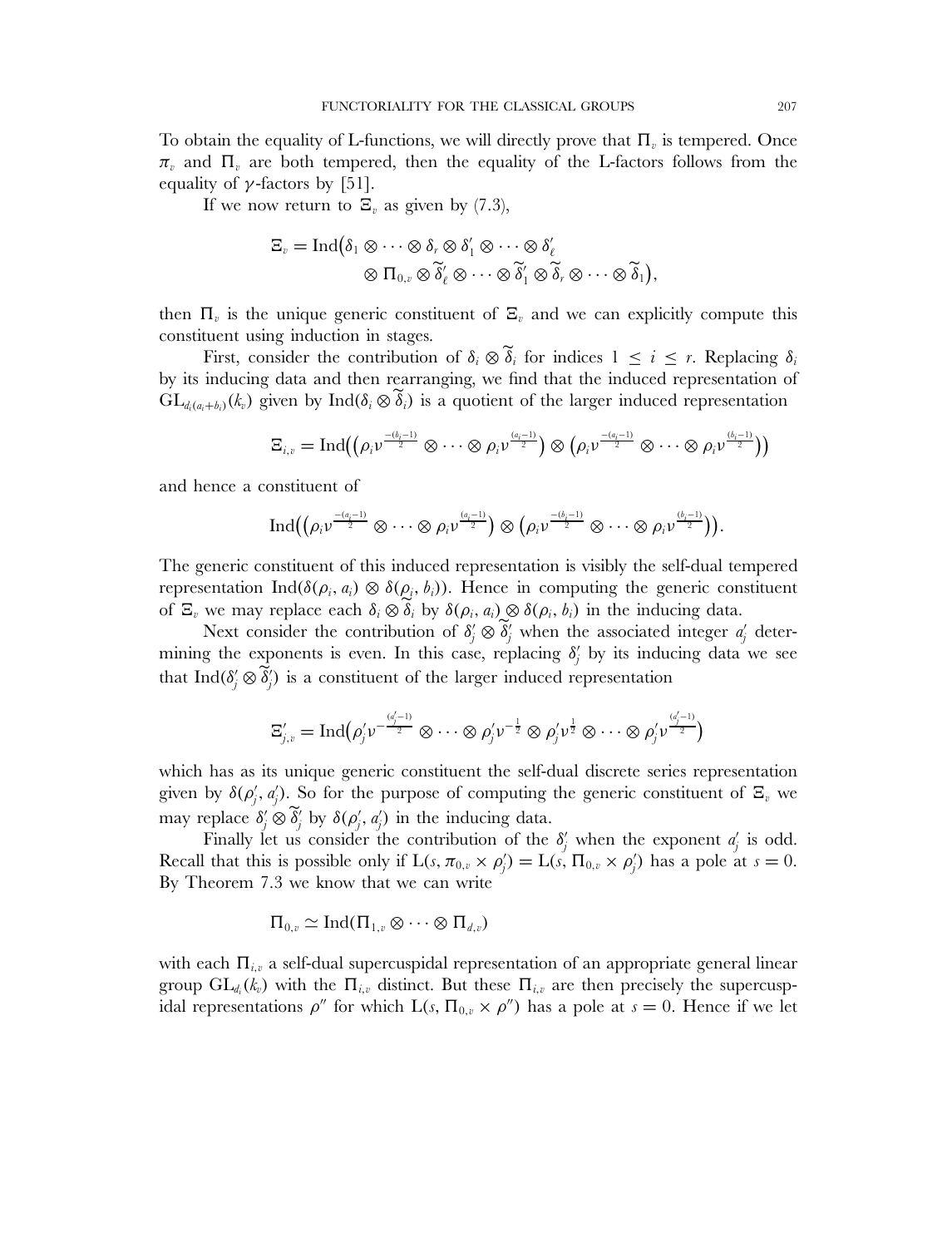To obtain the equality of L-functions, we will directly prove that $\Pi_v$ is tempered. Once $\pi_v$ and $\Pi_v$ are both tempered, then the equality of the L-factors follows from the equality of $\gamma$-factors by [51].

If we now return to $\Xi_v$ as given by (7.3),

$$\Xi_v = \mathrm{Ind}\big(\delta_1 \otimes \cdots \otimes \delta_r \otimes \delta'_1 \otimes \cdots \otimes \delta'_\ell \otimes \Pi_{0,v} \otimes \widetilde{\delta}'_\ell \otimes \cdots \otimes \widetilde{\delta}'_1 \otimes \widetilde{\delta}_r \otimes \cdots \otimes \widetilde{\delta}_1\big),$$

then $\Pi_v$ is the unique generic constituent of $\Xi_v$ and we can explicitly compute this constituent using induction in stages.

First, consider the contribution of $\delta_i \otimes \widetilde{\delta}_i$ for indices $1 \le i \le r$. Replacing $\delta_i$ by its inducing data and then rearranging, we find that the induced representation of $\mathrm{GL}_{d_i(a_i+b_i)}(k_v)$ given by $\mathrm{Ind}(\delta_i \otimes \widetilde{\delta}_i)$ is a quotient of the larger induced representation

$$\Xi_{i,v} = \mathrm{Ind}\big(\big(\rho_i \nu^{\frac{-(b_i-1)}{2}} \otimes \cdots \otimes \rho_i \nu^{\frac{(a_i-1)}{2}}\big) \otimes \big(\rho_i \nu^{\frac{-(a_i-1)}{2}} \otimes \cdots \otimes \rho_i \nu^{\frac{(b_i-1)}{2}}\big)\big)$$

and hence a constituent of

$$\mathrm{Ind}\big(\big(\rho_i \nu^{\frac{-(a_i-1)}{2}} \otimes \cdots \otimes \rho_i \nu^{\frac{(a_i-1)}{2}}\big) \otimes \big(\rho_i \nu^{\frac{-(b_i-1)}{2}} \otimes \cdots \otimes \rho_i \nu^{\frac{(b_i-1)}{2}}\big)\big).$$

The generic constituent of this induced representation is visibly the self-dual tempered representation $\mathrm{Ind}(\delta(\rho_i, a_i) \otimes \delta(\rho_i, b_i))$. Hence in computing the generic constituent of $\Xi_v$ we may replace each $\delta_i \otimes \widetilde{\delta}_i$ by $\delta(\rho_i, a_i) \otimes \delta(\rho_i, b_i)$ in the inducing data.

Next consider the contribution of $\delta'_j \otimes \widetilde{\delta}'_j$ when the associated integer $a'_j$ determining the exponents is even. In this case, replacing $\delta'_j$ by its inducing data we see that $\mathrm{Ind}(\delta'_j \otimes \widetilde{\delta}'_j)$ is a constituent of the larger induced representation

$$\Xi'_{j,v} = \mathrm{Ind}\big(\rho'_j \nu^{-\frac{(a'_j-1)}{2}} \otimes \cdots \otimes \rho'_j \nu^{-\frac{1}{2}} \otimes \rho'_j \nu^{\frac{1}{2}} \otimes \cdots \otimes \rho'_j \nu^{\frac{(a'_j-1)}{2}}\big)$$

which has as its unique generic constituent the self-dual discrete series representation given by $\delta(\rho'_j, a'_j)$. So for the purpose of computing the generic constituent of $\Xi_v$ we may replace $\delta'_j \otimes \widetilde{\delta}'_j$ by $\delta(\rho'_j, a'_j)$ in the inducing data.

Finally let us consider the contribution of the $\delta'_j$ when the exponent $a'_j$ is odd. Recall that this is possible only if $\mathrm{L}(s, \pi_{0,v} \times \rho'_j) = \mathrm{L}(s, \Pi_{0,v} \times \rho'_j)$ has a pole at $s = 0$. By Theorem 7.3 we know that we can write

$$\Pi_{0,v} \simeq \mathrm{Ind}(\Pi_{1,v} \otimes \cdots \otimes \Pi_{d,v})$$

with each $\Pi_{i,v}$ a self-dual supercuspidal representation of an appropriate general linear group $\mathrm{GL}_{d_i}(k_v)$ with the $\Pi_{i,v}$ distinct. But these $\Pi_{i,v}$ are then precisely the supercuspidal representations $\rho''$ for which $\mathrm{L}(s, \Pi_{0,v} \times \rho'')$ has a pole at $s = 0$. Hence if we let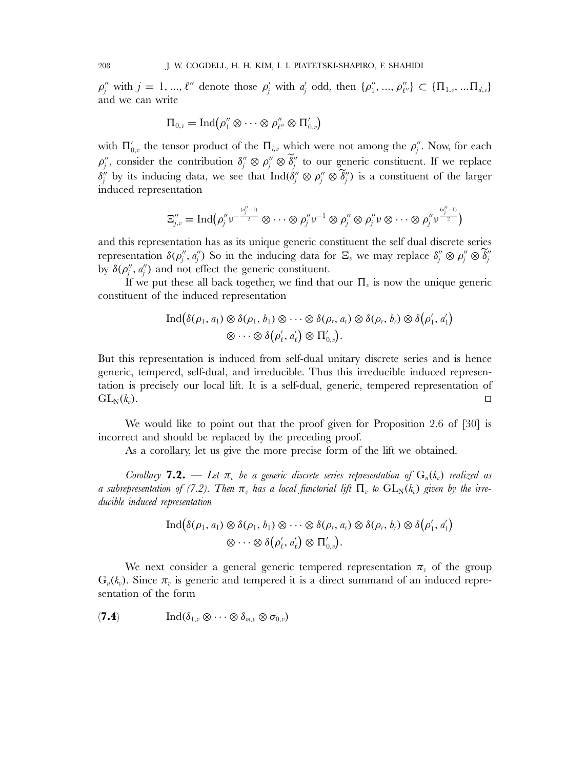$\rho''_j$ with $j = 1, ..., \ell''$ denote those $\rho'_j$ with $a'_j$ odd, then $\{\rho''_1, ..., \rho''_{\ell''}\} \subset \{\Pi_{1,v}, ...\Pi_{d,v}\}$ and we can write

$$\Pi_{0,v} = \mathrm{Ind}\big(\rho''_1 \otimes \cdots \otimes \rho''_{\ell''} \otimes \Pi'_{0,v}\big)$$

with $\Pi'_{0,v}$ the tensor product of the $\Pi_{i,v}$ which were not among the $\rho''_j$. Now, for each $\rho''_j$, consider the contribution $\delta''_j \otimes \rho''_j \otimes \widetilde{\delta}''_j$ to our generic constituent. If we replace $\delta''_j$ by its inducing data, we see that $\mathrm{Ind}(\delta''_j \otimes \rho''_j \otimes \widetilde{\delta}''_j)$ is a constituent of the larger induced representation

$$\Xi''_{j,v} = \mathrm{Ind}\big(\rho''_j \nu^{-\frac{(a''_j-1)}{2}} \otimes \cdots \otimes \rho''_j \nu^{-1} \otimes \rho''_j \otimes \rho''_j \nu \otimes \cdots \otimes \rho''_j \nu^{\frac{(a''_j-1)}{2}}\big)$$

and this representation has as its unique generic constituent the self dual discrete series representation $\delta(\rho''_j, a''_j)$ So in the inducing data for $\Xi_v$ we may replace $\delta''_j \otimes \rho''_j \otimes \widetilde{\delta}''_j$ by $\delta(\rho''_j, a''_j)$ and not effect the generic constituent.

If we put these all back together, we find that our $\Pi_v$ is now the unique generic constituent of the induced representation

$$\mathrm{Ind}\big(\delta(\rho_1, a_1) \otimes \delta(\rho_1, b_1) \otimes \cdots \otimes \delta(\rho_r, a_r) \otimes \delta(\rho_r, b_r) \otimes \delta\big(\rho'_1, a'_1\big) \\ \otimes \cdots \otimes \delta\big(\rho'_\ell, a'_\ell\big) \otimes \Pi'_{0,v}\big).$$

But this representation is induced from self-dual unitary discrete series and is hence generic, tempered, self-dual, and irreducible. Thus this irreducible induced representation is precisely our local lift. It is a self-dual, generic, tempered representation of $\mathrm{GL}_N(k_v)$. □

We would like to point out that the proof given for Proposition 2.6 of [30] is incorrect and should be replaced by the preceding proof.

As a corollary, let us give the more precise form of the lift we obtained.

*Corollary* **7.2.** — *Let $\pi_v$ be a generic discrete series representation of $G_n(k_v)$ realized as a subrepresentation of (7.2). Then $\pi_v$ has a local functorial lift $\Pi_v$ to $\mathrm{GL}_N(k_v)$ given by the irreducible induced representation*

$$\mathrm{Ind}\big(\delta(\rho_1, a_1) \otimes \delta(\rho_1, b_1) \otimes \cdots \otimes \delta(\rho_r, a_r) \otimes \delta(\rho_r, b_r) \otimes \delta\big(\rho'_1, a'_1\big) \\ \otimes \cdots \otimes \delta\big(\rho'_\ell, a'_\ell\big) \otimes \Pi'_{0,v}\big).$$

We next consider a general generic tempered representation $\pi_v$ of the group $G_n(k_v)$. Since $\pi_v$ is generic and tempered it is a direct summand of an induced representation of the form

$$(\mathbf{7.4}) \qquad \mathrm{Ind}(\delta_{1,v} \otimes \cdots \otimes \delta_{m,v} \otimes \sigma_{0,v})$$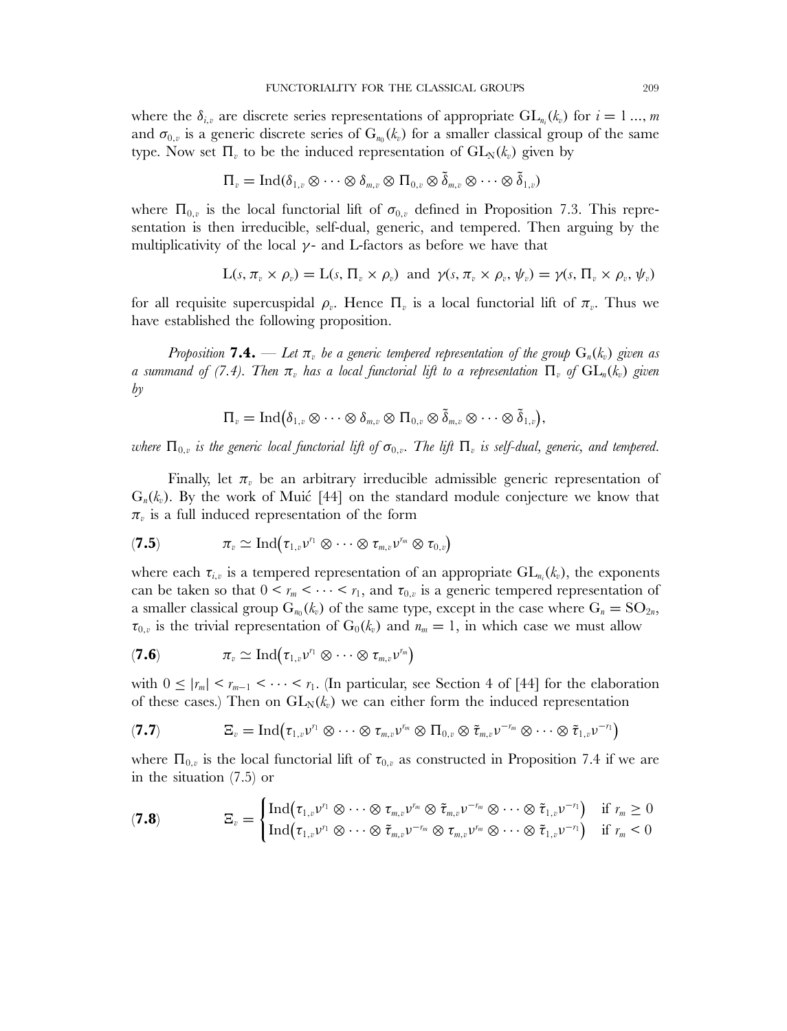where the $\delta_{i,v}$ are discrete series representations of appropriate $\mathrm{GL}_{n_i}(k_v)$ for $i = 1 \ldots, m$ and $\sigma_{0,v}$ is a generic discrete series of $\mathrm{G}_{n_0}(k_v)$ for a smaller classical group of the same type. Now set $\Pi_v$ to be the induced representation of $\mathrm{GL}_{\mathrm{N}}(k_v)$ given by

$$\Pi_v = \mathrm{Ind}(\delta_{1,v} \otimes \cdots \otimes \delta_{m,v} \otimes \Pi_{0,v} \otimes \tilde{\delta}_{m,v} \otimes \cdots \otimes \tilde{\delta}_{1,v})$$

where $\Pi_{0,v}$ is the local functorial lift of $\sigma_{0,v}$ defined in Proposition 7.3. This representation is then irreducible, self-dual, generic, and tempered. Then arguing by the multiplicativity of the local $\gamma$- and L-factors as before we have that

$$\mathrm{L}(s, \pi_v \times \rho_v) = \mathrm{L}(s, \Pi_v \times \rho_v) \text{ and } \gamma(s, \pi_v \times \rho_v, \psi_v) = \gamma(s, \Pi_v \times \rho_v, \psi_v)$$

for all requisite supercuspidal $\rho_v$. Hence $\Pi_v$ is a local functorial lift of $\pi_v$. Thus we have established the following proposition.

*Proposition* **7.4.** — *Let $\pi_v$ be a generic tempered representation of the group $\mathrm{G}_n(k_v)$ given as a summand of (7.4). Then $\pi_v$ has a local functorial lift to a representation $\Pi_v$ of $\mathrm{GL}_n(k_v)$ given by*

$$\Pi_v = \mathrm{Ind}\big(\delta_{1,v} \otimes \cdots \otimes \delta_{m,v} \otimes \Pi_{0,v} \otimes \tilde{\delta}_{m,v} \otimes \cdots \otimes \tilde{\delta}_{1,v}\big),$$

*where $\Pi_{0,v}$ is the generic local functorial lift of $\sigma_{0,v}$. The lift $\Pi_v$ is self-dual, generic, and tempered.*

Finally, let $\pi_v$ be an arbitrary irreducible admissible generic representation of $\mathrm{G}_n(k_v)$. By the work of Muić [44] on the standard module conjecture we know that $\pi_v$ is a full induced representation of the form

$$\pi_v \simeq \mathrm{Ind}\big(\tau_{1,v}\nu^{r_1} \otimes \cdots \otimes \tau_{m,v}\nu^{r_m} \otimes \tau_{0,v}\big) \tag{7.5}$$

where each $\tau_{i,v}$ is a tempered representation of an appropriate $\mathrm{GL}_{n_i}(k_v)$, the exponents can be taken so that $0 < r_m < \cdots < r_1$, and $\tau_{0,v}$ is a generic tempered representation of a smaller classical group $\mathrm{G}_{n_0}(k_v)$ of the same type, except in the case where $\mathrm{G}_n = \mathrm{SO}_{2n}$, $\tau_{0,v}$ is the trivial representation of $\mathrm{G}_0(k_v)$ and $n_m = 1$, in which case we must allow

$$\pi_v \simeq \mathrm{Ind}\big(\tau_{1,v}\nu^{r_1} \otimes \cdots \otimes \tau_{m,v}\nu^{r_m}\big) \tag{7.6}$$

with $0 \le |r_m| < r_{m-1} < \cdots < r_1$. (In particular, see Section 4 of [44] for the elaboration of these cases.) Then on $\mathrm{GL}_{\mathrm{N}}(k_v)$ we can either form the induced representation

$$\Xi_v = \mathrm{Ind}\big(\tau_{1,v}\nu^{r_1} \otimes \cdots \otimes \tau_{m,v}\nu^{r_m} \otimes \Pi_{0,v} \otimes \tilde{\tau}_{m,v}\nu^{-r_m} \otimes \cdots \otimes \tilde{\tau}_{1,v}\nu^{-r_1}\big) \tag{7.7}$$

where $\Pi_{0,v}$ is the local functorial lift of $\tau_{0,v}$ as constructed in Proposition 7.4 if we are in the situation (7.5) or

$$\Xi_v = \begin{cases} \mathrm{Ind}\big(\tau_{1,v}\nu^{r_1} \otimes \cdots \otimes \tau_{m,v}\nu^{r_m} \otimes \tilde{\tau}_{m,v}\nu^{-r_m} \otimes \cdots \otimes \tilde{\tau}_{1,v}\nu^{-r_1}\big) & \text{if } r_m \ge 0 \\ \mathrm{Ind}\big(\tau_{1,v}\nu^{r_1} \otimes \cdots \otimes \tilde{\tau}_{m,v}\nu^{-r_m} \otimes \tau_{m,v}\nu^{r_m} \otimes \cdots \otimes \tilde{\tau}_{1,v}\nu^{-r_1}\big) & \text{if } r_m < 0 \end{cases} \tag{7.8}$$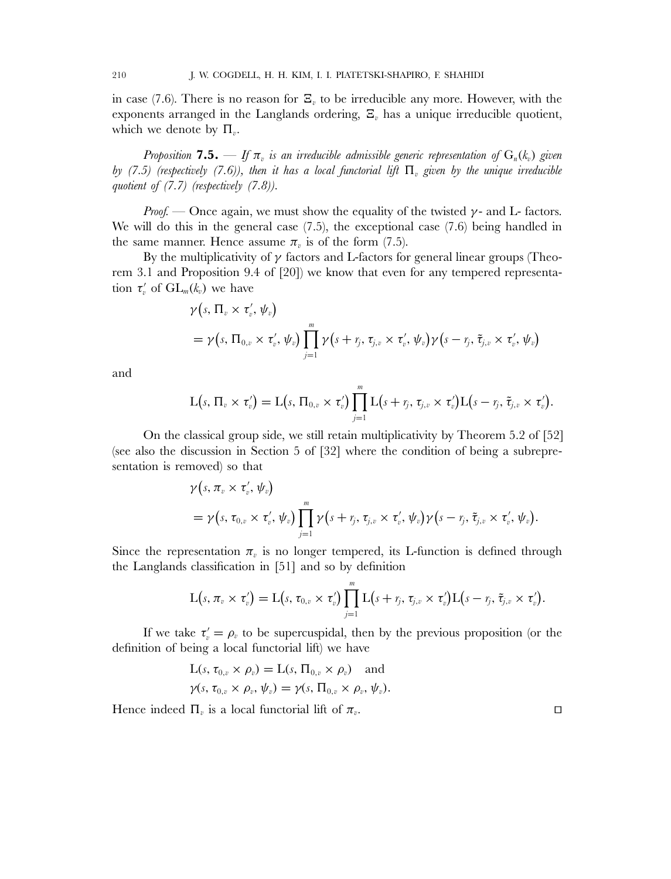in case (7.6). There is no reason for $\Xi_v$ to be irreducible any more. However, with the exponents arranged in the Langlands ordering, $\Xi_v$ has a unique irreducible quotient, which we denote by $\Pi_v$.

*Proposition* **7.5.** — *If $\pi_v$ is an irreducible admissible generic representation of $G_n(k_v)$ given by (7.5) (respectively (7.6)), then it has a local functorial lift $\Pi_v$ given by the unique irreducible quotient of (7.7) (respectively (7.8)).*

*Proof.* — Once again, we must show the equality of the twisted $\gamma$- and L- factors. We will do this in the general case (7.5), the exceptional case (7.6) being handled in the same manner. Hence assume $\pi_v$ is of the form (7.5).

By the multiplicativity of $\gamma$ factors and L-factors for general linear groups (Theorem 3.1 and Proposition 9.4 of [20]) we know that even for any tempered representation $\tau'_v$ of $\mathrm{GL}_m(k_v)$ we have

$$
\begin{aligned}
&\gamma\big(s, \Pi_v \times \tau'_v, \psi_v\big) \\
&\quad = \gamma\big(s, \Pi_{0,v} \times \tau'_v, \psi_v\big) \prod_{j=1}^{m} \gamma\big(s + r_j, \tau_{j,v} \times \tau'_v, \psi_v\big) \gamma\big(s - r_j, \tilde{\tau}_{j,v} \times \tau'_v, \psi_v\big)
\end{aligned}
$$

and

$$
\mathrm{L}\big(s, \Pi_v \times \tau'_v\big) = \mathrm{L}\big(s, \Pi_{0,v} \times \tau'_v\big) \prod_{j=1}^{m} \mathrm{L}\big(s + r_j, \tau_{j,v} \times \tau'_v\big) \mathrm{L}\big(s - r_j, \tilde{\tau}_{j,v} \times \tau'_v\big).
$$

On the classical group side, we still retain multiplicativity by Theorem 5.2 of [52] (see also the discussion in Section 5 of [32] where the condition of being a subrepresentation is removed) so that

$$
\begin{aligned}
&\gamma\big(s, \pi_v \times \tau'_v, \psi_v\big) \\
&\quad = \gamma\big(s, \tau_{0,v} \times \tau'_v, \psi_v\big) \prod_{j=1}^{m} \gamma\big(s + r_j, \tau_{j,v} \times \tau'_v, \psi_v\big) \gamma\big(s - r_j, \tilde{\tau}_{j,v} \times \tau'_v, \psi_v\big).
\end{aligned}
$$

Since the representation $\pi_v$ is no longer tempered, its L-function is defined through the Langlands classification in [51] and so by definition

$$
\mathrm{L}\big(s, \pi_v \times \tau'_v\big) = \mathrm{L}\big(s, \tau_{0,v} \times \tau'_v\big) \prod_{j=1}^{m} \mathrm{L}\big(s + r_j, \tau_{j,v} \times \tau'_v\big) \mathrm{L}\big(s - r_j, \tilde{\tau}_{j,v} \times \tau'_v\big).
$$

If we take $\tau'_v = \rho_v$ to be supercuspidal, then by the previous proposition (or the definition of being a local functorial lift) we have

$$
\begin{aligned}
&\mathrm{L}(s, \tau_{0,v} \times \rho_v) = \mathrm{L}(s, \Pi_{0,v} \times \rho_v) \quad \text{and} \\
&\gamma(s, \tau_{0,v} \times \rho_v, \psi_v) = \gamma(s, \Pi_{0,v} \times \rho_v, \psi_v).
\end{aligned}
$$

Hence indeed $\Pi_v$ is a local functorial lift of $\pi_v$. $\square$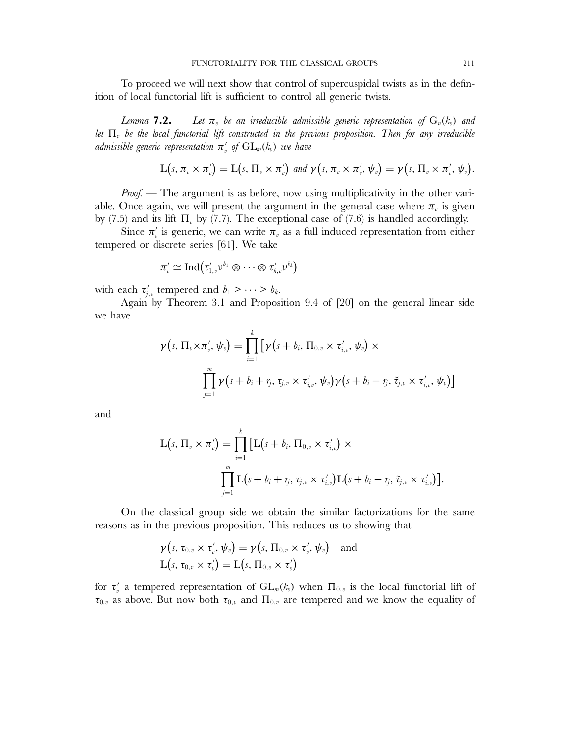To proceed we will next show that control of supercuspidal twists as in the definition of local functorial lift is sufficient to control all generic twists.

*Lemma* **7.2.** — *Let $\pi_v$ be an irreducible admissible generic representation of $G_n(k_v)$ and let $\Pi_v$ be the local functorial lift constructed in the previous proposition. Then for any irreducible admissible generic representation $\pi'_v$ of $GL_m(k_v)$ we have*

$$L(s, \pi_v \times \pi'_v) = L(s, \Pi_v \times \pi'_v) \text{ and } \gamma(s, \pi_v \times \pi'_v, \psi_v) = \gamma(s, \Pi_v \times \pi'_v, \psi_v).$$

*Proof.* — The argument is as before, now using multiplicativity in the other variable. Once again, we will present the argument in the general case where $\pi_v$ is given by (7.5) and its lift $\Pi_v$ by (7.7). The exceptional case of (7.6) is handled accordingly.

Since $\pi'_v$ is generic, we can write $\pi_v$ as a full induced representation from either tempered or discrete series [61]. We take

$$\pi'_v \simeq \mathrm{Ind}\left(\tau'_{1,v}\nu^{b_1} \otimes \cdots \otimes \tau'_{k,v}\nu^{b_k}\right)$$

with each $\tau'_{j,v}$ tempered and $b_1 > \cdots > b_k$.

Again by Theorem 3.1 and Proposition 9.4 of [20] on the general linear side we have

$$\gamma(s, \Pi_v \times \pi'_v, \psi_v) = \prod_{i=1}^{k} \big[\gamma(s + b_i, \Pi_{0,v} \times \tau'_{i,v}, \psi_v) \times \prod_{j=1}^{m} \gamma(s + b_i + r_j, \tau_{j,v} \times \tau'_{i,v}, \psi_v)\gamma(s + b_i - r_j, \tilde{\tau}_{j,v} \times \tau'_{i,v}, \psi_v)\big]$$

and

$$L(s, \Pi_v \times \pi'_v) = \prod_{i=1}^{k} \big[L(s + b_i, \Pi_{0,v} \times \tau'_{i,v}) \times \prod_{j=1}^{m} L(s + b_i + r_j, \tau_{j,v} \times \tau'_{i,v})L(s + b_i - r_j, \tilde{\tau}_{j,v} \times \tau'_{i,v})\big].$$

On the classical group side we obtain the similar factorizations for the same reasons as in the previous proposition. This reduces us to showing that

$$\gamma(s, \tau_{0,v} \times \tau'_v, \psi_v) = \gamma(s, \Pi_{0,v} \times \tau'_v, \psi_v) \quad \text{and}$$
$$L(s, \tau_{0,v} \times \tau'_v) = L(s, \Pi_{0,v} \times \tau'_v)$$

for $\tau'_v$ a tempered representation of $GL_m(k_v)$ when $\Pi_{0,v}$ is the local functorial lift of $\tau_{0,v}$ as above. But now both $\tau_{0,v}$ and $\Pi_{0,v}$ are tempered and we know the equality of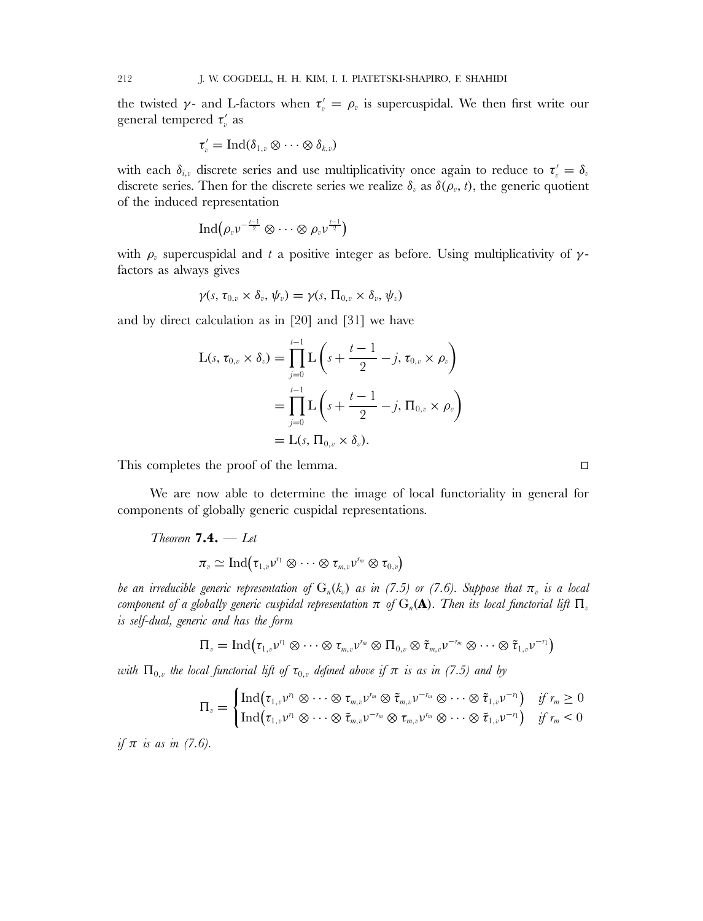the twisted $\gamma$- and L-factors when $\tau'_v = \rho_v$ is supercuspidal. We then first write our general tempered $\tau'_v$ as

$$\tau'_v = \mathrm{Ind}(\delta_{1,v} \otimes \cdots \otimes \delta_{k,v})$$

with each $\delta_{i,v}$ discrete series and use multiplicativity once again to reduce to $\tau'_v = \delta_v$ discrete series. Then for the discrete series we realize $\delta_v$ as $\delta(\rho_v, t)$, the generic quotient of the induced representation

$$\mathrm{Ind}\big(\rho_v \nu^{-\frac{t-1}{2}} \otimes \cdots \otimes \rho_v \nu^{\frac{t-1}{2}}\big)$$

with $\rho_v$ supercuspidal and $t$ a positive integer as before. Using multiplicativity of $\gamma$-factors as always gives

$$\gamma(s, \tau_{0,v} \times \delta_v, \psi_v) = \gamma(s, \Pi_{0,v} \times \delta_v, \psi_v)$$

and by direct calculation as in [20] and [31] we have

$$\begin{aligned}
\mathrm{L}(s, \tau_{0,v} \times \delta_v) &= \prod_{j=0}^{t-1} \mathrm{L}\left(s + \frac{t-1}{2} - j, \tau_{0,v} \times \rho_v\right) \\
&= \prod_{j=0}^{t-1} \mathrm{L}\left(s + \frac{t-1}{2} - j, \Pi_{0,v} \times \rho_v\right) \\
&= \mathrm{L}(s, \Pi_{0,v} \times \delta_v).
\end{aligned}$$

This completes the proof of the lemma. □

We are now able to determine the image of local functoriality in general for components of globally generic cuspidal representations.

*Theorem* **7.4.** — *Let*

$$\pi_v \simeq \mathrm{Ind}\big(\tau_{1,v}\nu^{r_1} \otimes \cdots \otimes \tau_{m,v}\nu^{r_m} \otimes \tau_{0,v}\big)$$

*be an irreducible generic representation of $\mathrm{G}_n(k_v)$ as in (7.5) or (7.6). Suppose that $\pi_v$ is a local component of a globally generic cuspidal representation $\pi$ of $\mathrm{G}_n(\mathbf{A})$. Then its local functorial lift $\Pi_v$ is self-dual, generic and has the form*

$$\Pi_v = \mathrm{Ind}\big(\tau_{1,v}\nu^{r_1} \otimes \cdots \otimes \tau_{m,v}\nu^{r_m} \otimes \Pi_{0,v} \otimes \tilde{\tau}_{m,v}\nu^{-r_m} \otimes \cdots \otimes \tilde{\tau}_{1,v}\nu^{-r_1}\big)$$

*with $\Pi_{0,v}$ the local functorial lift of $\tau_{0,v}$ defined above if $\pi$ is as in (7.5) and by*

$$\Pi_v = \begin{cases} \mathrm{Ind}\big(\tau_{1,v}\nu^{r_1} \otimes \cdots \otimes \tau_{m,v}\nu^{r_m} \otimes \tilde{\tau}_{m,v}\nu^{-r_m} \otimes \cdots \otimes \tilde{\tau}_{1,v}\nu^{-r_1}\big) & \text{if } r_m \geq 0 \\ \mathrm{Ind}\big(\tau_{1,v}\nu^{r_1} \otimes \cdots \otimes \tilde{\tau}_{m,v}\nu^{-r_m} \otimes \tau_{m,v}\nu^{r_m} \otimes \cdots \otimes \tilde{\tau}_{1,v}\nu^{-r_1}\big) & \text{if } r_m < 0 \end{cases}$$

*if $\pi$ is as in (7.6).*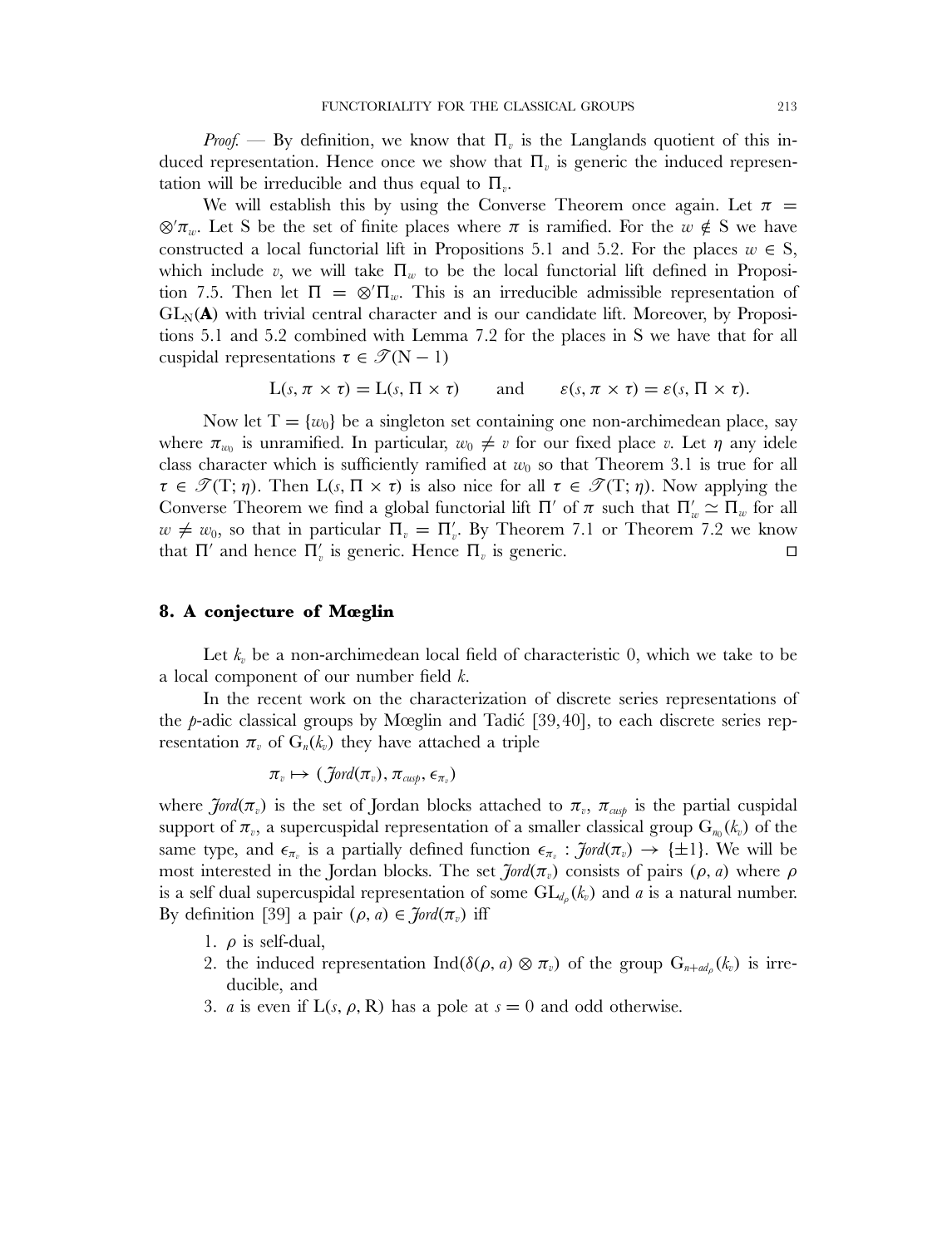*Proof.* — By definition, we know that $\Pi_v$ is the Langlands quotient of this induced representation. Hence once we show that $\Pi_v$ is generic the induced representation will be irreducible and thus equal to $\Pi_v$.

We will establish this by using the Converse Theorem once again. Let $\pi = \otimes' \pi_w$. Let S be the set of finite places where $\pi$ is ramified. For the $w \notin S$ we have constructed a local functorial lift in Propositions 5.1 and 5.2. For the places $w \in S$, which include $v$, we will take $\Pi_w$ to be the local functorial lift defined in Proposition 7.5. Then let $\Pi = \otimes' \Pi_w$. This is an irreducible admissible representation of $GL_N(\mathbf{A})$ with trivial central character and is our candidate lift. Moreover, by Propositions 5.1 and 5.2 combined with Lemma 7.2 for the places in S we have that for all cuspidal representations $\tau \in \mathscr{T}(N-1)$

$$L(s, \pi \times \tau) = L(s, \Pi \times \tau) \qquad \text{and} \qquad \varepsilon(s, \pi \times \tau) = \varepsilon(s, \Pi \times \tau).$$

Now let $T = \{w_0\}$ be a singleton set containing one non-archimedean place, say where $\pi_{w_0}$ is unramified. In particular, $w_0 \neq v$ for our fixed place $v$. Let $\eta$ any idele class character which is sufficiently ramified at $w_0$ so that Theorem 3.1 is true for all $\tau \in \mathscr{T}(T; \eta)$. Then $L(s, \Pi \times \tau)$ is also nice for all $\tau \in \mathscr{T}(T; \eta)$. Now applying the Converse Theorem we find a global functorial lift $\Pi'$ of $\pi$ such that $\Pi'_w \simeq \Pi_w$ for all $w \neq w_0$, so that in particular $\Pi_v = \Pi'_v$. By Theorem 7.1 or Theorem 7.2 we know that $\Pi'$ and hence $\Pi'_v$ is generic. Hence $\Pi_v$ is generic. □

## 8. A conjecture of Mœglin

Let $k_v$ be a non-archimedean local field of characteristic 0, which we take to be a local component of our number field $k$.

In the recent work on the characterization of discrete series representations of the $p$-adic classical groups by Mœglin and Tadić [39,40], to each discrete series representation $\pi_v$ of $G_n(k_v)$ they have attached a triple

$$\pi_v \mapsto (\mathit{Jord}(\pi_v), \pi_{cusp}, \epsilon_{\pi_v})$$

where $\mathit{Jord}(\pi_v)$ is the set of Jordan blocks attached to $\pi_v$, $\pi_{cusp}$ is the partial cuspidal support of $\pi_v$, a supercuspidal representation of a smaller classical group $G_{n_0}(k_v)$ of the same type, and $\epsilon_{\pi_v}$ is a partially defined function $\epsilon_{\pi_v} : \mathit{Jord}(\pi_v) \to \{\pm 1\}$. We will be most interested in the Jordan blocks. The set $\mathit{Jord}(\pi_v)$ consists of pairs $(\rho, a)$ where $\rho$ is a self dual supercuspidal representation of some $GL_{d_\rho}(k_v)$ and $a$ is a natural number. By definition [39] a pair $(\rho, a) \in \mathit{Jord}(\pi_v)$ iff

1. $\rho$ is self-dual,
2. the induced representation $\mathrm{Ind}(\delta(\rho, a) \otimes \pi_v)$ of the group $G_{n+ad_\rho}(k_v)$ is irreducible, and
3. $a$ is even if $L(s, \rho, R)$ has a pole at $s = 0$ and odd otherwise.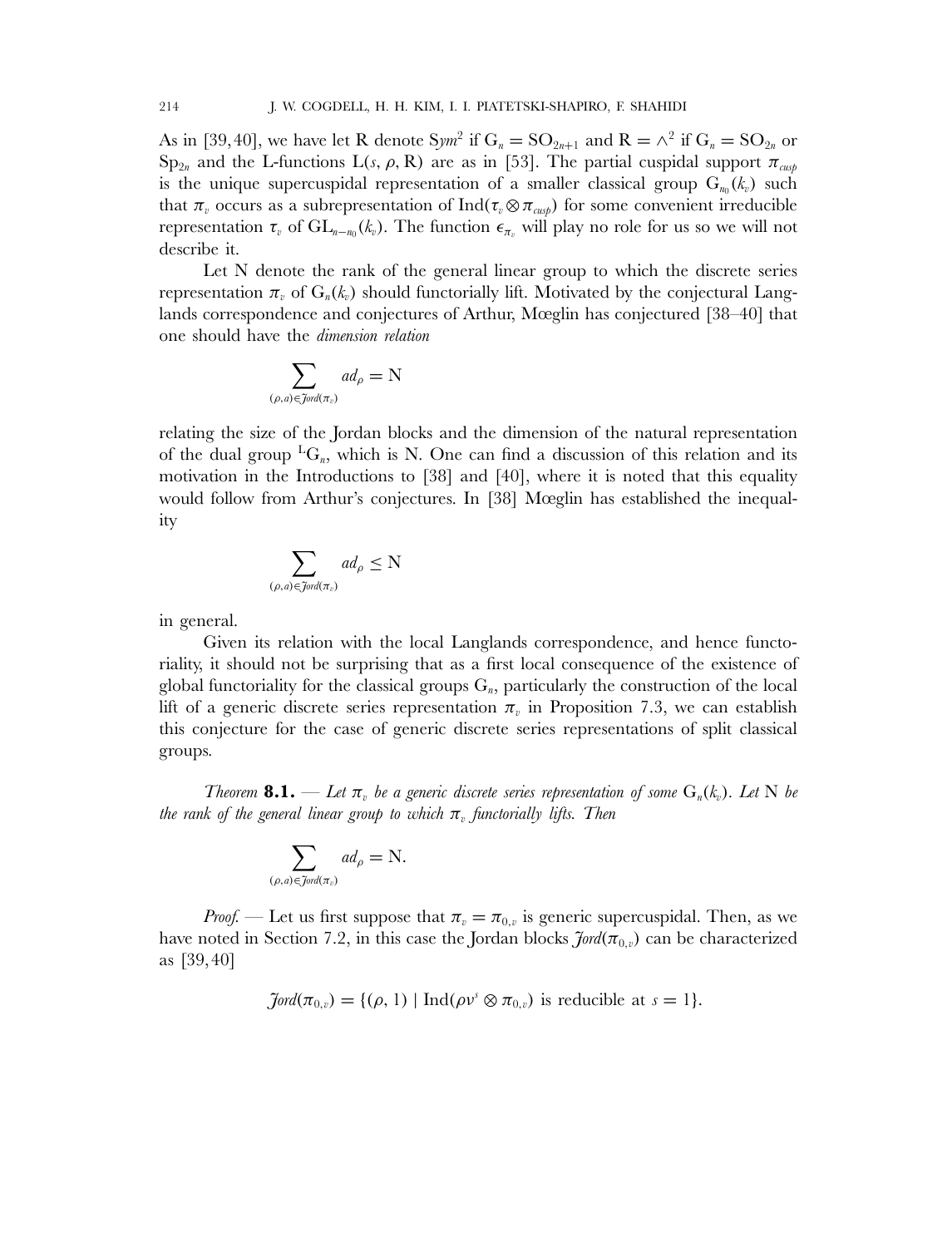As in [39, 40], we have let R denote $Sym^2$ if $G_n = SO_{2n+1}$ and $R = \wedge^2$ if $G_n = SO_{2n}$ or $Sp_{2n}$ and the L-functions $L(s, \rho, R)$ are as in [53]. The partial cuspidal support $\pi_{cusp}$ is the unique supercuspidal representation of a smaller classical group $G_{n_0}(k_v)$ such that $\pi_v$ occurs as a subrepresentation of $\mathrm{Ind}(\tau_v \otimes \pi_{cusp})$ for some convenient irreducible representation $\tau_v$ of $GL_{n-n_0}(k_v)$. The function $\epsilon_{\pi_v}$ will play no role for us so we will not describe it.

Let N denote the rank of the general linear group to which the discrete series representation $\pi_v$ of $G_n(k_v)$ should functorially lift. Motivated by the conjectural Langlands correspondence and conjectures of Arthur, Mœglin has conjectured [38–40] that one should have the *dimension relation*

$$\sum_{(\rho,a)\in \mathcal{J}ord(\pi_v)} ad_\rho = N$$

relating the size of the Jordan blocks and the dimension of the natural representation of the dual group ${}^L G_n$, which is N. One can find a discussion of this relation and its motivation in the Introductions to [38] and [40], where it is noted that this equality would follow from Arthur's conjectures. In [38] Mœglin has established the inequality

$$\sum_{(\rho,a)\in \mathcal{J}ord(\pi_v)} ad_\rho \le N$$

in general.

Given its relation with the local Langlands correspondence, and hence functoriality, it should not be surprising that as a first local consequence of the existence of global functoriality for the classical groups $G_n$, particularly the construction of the local lift of a generic discrete series representation $\pi_v$ in Proposition 7.3, we can establish this conjecture for the case of generic discrete series representations of split classical groups.

*Theorem* **8.1.** — *Let $\pi_v$ be a generic discrete series representation of some $G_n(k_v)$. Let N be the rank of the general linear group to which $\pi_v$ functorially lifts. Then*

$$\sum_{(\rho,a)\in \mathcal{J}ord(\pi_v)} ad_\rho = N.$$

*Proof.* — Let us first suppose that $\pi_v = \pi_{0,v}$ is generic supercuspidal. Then, as we have noted in Section 7.2, in this case the Jordan blocks $\mathcal{J}ord(\pi_{0,v})$ can be characterized as [39, 40]

$$\mathcal{J}ord(\pi_{0,v}) = \{(\rho, 1) \mid \mathrm{Ind}(\rho\nu^s \otimes \pi_{0,v}) \text{ is reducible at } s = 1\}.$$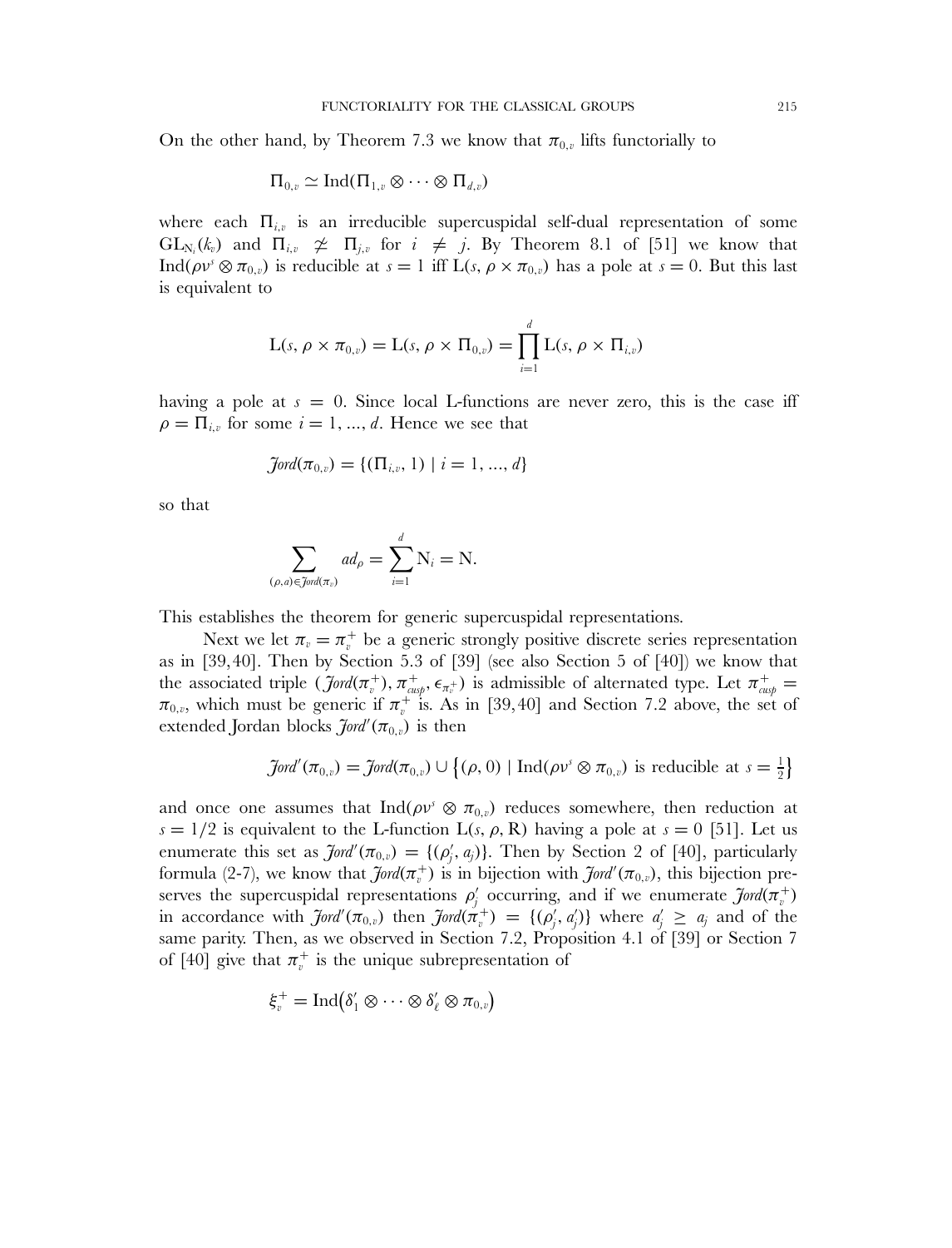On the other hand, by Theorem 7.3 we know that $\pi_{0,v}$ lifts functorially to

$$\Pi_{0,v} \simeq \mathrm{Ind}(\Pi_{1,v} \otimes \cdots \otimes \Pi_{d,v})$$

where each $\Pi_{i,v}$ is an irreducible supercuspidal self-dual representation of some $\mathrm{GL}_{\mathrm{N}_i}(k_v)$ and $\Pi_{i,v} \not\simeq \Pi_{j,v}$ for $i \neq j$. By Theorem 8.1 of [51] we know that $\mathrm{Ind}(\rho\nu^s \otimes \pi_{0,v})$ is reducible at $s = 1$ iff $\mathrm{L}(s, \rho \times \pi_{0,v})$ has a pole at $s = 0$. But this last is equivalent to

$$\mathrm{L}(s, \rho \times \pi_{0,v}) = \mathrm{L}(s, \rho \times \Pi_{0,v}) = \prod_{i=1}^{d} \mathrm{L}(s, \rho \times \Pi_{i,v})$$

having a pole at $s = 0$. Since local L-functions are never zero, this is the case iff $\rho = \Pi_{i,v}$ for some $i = 1, ..., d$. Hence we see that

$$\mathcal{J}ord(\pi_{0,v}) = \{(\Pi_{i,v}, 1) \mid i = 1, ..., d\}$$

so that

$$\sum_{(\rho,a)\in \mathcal{J}ord(\pi_v)} ad_\rho = \sum_{i=1}^{d} \mathrm{N}_i = \mathrm{N}.$$

This establishes the theorem for generic supercuspidal representations.

Next we let $\pi_v = \pi_v^+$ be a generic strongly positive discrete series representation as in [39,40]. Then by Section 5.3 of [39] (see also Section 5 of [40]) we know that the associated triple $(\mathcal{J}ord(\pi_v^+), \pi_{cusp}^+, \epsilon_{\pi_v^+})$ is admissible of alternated type. Let $\pi_{cusp}^+ = \pi_{0,v}$, which must be generic if $\pi_v^+$ is. As in [39,40] and Section 7.2 above, the set of extended Jordan blocks $\mathcal{J}ord'(\pi_{0,v})$ is then

$$\mathcal{J}ord'(\pi_{0,v}) = \mathcal{J}ord(\pi_{0,v}) \cup \left\{(\rho, 0) \mid \mathrm{Ind}(\rho\nu^s \otimes \pi_{0,v}) \text{ is reducible at } s = \tfrac{1}{2}\right\}$$

and once one assumes that $\mathrm{Ind}(\rho\nu^s \otimes \pi_{0,v})$ reduces somewhere, then reduction at $s = 1/2$ is equivalent to the L-function $\mathrm{L}(s, \rho, \mathrm{R})$ having a pole at $s = 0$ [51]. Let us enumerate this set as $\mathcal{J}ord'(\pi_{0,v}) = \{(\rho_j', a_j)\}$. Then by Section 2 of [40], particularly formula (2-7), we know that $\mathcal{J}ord(\pi_v^+)$ is in bijection with $\mathcal{J}ord'(\pi_{0,v})$, this bijection preserves the supercuspidal representations $\rho_j'$ occurring, and if we enumerate $\mathcal{J}ord(\pi_v^+)$ in accordance with $\mathcal{J}ord'(\pi_{0,v})$ then $\mathcal{J}ord(\pi_v^+) = \{(\rho_j', a_j')\}$ where $a_j' \geq a_j$ and of the same parity. Then, as we observed in Section 7.2, Proposition 4.1 of [39] or Section 7 of [40] give that $\pi_v^+$ is the unique subrepresentation of

$$\xi_v^+ = \mathrm{Ind}\big(\delta_1' \otimes \cdots \otimes \delta_\ell' \otimes \pi_{0,v}\big)$$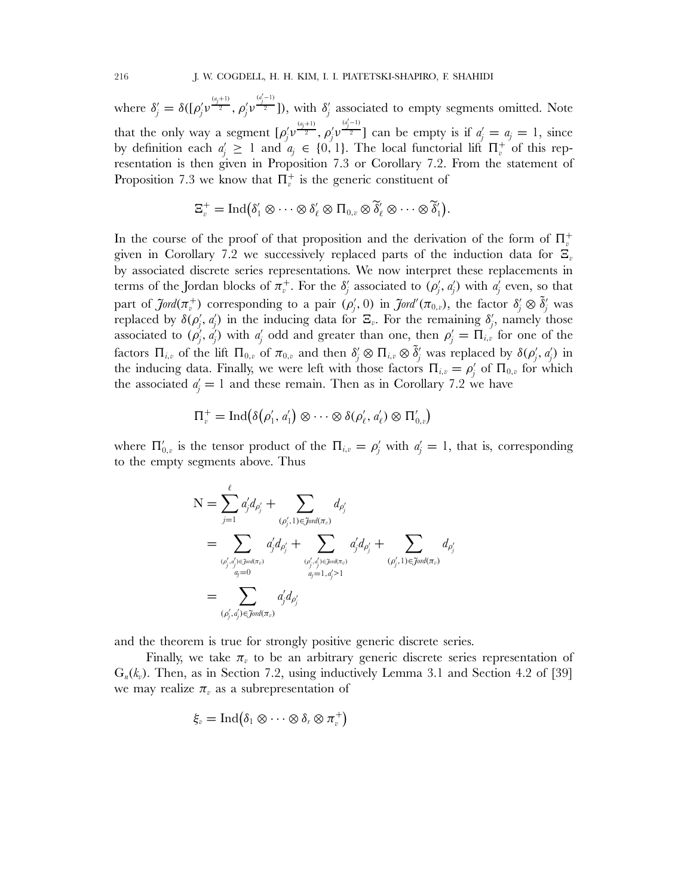where $\delta'_j = \delta([\rho'_j \nu^{\frac{(a_j+1)}{2}}, \rho'_j \nu^{\frac{(a'_j-1)}{2}}])$, with $\delta'_j$ associated to empty segments omitted. Note that the only way a segment $[\rho'_j \nu^{\frac{(a_j+1)}{2}}, \rho'_j \nu^{\frac{(a'_j-1)}{2}}]$ can be empty is if $a'_j = a_j = 1$, since by definition each $a'_j \geq 1$ and $a_j \in \{0, 1\}$. The local functorial lift $\Pi_v^+$ of this representation is then given in Proposition 7.3 or Corollary 7.2. From the statement of Proposition 7.3 we know that $\Pi_v^+$ is the generic constituent of

$$\Xi_v^+ = \mathrm{Ind}\big(\delta'_1 \otimes \cdots \otimes \delta'_\ell \otimes \Pi_{0,v} \otimes \widetilde{\delta}'_\ell \otimes \cdots \otimes \widetilde{\delta}'_1\big).$$

In the course of the proof of that proposition and the derivation of the form of $\Pi_v^+$ given in Corollary 7.2 we successively replaced parts of the induction data for $\Xi_v$ by associated discrete series representations. We now interpret these replacements in terms of the Jordan blocks of $\pi_v^+$. For the $\delta'_j$ associated to $(\rho'_j, a'_j)$ with $a'_j$ even, so that part of $\mathcal{J}ord(\pi_v^+)$ corresponding to a pair $(\rho'_j, 0)$ in $\mathcal{J}ord'(\pi_{0,v})$, the factor $\delta'_j \otimes \tilde{\delta}'_j$ was replaced by $\delta(\rho'_j, a'_j)$ in the inducing data for $\Xi_v$. For the remaining $\delta'_j$, namely those associated to $(\rho'_j, a'_j)$ with $a'_j$ odd and greater than one, then $\rho'_j = \Pi_{i,v}$ for one of the factors $\Pi_{i,v}$ of the lift $\Pi_{0,v}$ of $\pi_{0,v}$ and then $\delta'_j \otimes \Pi_{i,v} \otimes \tilde{\delta}'_j$ was replaced by $\delta(\rho'_j, a'_j)$ in the inducing data. Finally, we were left with those factors $\Pi_{i,v} = \rho'_j$ of $\Pi_{0,v}$ for which the associated $a'_j = 1$ and these remain. Then as in Corollary 7.2 we have

$$\Pi_v^+ = \mathrm{Ind}\big(\delta(\rho'_1, a'_1) \otimes \cdots \otimes \delta(\rho'_\ell, a'_\ell) \otimes \Pi'_{0,v}\big)$$

where $\Pi'_{0,v}$ is the tensor product of the $\Pi_{i,v} = \rho'_j$ with $a'_j = 1$, that is, corresponding to the empty segments above. Thus

$$\begin{aligned}
\mathrm{N} &= \sum_{j=1}^{\ell} a'_j d_{\rho'_j} + \sum_{(\rho'_j, 1) \in \mathcal{J}ord(\pi_v)} d_{\rho'_j} \\
&= \sum_{\substack{(\rho'_j, a'_j) \in \mathcal{J}ord(\pi_v) \\ a_j = 0}} a'_j d_{\rho'_j} + \sum_{\substack{(\rho'_j, a'_j) \in \mathcal{J}ord(\pi_v) \\ a_j = 1, a'_j > 1}} a'_j d_{\rho'_j} + \sum_{(\rho'_j, 1) \in \mathcal{J}ord(\pi_v)} d_{\rho'_j} \\
&= \sum_{(\rho'_j, a'_j) \in \mathcal{J}ord(\pi_v)} a'_j d_{\rho'_j}
\end{aligned}$$

and the theorem is true for strongly positive generic discrete series.

Finally, we take $\pi_v$ to be an arbitrary generic discrete series representation of $\mathrm{G}_n(k_v)$. Then, as in Section 7.2, using inductively Lemma 3.1 and Section 4.2 of [39] we may realize $\pi_v$ as a subrepresentation of

$$\xi_v = \mathrm{Ind}\big(\delta_1 \otimes \cdots \otimes \delta_r \otimes \pi_v^+\big)$$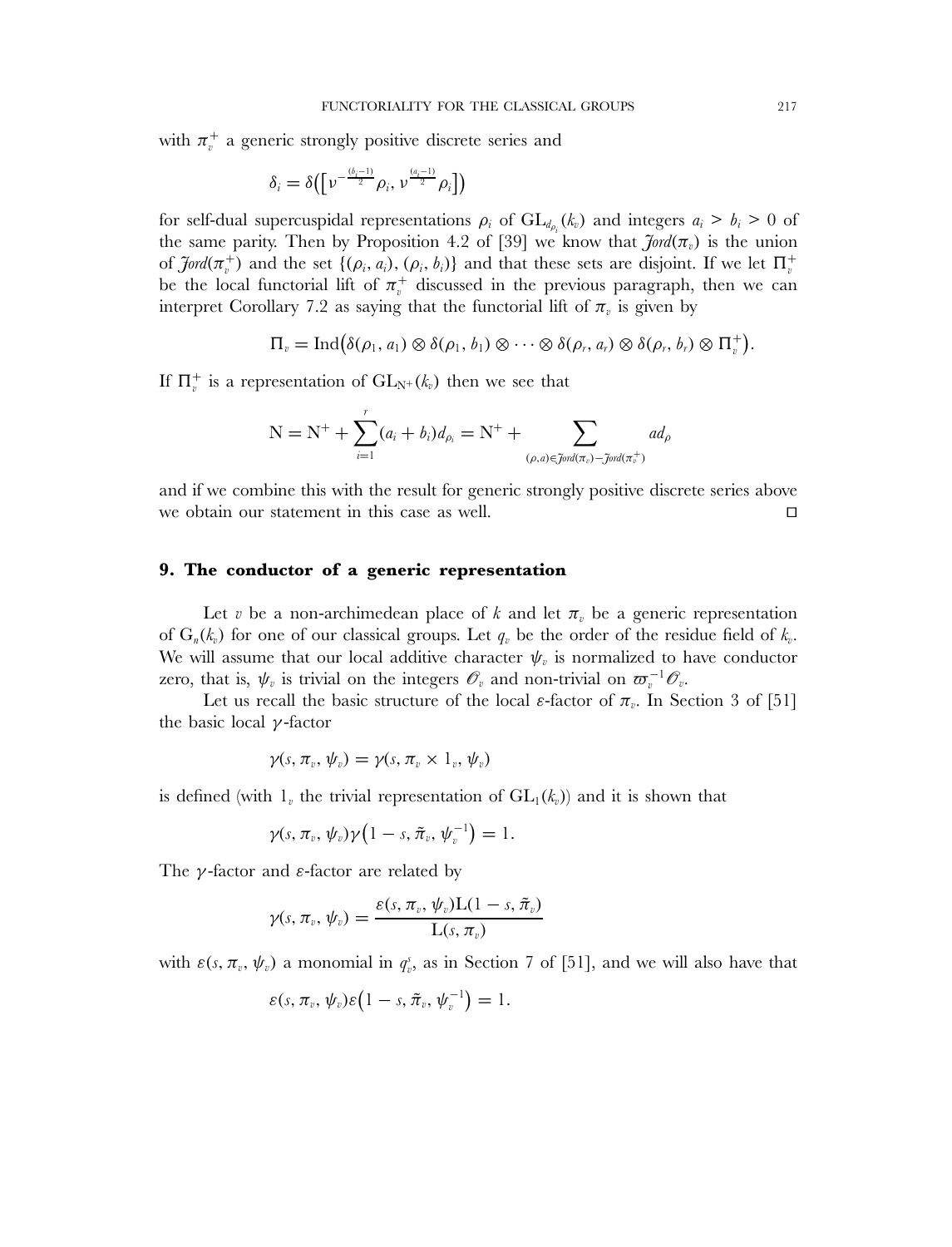with $\pi_v^+$ a generic strongly positive discrete series and

$$\delta_i = \delta\big(\big[\nu^{-\frac{(b_i-1)}{2}}\rho_i, \nu^{\frac{(a_i-1)}{2}}\rho_i\big]\big)$$

for self-dual supercuspidal representations $\rho_i$ of $\mathrm{GL}_{d_{\rho_i}}(k_v)$ and integers $a_i > b_i > 0$ of the same parity. Then by Proposition 4.2 of [39] we know that $\mathcal{J}ord(\pi_v)$ is the union of $\mathcal{J}ord(\pi_v^+)$ and the set $\{(\rho_i, a_i), (\rho_i, b_i)\}$ and that these sets are disjoint. If we let $\Pi_v^+$ be the local functorial lift of $\pi_v^+$ discussed in the previous paragraph, then we can interpret Corollary 7.2 as saying that the functorial lift of $\pi_v$ is given by

$$\Pi_v = \mathrm{Ind}\big(\delta(\rho_1, a_1) \otimes \delta(\rho_1, b_1) \otimes \cdots \otimes \delta(\rho_r, a_r) \otimes \delta(\rho_r, b_r) \otimes \Pi_v^+\big).$$

If $\Pi_v^+$ is a representation of $\mathrm{GL}_{\mathrm{N}^+}(k_v)$ then we see that

$$\mathrm{N} = \mathrm{N}^+ + \sum_{i=1}^{r}(a_i + b_i)d_{\rho_i} = \mathrm{N}^+ + \sum_{(\rho,a)\in\mathcal{J}ord(\pi_v)-\mathcal{J}ord(\pi_v^+)} ad_\rho$$

and if we combine this with the result for generic strongly positive discrete series above we obtain our statement in this case as well. □

## 9. The conductor of a generic representation

Let $v$ be a non-archimedean place of $k$ and let $\pi_v$ be a generic representation of $\mathrm{G}_n(k_v)$ for one of our classical groups. Let $q_v$ be the order of the residue field of $k_v$. We will assume that our local additive character $\psi_v$ is normalized to have conductor zero, that is, $\psi_v$ is trivial on the integers $\mathcal{O}_v$ and non-trivial on $\varpi_v^{-1}\mathcal{O}_v$.

Let us recall the basic structure of the local $\varepsilon$-factor of $\pi_v$. In Section 3 of [51] the basic local $\gamma$-factor

$$\gamma(s, \pi_v, \psi_v) = \gamma(s, \pi_v \times 1_v, \psi_v)$$

is defined (with $1_v$ the trivial representation of $\mathrm{GL}_1(k_v)$) and it is shown that

$$\gamma(s, \pi_v, \psi_v)\gamma\big(1 - s, \tilde{\pi}_v, \psi_v^{-1}\big) = 1.$$

The $\gamma$-factor and $\varepsilon$-factor are related by

$$\gamma(s, \pi_v, \psi_v) = \frac{\varepsilon(s, \pi_v, \psi_v)\mathrm{L}(1 - s, \tilde{\pi}_v)}{\mathrm{L}(s, \pi_v)}$$

with $\varepsilon(s, \pi_v, \psi_v)$ a monomial in $q_v^s$, as in Section 7 of [51], and we will also have that

$$\varepsilon(s, \pi_v, \psi_v)\varepsilon\big(1 - s, \tilde{\pi}_v, \psi_v^{-1}\big) = 1.$$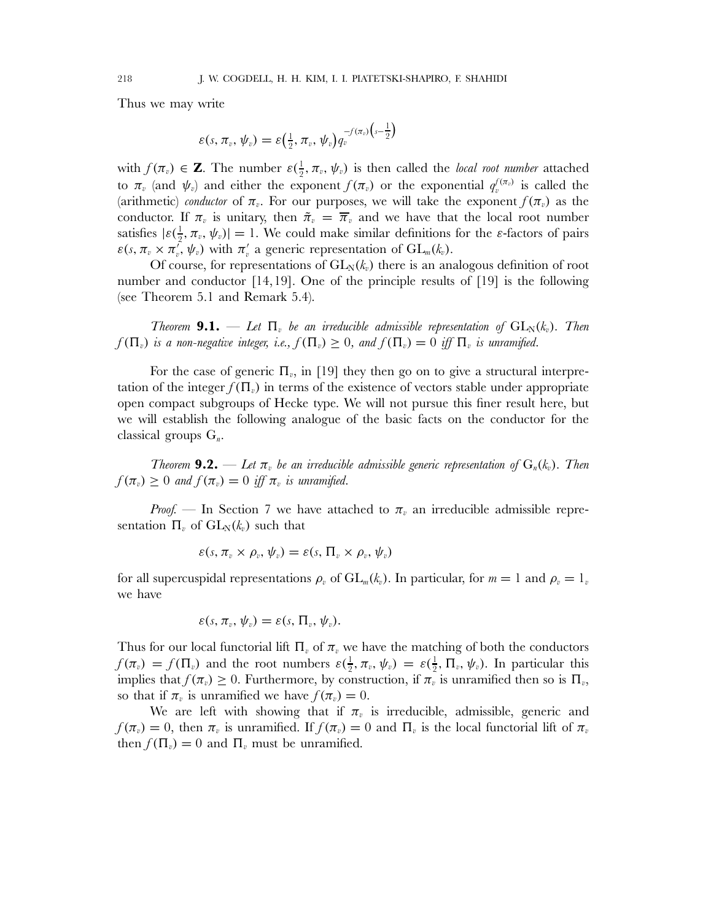Thus we may write

$$\varepsilon(s, \pi_v, \psi_v) = \varepsilon\left(\tfrac{1}{2}, \pi_v, \psi_v\right) q_v^{-f(\pi_v)\left(s-\frac{1}{2}\right)}$$

with $f(\pi_v) \in \mathbf{Z}$. The number $\varepsilon(\frac{1}{2}, \pi_v, \psi_v)$ is then called the *local root number* attached to $\pi_v$ (and $\psi_v$) and either the exponent $f(\pi_v)$ or the exponential $q_v^{f(\pi_v)}$ is called the (arithmetic) *conductor* of $\pi_v$. For our purposes, we will take the exponent $f(\pi_v)$ as the conductor. If $\pi_v$ is unitary, then $\tilde{\pi}_v = \overline{\pi}_v$ and we have that the local root number satisfies $|\varepsilon(\frac{1}{2}, \pi_v, \psi_v)| = 1$. We could make similar definitions for the $\varepsilon$-factors of pairs $\varepsilon(s, \pi_v \times \pi_v', \psi_v)$ with $\pi_v'$ a generic representation of $\mathrm{GL}_m(k_v)$.

Of course, for representations of $\mathrm{GL}_N(k_v)$ there is an analogous definition of root number and conductor [14, 19]. One of the principle results of [19] is the following (see Theorem 5.1 and Remark 5.4).

*Theorem* **9.1.** — *Let $\Pi_v$ be an irreducible admissible representation of $\mathrm{GL}_N(k_v)$. Then $f(\Pi_v)$ is a non-negative integer, i.e., $f(\Pi_v) \geq 0$, and $f(\Pi_v) = 0$ iff $\Pi_v$ is unramified.*

For the case of generic $\Pi_v$, in [19] they then go on to give a structural interpretation of the integer $f(\Pi_v)$ in terms of the existence of vectors stable under appropriate open compact subgroups of Hecke type. We will not pursue this finer result here, but we will establish the following analogue of the basic facts on the conductor for the classical groups $\mathrm{G}_n$.

*Theorem* **9.2.** — *Let $\pi_v$ be an irreducible admissible generic representation of $\mathrm{G}_n(k_v)$. Then $f(\pi_v) \geq 0$ and $f(\pi_v) = 0$ iff $\pi_v$ is unramified.*

*Proof.* — In Section 7 we have attached to $\pi_v$ an irreducible admissible representation $\Pi_v$ of $\mathrm{GL}_N(k_v)$ such that

$$\varepsilon(s, \pi_v \times \rho_v, \psi_v) = \varepsilon(s, \Pi_v \times \rho_v, \psi_v)$$

for all supercuspidal representations $\rho_v$ of $\mathrm{GL}_m(k_v)$. In particular, for $m = 1$ and $\rho_v = 1_v$ we have

$$\varepsilon(s, \pi_v, \psi_v) = \varepsilon(s, \Pi_v, \psi_v).$$

Thus for our local functorial lift $\Pi_v$ of $\pi_v$ we have the matching of both the conductors $f(\pi_v) = f(\Pi_v)$ and the root numbers $\varepsilon(\frac{1}{2}, \pi_v, \psi_v) = \varepsilon(\frac{1}{2}, \Pi_v, \psi_v)$. In particular this implies that $f(\pi_v) \geq 0$. Furthermore, by construction, if $\pi_v$ is unramified then so is $\Pi_v$, so that if $\pi_v$ is unramified we have $f(\pi_v) = 0$.

We are left with showing that if $\pi_v$ is irreducible, admissible, generic and $f(\pi_v) = 0$, then $\pi_v$ is unramified. If $f(\pi_v) = 0$ and $\Pi_v$ is the local functorial lift of $\pi_v$ then $f(\Pi_v) = 0$ and $\Pi_v$ must be unramified.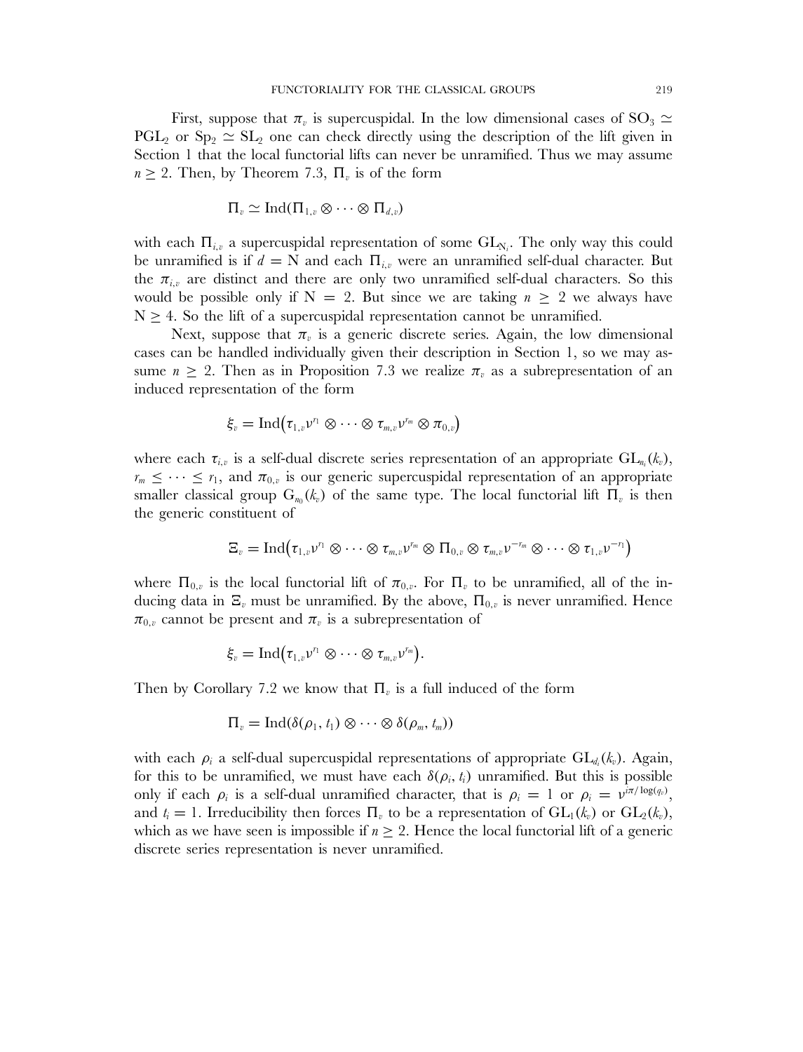First, suppose that $\pi_v$ is supercuspidal. In the low dimensional cases of $\mathrm{SO}_3 \simeq \mathrm{PGL}_2$ or $\mathrm{Sp}_2 \simeq \mathrm{SL}_2$ one can check directly using the description of the lift given in Section 1 that the local functorial lifts can never be unramified. Thus we may assume $n \geq 2$. Then, by Theorem 7.3, $\Pi_v$ is of the form

$$\Pi_v \simeq \mathrm{Ind}(\Pi_{1,v} \otimes \cdots \otimes \Pi_{d,v})$$

with each $\Pi_{i,v}$ a supercuspidal representation of some $\mathrm{GL}_{\mathrm{N}_i}$. The only way this could be unramified is if $d = \mathrm{N}$ and each $\Pi_{i,v}$ were an unramified self-dual character. But the $\pi_{i,v}$ are distinct and there are only two unramified self-dual characters. So this would be possible only if $\mathrm{N} = 2$. But since we are taking $n \geq 2$ we always have $\mathrm{N} \geq 4$. So the lift of a supercuspidal representation cannot be unramified.

Next, suppose that $\pi_v$ is a generic discrete series. Again, the low dimensional cases can be handled individually given their description in Section 1, so we may assume $n \geq 2$. Then as in Proposition 7.3 we realize $\pi_v$ as a subrepresentation of an induced representation of the form

$$\xi_v = \mathrm{Ind}\big(\tau_{1,v}\nu^{r_1} \otimes \cdots \otimes \tau_{m,v}\nu^{r_m} \otimes \pi_{0,v}\big)$$

where each $\tau_{i,v}$ is a self-dual discrete series representation of an appropriate $\mathrm{GL}_{n_i}(k_v)$, $r_m \leq \cdots \leq r_1$, and $\pi_{0,v}$ is our generic supercuspidal representation of an appropriate smaller classical group $\mathrm{G}_{n_0}(k_v)$ of the same type. The local functorial lift $\Pi_v$ is then the generic constituent of

$$\Xi_v = \mathrm{Ind}\big(\tau_{1,v}\nu^{r_1} \otimes \cdots \otimes \tau_{m,v}\nu^{r_m} \otimes \Pi_{0,v} \otimes \tau_{m,v}\nu^{-r_m} \otimes \cdots \otimes \tau_{1,v}\nu^{-r_1}\big)$$

where $\Pi_{0,v}$ is the local functorial lift of $\pi_{0,v}$. For $\Pi_v$ to be unramified, all of the inducing data in $\Xi_v$ must be unramified. By the above, $\Pi_{0,v}$ is never unramified. Hence $\pi_{0,v}$ cannot be present and $\pi_v$ is a subrepresentation of

$$\xi_v = \mathrm{Ind}\big(\tau_{1,v}\nu^{r_1} \otimes \cdots \otimes \tau_{m,v}\nu^{r_m}\big).$$

Then by Corollary 7.2 we know that $\Pi_v$ is a full induced of the form

$$\Pi_v = \mathrm{Ind}(\delta(\rho_1, t_1) \otimes \cdots \otimes \delta(\rho_m, t_m))$$

with each $\rho_i$ a self-dual supercuspidal representations of appropriate $\mathrm{GL}_{d_i}(k_v)$. Again, for this to be unramified, we must have each $\delta(\rho_i, t_i)$ unramified. But this is possible only if each $\rho_i$ is a self-dual unramified character, that is $\rho_i = 1$ or $\rho_i = \nu^{i\pi/\log(q_v)}$, and $t_i = 1$. Irreducibility then forces $\Pi_v$ to be a representation of $\mathrm{GL}_1(k_v)$ or $\mathrm{GL}_2(k_v)$, which as we have seen is impossible if $n \geq 2$. Hence the local functorial lift of a generic discrete series representation is never unramified.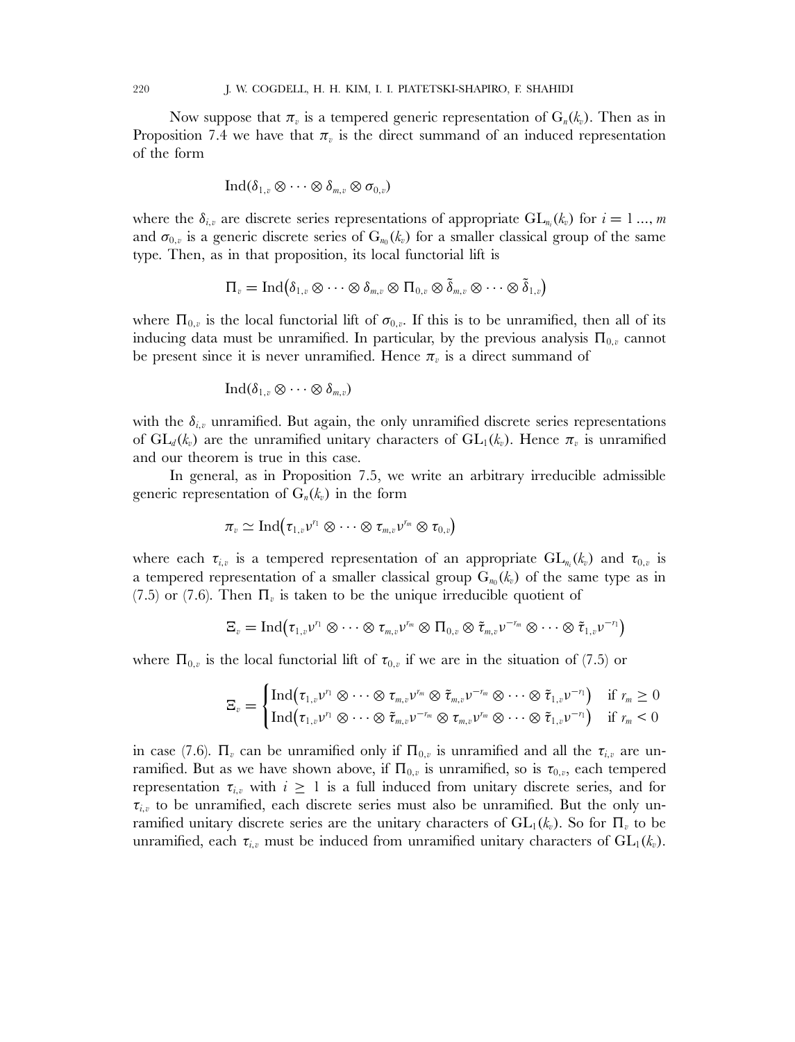Now suppose that $\pi_v$ is a tempered generic representation of $\mathrm{G}_n(k_v)$. Then as in Proposition 7.4 we have that $\pi_v$ is the direct summand of an induced representation of the form

$$\mathrm{Ind}(\delta_{1,v} \otimes \cdots \otimes \delta_{m,v} \otimes \sigma_{0,v})$$

where the $\delta_{i,v}$ are discrete series representations of appropriate $\mathrm{GL}_{n_i}(k_v)$ for $i = 1 \ldots, m$ and $\sigma_{0,v}$ is a generic discrete series of $\mathrm{G}_{n_0}(k_v)$ for a smaller classical group of the same type. Then, as in that proposition, its local functorial lift is

$$\Pi_v = \mathrm{Ind}\big(\delta_{1,v} \otimes \cdots \otimes \delta_{m,v} \otimes \Pi_{0,v} \otimes \tilde{\delta}_{m,v} \otimes \cdots \otimes \tilde{\delta}_{1,v}\big)$$

where $\Pi_{0,v}$ is the local functorial lift of $\sigma_{0,v}$. If this is to be unramified, then all of its inducing data must be unramified. In particular, by the previous analysis $\Pi_{0,v}$ cannot be present since it is never unramified. Hence $\pi_v$ is a direct summand of

$$\mathrm{Ind}(\delta_{1,v} \otimes \cdots \otimes \delta_{m,v})$$

with the $\delta_{i,v}$ unramified. But again, the only unramified discrete series representations of $\mathrm{GL}_d(k_v)$ are the unramified unitary characters of $\mathrm{GL}_1(k_v)$. Hence $\pi_v$ is unramified and our theorem is true in this case.

In general, as in Proposition 7.5, we write an arbitrary irreducible admissible generic representation of $\mathrm{G}_n(k_v)$ in the form

$$\pi_v \simeq \mathrm{Ind}\big(\tau_{1,v}\nu^{r_1} \otimes \cdots \otimes \tau_{m,v}\nu^{r_m} \otimes \tau_{0,v}\big)$$

where each $\tau_{i,v}$ is a tempered representation of an appropriate $\mathrm{GL}_{n_i}(k_v)$ and $\tau_{0,v}$ is a tempered representation of a smaller classical group $\mathrm{G}_{n_0}(k_v)$ of the same type as in (7.5) or (7.6). Then $\Pi_v$ is taken to be the unique irreducible quotient of

$$\Xi_v = \mathrm{Ind}\big(\tau_{1,v}\nu^{r_1} \otimes \cdots \otimes \tau_{m,v}\nu^{r_m} \otimes \Pi_{0,v} \otimes \tilde{\tau}_{m,v}\nu^{-r_m} \otimes \cdots \otimes \tilde{\tau}_{1,v}\nu^{-r_1}\big)$$

where $\Pi_{0,v}$ is the local functorial lift of $\tau_{0,v}$ if we are in the situation of (7.5) or

$$\Xi_v = \begin{cases} \mathrm{Ind}\big(\tau_{1,v}\nu^{r_1} \otimes \cdots \otimes \tau_{m,v}\nu^{r_m} \otimes \tilde{\tau}_{m,v}\nu^{-r_m} \otimes \cdots \otimes \tilde{\tau}_{1,v}\nu^{-r_1}\big) & \text{if } r_m \geq 0 \\ \mathrm{Ind}\big(\tau_{1,v}\nu^{r_1} \otimes \cdots \otimes \tilde{\tau}_{m,v}\nu^{-r_m} \otimes \tau_{m,v}\nu^{r_m} \otimes \cdots \otimes \tilde{\tau}_{1,v}\nu^{-r_1}\big) & \text{if } r_m < 0 \end{cases}$$

in case (7.6). $\Pi_v$ can be unramified only if $\Pi_{0,v}$ is unramified and all the $\tau_{i,v}$ are unramified. But as we have shown above, if $\Pi_{0,v}$ is unramified, so is $\tau_{0,v}$, each tempered representation $\tau_{i,v}$ with $i \geq 1$ is a full induced from unitary discrete series, and for $\tau_{i,v}$ to be unramified, each discrete series must also be unramified. But the only unramified unitary discrete series are the unitary characters of $\mathrm{GL}_1(k_v)$. So for $\Pi_v$ to be unramified, each $\tau_{i,v}$ must be induced from unramified unitary characters of $\mathrm{GL}_1(k_v)$.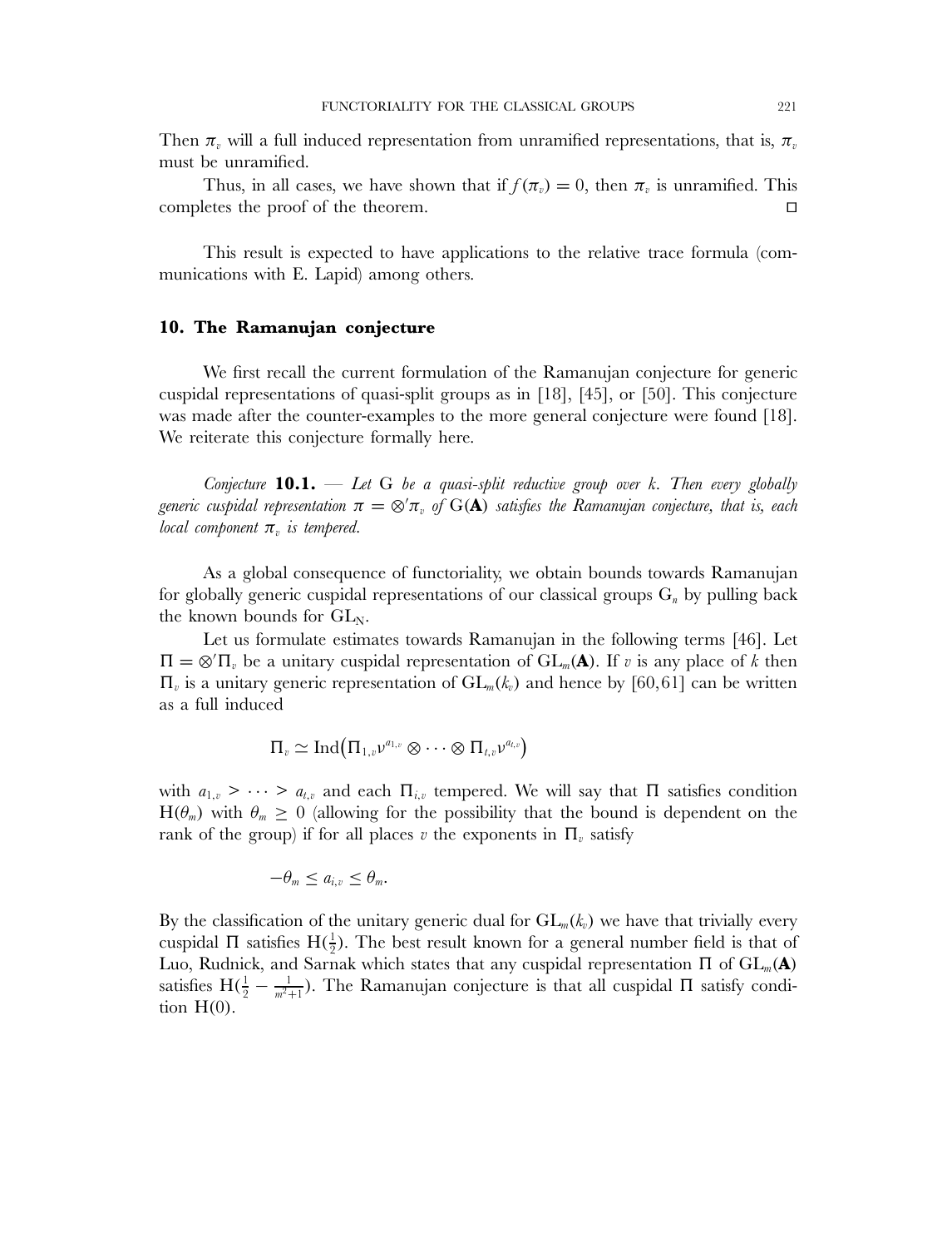Then $\pi_v$ will a full induced representation from unramified representations, that is, $\pi_v$ must be unramified.

Thus, in all cases, we have shown that if $f(\pi_v) = 0$, then $\pi_v$ is unramified. This completes the proof of the theorem. □

This result is expected to have applications to the relative trace formula (communications with E. Lapid) among others.

## 10. The Ramanujan conjecture

We first recall the current formulation of the Ramanujan conjecture for generic cuspidal representations of quasi-split groups as in [18], [45], or [50]. This conjecture was made after the counter-examples to the more general conjecture were found [18]. We reiterate this conjecture formally here.

*Conjecture* **10.1.** — *Let* G *be a quasi-split reductive group over* $k$. *Then every globally generic cuspidal representation* $\pi = \otimes' \pi_v$ *of* $G(\mathbf{A})$ *satisfies the Ramanujan conjecture, that is, each local component* $\pi_v$ *is tempered.*

As a global consequence of functoriality, we obtain bounds towards Ramanujan for globally generic cuspidal representations of our classical groups $G_n$ by pulling back the known bounds for $GL_N$.

Let us formulate estimates towards Ramanujan in the following terms [46]. Let $\Pi = \otimes' \Pi_v$ be a unitary cuspidal representation of $GL_m(\mathbf{A})$. If $v$ is any place of $k$ then $\Pi_v$ is a unitary generic representation of $GL_m(k_v)$ and hence by [60, 61] can be written as a full induced

$$\Pi_v \simeq \mathrm{Ind}\big(\Pi_{1,v}\nu^{a_{1,v}} \otimes \cdots \otimes \Pi_{t,v}\nu^{a_{t,v}}\big)$$

with $a_{1,v} > \cdots > a_{t,v}$ and each $\Pi_{i,v}$ tempered. We will say that $\Pi$ satisfies condition $H(\theta_m)$ with $\theta_m \geq 0$ (allowing for the possibility that the bound is dependent on the rank of the group) if for all places $v$ the exponents in $\Pi_v$ satisfy

$$-\theta_m \leq a_{i,v} \leq \theta_m.$$

By the classification of the unitary generic dual for $GL_m(k_v)$ we have that trivially every cuspidal $\Pi$ satisfies $H(\frac{1}{2})$. The best result known for a general number field is that of Luo, Rudnick, and Sarnak which states that any cuspidal representation $\Pi$ of $GL_m(\mathbf{A})$ satisfies $H(\frac{1}{2} - \frac{1}{m^2+1})$. The Ramanujan conjecture is that all cuspidal $\Pi$ satisfy condition $H(0)$.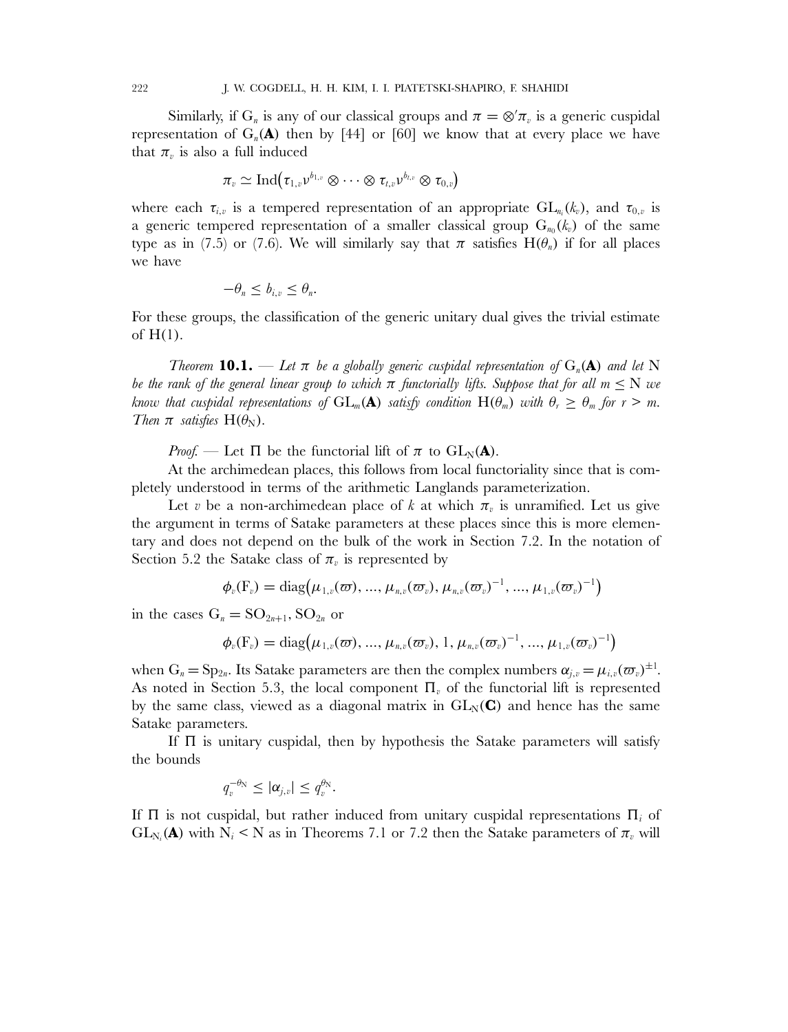Similarly, if $G_n$ is any of our classical groups and $\pi = \otimes' \pi_v$ is a generic cuspidal representation of $G_n(\mathbf{A})$ then by [44] or [60] we know that at every place we have that $\pi_v$ is also a full induced

$$\pi_v \simeq \mathrm{Ind}\big(\tau_{1,v}\nu^{b_{1,v}} \otimes \cdots \otimes \tau_{t,v}\nu^{b_{t,v}} \otimes \tau_{0,v}\big)$$

where each $\tau_{i,v}$ is a tempered representation of an appropriate $\mathrm{GL}_{n_i}(k_v)$, and $\tau_{0,v}$ is a generic tempered representation of a smaller classical group $G_{n_0}(k_v)$ of the same type as in (7.5) or (7.6). We will similarly say that $\pi$ satisfies $\mathrm{H}(\theta_n)$ if for all places we have

$$-\theta_n \leq b_{i,v} \leq \theta_n.$$

For these groups, the classification of the generic unitary dual gives the trivial estimate of $\mathrm{H}(1)$.

*Theorem* **10.1.** — *Let $\pi$ be a globally generic cuspidal representation of $G_n(\mathbf{A})$ and let $N$ be the rank of the general linear group to which $\pi$ functorially lifts. Suppose that for all $m \leq N$ we know that cuspidal representations of $\mathrm{GL}_m(\mathbf{A})$ satisfy condition $\mathrm{H}(\theta_m)$ with $\theta_r \geq \theta_m$ for $r > m$. Then $\pi$ satisfies $\mathrm{H}(\theta_N)$.*

*Proof.* — Let $\Pi$ be the functorial lift of $\pi$ to $\mathrm{GL}_N(\mathbf{A})$.

At the archimedean places, this follows from local functoriality since that is completely understood in terms of the arithmetic Langlands parameterization.

Let $v$ be a non-archimedean place of $k$ at which $\pi_v$ is unramified. Let us give the argument in terms of Satake parameters at these places since this is more elementary and does not depend on the bulk of the work in Section 7.2. In the notation of Section 5.2 the Satake class of $\pi_v$ is represented by

$$\phi_v(F_v) = \mathrm{diag}\big(\mu_{1,v}(\varpi), ..., \mu_{n,v}(\varpi_v), \mu_{n,v}(\varpi_v)^{-1}, ..., \mu_{1,v}(\varpi_v)^{-1}\big)$$

in the cases $G_n = \mathrm{SO}_{2n+1}, \mathrm{SO}_{2n}$ or

$$\phi_v(F_v) = \mathrm{diag}\big(\mu_{1,v}(\varpi), ..., \mu_{n,v}(\varpi_v), 1, \mu_{n,v}(\varpi_v)^{-1}, ..., \mu_{1,v}(\varpi_v)^{-1}\big)$$

when $G_n = \mathrm{Sp}_{2n}$. Its Satake parameters are then the complex numbers $\alpha_{j,v} = \mu_{i,v}(\varpi_v)^{\pm 1}$. As noted in Section 5.3, the local component $\Pi_v$ of the functorial lift is represented by the same class, viewed as a diagonal matrix in $\mathrm{GL}_N(\mathbf{C})$ and hence has the same Satake parameters.

If $\Pi$ is unitary cuspidal, then by hypothesis the Satake parameters will satisfy the bounds

$$q_v^{-\theta_N} \leq |\alpha_{j,v}| \leq q_v^{\theta_N}.$$

If $\Pi$ is not cuspidal, but rather induced from unitary cuspidal representations $\Pi_i$ of $\mathrm{GL}_{N_i}(\mathbf{A})$ with $N_i < N$ as in Theorems 7.1 or 7.2 then the Satake parameters of $\pi_v$ will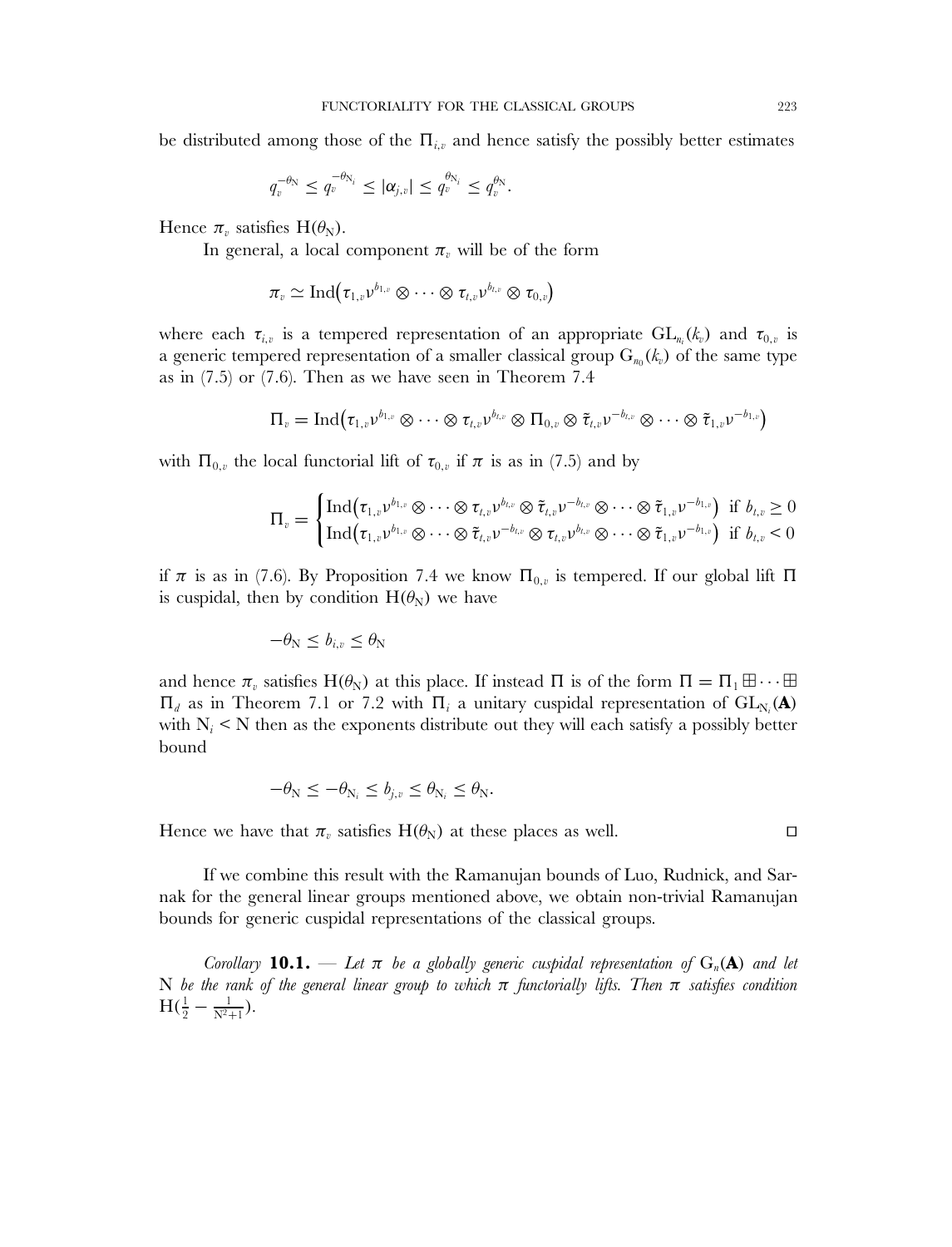be distributed among those of the $\Pi_{i,v}$ and hence satisfy the possibly better estimates

$$q_v^{-\theta_N} \leq q_v^{-\theta_{N_i}} \leq |\alpha_{j,v}| \leq q_v^{\theta_{N_i}} \leq q_v^{\theta_N}.$$

Hence $\pi_v$ satisfies $H(\theta_N)$.

In general, a local component $\pi_v$ will be of the form

$$\pi_v \simeq \mathrm{Ind}\big(\tau_{1,v}\nu^{b_{1,v}} \otimes \cdots \otimes \tau_{t,v}\nu^{b_{t,v}} \otimes \tau_{0,v}\big)$$

where each $\tau_{i,v}$ is a tempered representation of an appropriate $\mathrm{GL}_{n_i}(k_v)$ and $\tau_{0,v}$ is a generic tempered representation of a smaller classical group $G_{n_0}(k_v)$ of the same type as in (7.5) or (7.6). Then as we have seen in Theorem 7.4

$$\Pi_v = \mathrm{Ind}\big(\tau_{1,v}\nu^{b_{1,v}} \otimes \cdots \otimes \tau_{t,v}\nu^{b_{t,v}} \otimes \Pi_{0,v} \otimes \tilde{\tau}_{t,v}\nu^{-b_{t,v}} \otimes \cdots \otimes \tilde{\tau}_{1,v}\nu^{-b_{1,v}}\big)$$

with $\Pi_{0,v}$ the local functorial lift of $\tau_{0,v}$ if $\pi$ is as in (7.5) and by

$$\Pi_v = \begin{cases} \mathrm{Ind}\big(\tau_{1,v}\nu^{b_{1,v}} \otimes \cdots \otimes \tau_{t,v}\nu^{b_{t,v}} \otimes \tilde{\tau}_{t,v}\nu^{-b_{t,v}} \otimes \cdots \otimes \tilde{\tau}_{1,v}\nu^{-b_{1,v}}\big) & \text{if } b_{t,v} \geq 0 \\ \mathrm{Ind}\big(\tau_{1,v}\nu^{b_{1,v}} \otimes \cdots \otimes \tilde{\tau}_{t,v}\nu^{-b_{t,v}} \otimes \tau_{t,v}\nu^{b_{t,v}} \otimes \cdots \otimes \tilde{\tau}_{1,v}\nu^{-b_{1,v}}\big) & \text{if } b_{t,v} < 0 \end{cases}$$

if $\pi$ is as in (7.6). By Proposition 7.4 we know $\Pi_{0,v}$ is tempered. If our global lift $\Pi$ is cuspidal, then by condition $H(\theta_N)$ we have

$$-\theta_N \leq b_{i,v} \leq \theta_N$$

and hence $\pi_v$ satisfies $H(\theta_N)$ at this place. If instead $\Pi$ is of the form $\Pi = \Pi_1 \boxplus \cdots \boxplus \Pi_d$ as in Theorem 7.1 or 7.2 with $\Pi_i$ a unitary cuspidal representation of $\mathrm{GL}_{N_i}(\mathbf{A})$ with $N_i < N$ then as the exponents distribute out they will each satisfy a possibly better bound

$$-\theta_N \leq -\theta_{N_i} \leq b_{j,v} \leq \theta_{N_i} \leq \theta_N.$$

Hence we have that $\pi_v$ satisfies $H(\theta_N)$ at these places as well. □

If we combine this result with the Ramanujan bounds of Luo, Rudnick, and Sarnak for the general linear groups mentioned above, we obtain non-trivial Ramanujan bounds for generic cuspidal representations of the classical groups.

*Corollary* **10.1.** — *Let $\pi$ be a globally generic cuspidal representation of $G_n(\mathbf{A})$ and let $N$ be the rank of the general linear group to which $\pi$ functorially lifts. Then $\pi$ satisfies condition $H(\frac{1}{2} - \frac{1}{N^2+1})$.*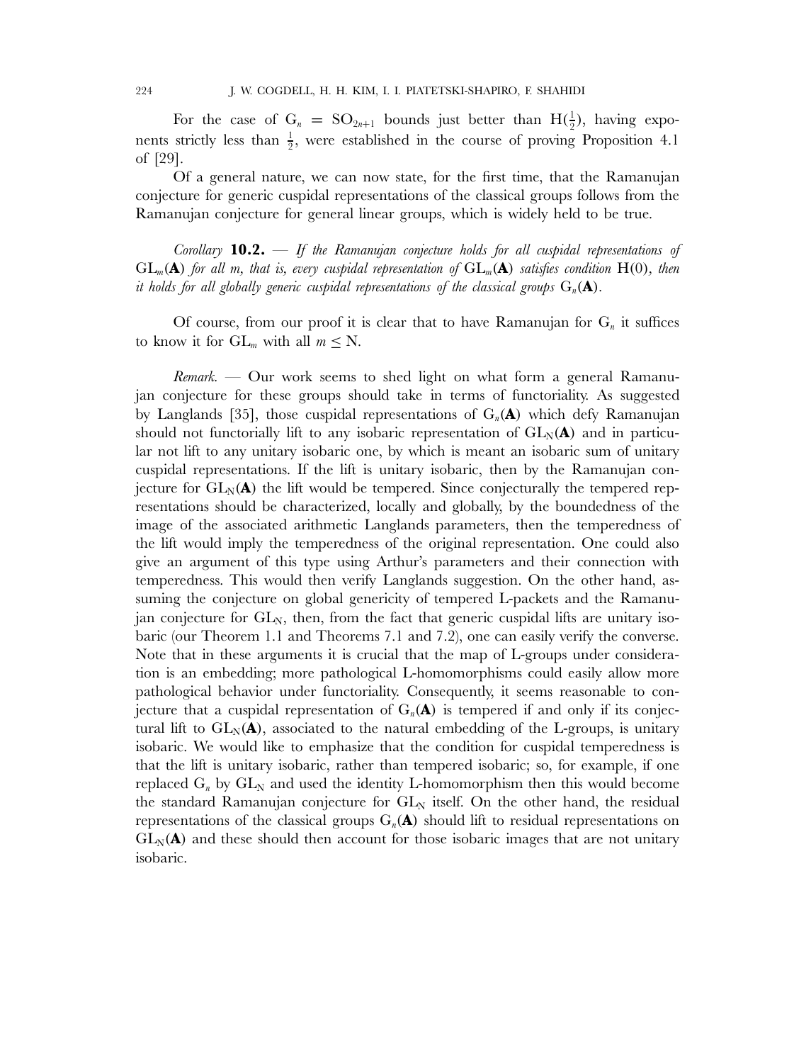For the case of $G_n = SO_{2n+1}$ bounds just better than $H(\frac{1}{2})$, having exponents strictly less than $\frac{1}{2}$, were established in the course of proving Proposition 4.1 of [29].

Of a general nature, we can now state, for the first time, that the Ramanujan conjecture for generic cuspidal representations of the classical groups follows from the Ramanujan conjecture for general linear groups, which is widely held to be true.

*Corollary* **10.2.** — *If the Ramanujan conjecture holds for all cuspidal representations of* $GL_m(\mathbf{A})$ *for all* $m$*, that is, every cuspidal representation of* $GL_m(\mathbf{A})$ *satisfies condition* $H(0)$*, then it holds for all globally generic cuspidal representations of the classical groups* $G_n(\mathbf{A})$*.*

Of course, from our proof it is clear that to have Ramanujan for $G_n$ it suffices to know it for $GL_m$ with all $m \leq N$.

*Remark.* — Our work seems to shed light on what form a general Ramanujan conjecture for these groups should take in terms of functoriality. As suggested by Langlands [35], those cuspidal representations of $G_n(\mathbf{A})$ which defy Ramanujan should not functorially lift to any isobaric representation of $GL_N(\mathbf{A})$ and in particular not lift to any unitary isobaric one, by which is meant an isobaric sum of unitary cuspidal representations. If the lift is unitary isobaric, then by the Ramanujan conjecture for $GL_N(\mathbf{A})$ the lift would be tempered. Since conjecturally the tempered representations should be characterized, locally and globally, by the boundedness of the image of the associated arithmetic Langlands parameters, then the temperedness of the lift would imply the temperedness of the original representation. One could also give an argument of this type using Arthur's parameters and their connection with temperedness. This would then verify Langlands suggestion. On the other hand, assuming the conjecture on global genericity of tempered L-packets and the Ramanujan conjecture for $GL_N$, then, from the fact that generic cuspidal lifts are unitary isobaric (our Theorem 1.1 and Theorems 7.1 and 7.2), one can easily verify the converse. Note that in these arguments it is crucial that the map of L-groups under consideration is an embedding; more pathological L-homomorphisms could easily allow more pathological behavior under functoriality. Consequently, it seems reasonable to conjecture that a cuspidal representation of $G_n(\mathbf{A})$ is tempered if and only if its conjectural lift to $GL_N(\mathbf{A})$, associated to the natural embedding of the L-groups, is unitary isobaric. We would like to emphasize that the condition for cuspidal temperedness is that the lift is unitary isobaric, rather than tempered isobaric; so, for example, if one replaced $G_n$ by $GL_N$ and used the identity L-homomorphism then this would become the standard Ramanujan conjecture for $GL_N$ itself. On the other hand, the residual representations of the classical groups $G_n(\mathbf{A})$ should lift to residual representations on $GL_N(\mathbf{A})$ and these should then account for those isobaric images that are not unitary isobaric.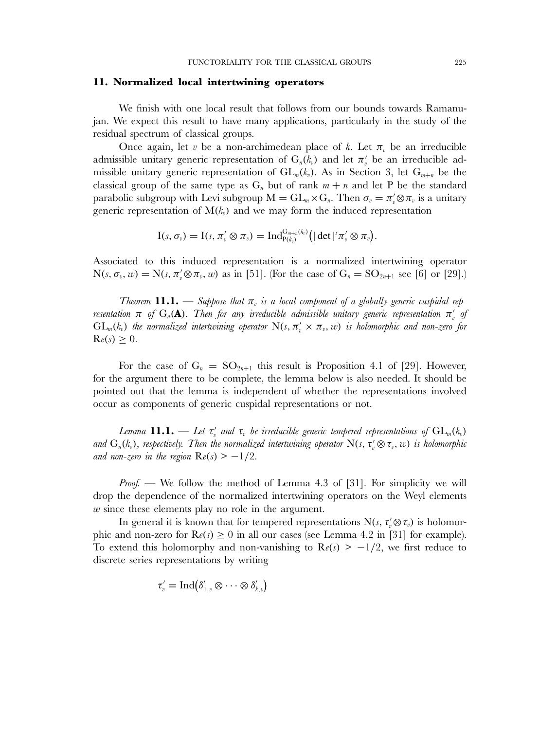## 11. Normalized local intertwining operators

We finish with one local result that follows from our bounds towards Ramanujan. We expect this result to have many applications, particularly in the study of the residual spectrum of classical groups.

Once again, let $v$ be a non-archimedean place of $k$. Let $\pi_v$ be an irreducible admissible unitary generic representation of $G_n(k_v)$ and let $\pi'_v$ be an irreducible admissible unitary generic representation of $GL_m(k_v)$. As in Section 3, let $G_{m+n}$ be the classical group of the same type as $G_n$ but of rank $m+n$ and let P be the standard parabolic subgroup with Levi subgroup $M = GL_m \times G_n$. Then $\sigma_v = \pi'_v \otimes \pi_v$ is a unitary generic representation of $M(k_v)$ and we may form the induced representation

$$I(s, \sigma_v) = I(s, \pi'_v \otimes \pi_v) = \mathrm{Ind}_{P(k_v)}^{G_{m+n}(k_v)}\left(|\det|^s \pi'_v \otimes \pi_v\right).$$

Associated to this induced representation is a normalized intertwining operator $N(s, \sigma_v, w) = N(s, \pi'_v \otimes \pi_v, w)$ as in [51]. (For the case of $G_n = SO_{2n+1}$ see [6] or [29].)

*Theorem* **11.1.** — *Suppose that $\pi_v$ is a local component of a globally generic cuspidal representation $\pi$ of $G_n(\mathbf{A})$. Then for any irreducible admissible unitary generic representation $\pi'_v$ of $GL_m(k_v)$ the normalized intertwining operator $N(s, \pi'_v \times \pi_v, w)$ is holomorphic and non-zero for $Re(s) \geq 0$.*

For the case of $G_n = SO_{2n+1}$ this result is Proposition 4.1 of [29]. However, for the argument there to be complete, the lemma below is also needed. It should be pointed out that the lemma is independent of whether the representations involved occur as components of generic cuspidal representations or not.

*Lemma* **11.1.** — *Let $\tau'_v$ and $\tau_v$ be irreducible generic tempered representations of $GL_m(k_v)$ and $G_n(k_v)$, respectively. Then the normalized intertwining operator $N(s, \tau'_v \otimes \tau_v, w)$ is holomorphic and non-zero in the region $Re(s) > -1/2$.*

*Proof.* — We follow the method of Lemma 4.3 of [31]. For simplicity we will drop the dependence of the normalized intertwining operators on the Weyl elements $w$ since these elements play no role in the argument.

In general it is known that for tempered representations $N(s, \tau'_v \otimes \tau_v)$ is holomorphic and non-zero for $Re(s) \geq 0$ in all our cases (see Lemma 4.2 in [31] for example). To extend this holomorphy and non-vanishing to $Re(s) > -1/2$, we first reduce to discrete series representations by writing

$$\tau'_v = \mathrm{Ind}\left(\delta'_{1,v} \otimes \cdots \otimes \delta'_{k,v}\right)$$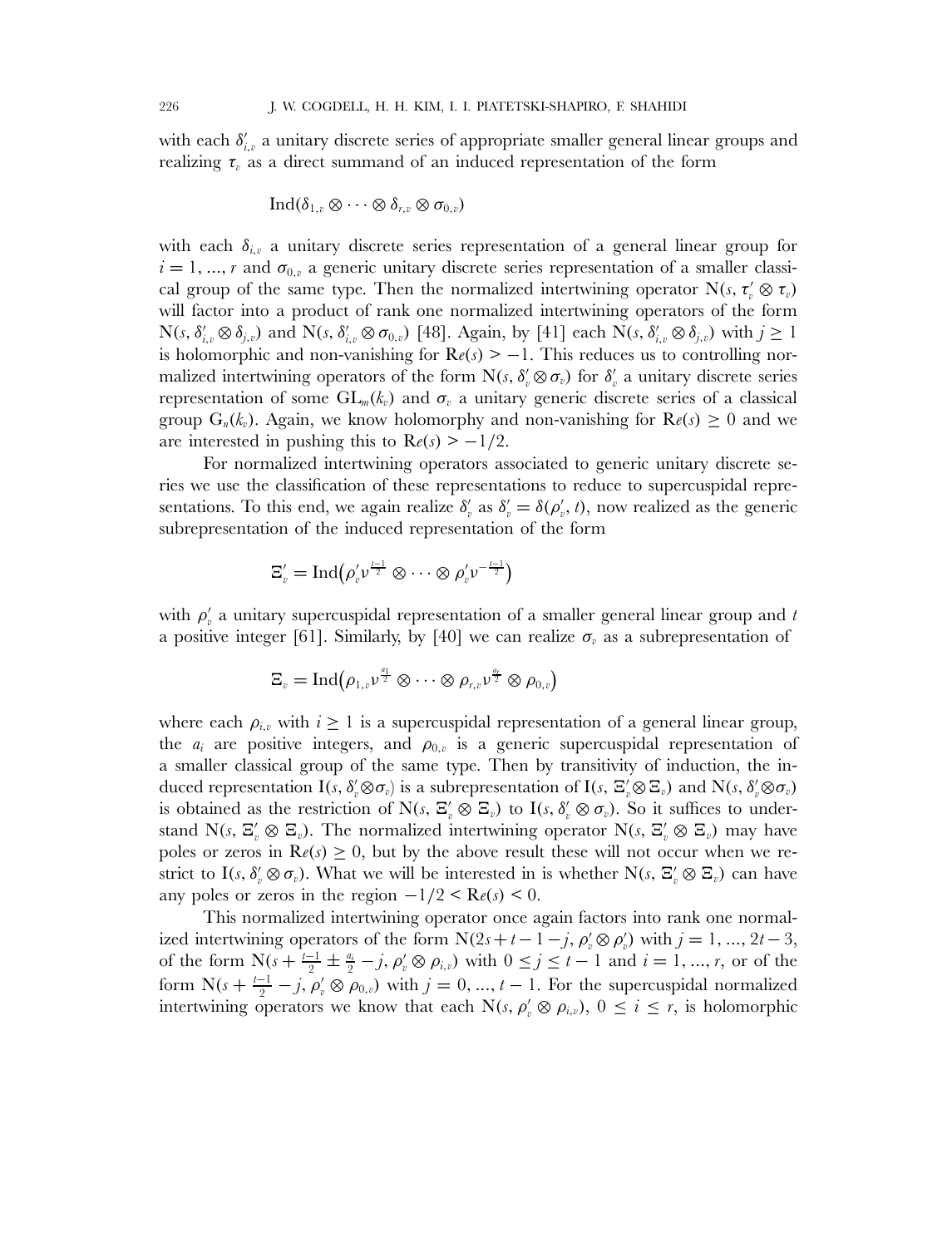with each $\delta'_{i,v}$ a unitary discrete series of appropriate smaller general linear groups and realizing $\tau_v$ as a direct summand of an induced representation of the form

$$\mathrm{Ind}(\delta_{1,v} \otimes \cdots \otimes \delta_{r,v} \otimes \sigma_{0,v})$$

with each $\delta_{i,v}$ a unitary discrete series representation of a general linear group for $i = 1, ..., r$ and $\sigma_{0,v}$ a generic unitary discrete series representation of a smaller classical group of the same type. Then the normalized intertwining operator $\mathrm{N}(s, \tau'_v \otimes \tau_v)$ will factor into a product of rank one normalized intertwining operators of the form $\mathrm{N}(s, \delta'_{i,v} \otimes \delta_{j,v})$ and $\mathrm{N}(s, \delta'_{i,v} \otimes \sigma_{0,v})$ [48]. Again, by [41] each $\mathrm{N}(s, \delta'_{i,v} \otimes \delta_{j,v})$ with $j \geq 1$ is holomorphic and non-vanishing for $\mathrm{R}e(s) > -1$. This reduces us to controlling normalized intertwining operators of the form $\mathrm{N}(s, \delta'_v \otimes \sigma_v)$ for $\delta'_v$ a unitary discrete series representation of some $\mathrm{GL}_m(k_v)$ and $\sigma_v$ a unitary generic discrete series of a classical group $\mathrm{G}_n(k_v)$. Again, we know holomorphy and non-vanishing for $\mathrm{R}e(s) \geq 0$ and we are interested in pushing this to $\mathrm{R}e(s) > -1/2$.

For normalized intertwining operators associated to generic unitary discrete series we use the classification of these representations to reduce to supercuspidal representations. To this end, we again realize $\delta'_v$ as $\delta'_v = \delta(\rho'_v, t)$, now realized as the generic subrepresentation of the induced representation of the form

$$\Xi'_v = \mathrm{Ind}\big(\rho'_v \nu^{\frac{t-1}{2}} \otimes \cdots \otimes \rho'_v \nu^{-\frac{t-1}{2}}\big)$$

with $\rho'_v$ a unitary supercuspidal representation of a smaller general linear group and $t$ a positive integer [61]. Similarly, by [40] we can realize $\sigma_v$ as a subrepresentation of

$$\Xi_v = \mathrm{Ind}\big(\rho_{1,v} \nu^{\frac{a_1}{2}} \otimes \cdots \otimes \rho_{r,v} \nu^{\frac{a_r}{2}} \otimes \rho_{0,v}\big)$$

where each $\rho_{i,v}$ with $i \geq 1$ is a supercuspidal representation of a general linear group, the $a_i$ are positive integers, and $\rho_{0,v}$ is a generic supercuspidal representation of a smaller classical group of the same type. Then by transitivity of induction, the induced representation $\mathrm{I}(s, \delta'_v \otimes \sigma_v)$ is a subrepresentation of $\mathrm{I}(s, \Xi'_v \otimes \Xi_v)$ and $\mathrm{N}(s, \delta'_v \otimes \sigma_v)$ is obtained as the restriction of $\mathrm{N}(s, \Xi'_v \otimes \Xi_v)$ to $\mathrm{I}(s, \delta'_v \otimes \sigma_v)$. So it suffices to understand $\mathrm{N}(s, \Xi'_v \otimes \Xi_v)$. The normalized intertwining operator $\mathrm{N}(s, \Xi'_v \otimes \Xi_v)$ may have poles or zeros in $\mathrm{R}e(s) \geq 0$, but by the above result these will not occur when we restrict to $\mathrm{I}(s, \delta'_v \otimes \sigma_v)$. What we will be interested in is whether $\mathrm{N}(s, \Xi'_v \otimes \Xi_v)$ can have any poles or zeros in the region $-1/2 < \mathrm{R}e(s) < 0$.

This normalized intertwining operator once again factors into rank one normalized intertwining operators of the form $\mathrm{N}(2s + t - 1 - j, \rho'_v \otimes \rho'_v)$ with $j = 1, ..., 2t - 3$, of the form $\mathrm{N}(s + \frac{t-1}{2} \pm \frac{a_i}{2} - j, \rho'_v \otimes \rho_{i,v})$ with $0 \leq j \leq t - 1$ and $i = 1, ..., r$, or of the form $\mathrm{N}(s + \frac{t-1}{2} - j, \rho'_v \otimes \rho_{0,v})$ with $j = 0, ..., t - 1$. For the supercuspidal normalized intertwining operators we know that each $\mathrm{N}(s, \rho'_v \otimes \rho_{i,v})$, $0 \leq i \leq r$, is holomorphic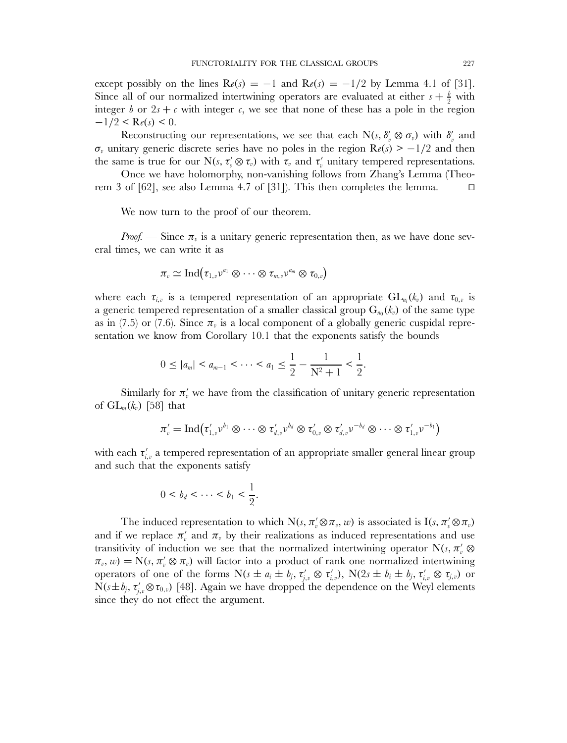except possibly on the lines $\mathrm{Re}(s) = -1$ and $\mathrm{Re}(s) = -1/2$ by Lemma 4.1 of [31]. Since all of our normalized intertwining operators are evaluated at either $s + \frac{b}{2}$ with integer $b$ or $2s + c$ with integer $c$, we see that none of these has a pole in the region $-1/2 < \mathrm{Re}(s) < 0$.

Reconstructing our representations, we see that each $\mathrm{N}(s, \delta'_v \otimes \sigma_v)$ with $\delta'_v$ and $\sigma_v$ unitary generic discrete series have no poles in the region $\mathrm{Re}(s) > -1/2$ and then the same is true for our $\mathrm{N}(s, \tau'_v \otimes \tau_v)$ with $\tau_v$ and $\tau'_v$ unitary tempered representations.

Once we have holomorphy, non-vanishing follows from Zhang's Lemma (Theorem 3 of [62], see also Lemma 4.7 of [31]). This then completes the lemma. □

We now turn to the proof of our theorem.

*Proof.* — Since $\pi_v$ is a unitary generic representation then, as we have done several times, we can write it as

$$\pi_v \simeq \mathrm{Ind}\big(\tau_{1,v}\nu^{a_1} \otimes \cdots \otimes \tau_{m,v}\nu^{a_m} \otimes \tau_{0,v}\big)$$

where each $\tau_{i,v}$ is a tempered representation of an appropriate $\mathrm{GL}_{n_i}(k_v)$ and $\tau_{0,v}$ is a generic tempered representation of a smaller classical group $\mathrm{G}_{n_0}(k_v)$ of the same type as in (7.5) or (7.6). Since $\pi_v$ is a local component of a globally generic cuspidal representation we know from Corollary 10.1 that the exponents satisfy the bounds

$$0 \leq |a_m| < a_{m-1} < \cdots < a_1 \leq \frac{1}{2} - \frac{1}{\mathrm{N}^2+1} < \frac{1}{2}.$$

Similarly for $\pi'_v$ we have from the classification of unitary generic representation of $\mathrm{GL}_m(k_v)$ [58] that

$$\pi'_v = \mathrm{Ind}\big(\tau'_{1,v}\nu^{b_1} \otimes \cdots \otimes \tau'_{d,v}\nu^{b_d} \otimes \tau'_{0,v} \otimes \tau'_{d,v}\nu^{-b_d} \otimes \cdots \otimes \tau'_{1,v}\nu^{-b_1}\big)$$

with each $\tau'_{i,v}$ a tempered representation of an appropriate smaller general linear group and such that the exponents satisfy

$$0 < b_d < \cdots < b_1 < \frac{1}{2}.$$

The induced representation to which $\mathrm{N}(s, \pi'_v \otimes \pi_v, w)$ is associated is $\mathrm{I}(s, \pi'_v \otimes \pi_v)$ and if we replace $\pi'_v$ and $\pi_v$ by their realizations as induced representations and use transitivity of induction we see that the normalized intertwining operator $\mathrm{N}(s, \pi'_v \otimes \pi_v, w) = \mathrm{N}(s, \pi'_v \otimes \pi_v)$ will factor into a product of rank one normalized intertwining operators of one of the forms $\mathrm{N}(s \pm a_i \pm b_j, \tau'_{j,v} \otimes \tau'_{i,v})$, $\mathrm{N}(2s \pm b_i \pm b_j, \tau'_{i,v} \otimes \tau_{j,v})$ or $\mathrm{N}(s \pm b_j, \tau'_{j,v} \otimes \tau_{0,v})$ [48]. Again we have dropped the dependence on the Weyl elements since they do not effect the argument.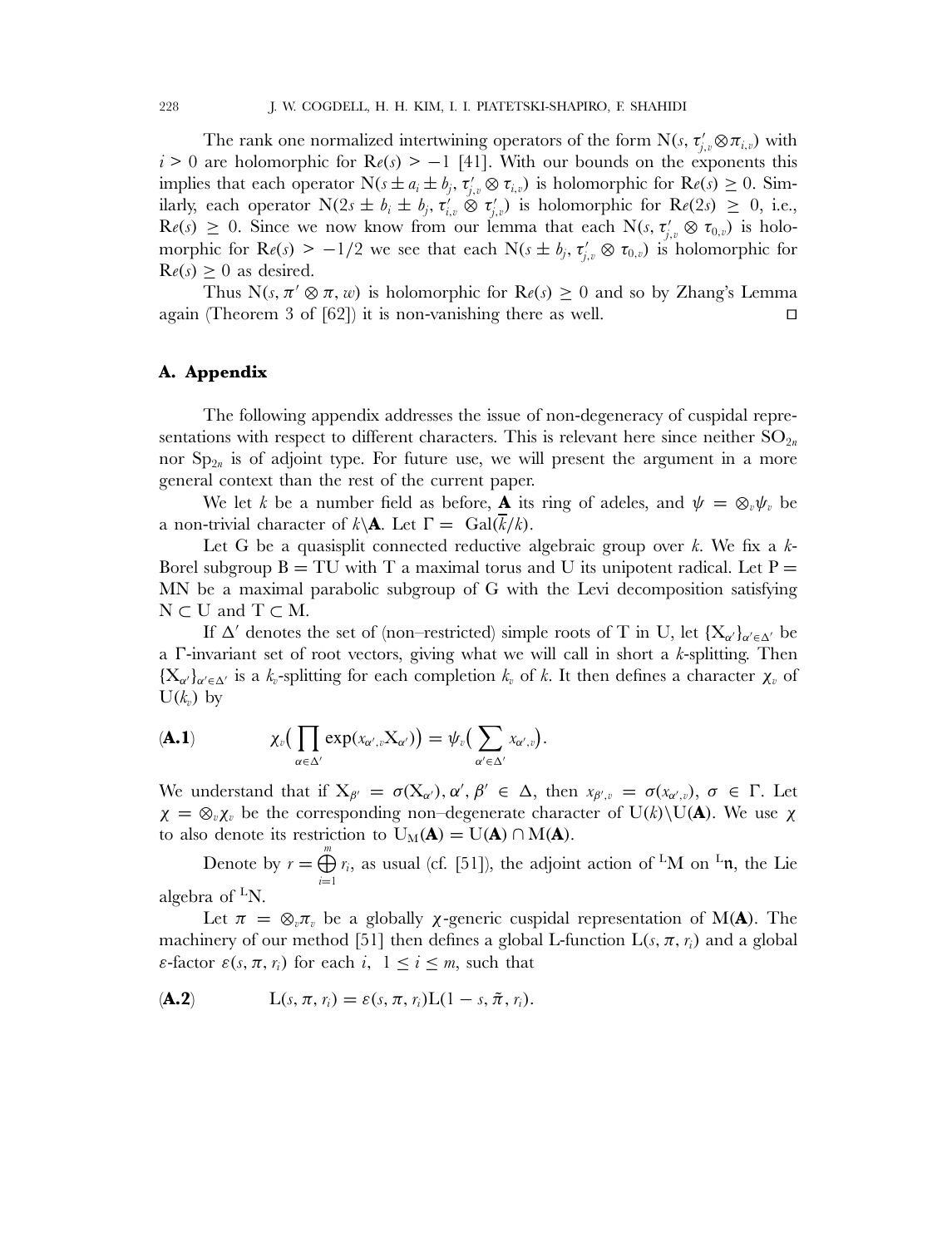The rank one normalized intertwining operators of the form $\mathrm{N}(s, \tau'_{j,v} \otimes \pi_{i,v})$ with $i > 0$ are holomorphic for $\mathrm{Re}(s) > -1$ [41]. With our bounds on the exponents this implies that each operator $\mathrm{N}(s \pm a_i \pm b_j, \tau'_{j,v} \otimes \tau_{i,v})$ is holomorphic for $\mathrm{Re}(s) \geq 0$. Similarly, each operator $\mathrm{N}(2s \pm b_i \pm b_j, \tau'_{i,v} \otimes \tau'_{j,v})$ is holomorphic for $\mathrm{Re}(2s) \geq 0$, i.e., $\mathrm{Re}(s) \geq 0$. Since we now know from our lemma that each $\mathrm{N}(s, \tau'_{j,v} \otimes \tau_{0,v})$ is holomorphic for $\mathrm{Re}(s) > -1/2$ we see that each $\mathrm{N}(s \pm b_j, \tau'_{j,v} \otimes \tau_{0,v})$ is holomorphic for $\mathrm{Re}(s) \geq 0$ as desired.

Thus $\mathrm{N}(s, \pi' \otimes \pi, w)$ is holomorphic for $\mathrm{Re}(s) \geq 0$ and so by Zhang's Lemma again (Theorem 3 of [62]) it is non-vanishing there as well. ◻

## A. Appendix

The following appendix addresses the issue of non-degeneracy of cuspidal representations with respect to different characters. This is relevant here since neither $\mathrm{SO}_{2n}$ nor $\mathrm{Sp}_{2n}$ is of adjoint type. For future use, we will present the argument in a more general context than the rest of the current paper.

We let $k$ be a number field as before, $\mathbf{A}$ its ring of adeles, and $\psi = \otimes_v \psi_v$ be a non-trivial character of $k \backslash \mathbf{A}$. Let $\Gamma = \mathrm{Gal}(\overline{k}/k)$.

Let G be a quasisplit connected reductive algebraic group over $k$. We fix a $k$-Borel subgroup $\mathrm{B} = \mathrm{TU}$ with T a maximal torus and U its unipotent radical. Let $\mathrm{P} = \mathrm{MN}$ be a maximal parabolic subgroup of G with the Levi decomposition satisfying $\mathrm{N} \subset \mathrm{U}$ and $\mathrm{T} \subset \mathrm{M}$.

If $\Delta'$ denotes the set of (non–restricted) simple roots of T in U, let $\{\mathrm{X}_{\alpha'}\}_{\alpha' \in \Delta'}$ be a $\Gamma$-invariant set of root vectors, giving what we will call in short a $k$-splitting. Then $\{\mathrm{X}_{\alpha'}\}_{\alpha' \in \Delta'}$ is a $k_v$-splitting for each completion $k_v$ of $k$. It then defines a character $\chi_v$ of $\mathrm{U}(k_v)$ by

$$
(\mathbf{A.1}) \qquad \chi_v\Big(\prod_{\alpha \in \Delta'} \exp(x_{\alpha',v} \mathrm{X}_{\alpha'})\Big) = \psi_v\Big(\sum_{\alpha' \in \Delta'} x_{\alpha',v}\Big).
$$

We understand that if $\mathrm{X}_{\beta'} = \sigma(\mathrm{X}_{\alpha'}), \alpha', \beta' \in \Delta$, then $x_{\beta',v} = \sigma(x_{\alpha',v})$, $\sigma \in \Gamma$. Let $\chi = \otimes_v \chi_v$ be the corresponding non–degenerate character of $\mathrm{U}(k) \backslash \mathrm{U}(\mathbf{A})$. We use $\chi$ to also denote its restriction to $\mathrm{U}_\mathrm{M}(\mathbf{A}) = \mathrm{U}(\mathbf{A}) \cap \mathrm{M}(\mathbf{A})$.

Denote by $r = \bigoplus_{i=1}^{m} r_i$, as usual (cf. [51]), the adjoint action of ${}^L\mathrm{M}$ on ${}^L\mathfrak{n}$, the Lie algebra of ${}^L\mathrm{N}$.

Let $\pi = \otimes_v \pi_v$ be a globally $\chi$-generic cuspidal representation of $\mathrm{M}(\mathbf{A})$. The machinery of our method [51] then defines a global L-function $\mathrm{L}(s, \pi, r_i)$ and a global $\varepsilon$-factor $\varepsilon(s, \pi, r_i)$ for each $i$, $1 \leq i \leq m$, such that

$$
(\mathbf{A.2}) \qquad \mathrm{L}(s, \pi, r_i) = \varepsilon(s, \pi, r_i) \mathrm{L}(1 - s, \tilde{\pi}, r_i).
$$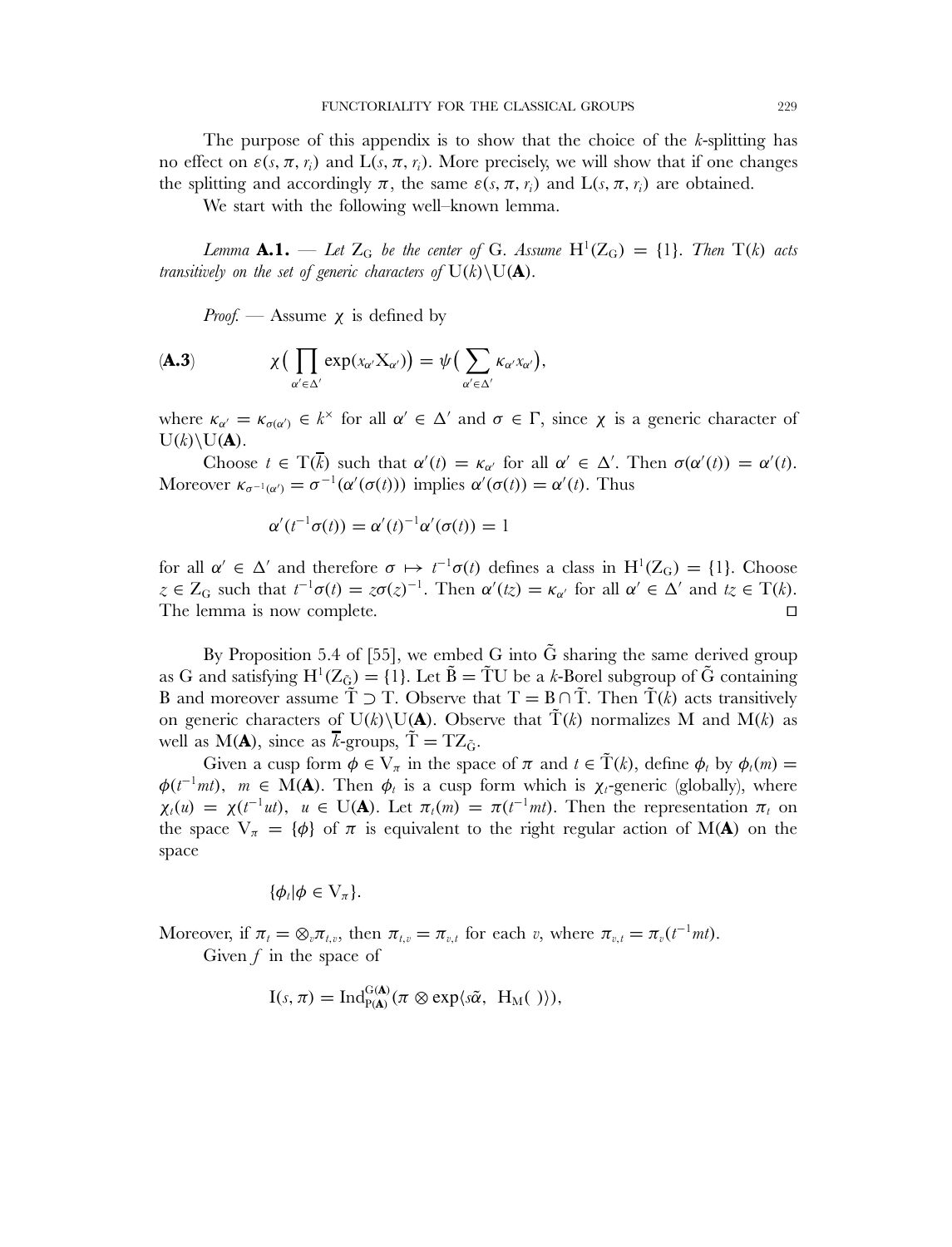The purpose of this appendix is to show that the choice of the $k$-splitting has no effect on $\varepsilon(s, \pi, r_i)$ and $L(s, \pi, r_i)$. More precisely, we will show that if one changes the splitting and accordingly $\pi$, the same $\varepsilon(s, \pi, r_i)$ and $L(s, \pi, r_i)$ are obtained.

We start with the following well–known lemma.

*Lemma* **A.1.** — *Let* $Z_G$ *be the center of* G. *Assume* $H^1(Z_G) = \{1\}$. *Then* $T(k)$ *acts transitively on the set of generic characters of* $U(k)\backslash U(\mathbf{A})$.

*Proof.* — Assume $\chi$ is defined by

$$\chi\big(\prod_{\alpha' \in \Delta'} \exp(x_{\alpha'} X_{\alpha'})\big) = \psi\big(\sum_{\alpha' \in \Delta'} \kappa_{\alpha'} x_{\alpha'}\big), \tag{A.3}$$

where $\kappa_{\alpha'} = \kappa_{\sigma(\alpha')} \in k^\times$ for all $\alpha' \in \Delta'$ and $\sigma \in \Gamma$, since $\chi$ is a generic character of $U(k)\backslash U(\mathbf{A})$.

Choose $t \in T(\overline{k})$ such that $\alpha'(t) = \kappa_{\alpha'}$ for all $\alpha' \in \Delta'$. Then $\sigma(\alpha'(t)) = \alpha'(t)$. Moreover $\kappa_{\sigma^{-1}(\alpha')} = \sigma^{-1}(\alpha'(\sigma(t)))$ implies $\alpha'(\sigma(t)) = \alpha'(t)$. Thus

$$\alpha'(t^{-1}\sigma(t)) = \alpha'(t)^{-1}\alpha'(\sigma(t)) = 1$$

for all $\alpha' \in \Delta'$ and therefore $\sigma \mapsto t^{-1}\sigma(t)$ defines a class in $H^1(Z_G) = \{1\}$. Choose $z \in Z_G$ such that $t^{-1}\sigma(t) = z\sigma(z)^{-1}$. Then $\alpha'(tz) = \kappa_{\alpha'}$ for all $\alpha' \in \Delta'$ and $tz \in T(k)$. The lemma is now complete. □

By Proposition 5.4 of [55], we embed G into $\tilde{G}$ sharing the same derived group as G and satisfying $H^1(Z_{\tilde{G}}) = \{1\}$. Let $\tilde{B} = \tilde{T}U$ be a $k$-Borel subgroup of $\tilde{G}$ containing B and moreover assume $\tilde{T} \supset T$. Observe that $T = B \cap \tilde{T}$. Then $\tilde{T}(k)$ acts transitively on generic characters of $U(k)\backslash U(\mathbf{A})$. Observe that $\tilde{T}(k)$ normalizes M and $M(k)$ as well as $M(\mathbf{A})$, since as $\overline{k}$-groups, $\tilde{T} = TZ_{\tilde{G}}$.

Given a cusp form $\phi \in V_\pi$ in the space of $\pi$ and $t \in \tilde{T}(k)$, define $\phi_t$ by $\phi_t(m) = \phi(t^{-1}mt)$, $m \in M(\mathbf{A})$. Then $\phi_t$ is a cusp form which is $\chi_t$-generic (globally), where $\chi_t(u) = \chi(t^{-1}ut)$, $u \in U(\mathbf{A})$. Let $\pi_t(m) = \pi(t^{-1}mt)$. Then the representation $\pi_t$ on the space $V_\pi = \{\phi\}$ of $\pi$ is equivalent to the right regular action of $M(\mathbf{A})$ on the space

$$\{\phi_t | \phi \in V_\pi\}.$$

Moreover, if $\pi_t = \otimes_v \pi_{t,v}$, then $\pi_{t,v} = \pi_{v,t}$ for each $v$, where $\pi_{v,t} = \pi_v(t^{-1}mt)$.

Given $f$ in the space of

$$I(s, \pi) = \mathrm{Ind}_{P(\mathbf{A})}^{G(\mathbf{A})}(\pi \otimes \exp\langle s\tilde{\alpha}, \ H_M(\ )\rangle),$$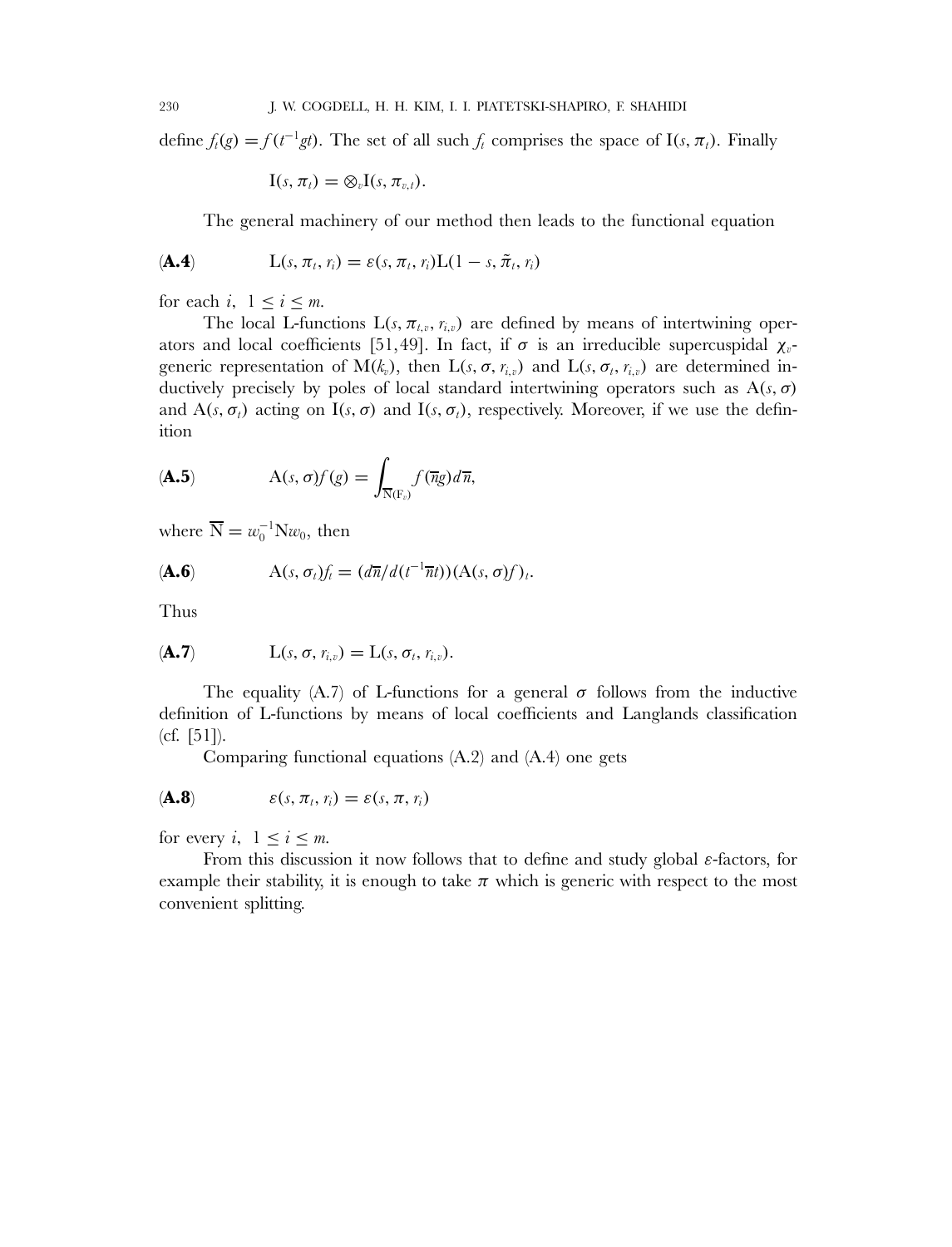define $f_t(g) = f(t^{-1}gt)$. The set of all such $f_t$ comprises the space of $\mathrm{I}(s, \pi_t)$. Finally

$$\mathrm{I}(s, \pi_t) = \otimes_v \mathrm{I}(s, \pi_{v,t}).$$

The general machinery of our method then leads to the functional equation

$$\text{(A.4)} \qquad \mathrm{L}(s, \pi_t, r_i) = \varepsilon(s, \pi_t, r_i)\mathrm{L}(1 - s, \tilde{\pi}_t, r_i)$$

for each $i$, $1 \le i \le m$.

The local L-functions $\mathrm{L}(s, \pi_{t,v}, r_{i,v})$ are defined by means of intertwining operators and local coefficients [51, 49]. In fact, if $\sigma$ is an irreducible supercuspidal $\chi_v$-generic representation of $\mathrm{M}(k_v)$, then $\mathrm{L}(s, \sigma, r_{i,v})$ and $\mathrm{L}(s, \sigma_t, r_{i,v})$ are determined inductively precisely by poles of local standard intertwining operators such as $\mathrm{A}(s, \sigma)$ and $\mathrm{A}(s, \sigma_t)$ acting on $\mathrm{I}(s, \sigma)$ and $\mathrm{I}(s, \sigma_t)$, respectively. Moreover, if we use the definition

$$\text{(A.5)} \qquad \mathrm{A}(s, \sigma)f(g) = \int_{\overline{\mathrm{N}}(\mathrm{F}_v)} f(\overline{n}g)d\overline{n},$$

where $\overline{\mathrm{N}} = w_0^{-1}\mathrm{N}w_0$, then

$$\text{(A.6)} \qquad \mathrm{A}(s, \sigma_t)f_t = (d\overline{n}/d(t^{-1}\overline{n}t))(\mathrm{A}(s, \sigma)f)_t.$$

Thus

$$\text{(A.7)} \qquad \mathrm{L}(s, \sigma, r_{i,v}) = \mathrm{L}(s, \sigma_t, r_{i,v}).$$

The equality (A.7) of L-functions for a general $\sigma$ follows from the inductive definition of L-functions by means of local coefficients and Langlands classification (cf. [51]).

Comparing functional equations (A.2) and (A.4) one gets

$$\text{(A.8)} \qquad \varepsilon(s, \pi_t, r_i) = \varepsilon(s, \pi, r_i)$$

for every $i$, $1 \le i \le m$.

From this discussion it now follows that to define and study global $\varepsilon$-factors, for example their stability, it is enough to take $\pi$ which is generic with respect to the most convenient splitting.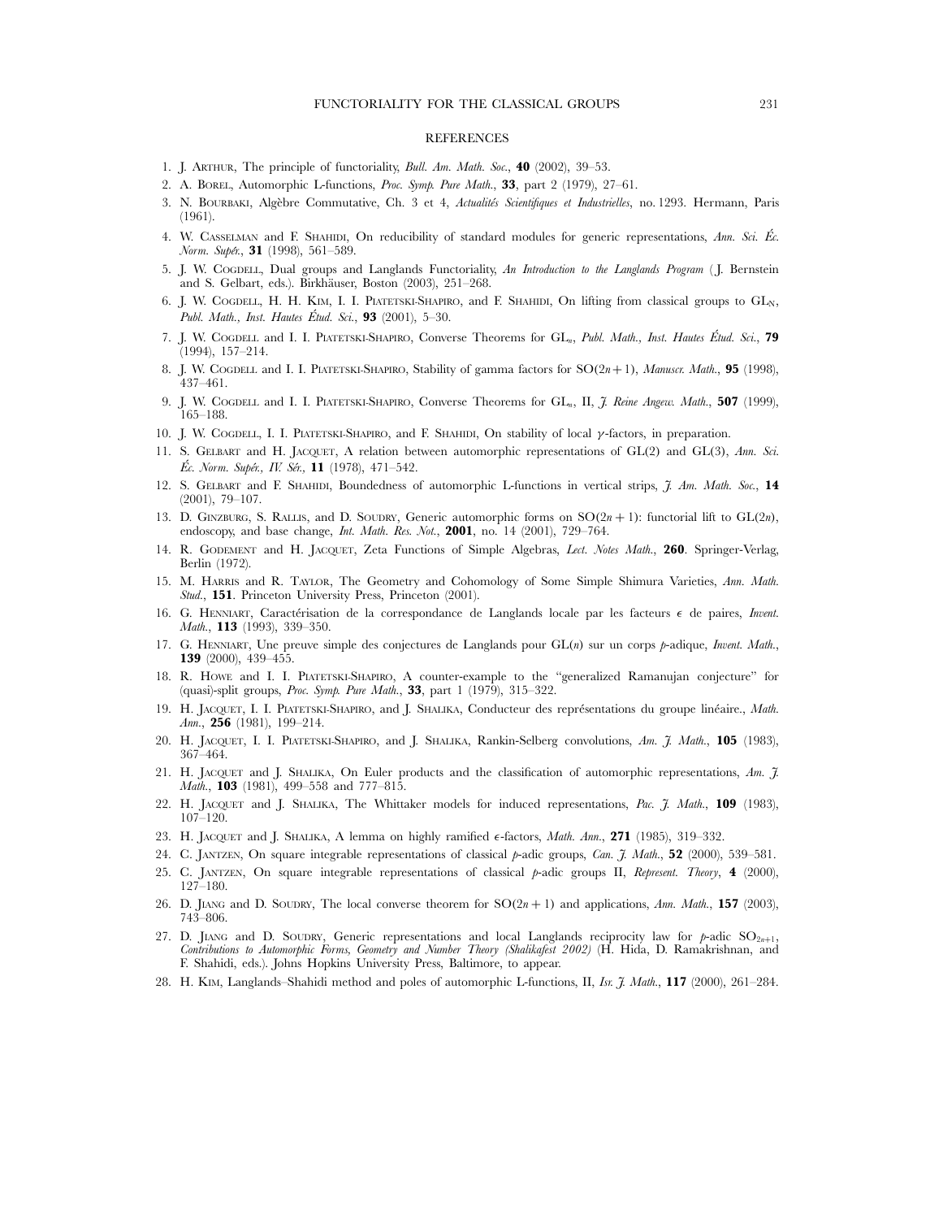## REFERENCES

1. J. Arthur, The principle of functoriality, *Bull. Am. Math. Soc.*, **40** (2002), 39–53.
2. A. Borel, Automorphic L-functions, *Proc. Symp. Pure Math.*, **33**, part 2 (1979), 27–61.
3. N. Bourbaki, Algèbre Commutative, Ch. 3 et 4, *Actualités Scientifiques et Industrielles*, no. 1293. Hermann, Paris (1961).
4. W. Casselman and F. Shahidi, On reducibility of standard modules for generic representations, *Ann. Sci. Éc. Norm. Supér.*, **31** (1998), 561–589.
5. J. W. Cogdell, Dual groups and Langlands Functoriality, *An Introduction to the Langlands Program* (J. Bernstein and S. Gelbart, eds.). Birkhäuser, Boston (2003), 251–268.
6. J. W. Cogdell, H. H. Kim, I. I. Piatetski-Shapiro, and F. Shahidi, On lifting from classical groups to $\mathrm{GL}_N$, *Publ. Math., Inst. Hautes Étud. Sci.*, **93** (2001), 5–30.
7. J. W. Cogdell and I. I. Piatetski-Shapiro, Converse Theorems for $\mathrm{GL}_n$, *Publ. Math., Inst. Hautes Étud. Sci.*, **79** (1994), 157–214.
8. J. W. Cogdell and I. I. Piatetski-Shapiro, Stability of gamma factors for $\mathrm{SO}(2n+1)$, *Manuscr. Math.*, **95** (1998), 437–461.
9. J. W. Cogdell and I. I. Piatetski-Shapiro, Converse Theorems for $\mathrm{GL}_n$, II, *J. Reine Angew. Math.*, **507** (1999), 165–188.
10. J. W. Cogdell, I. I. Piatetski-Shapiro, and F. Shahidi, On stability of local $\gamma$-factors, in preparation.
11. S. Gelbart and H. Jacquet, A relation between automorphic representations of GL(2) and GL(3), *Ann. Sci. Éc. Norm. Supér., IV. Sér.*, **11** (1978), 471–542.
12. S. Gelbart and F. Shahidi, Boundedness of automorphic L-functions in vertical strips, *J. Am. Math. Soc.*, **14** (2001), 79–107.
13. D. Ginzburg, S. Rallis, and D. Soudry, Generic automorphic forms on $\mathrm{SO}(2n+1)$: functorial lift to $\mathrm{GL}(2n)$, endoscopy, and base change, *Int. Math. Res. Not.*, **2001**, no. 14 (2001), 729–764.
14. R. Godement and H. Jacquet, Zeta Functions of Simple Algebras, *Lect. Notes Math.*, **260**. Springer-Verlag, Berlin (1972).
15. M. Harris and R. Taylor, The Geometry and Cohomology of Some Simple Shimura Varieties, *Ann. Math. Stud.*, **151**. Princeton University Press, Princeton (2001).
16. G. Henniart, Caractérisation de la correspondance de Langlands locale par les facteurs $\epsilon$ de paires, *Invent. Math.*, **113** (1993), 339–350.
17. G. Henniart, Une preuve simple des conjectures de Langlands pour $\mathrm{GL}(n)$ sur un corps $p$-adique, *Invent. Math.*, **139** (2000), 439–455.
18. R. Howe and I. I. Piatetski-Shapiro, A counter-example to the "generalized Ramanujan conjecture" for (quasi)-split groups, *Proc. Symp. Pure Math.*, **33**, part 1 (1979), 315–322.
19. H. Jacquet, I. I. Piatetski-Shapiro, and J. Shalika, Conducteur des représentations du groupe linéaire., *Math. Ann.*, **256** (1981), 199–214.
20. H. Jacquet, I. I. Piatetski-Shapiro, and J. Shalika, Rankin-Selberg convolutions, *Am. J. Math.*, **105** (1983), 367–464.
21. H. Jacquet and J. Shalika, On Euler products and the classification of automorphic representations, *Am. J. Math.*, **103** (1981), 499–558 and 777–815.
22. H. Jacquet and J. Shalika, The Whittaker models for induced representations, *Pac. J. Math.*, **109** (1983), 107–120.
23. H. Jacquet and J. Shalika, A lemma on highly ramified $\epsilon$-factors, *Math. Ann.*, **271** (1985), 319–332.
24. C. Jantzen, On square integrable representations of classical $p$-adic groups, *Can. J. Math.*, **52** (2000), 539–581.
25. C. Jantzen, On square integrable representations of classical $p$-adic groups II, *Represent. Theory*, **4** (2000), 127–180.
26. D. Jiang and D. Soudry, The local converse theorem for $\mathrm{SO}(2n+1)$ and applications, *Ann. Math.*, **157** (2003), 743–806.
27. D. Jiang and D. Soudry, Generic representations and local Langlands reciprocity law for $p$-adic $\mathrm{SO}_{2n+1}$, *Contributions to Automorphic Forms, Geometry and Number Theory (Shalikafest 2002)* (H. Hida, D. Ramakrishnan, and F. Shahidi, eds.). Johns Hopkins University Press, Baltimore, to appear.
28. H. Kim, Langlands–Shahidi method and poles of automorphic L-functions, II, *Isr. J. Math.*, **117** (2000), 261–284.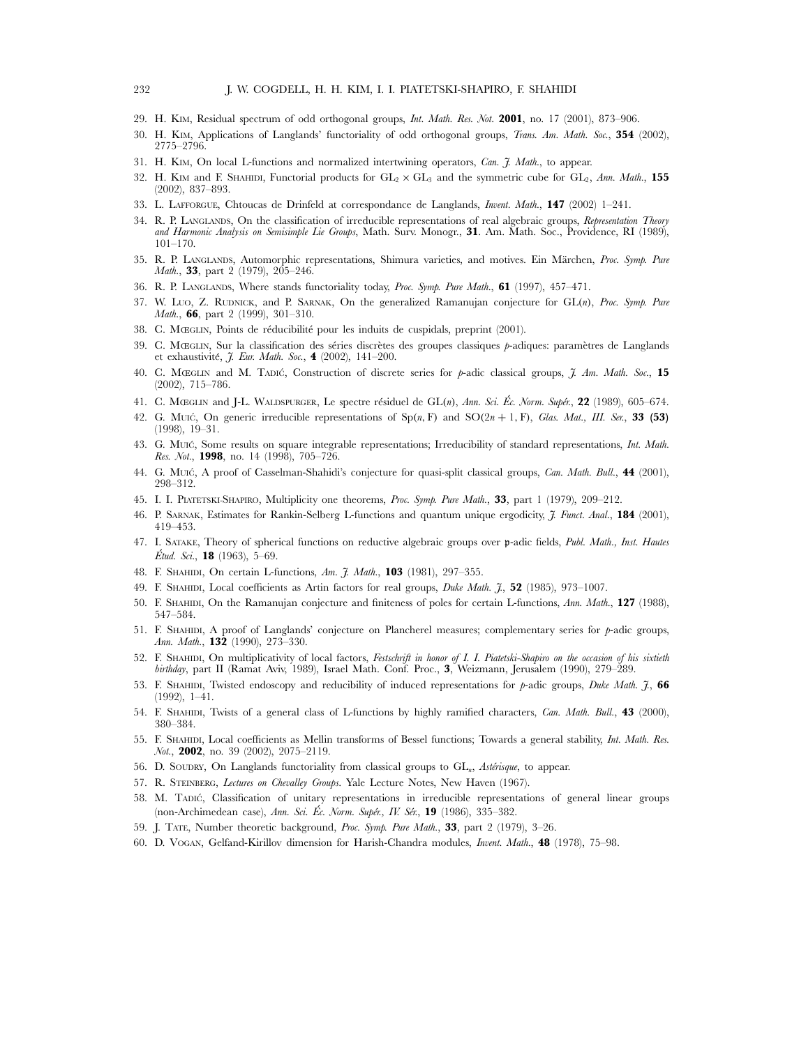29. H. Kim, Residual spectrum of odd orthogonal groups, *Int. Math. Res. Not.* **2001**, no. 17 (2001), 873–906.
30. H. Kim, Applications of Langlands' functoriality of odd orthogonal groups, *Trans. Am. Math. Soc.*, **354** (2002), 2775–2796.
31. H. Kim, On local L-functions and normalized intertwining operators, *Can. J. Math.*, to appear.
32. H. Kim and F. Shahidi, Functorial products for $\mathrm{GL}_2 \times \mathrm{GL}_3$ and the symmetric cube for $\mathrm{GL}_2$, *Ann. Math.*, **155** (2002), 837–893.
33. L. Lafforgue, Chtoucas de Drinfeld at correspondance de Langlands, *Invent. Math.*, **147** (2002) 1–241.
34. R. P. Langlands, On the classification of irreducible representations of real algebraic groups, *Representation Theory and Harmonic Analysis on Semisimple Lie Groups*, Math. Surv. Monogr., **31**. Am. Math. Soc., Providence, RI (1989), 101–170.
35. R. P. Langlands, Automorphic representations, Shimura varieties, and motives. Ein Märchen, *Proc. Symp. Pure Math.*, **33**, part 2 (1979), 205–246.
36. R. P. Langlands, Where stands functoriality today, *Proc. Symp. Pure Math.*, **61** (1997), 457–471.
37. W. Luo, Z. Rudnick, and P. Sarnak, On the generalized Ramanujan conjecture for GL($n$), *Proc. Symp. Pure Math.*, **66**, part 2 (1999), 301–310.
38. C. Mœglin, Points de réducibilité pour les induits de cuspidals, preprint (2001).
39. C. Mœglin, Sur la classification des séries discrètes des groupes classiques $p$-adiques: paramètres de Langlands et exhaustivité, *J. Eur. Math. Soc.*, **4** (2002), 141–200.
40. C. Mœglin and M. Tadić, Construction of discrete series for $p$-adic classical groups, *J. Am. Math. Soc.*, **15** (2002), 715–786.
41. C. Mœglin and J-L. Waldspurger, Le spectre résiduel de GL($n$), *Ann. Sci. Éc. Norm. Supér.*, **22** (1989), 605–674.
42. G. Muić, On generic irreducible representations of $\mathrm{Sp}(n, \mathrm{F})$ and $\mathrm{SO}(2n+1, \mathrm{F})$, *Glas. Mat., III. Ser.*, **33 (53)** (1998), 19–31.
43. G. Muić, Some results on square integrable representations; Irreducibility of standard representations, *Int. Math. Res. Not.*, **1998**, no. 14 (1998), 705–726.
44. G. Muić, A proof of Casselman-Shahidi's conjecture for quasi-split classical groups, *Can. Math. Bull.*, **44** (2001), 298–312.
45. I. I. Piatetski-Shapiro, Multiplicity one theorems, *Proc. Symp. Pure Math.*, **33**, part 1 (1979), 209–212.
46. P. Sarnak, Estimates for Rankin-Selberg L-functions and quantum unique ergodicity, *J. Funct. Anal.*, **184** (2001), 419–453.
47. I. Satake, Theory of spherical functions on reductive algebraic groups over $\mathfrak{p}$-adic fields, *Publ. Math., Inst. Hautes Étud. Sci.*, **18** (1963), 5–69.
48. F. Shahidi, On certain L-functions, *Am. J. Math.*, **103** (1981), 297–355.
49. F. Shahidi, Local coefficients as Artin factors for real groups, *Duke Math. J.*, **52** (1985), 973–1007.
50. F. Shahidi, On the Ramanujan conjecture and finiteness of poles for certain L-functions, *Ann. Math.*, **127** (1988), 547–584.
51. F. Shahidi, A proof of Langlands' conjecture on Plancherel measures; complementary series for $p$-adic groups, *Ann. Math.*, **132** (1990), 273–330.
52. F. Shahidi, On multiplicativity of local factors, *Festschrift in honor of I. I. Piatetski-Shapiro on the occasion of his sixtieth birthday*, part II (Ramat Aviv, 1989), Israel Math. Conf. Proc., **3**, Weizmann, Jerusalem (1990), 279–289.
53. F. Shahidi, Twisted endoscopy and reducibility of induced representations for $p$-adic groups, *Duke Math. J.*, **66** (1992), 1–41.
54. F. Shahidi, Twists of a general class of L-functions by highly ramified characters, *Can. Math. Bull.*, **43** (2000), 380–384.
55. F. Shahidi, Local coefficients as Mellin transforms of Bessel functions; Towards a general stability, *Int. Math. Res. Not.*, **2002**, no. 39 (2002), 2075–2119.
56. D. Soudry, On Langlands functoriality from classical groups to $\mathrm{GL}_n$, *Astérisque*, to appear.
57. R. Steinberg, *Lectures on Chevalley Groups*. Yale Lecture Notes, New Haven (1967).
58. M. Tadić, Classification of unitary representations in irreducible representations of general linear groups (non-Archimedean case), *Ann. Sci. Éc. Norm. Supér., IV. Sér.*, **19** (1986), 335–382.
59. J. Tate, Number theoretic background, *Proc. Symp. Pure Math.*, **33**, part 2 (1979), 3–26.
60. D. Vogan, Gelfand-Kirillov dimension for Harish-Chandra modules, *Invent. Math.*, **48** (1978), 75–98.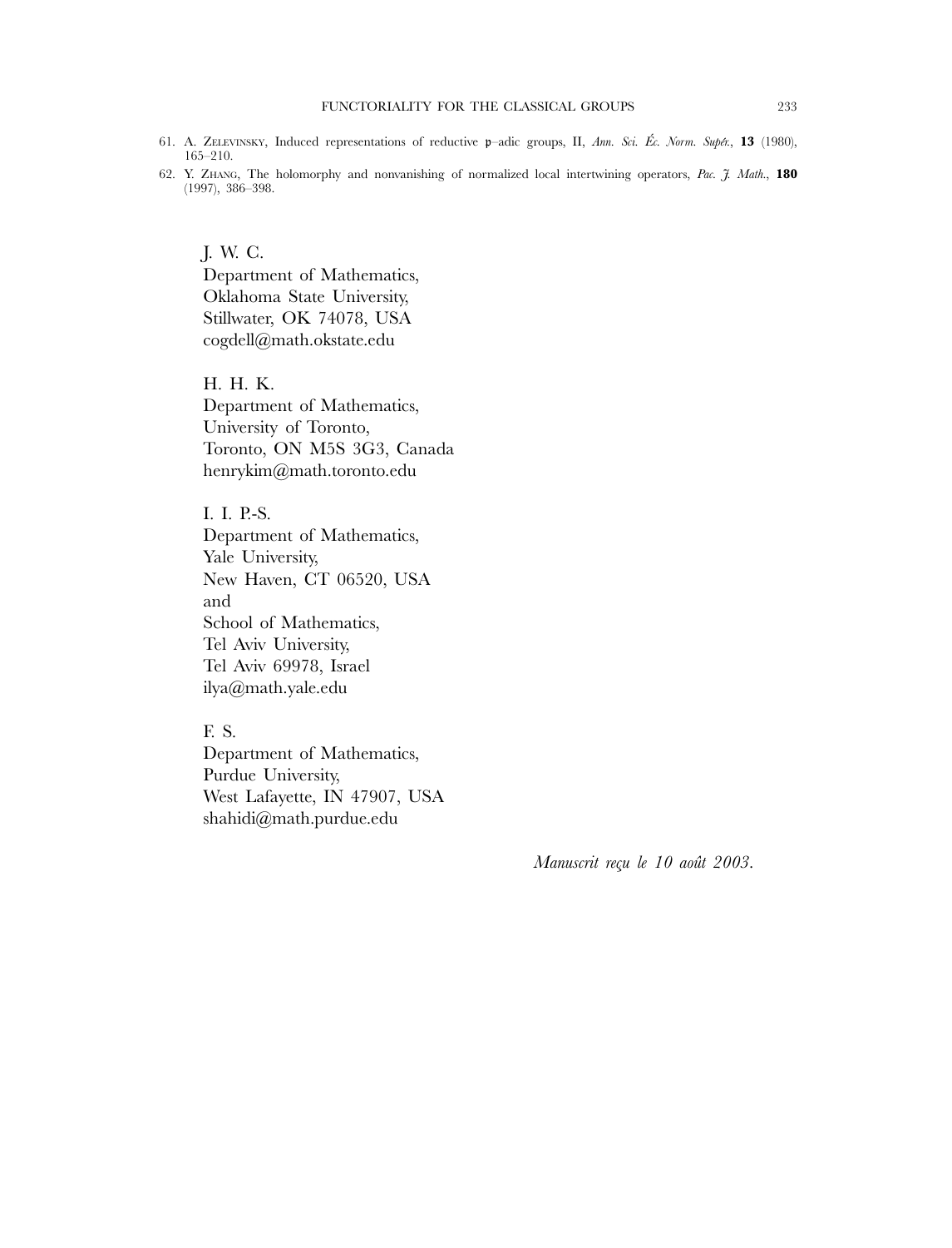61. A. Zelevinsky, Induced representations of reductive $\mathfrak{p}$–adic groups, II, *Ann. Sci. Éc. Norm. Supér.*, **13** (1980), 165–210.

62. Y. Zhang, The holomorphy and nonvanishing of normalized local intertwining operators, *Pac. J. Math.*, **180** (1997), 386–398.

J. W. C.
Department of Mathematics,
Oklahoma State University,
Stillwater, OK 74078, USA
cogdell@math.okstate.edu

H. H. K.
Department of Mathematics,
University of Toronto,
Toronto, ON M5S 3G3, Canada
henrykim@math.toronto.edu

I. I. P.-S.
Department of Mathematics,
Yale University,
New Haven, CT 06520, USA
and
School of Mathematics,
Tel Aviv University,
Tel Aviv 69978, Israel
ilya@math.yale.edu

F. S.
Department of Mathematics,
Purdue University,
West Lafayette, IN 47907, USA
shahidi@math.purdue.edu

*Manuscrit reçu le 10 août 2003.*